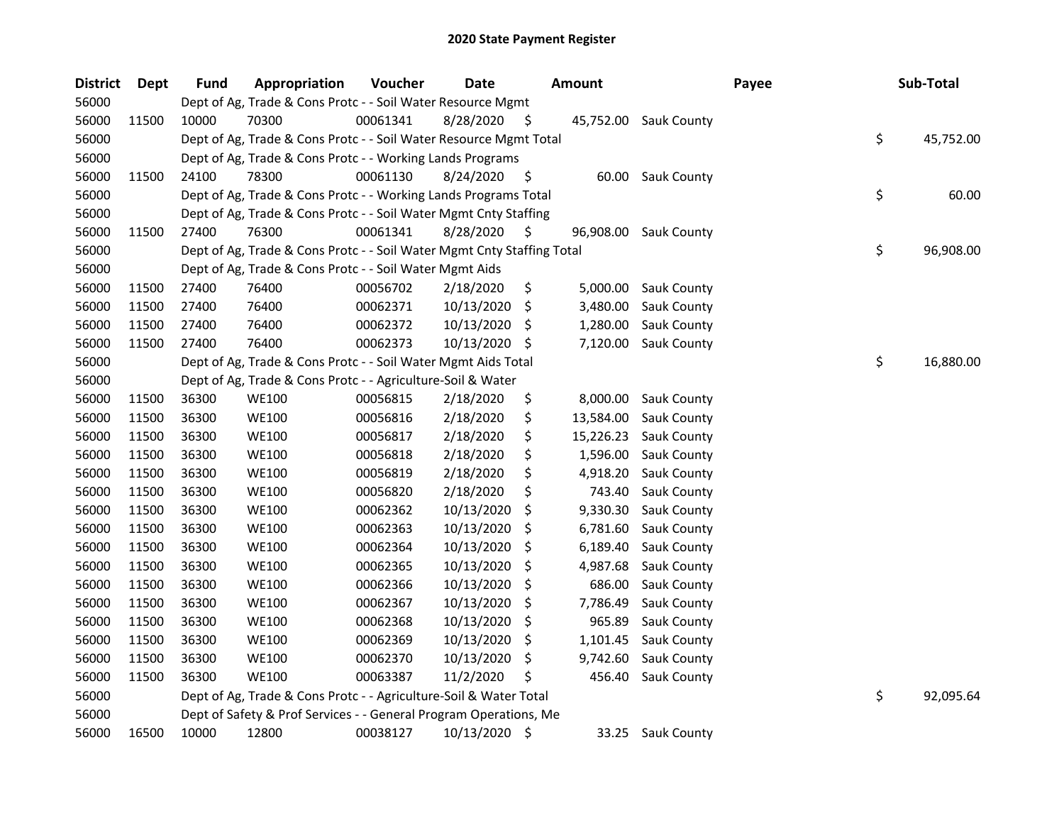# 2020 State Payment Register

| District | Dept | Fund | Appropriation | Voucher | Date | Amount | Payee | Sub-Total |
|---|---|---|---|---|---|---|---|---|
| 56000 | | Dept of Ag, Trade & Cons Protc - - Soil Water Resource Mgmt | | | | | | |
| 56000 | 11500 | 10000 | 70300 | 00061341 | 8/28/2020 | $ 45,752.00 | Sauk County | |
| 56000 | | Dept of Ag, Trade & Cons Protc - - Soil Water Resource Mgmt Total | | | | | | $ 45,752.00 |
| 56000 | | Dept of Ag, Trade & Cons Protc - - Working Lands Programs | | | | | | |
| 56000 | 11500 | 24100 | 78300 | 00061130 | 8/24/2020 | $ 60.00 | Sauk County | |
| 56000 | | Dept of Ag, Trade & Cons Protc - - Working Lands Programs Total | | | | | | $ 60.00 |
| 56000 | | Dept of Ag, Trade & Cons Protc - - Soil Water Mgmt Cnty Staffing | | | | | | |
| 56000 | 11500 | 27400 | 76300 | 00061341 | 8/28/2020 | $ 96,908.00 | Sauk County | |
| 56000 | | Dept of Ag, Trade & Cons Protc - - Soil Water Mgmt Cnty Staffing Total | | | | | | $ 96,908.00 |
| 56000 | | Dept of Ag, Trade & Cons Protc - - Soil Water Mgmt Aids | | | | | | |
| 56000 | 11500 | 27400 | 76400 | 00056702 | 2/18/2020 | $ 5,000.00 | Sauk County | |
| 56000 | 11500 | 27400 | 76400 | 00062371 | 10/13/2020 | $ 3,480.00 | Sauk County | |
| 56000 | 11500 | 27400 | 76400 | 00062372 | 10/13/2020 | $ 1,280.00 | Sauk County | |
| 56000 | 11500 | 27400 | 76400 | 00062373 | 10/13/2020 | $ 7,120.00 | Sauk County | |
| 56000 | | Dept of Ag, Trade & Cons Protc - - Soil Water Mgmt Aids Total | | | | | | $ 16,880.00 |
| 56000 | | Dept of Ag, Trade & Cons Protc - - Agriculture-Soil & Water | | | | | | |
| 56000 | 11500 | 36300 | WE100 | 00056815 | 2/18/2020 | $ 8,000.00 | Sauk County | |
| 56000 | 11500 | 36300 | WE100 | 00056816 | 2/18/2020 | $ 13,584.00 | Sauk County | |
| 56000 | 11500 | 36300 | WE100 | 00056817 | 2/18/2020 | $ 15,226.23 | Sauk County | |
| 56000 | 11500 | 36300 | WE100 | 00056818 | 2/18/2020 | $ 1,596.00 | Sauk County | |
| 56000 | 11500 | 36300 | WE100 | 00056819 | 2/18/2020 | $ 4,918.20 | Sauk County | |
| 56000 | 11500 | 36300 | WE100 | 00056820 | 2/18/2020 | $ 743.40 | Sauk County | |
| 56000 | 11500 | 36300 | WE100 | 00062362 | 10/13/2020 | $ 9,330.30 | Sauk County | |
| 56000 | 11500 | 36300 | WE100 | 00062363 | 10/13/2020 | $ 6,781.60 | Sauk County | |
| 56000 | 11500 | 36300 | WE100 | 00062364 | 10/13/2020 | $ 6,189.40 | Sauk County | |
| 56000 | 11500 | 36300 | WE100 | 00062365 | 10/13/2020 | $ 4,987.68 | Sauk County | |
| 56000 | 11500 | 36300 | WE100 | 00062366 | 10/13/2020 | $ 686.00 | Sauk County | |
| 56000 | 11500 | 36300 | WE100 | 00062367 | 10/13/2020 | $ 7,786.49 | Sauk County | |
| 56000 | 11500 | 36300 | WE100 | 00062368 | 10/13/2020 | $ 965.89 | Sauk County | |
| 56000 | 11500 | 36300 | WE100 | 00062369 | 10/13/2020 | $ 1,101.45 | Sauk County | |
| 56000 | 11500 | 36300 | WE100 | 00062370 | 10/13/2020 | $ 9,742.60 | Sauk County | |
| 56000 | 11500 | 36300 | WE100 | 00063387 | 11/2/2020 | $ 456.40 | Sauk County | |
| 56000 | | Dept of Ag, Trade & Cons Protc - - Agriculture-Soil & Water Total | | | | | | $ 92,095.64 |
| 56000 | | Dept of Safety & Prof Services - - General Program Operations, Me | | | | | | |
| 56000 | 16500 | 10000 | 12800 | 00038127 | 10/13/2020 | $ 33.25 | Sauk County | |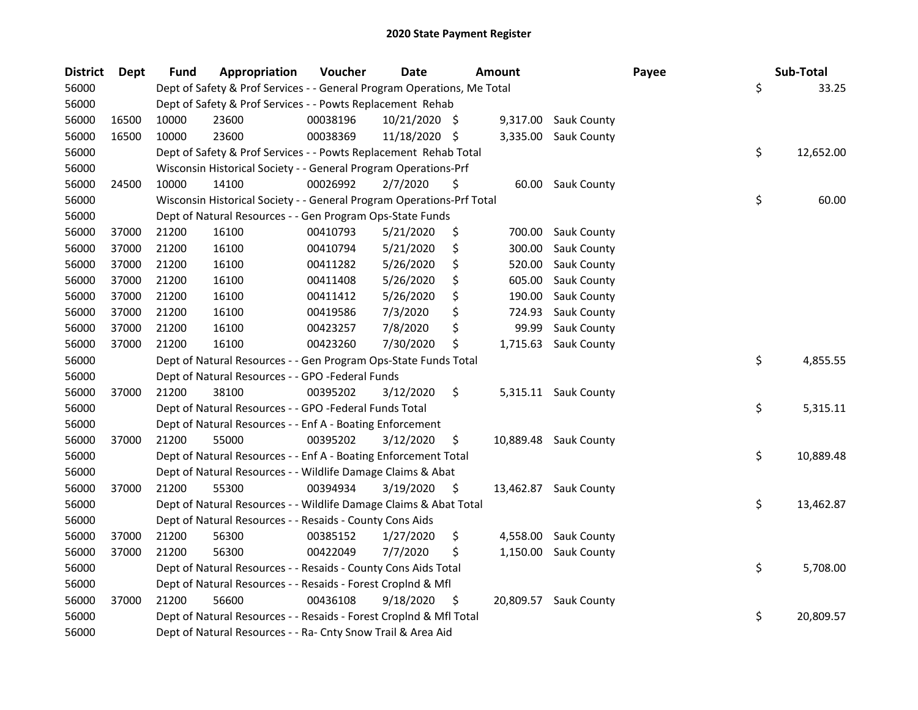## 2020 State Payment Register

| District | Dept | Fund | Appropriation | Voucher | Date | Amount | Payee | Sub-Total |
|---|---|---|---|---|---|---|---|---|
| 56000 | | Dept of Safety & Prof Services - - General Program Operations, Me Total | | | | | | $ 33.25 |
| 56000 | | Dept of Safety & Prof Services - - Powts Replacement Rehab | | | | | | |
| 56000 | 16500 | 10000 | 23600 | 00038196 | 10/21/2020 | $ 9,317.00 | Sauk County | |
| 56000 | 16500 | 10000 | 23600 | 00038369 | 11/18/2020 | $ 3,335.00 | Sauk County | |
| 56000 | | Dept of Safety & Prof Services - - Powts Replacement Rehab Total | | | | | | $ 12,652.00 |
| 56000 | | Wisconsin Historical Society - - General Program Operations-Prf | | | | | | |
| 56000 | 24500 | 10000 | 14100 | 00026992 | 2/7/2020 | $ 60.00 | Sauk County | |
| 56000 | | Wisconsin Historical Society - - General Program Operations-Prf Total | | | | | | $ 60.00 |
| 56000 | | Dept of Natural Resources - - Gen Program Ops-State Funds | | | | | | |
| 56000 | 37000 | 21200 | 16100 | 00410793 | 5/21/2020 | $ 700.00 | Sauk County | |
| 56000 | 37000 | 21200 | 16100 | 00410794 | 5/21/2020 | $ 300.00 | Sauk County | |
| 56000 | 37000 | 21200 | 16100 | 00411282 | 5/26/2020 | $ 520.00 | Sauk County | |
| 56000 | 37000 | 21200 | 16100 | 00411408 | 5/26/2020 | $ 605.00 | Sauk County | |
| 56000 | 37000 | 21200 | 16100 | 00411412 | 5/26/2020 | $ 190.00 | Sauk County | |
| 56000 | 37000 | 21200 | 16100 | 00419586 | 7/3/2020 | $ 724.93 | Sauk County | |
| 56000 | 37000 | 21200 | 16100 | 00423257 | 7/8/2020 | $ 99.99 | Sauk County | |
| 56000 | 37000 | 21200 | 16100 | 00423260 | 7/30/2020 | $ 1,715.63 | Sauk County | |
| 56000 | | Dept of Natural Resources - - Gen Program Ops-State Funds Total | | | | | | $ 4,855.55 |
| 56000 | | Dept of Natural Resources - - GPO -Federal Funds | | | | | | |
| 56000 | 37000 | 21200 | 38100 | 00395202 | 3/12/2020 | $ 5,315.11 | Sauk County | |
| 56000 | | Dept of Natural Resources - - GPO -Federal Funds Total | | | | | | $ 5,315.11 |
| 56000 | | Dept of Natural Resources - - Enf A - Boating Enforcement | | | | | | |
| 56000 | 37000 | 21200 | 55000 | 00395202 | 3/12/2020 | $ 10,889.48 | Sauk County | |
| 56000 | | Dept of Natural Resources - - Enf A - Boating Enforcement Total | | | | | | $ 10,889.48 |
| 56000 | | Dept of Natural Resources - - Wildlife Damage Claims & Abat | | | | | | |
| 56000 | 37000 | 21200 | 55300 | 00394934 | 3/19/2020 | $ 13,462.87 | Sauk County | |
| 56000 | | Dept of Natural Resources - - Wildlife Damage Claims & Abat Total | | | | | | $ 13,462.87 |
| 56000 | | Dept of Natural Resources - - Resaids - County Cons Aids | | | | | | |
| 56000 | 37000 | 21200 | 56300 | 00385152 | 1/27/2020 | $ 4,558.00 | Sauk County | |
| 56000 | 37000 | 21200 | 56300 | 00422049 | 7/7/2020 | $ 1,150.00 | Sauk County | |
| 56000 | | Dept of Natural Resources - - Resaids - County Cons Aids Total | | | | | | $ 5,708.00 |
| 56000 | | Dept of Natural Resources - - Resaids - Forest Croplnd & Mfl | | | | | | |
| 56000 | 37000 | 21200 | 56600 | 00436108 | 9/18/2020 | $ 20,809.57 | Sauk County | |
| 56000 | | Dept of Natural Resources - - Resaids - Forest Croplnd & Mfl Total | | | | | | $ 20,809.57 |
| 56000 | | Dept of Natural Resources - - Ra- Cnty Snow Trail & Area Aid | | | | | | |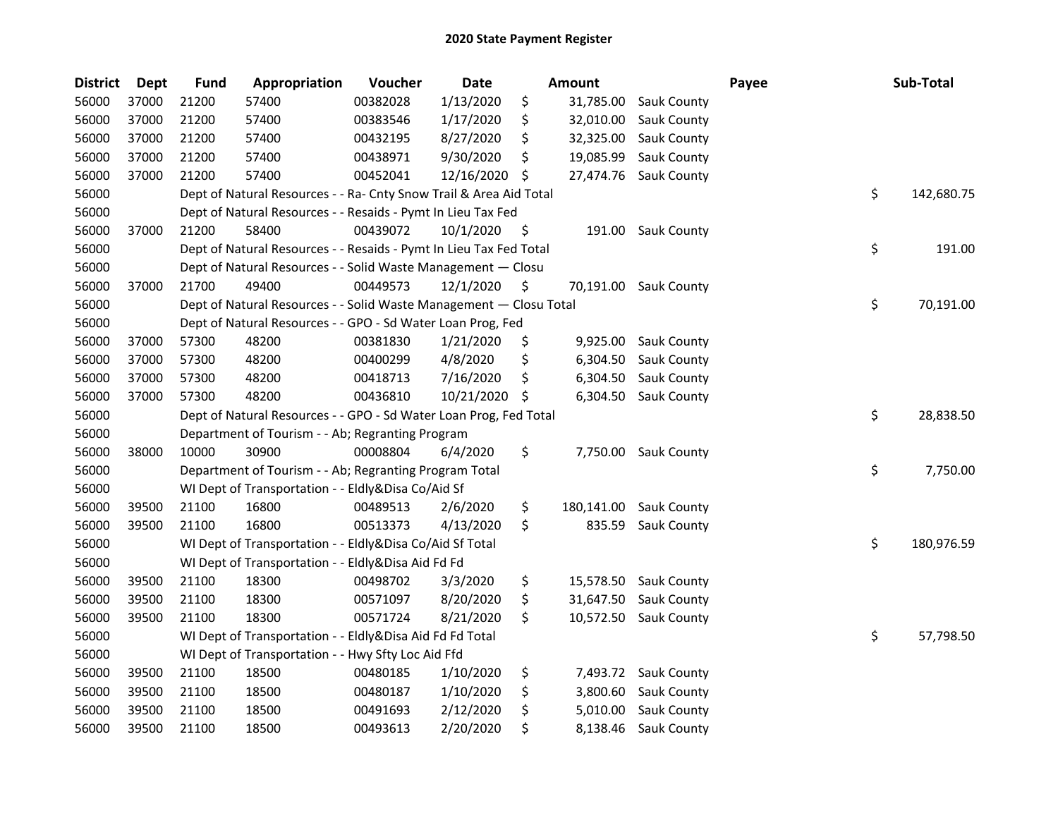# 2020 State Payment Register

| District | Dept | Fund | Appropriation | Voucher | Date | Amount | | Payee | Sub-Total |
|---|---|---|---|---|---|---|---|---|---|
| 56000 | 37000 | 21200 | 57400 | 00382028 | 1/13/2020 | $ 31,785.00 | Sauk County | | |
| 56000 | 37000 | 21200 | 57400 | 00383546 | 1/17/2020 | $ 32,010.00 | Sauk County | | |
| 56000 | 37000 | 21200 | 57400 | 00432195 | 8/27/2020 | $ 32,325.00 | Sauk County | | |
| 56000 | 37000 | 21200 | 57400 | 00438971 | 9/30/2020 | $ 19,085.99 | Sauk County | | |
| 56000 | 37000 | 21200 | 57400 | 00452041 | 12/16/2020 | $ 27,474.76 | Sauk County | | |
| 56000 | | Dept of Natural Resources - - Ra- Cnty Snow Trail & Area Aid Total | | | | | | | $ 142,680.75 |
| 56000 | | Dept of Natural Resources - - Resaids - Pymt In Lieu Tax Fed | | | | | | | |
| 56000 | 37000 | 21200 | 58400 | 00439072 | 10/1/2020 | $ 191.00 | Sauk County | | |
| 56000 | | Dept of Natural Resources - - Resaids - Pymt In Lieu Tax Fed Total | | | | | | | $ 191.00 |
| 56000 | | Dept of Natural Resources - - Solid Waste Management — Closu | | | | | | | |
| 56000 | 37000 | 21700 | 49400 | 00449573 | 12/1/2020 | $ 70,191.00 | Sauk County | | |
| 56000 | | Dept of Natural Resources - - Solid Waste Management — Closu Total | | | | | | | $ 70,191.00 |
| 56000 | | Dept of Natural Resources - - GPO - Sd Water Loan Prog, Fed | | | | | | | |
| 56000 | 37000 | 57300 | 48200 | 00381830 | 1/21/2020 | $ 9,925.00 | Sauk County | | |
| 56000 | 37000 | 57300 | 48200 | 00400299 | 4/8/2020 | $ 6,304.50 | Sauk County | | |
| 56000 | 37000 | 57300 | 48200 | 00418713 | 7/16/2020 | $ 6,304.50 | Sauk County | | |
| 56000 | 37000 | 57300 | 48200 | 00436810 | 10/21/2020 | $ 6,304.50 | Sauk County | | |
| 56000 | | Dept of Natural Resources - - GPO - Sd Water Loan Prog, Fed Total | | | | | | | $ 28,838.50 |
| 56000 | | Department of Tourism - - Ab; Regranting Program | | | | | | | |
| 56000 | 38000 | 10000 | 30900 | 00008804 | 6/4/2020 | $ 7,750.00 | Sauk County | | |
| 56000 | | Department of Tourism - - Ab; Regranting Program Total | | | | | | | $ 7,750.00 |
| 56000 | | WI Dept of Transportation - - Eldly&Disa Co/Aid Sf | | | | | | | |
| 56000 | 39500 | 21100 | 16800 | 00489513 | 2/6/2020 | $ 180,141.00 | Sauk County | | |
| 56000 | 39500 | 21100 | 16800 | 00513373 | 4/13/2020 | $ 835.59 | Sauk County | | |
| 56000 | | WI Dept of Transportation - - Eldly&Disa Co/Aid Sf Total | | | | | | | $ 180,976.59 |
| 56000 | | WI Dept of Transportation - - Eldly&Disa Aid Fd Fd | | | | | | | |
| 56000 | 39500 | 21100 | 18300 | 00498702 | 3/3/2020 | $ 15,578.50 | Sauk County | | |
| 56000 | 39500 | 21100 | 18300 | 00571097 | 8/20/2020 | $ 31,647.50 | Sauk County | | |
| 56000 | 39500 | 21100 | 18300 | 00571724 | 8/21/2020 | $ 10,572.50 | Sauk County | | |
| 56000 | | WI Dept of Transportation - - Eldly&Disa Aid Fd Fd Total | | | | | | | $ 57,798.50 |
| 56000 | | WI Dept of Transportation - - Hwy Sfty Loc Aid Ffd | | | | | | | |
| 56000 | 39500 | 21100 | 18500 | 00480185 | 1/10/2020 | $ 7,493.72 | Sauk County | | |
| 56000 | 39500 | 21100 | 18500 | 00480187 | 1/10/2020 | $ 3,800.60 | Sauk County | | |
| 56000 | 39500 | 21100 | 18500 | 00491693 | 2/12/2020 | $ 5,010.00 | Sauk County | | |
| 56000 | 39500 | 21100 | 18500 | 00493613 | 2/20/2020 | $ 8,138.46 | Sauk County | | |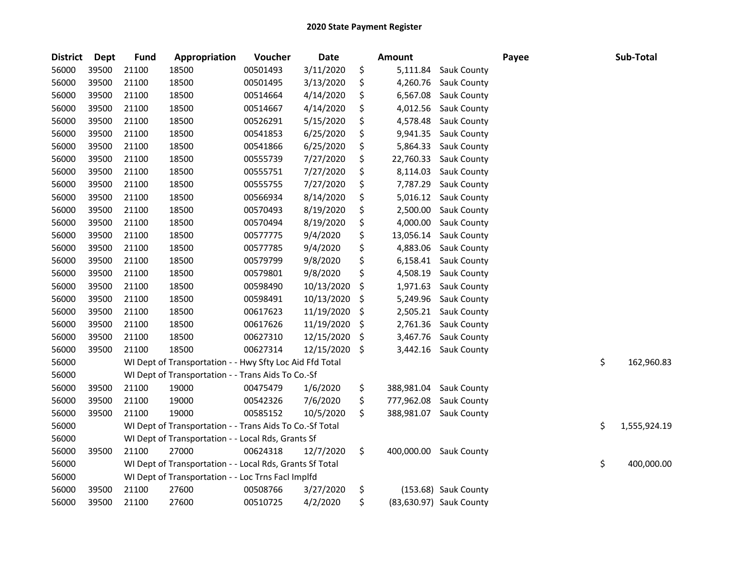# 2020 State Payment Register

| District | Dept | Fund | Appropriation | Voucher | Date | Amount | Payee | Sub-Total |
|---|---|---|---|---|---|---|---|---|
| 56000 | 39500 | 21100 | 18500 | 00501493 | 3/11/2020 | $ 5,111.84 | Sauk County | |
| 56000 | 39500 | 21100 | 18500 | 00501495 | 3/13/2020 | $ 4,260.76 | Sauk County | |
| 56000 | 39500 | 21100 | 18500 | 00514664 | 4/14/2020 | $ 6,567.08 | Sauk County | |
| 56000 | 39500 | 21100 | 18500 | 00514667 | 4/14/2020 | $ 4,012.56 | Sauk County | |
| 56000 | 39500 | 21100 | 18500 | 00526291 | 5/15/2020 | $ 4,578.48 | Sauk County | |
| 56000 | 39500 | 21100 | 18500 | 00541853 | 6/25/2020 | $ 9,941.35 | Sauk County | |
| 56000 | 39500 | 21100 | 18500 | 00541866 | 6/25/2020 | $ 5,864.33 | Sauk County | |
| 56000 | 39500 | 21100 | 18500 | 00555739 | 7/27/2020 | $ 22,760.33 | Sauk County | |
| 56000 | 39500 | 21100 | 18500 | 00555751 | 7/27/2020 | $ 8,114.03 | Sauk County | |
| 56000 | 39500 | 21100 | 18500 | 00555755 | 7/27/2020 | $ 7,787.29 | Sauk County | |
| 56000 | 39500 | 21100 | 18500 | 00566934 | 8/14/2020 | $ 5,016.12 | Sauk County | |
| 56000 | 39500 | 21100 | 18500 | 00570493 | 8/19/2020 | $ 2,500.00 | Sauk County | |
| 56000 | 39500 | 21100 | 18500 | 00570494 | 8/19/2020 | $ 4,000.00 | Sauk County | |
| 56000 | 39500 | 21100 | 18500 | 00577775 | 9/4/2020 | $ 13,056.14 | Sauk County | |
| 56000 | 39500 | 21100 | 18500 | 00577785 | 9/4/2020 | $ 4,883.06 | Sauk County | |
| 56000 | 39500 | 21100 | 18500 | 00579799 | 9/8/2020 | $ 6,158.41 | Sauk County | |
| 56000 | 39500 | 21100 | 18500 | 00579801 | 9/8/2020 | $ 4,508.19 | Sauk County | |
| 56000 | 39500 | 21100 | 18500 | 00598490 | 10/13/2020 | $ 1,971.63 | Sauk County | |
| 56000 | 39500 | 21100 | 18500 | 00598491 | 10/13/2020 | $ 5,249.96 | Sauk County | |
| 56000 | 39500 | 21100 | 18500 | 00617623 | 11/19/2020 | $ 2,505.21 | Sauk County | |
| 56000 | 39500 | 21100 | 18500 | 00617626 | 11/19/2020 | $ 2,761.36 | Sauk County | |
| 56000 | 39500 | 21100 | 18500 | 00627310 | 12/15/2020 | $ 3,467.76 | Sauk County | |
| 56000 | 39500 | 21100 | 18500 | 00627314 | 12/15/2020 | $ 3,442.16 | Sauk County | |
| 56000 | | WI Dept of Transportation - - Hwy Sfty Loc Aid Ffd Total | | | | | | $ 162,960.83 |
| 56000 | | WI Dept of Transportation - - Trans Aids To Co.-Sf | | | | | | |
| 56000 | 39500 | 21100 | 19000 | 00475479 | 1/6/2020 | $ 388,981.04 | Sauk County | |
| 56000 | 39500 | 21100 | 19000 | 00542326 | 7/6/2020 | $ 777,962.08 | Sauk County | |
| 56000 | 39500 | 21100 | 19000 | 00585152 | 10/5/2020 | $ 388,981.07 | Sauk County | |
| 56000 | | WI Dept of Transportation - - Trans Aids To Co.-Sf Total | | | | | | $ 1,555,924.19 |
| 56000 | | WI Dept of Transportation - - Local Rds, Grants Sf | | | | | | |
| 56000 | 39500 | 21100 | 27000 | 00624318 | 12/7/2020 | $ 400,000.00 | Sauk County | |
| 56000 | | WI Dept of Transportation - - Local Rds, Grants Sf Total | | | | | | $ 400,000.00 |
| 56000 | | WI Dept of Transportation - - Loc Trns Facl Implfd | | | | | | |
| 56000 | 39500 | 21100 | 27600 | 00508766 | 3/27/2020 | $ (153.68) | Sauk County | |
| 56000 | 39500 | 21100 | 27600 | 00510725 | 4/2/2020 | $ (83,630.97) | Sauk County | |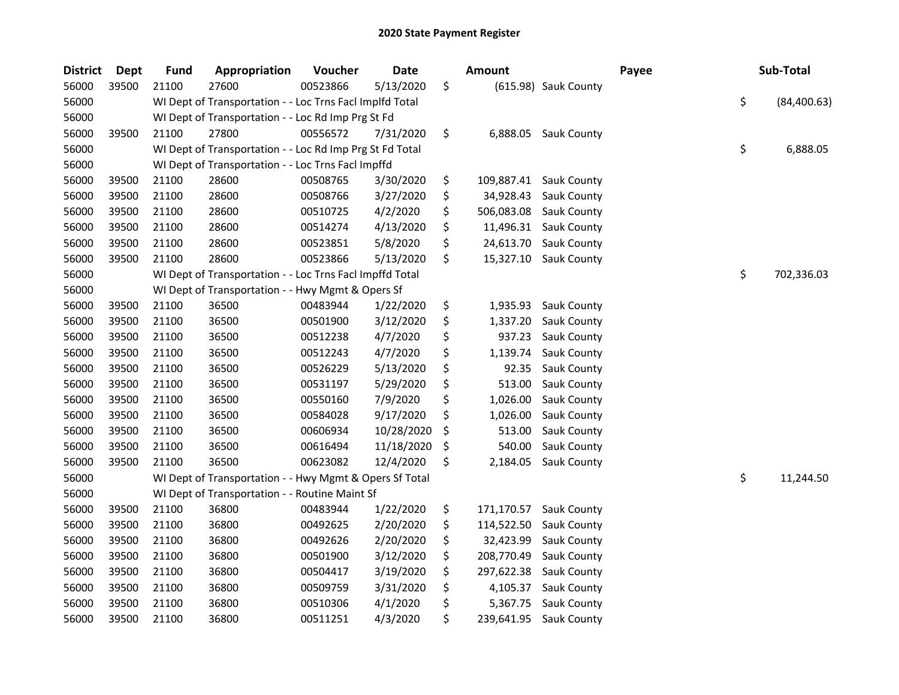## 2020 State Payment Register

| District | Dept | Fund | Appropriation | Voucher | Date | Amount | Payee | Sub-Total |
|---|---|---|---|---|---|---|---|---|
| 56000 | 39500 | 21100 | 27600 | 00523866 | 5/13/2020 | $ (615.98) | Sauk County | |
| 56000 | | WI Dept of Transportation - - Loc Trns Facl Implfd Total | | | | | | $ (84,400.63) |
| 56000 | | WI Dept of Transportation - - Loc Rd Imp Prg St Fd | | | | | | |
| 56000 | 39500 | 21100 | 27800 | 00556572 | 7/31/2020 | $ 6,888.05 | Sauk County | |
| 56000 | | WI Dept of Transportation - - Loc Rd Imp Prg St Fd Total | | | | | | $ 6,888.05 |
| 56000 | | WI Dept of Transportation - - Loc Trns Facl Impffd | | | | | | |
| 56000 | 39500 | 21100 | 28600 | 00508765 | 3/30/2020 | $ 109,887.41 | Sauk County | |
| 56000 | 39500 | 21100 | 28600 | 00508766 | 3/27/2020 | $ 34,928.43 | Sauk County | |
| 56000 | 39500 | 21100 | 28600 | 00510725 | 4/2/2020 | $ 506,083.08 | Sauk County | |
| 56000 | 39500 | 21100 | 28600 | 00514274 | 4/13/2020 | $ 11,496.31 | Sauk County | |
| 56000 | 39500 | 21100 | 28600 | 00523851 | 5/8/2020 | $ 24,613.70 | Sauk County | |
| 56000 | 39500 | 21100 | 28600 | 00523866 | 5/13/2020 | $ 15,327.10 | Sauk County | |
| 56000 | | WI Dept of Transportation - - Loc Trns Facl Impffd Total | | | | | | $ 702,336.03 |
| 56000 | | WI Dept of Transportation - - Hwy Mgmt & Opers Sf | | | | | | |
| 56000 | 39500 | 21100 | 36500 | 00483944 | 1/22/2020 | $ 1,935.93 | Sauk County | |
| 56000 | 39500 | 21100 | 36500 | 00501900 | 3/12/2020 | $ 1,337.20 | Sauk County | |
| 56000 | 39500 | 21100 | 36500 | 00512238 | 4/7/2020 | $ 937.23 | Sauk County | |
| 56000 | 39500 | 21100 | 36500 | 00512243 | 4/7/2020 | $ 1,139.74 | Sauk County | |
| 56000 | 39500 | 21100 | 36500 | 00526229 | 5/13/2020 | $ 92.35 | Sauk County | |
| 56000 | 39500 | 21100 | 36500 | 00531197 | 5/29/2020 | $ 513.00 | Sauk County | |
| 56000 | 39500 | 21100 | 36500 | 00550160 | 7/9/2020 | $ 1,026.00 | Sauk County | |
| 56000 | 39500 | 21100 | 36500 | 00584028 | 9/17/2020 | $ 1,026.00 | Sauk County | |
| 56000 | 39500 | 21100 | 36500 | 00606934 | 10/28/2020 | $ 513.00 | Sauk County | |
| 56000 | 39500 | 21100 | 36500 | 00616494 | 11/18/2020 | $ 540.00 | Sauk County | |
| 56000 | 39500 | 21100 | 36500 | 00623082 | 12/4/2020 | $ 2,184.05 | Sauk County | |
| 56000 | | WI Dept of Transportation - - Hwy Mgmt & Opers Sf Total | | | | | | $ 11,244.50 |
| 56000 | | WI Dept of Transportation - - Routine Maint Sf | | | | | | |
| 56000 | 39500 | 21100 | 36800 | 00483944 | 1/22/2020 | $ 171,170.57 | Sauk County | |
| 56000 | 39500 | 21100 | 36800 | 00492625 | 2/20/2020 | $ 114,522.50 | Sauk County | |
| 56000 | 39500 | 21100 | 36800 | 00492626 | 2/20/2020 | $ 32,423.99 | Sauk County | |
| 56000 | 39500 | 21100 | 36800 | 00501900 | 3/12/2020 | $ 208,770.49 | Sauk County | |
| 56000 | 39500 | 21100 | 36800 | 00504417 | 3/19/2020 | $ 297,622.38 | Sauk County | |
| 56000 | 39500 | 21100 | 36800 | 00509759 | 3/31/2020 | $ 4,105.37 | Sauk County | |
| 56000 | 39500 | 21100 | 36800 | 00510306 | 4/1/2020 | $ 5,367.75 | Sauk County | |
| 56000 | 39500 | 21100 | 36800 | 00511251 | 4/3/2020 | $ 239,641.95 | Sauk County | |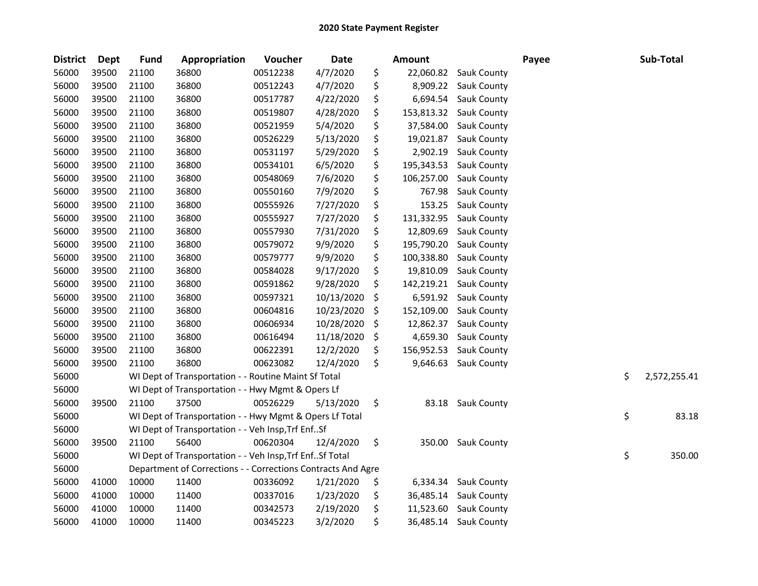# 2020 State Payment Register

| District | Dept | Fund | Appropriation | Voucher | Date | Amount | Payee | Sub-Total |
|---|---|---|---|---|---|---|---|---|
| 56000 | 39500 | 21100 | 36800 | 00512238 | 4/7/2020 | $ 22,060.82 | Sauk County | |
| 56000 | 39500 | 21100 | 36800 | 00512243 | 4/7/2020 | $ 8,909.22 | Sauk County | |
| 56000 | 39500 | 21100 | 36800 | 00517787 | 4/22/2020 | $ 6,694.54 | Sauk County | |
| 56000 | 39500 | 21100 | 36800 | 00519807 | 4/28/2020 | $ 153,813.32 | Sauk County | |
| 56000 | 39500 | 21100 | 36800 | 00521959 | 5/4/2020 | $ 37,584.00 | Sauk County | |
| 56000 | 39500 | 21100 | 36800 | 00526229 | 5/13/2020 | $ 19,021.87 | Sauk County | |
| 56000 | 39500 | 21100 | 36800 | 00531197 | 5/29/2020 | $ 2,902.19 | Sauk County | |
| 56000 | 39500 | 21100 | 36800 | 00534101 | 6/5/2020 | $ 195,343.53 | Sauk County | |
| 56000 | 39500 | 21100 | 36800 | 00548069 | 7/6/2020 | $ 106,257.00 | Sauk County | |
| 56000 | 39500 | 21100 | 36800 | 00550160 | 7/9/2020 | $ 767.98 | Sauk County | |
| 56000 | 39500 | 21100 | 36800 | 00555926 | 7/27/2020 | $ 153.25 | Sauk County | |
| 56000 | 39500 | 21100 | 36800 | 00555927 | 7/27/2020 | $ 131,332.95 | Sauk County | |
| 56000 | 39500 | 21100 | 36800 | 00557930 | 7/31/2020 | $ 12,809.69 | Sauk County | |
| 56000 | 39500 | 21100 | 36800 | 00579072 | 9/9/2020 | $ 195,790.20 | Sauk County | |
| 56000 | 39500 | 21100 | 36800 | 00579777 | 9/9/2020 | $ 100,338.80 | Sauk County | |
| 56000 | 39500 | 21100 | 36800 | 00584028 | 9/17/2020 | $ 19,810.09 | Sauk County | |
| 56000 | 39500 | 21100 | 36800 | 00591862 | 9/28/2020 | $ 142,219.21 | Sauk County | |
| 56000 | 39500 | 21100 | 36800 | 00597321 | 10/13/2020 | $ 6,591.92 | Sauk County | |
| 56000 | 39500 | 21100 | 36800 | 00604816 | 10/23/2020 | $ 152,109.00 | Sauk County | |
| 56000 | 39500 | 21100 | 36800 | 00606934 | 10/28/2020 | $ 12,862.37 | Sauk County | |
| 56000 | 39500 | 21100 | 36800 | 00616494 | 11/18/2020 | $ 4,659.30 | Sauk County | |
| 56000 | 39500 | 21100 | 36800 | 00622391 | 12/2/2020 | $ 156,952.53 | Sauk County | |
| 56000 | 39500 | 21100 | 36800 | 00623082 | 12/4/2020 | $ 9,646.63 | Sauk County | |
| 56000 | | WI Dept of Transportation - - Routine Maint Sf Total | | | | | | $ 2,572,255.41 |
| 56000 | | WI Dept of Transportation - - Hwy Mgmt & Opers Lf | | | | | | |
| 56000 | 39500 | 21100 | 37500 | 00526229 | 5/13/2020 | $ 83.18 | Sauk County | |
| 56000 | | WI Dept of Transportation - - Hwy Mgmt & Opers Lf Total | | | | | | $ 83.18 |
| 56000 | | WI Dept of Transportation - - Veh Insp,Trf Enf..Sf | | | | | | |
| 56000 | 39500 | 21100 | 56400 | 00620304 | 12/4/2020 | $ 350.00 | Sauk County | |
| 56000 | | WI Dept of Transportation - - Veh Insp,Trf Enf..Sf Total | | | | | | $ 350.00 |
| 56000 | | Department of Corrections - - Corrections Contracts And Agre | | | | | | |
| 56000 | 41000 | 10000 | 11400 | 00336092 | 1/21/2020 | $ 6,334.34 | Sauk County | |
| 56000 | 41000 | 10000 | 11400 | 00337016 | 1/23/2020 | $ 36,485.14 | Sauk County | |
| 56000 | 41000 | 10000 | 11400 | 00342573 | 2/19/2020 | $ 11,523.60 | Sauk County | |
| 56000 | 41000 | 10000 | 11400 | 00345223 | 3/2/2020 | $ 36,485.14 | Sauk County | |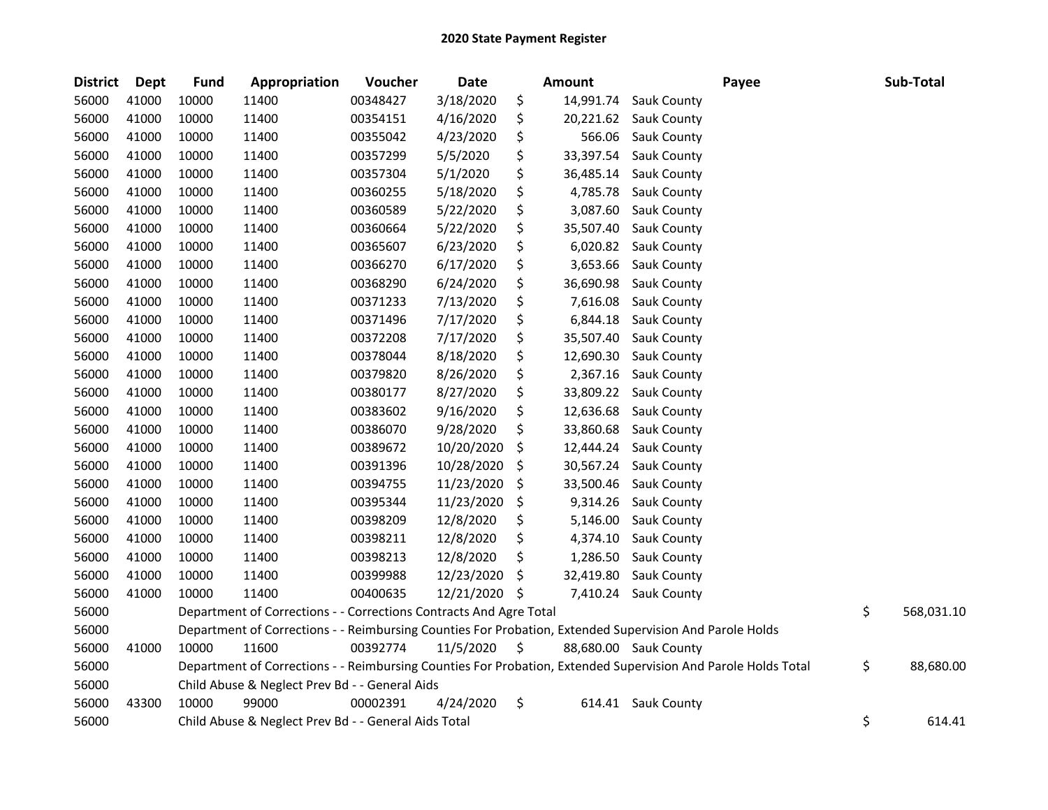# 2020 State Payment Register

| District | Dept | Fund | Appropriation | Voucher | Date | Amount | Payee | Sub-Total |
|---|---|---|---|---|---|---|---|---|
| 56000 | 41000 | 10000 | 11400 | 00348427 | 3/18/2020 | $ 14,991.74 | Sauk County | |
| 56000 | 41000 | 10000 | 11400 | 00354151 | 4/16/2020 | $ 20,221.62 | Sauk County | |
| 56000 | 41000 | 10000 | 11400 | 00355042 | 4/23/2020 | $ 566.06 | Sauk County | |
| 56000 | 41000 | 10000 | 11400 | 00357299 | 5/5/2020 | $ 33,397.54 | Sauk County | |
| 56000 | 41000 | 10000 | 11400 | 00357304 | 5/1/2020 | $ 36,485.14 | Sauk County | |
| 56000 | 41000 | 10000 | 11400 | 00360255 | 5/18/2020 | $ 4,785.78 | Sauk County | |
| 56000 | 41000 | 10000 | 11400 | 00360589 | 5/22/2020 | $ 3,087.60 | Sauk County | |
| 56000 | 41000 | 10000 | 11400 | 00360664 | 5/22/2020 | $ 35,507.40 | Sauk County | |
| 56000 | 41000 | 10000 | 11400 | 00365607 | 6/23/2020 | $ 6,020.82 | Sauk County | |
| 56000 | 41000 | 10000 | 11400 | 00366270 | 6/17/2020 | $ 3,653.66 | Sauk County | |
| 56000 | 41000 | 10000 | 11400 | 00368290 | 6/24/2020 | $ 36,690.98 | Sauk County | |
| 56000 | 41000 | 10000 | 11400 | 00371233 | 7/13/2020 | $ 7,616.08 | Sauk County | |
| 56000 | 41000 | 10000 | 11400 | 00371496 | 7/17/2020 | $ 6,844.18 | Sauk County | |
| 56000 | 41000 | 10000 | 11400 | 00372208 | 7/17/2020 | $ 35,507.40 | Sauk County | |
| 56000 | 41000 | 10000 | 11400 | 00378044 | 8/18/2020 | $ 12,690.30 | Sauk County | |
| 56000 | 41000 | 10000 | 11400 | 00379820 | 8/26/2020 | $ 2,367.16 | Sauk County | |
| 56000 | 41000 | 10000 | 11400 | 00380177 | 8/27/2020 | $ 33,809.22 | Sauk County | |
| 56000 | 41000 | 10000 | 11400 | 00383602 | 9/16/2020 | $ 12,636.68 | Sauk County | |
| 56000 | 41000 | 10000 | 11400 | 00386070 | 9/28/2020 | $ 33,860.68 | Sauk County | |
| 56000 | 41000 | 10000 | 11400 | 00389672 | 10/20/2020 | $ 12,444.24 | Sauk County | |
| 56000 | 41000 | 10000 | 11400 | 00391396 | 10/28/2020 | $ 30,567.24 | Sauk County | |
| 56000 | 41000 | 10000 | 11400 | 00394755 | 11/23/2020 | $ 33,500.46 | Sauk County | |
| 56000 | 41000 | 10000 | 11400 | 00395344 | 11/23/2020 | $ 9,314.26 | Sauk County | |
| 56000 | 41000 | 10000 | 11400 | 00398209 | 12/8/2020 | $ 5,146.00 | Sauk County | |
| 56000 | 41000 | 10000 | 11400 | 00398211 | 12/8/2020 | $ 4,374.10 | Sauk County | |
| 56000 | 41000 | 10000 | 11400 | 00398213 | 12/8/2020 | $ 1,286.50 | Sauk County | |
| 56000 | 41000 | 10000 | 11400 | 00399988 | 12/23/2020 | $ 32,419.80 | Sauk County | |
| 56000 | 41000 | 10000 | 11400 | 00400635 | 12/21/2020 | $ 7,410.24 | Sauk County | |
| 56000 | | Department of Corrections - - Corrections Contracts And Agre Total | | | | | | $ 568,031.10 |
| 56000 | | Department of Corrections - - Reimbursing Counties For Probation, Extended Supervision And Parole Holds | | | | | | |
| 56000 | 41000 | 10000 | 11600 | 00392774 | 11/5/2020 | $ 88,680.00 | Sauk County | |
| 56000 | | Department of Corrections - - Reimbursing Counties For Probation, Extended Supervision And Parole Holds Total | | | | | | $ 88,680.00 |
| 56000 | | Child Abuse & Neglect Prev Bd - - General Aids | | | | | | |
| 56000 | 43300 | 10000 | 99000 | 00002391 | 4/24/2020 | $ 614.41 | Sauk County | |
| 56000 | | Child Abuse & Neglect Prev Bd - - General Aids Total | | | | | | $ 614.41 |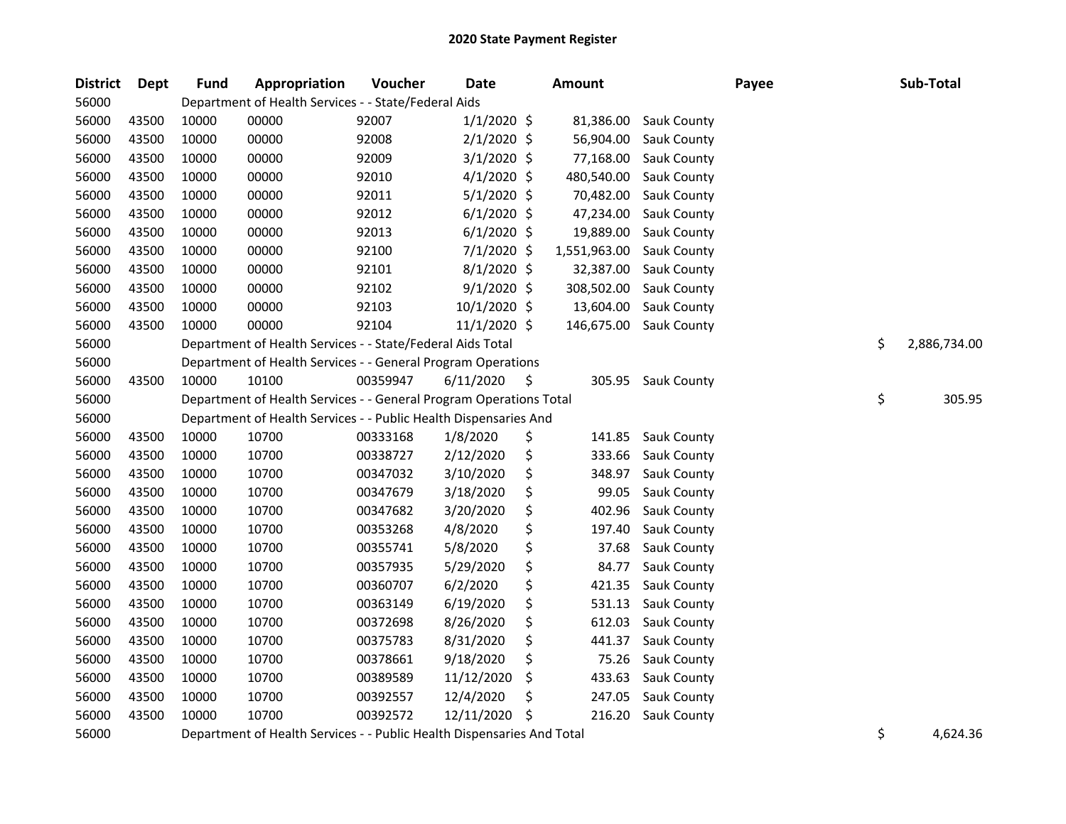# 2020 State Payment Register

| District | Dept | Fund | Appropriation | Voucher | Date | Amount | Payee | Sub-Total |
|---|---|---|---|---|---|---|---|---|
| 56000 | | Department of Health Services - - State/Federal Aids | | | | | | |
| 56000 | 43500 | 10000 | 00000 | 92007 | 1/1/2020 | $ 81,386.00 | Sauk County | |
| 56000 | 43500 | 10000 | 00000 | 92008 | 2/1/2020 | $ 56,904.00 | Sauk County | |
| 56000 | 43500 | 10000 | 00000 | 92009 | 3/1/2020 | $ 77,168.00 | Sauk County | |
| 56000 | 43500 | 10000 | 00000 | 92010 | 4/1/2020 | $ 480,540.00 | Sauk County | |
| 56000 | 43500 | 10000 | 00000 | 92011 | 5/1/2020 | $ 70,482.00 | Sauk County | |
| 56000 | 43500 | 10000 | 00000 | 92012 | 6/1/2020 | $ 47,234.00 | Sauk County | |
| 56000 | 43500 | 10000 | 00000 | 92013 | 6/1/2020 | $ 19,889.00 | Sauk County | |
| 56000 | 43500 | 10000 | 00000 | 92100 | 7/1/2020 | $ 1,551,963.00 | Sauk County | |
| 56000 | 43500 | 10000 | 00000 | 92101 | 8/1/2020 | $ 32,387.00 | Sauk County | |
| 56000 | 43500 | 10000 | 00000 | 92102 | 9/1/2020 | $ 308,502.00 | Sauk County | |
| 56000 | 43500 | 10000 | 00000 | 92103 | 10/1/2020 | $ 13,604.00 | Sauk County | |
| 56000 | 43500 | 10000 | 00000 | 92104 | 11/1/2020 | $ 146,675.00 | Sauk County | |
| 56000 | | Department of Health Services - - State/Federal Aids Total | | | | | | $ 2,886,734.00 |
| 56000 | | Department of Health Services - - General Program Operations | | | | | | |
| 56000 | 43500 | 10000 | 10100 | 00359947 | 6/11/2020 | $ 305.95 | Sauk County | |
| 56000 | | Department of Health Services - - General Program Operations Total | | | | | | $ 305.95 |
| 56000 | | Department of Health Services - - Public Health Dispensaries And | | | | | | |
| 56000 | 43500 | 10000 | 10700 | 00333168 | 1/8/2020 | $ 141.85 | Sauk County | |
| 56000 | 43500 | 10000 | 10700 | 00338727 | 2/12/2020 | $ 333.66 | Sauk County | |
| 56000 | 43500 | 10000 | 10700 | 00347032 | 3/10/2020 | $ 348.97 | Sauk County | |
| 56000 | 43500 | 10000 | 10700 | 00347679 | 3/18/2020 | $ 99.05 | Sauk County | |
| 56000 | 43500 | 10000 | 10700 | 00347682 | 3/20/2020 | $ 402.96 | Sauk County | |
| 56000 | 43500 | 10000 | 10700 | 00353268 | 4/8/2020 | $ 197.40 | Sauk County | |
| 56000 | 43500 | 10000 | 10700 | 00355741 | 5/8/2020 | $ 37.68 | Sauk County | |
| 56000 | 43500 | 10000 | 10700 | 00357935 | 5/29/2020 | $ 84.77 | Sauk County | |
| 56000 | 43500 | 10000 | 10700 | 00360707 | 6/2/2020 | $ 421.35 | Sauk County | |
| 56000 | 43500 | 10000 | 10700 | 00363149 | 6/19/2020 | $ 531.13 | Sauk County | |
| 56000 | 43500 | 10000 | 10700 | 00372698 | 8/26/2020 | $ 612.03 | Sauk County | |
| 56000 | 43500 | 10000 | 10700 | 00375783 | 8/31/2020 | $ 441.37 | Sauk County | |
| 56000 | 43500 | 10000 | 10700 | 00378661 | 9/18/2020 | $ 75.26 | Sauk County | |
| 56000 | 43500 | 10000 | 10700 | 00389589 | 11/12/2020 | $ 433.63 | Sauk County | |
| 56000 | 43500 | 10000 | 10700 | 00392557 | 12/4/2020 | $ 247.05 | Sauk County | |
| 56000 | 43500 | 10000 | 10700 | 00392572 | 12/11/2020 | $ 216.20 | Sauk County | |
| 56000 | | Department of Health Services - - Public Health Dispensaries And Total | | | | | | $ 4,624.36 |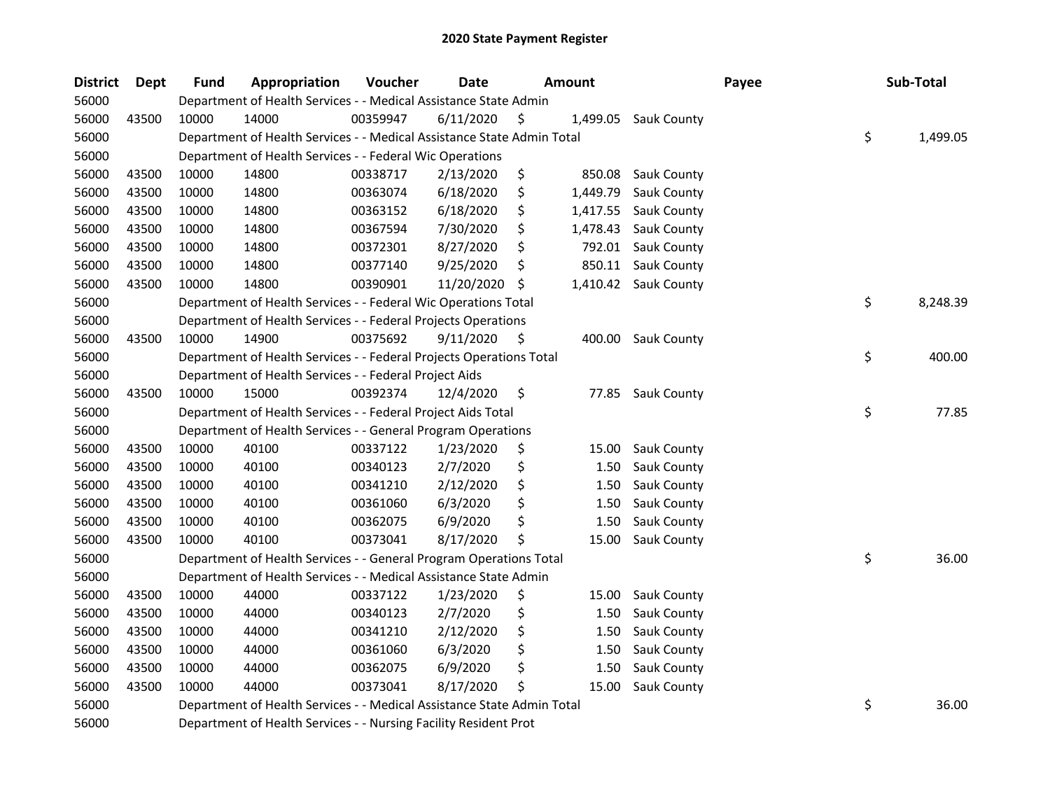## 2020 State Payment Register

| District | Dept | Fund | Appropriation | Voucher | Date | Amount | Payee | Sub-Total |
|---|---|---|---|---|---|---|---|---|
| 56000 | | Department of Health Services - - Medical Assistance State Admin | | | | | | |
| 56000 | 43500 | 10000 | 14000 | 00359947 | 6/11/2020 | $ 1,499.05 | Sauk County | |
| 56000 | | Department of Health Services - - Medical Assistance State Admin Total | | | | | | $ 1,499.05 |
| 56000 | | Department of Health Services - - Federal Wic Operations | | | | | | |
| 56000 | 43500 | 10000 | 14800 | 00338717 | 2/13/2020 | $ 850.08 | Sauk County | |
| 56000 | 43500 | 10000 | 14800 | 00363074 | 6/18/2020 | $ 1,449.79 | Sauk County | |
| 56000 | 43500 | 10000 | 14800 | 00363152 | 6/18/2020 | $ 1,417.55 | Sauk County | |
| 56000 | 43500 | 10000 | 14800 | 00367594 | 7/30/2020 | $ 1,478.43 | Sauk County | |
| 56000 | 43500 | 10000 | 14800 | 00372301 | 8/27/2020 | $ 792.01 | Sauk County | |
| 56000 | 43500 | 10000 | 14800 | 00377140 | 9/25/2020 | $ 850.11 | Sauk County | |
| 56000 | 43500 | 10000 | 14800 | 00390901 | 11/20/2020 | $ 1,410.42 | Sauk County | |
| 56000 | | Department of Health Services - - Federal Wic Operations Total | | | | | | $ 8,248.39 |
| 56000 | | Department of Health Services - - Federal Projects Operations | | | | | | |
| 56000 | 43500 | 10000 | 14900 | 00375692 | 9/11/2020 | $ 400.00 | Sauk County | |
| 56000 | | Department of Health Services - - Federal Projects Operations Total | | | | | | $ 400.00 |
| 56000 | | Department of Health Services - - Federal Project Aids | | | | | | |
| 56000 | 43500 | 10000 | 15000 | 00392374 | 12/4/2020 | $ 77.85 | Sauk County | |
| 56000 | | Department of Health Services - - Federal Project Aids Total | | | | | | $ 77.85 |
| 56000 | | Department of Health Services - - General Program Operations | | | | | | |
| 56000 | 43500 | 10000 | 40100 | 00337122 | 1/23/2020 | $ 15.00 | Sauk County | |
| 56000 | 43500 | 10000 | 40100 | 00340123 | 2/7/2020 | $ 1.50 | Sauk County | |
| 56000 | 43500 | 10000 | 40100 | 00341210 | 2/12/2020 | $ 1.50 | Sauk County | |
| 56000 | 43500 | 10000 | 40100 | 00361060 | 6/3/2020 | $ 1.50 | Sauk County | |
| 56000 | 43500 | 10000 | 40100 | 00362075 | 6/9/2020 | $ 1.50 | Sauk County | |
| 56000 | 43500 | 10000 | 40100 | 00373041 | 8/17/2020 | $ 15.00 | Sauk County | |
| 56000 | | Department of Health Services - - General Program Operations Total | | | | | | $ 36.00 |
| 56000 | | Department of Health Services - - Medical Assistance State Admin | | | | | | |
| 56000 | 43500 | 10000 | 44000 | 00337122 | 1/23/2020 | $ 15.00 | Sauk County | |
| 56000 | 43500 | 10000 | 44000 | 00340123 | 2/7/2020 | $ 1.50 | Sauk County | |
| 56000 | 43500 | 10000 | 44000 | 00341210 | 2/12/2020 | $ 1.50 | Sauk County | |
| 56000 | 43500 | 10000 | 44000 | 00361060 | 6/3/2020 | $ 1.50 | Sauk County | |
| 56000 | 43500 | 10000 | 44000 | 00362075 | 6/9/2020 | $ 1.50 | Sauk County | |
| 56000 | 43500 | 10000 | 44000 | 00373041 | 8/17/2020 | $ 15.00 | Sauk County | |
| 56000 | | Department of Health Services - - Medical Assistance State Admin Total | | | | | | $ 36.00 |
| 56000 | | Department of Health Services - - Nursing Facility Resident Prot | | | | | | |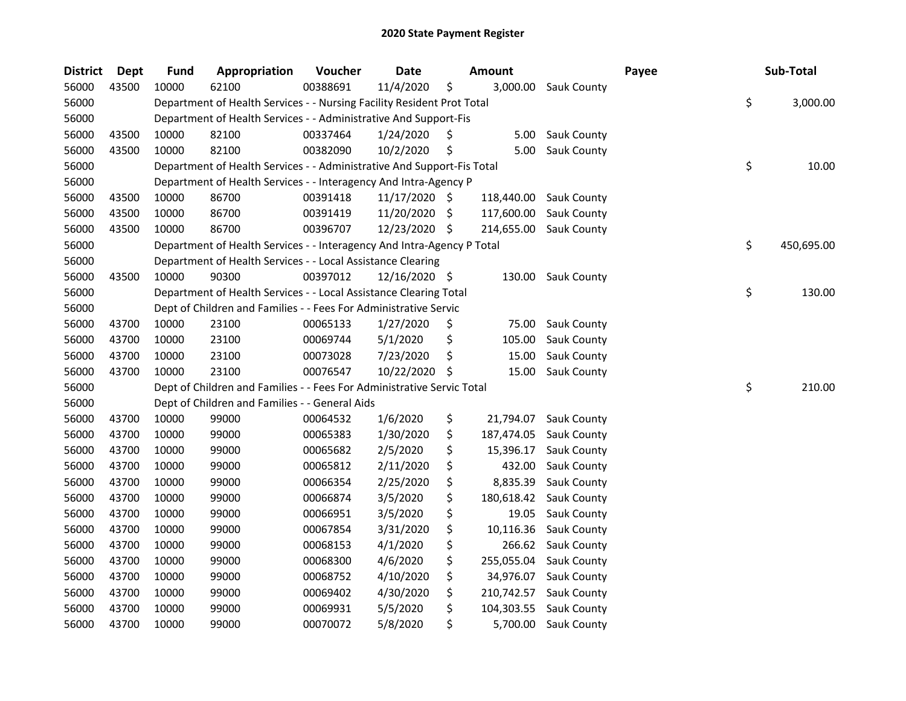## 2020 State Payment Register

| District | Dept | Fund | Appropriation | Voucher | Date | Amount | Payee | Sub-Total |
|---|---|---|---|---|---|---|---|---|
| 56000 | 43500 | 10000 | 62100 | 00388691 | 11/4/2020 | $ 3,000.00 | Sauk County | |
| 56000 | | Department of Health Services - - Nursing Facility Resident Prot Total | | | | | | $ 3,000.00 |
| 56000 | | Department of Health Services - - Administrative And Support-Fis | | | | | | |
| 56000 | 43500 | 10000 | 82100 | 00337464 | 1/24/2020 | $ 5.00 | Sauk County | |
| 56000 | 43500 | 10000 | 82100 | 00382090 | 10/2/2020 | $ 5.00 | Sauk County | |
| 56000 | | Department of Health Services - - Administrative And Support-Fis Total | | | | | | $ 10.00 |
| 56000 | | Department of Health Services - - Interagency And Intra-Agency P | | | | | | |
| 56000 | 43500 | 10000 | 86700 | 00391418 | 11/17/2020 | $ 118,440.00 | Sauk County | |
| 56000 | 43500 | 10000 | 86700 | 00391419 | 11/20/2020 | $ 117,600.00 | Sauk County | |
| 56000 | 43500 | 10000 | 86700 | 00396707 | 12/23/2020 | $ 214,655.00 | Sauk County | |
| 56000 | | Department of Health Services - - Interagency And Intra-Agency P Total | | | | | | $ 450,695.00 |
| 56000 | | Department of Health Services - - Local Assistance Clearing | | | | | | |
| 56000 | 43500 | 10000 | 90300 | 00397012 | 12/16/2020 | $ 130.00 | Sauk County | |
| 56000 | | Department of Health Services - - Local Assistance Clearing Total | | | | | | $ 130.00 |
| 56000 | | Dept of Children and Families - - Fees For Administrative Servic | | | | | | |
| 56000 | 43700 | 10000 | 23100 | 00065133 | 1/27/2020 | $ 75.00 | Sauk County | |
| 56000 | 43700 | 10000 | 23100 | 00069744 | 5/1/2020 | $ 105.00 | Sauk County | |
| 56000 | 43700 | 10000 | 23100 | 00073028 | 7/23/2020 | $ 15.00 | Sauk County | |
| 56000 | 43700 | 10000 | 23100 | 00076547 | 10/22/2020 | $ 15.00 | Sauk County | |
| 56000 | | Dept of Children and Families - - Fees For Administrative Servic Total | | | | | | $ 210.00 |
| 56000 | | Dept of Children and Families - - General Aids | | | | | | |
| 56000 | 43700 | 10000 | 99000 | 00064532 | 1/6/2020 | $ 21,794.07 | Sauk County | |
| 56000 | 43700 | 10000 | 99000 | 00065383 | 1/30/2020 | $ 187,474.05 | Sauk County | |
| 56000 | 43700 | 10000 | 99000 | 00065682 | 2/5/2020 | $ 15,396.17 | Sauk County | |
| 56000 | 43700 | 10000 | 99000 | 00065812 | 2/11/2020 | $ 432.00 | Sauk County | |
| 56000 | 43700 | 10000 | 99000 | 00066354 | 2/25/2020 | $ 8,835.39 | Sauk County | |
| 56000 | 43700 | 10000 | 99000 | 00066874 | 3/5/2020 | $ 180,618.42 | Sauk County | |
| 56000 | 43700 | 10000 | 99000 | 00066951 | 3/5/2020 | $ 19.05 | Sauk County | |
| 56000 | 43700 | 10000 | 99000 | 00067854 | 3/31/2020 | $ 10,116.36 | Sauk County | |
| 56000 | 43700 | 10000 | 99000 | 00068153 | 4/1/2020 | $ 266.62 | Sauk County | |
| 56000 | 43700 | 10000 | 99000 | 00068300 | 4/6/2020 | $ 255,055.04 | Sauk County | |
| 56000 | 43700 | 10000 | 99000 | 00068752 | 4/10/2020 | $ 34,976.07 | Sauk County | |
| 56000 | 43700 | 10000 | 99000 | 00069402 | 4/30/2020 | $ 210,742.57 | Sauk County | |
| 56000 | 43700 | 10000 | 99000 | 00069931 | 5/5/2020 | $ 104,303.55 | Sauk County | |
| 56000 | 43700 | 10000 | 99000 | 00070072 | 5/8/2020 | $ 5,700.00 | Sauk County | |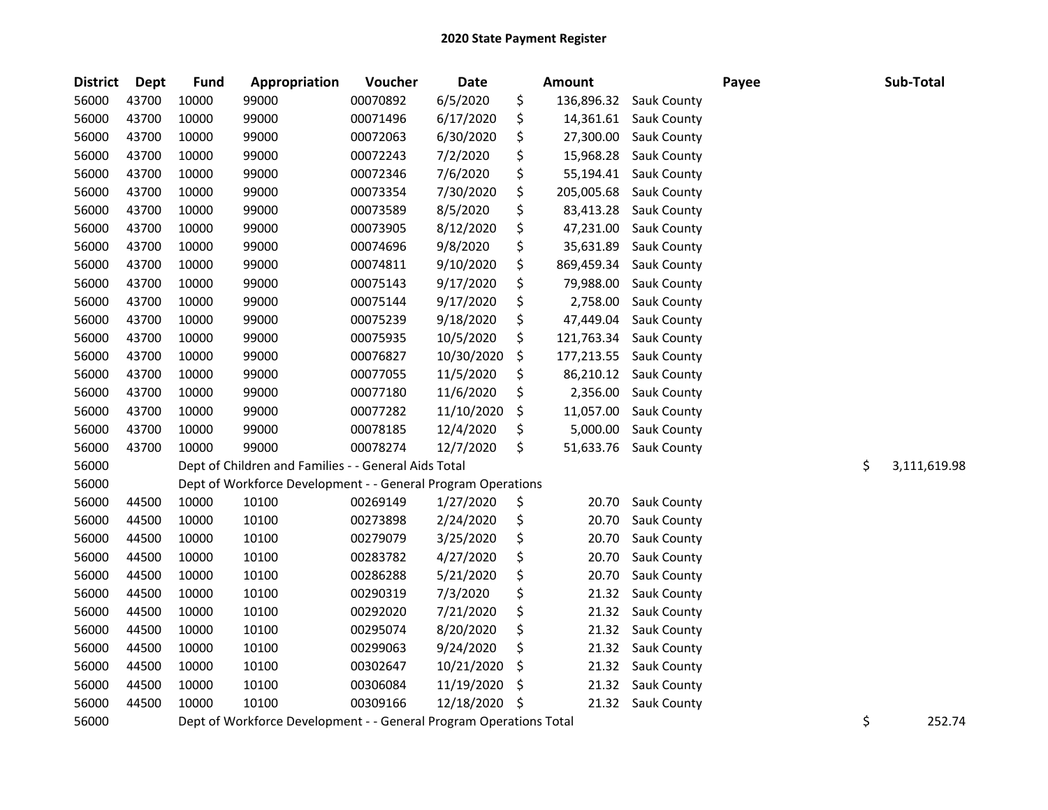## 2020 State Payment Register

| District | Dept | Fund | Appropriation | Voucher | Date | Amount | Payee | Sub-Total |
|---|---|---|---|---|---|---|---|---|
| 56000 | 43700 | 10000 | 99000 | 00070892 | 6/5/2020 | $ 136,896.32 | Sauk County | |
| 56000 | 43700 | 10000 | 99000 | 00071496 | 6/17/2020 | $ 14,361.61 | Sauk County | |
| 56000 | 43700 | 10000 | 99000 | 00072063 | 6/30/2020 | $ 27,300.00 | Sauk County | |
| 56000 | 43700 | 10000 | 99000 | 00072243 | 7/2/2020 | $ 15,968.28 | Sauk County | |
| 56000 | 43700 | 10000 | 99000 | 00072346 | 7/6/2020 | $ 55,194.41 | Sauk County | |
| 56000 | 43700 | 10000 | 99000 | 00073354 | 7/30/2020 | $ 205,005.68 | Sauk County | |
| 56000 | 43700 | 10000 | 99000 | 00073589 | 8/5/2020 | $ 83,413.28 | Sauk County | |
| 56000 | 43700 | 10000 | 99000 | 00073905 | 8/12/2020 | $ 47,231.00 | Sauk County | |
| 56000 | 43700 | 10000 | 99000 | 00074696 | 9/8/2020 | $ 35,631.89 | Sauk County | |
| 56000 | 43700 | 10000 | 99000 | 00074811 | 9/10/2020 | $ 869,459.34 | Sauk County | |
| 56000 | 43700 | 10000 | 99000 | 00075143 | 9/17/2020 | $ 79,988.00 | Sauk County | |
| 56000 | 43700 | 10000 | 99000 | 00075144 | 9/17/2020 | $ 2,758.00 | Sauk County | |
| 56000 | 43700 | 10000 | 99000 | 00075239 | 9/18/2020 | $ 47,449.04 | Sauk County | |
| 56000 | 43700 | 10000 | 99000 | 00075935 | 10/5/2020 | $ 121,763.34 | Sauk County | |
| 56000 | 43700 | 10000 | 99000 | 00076827 | 10/30/2020 | $ 177,213.55 | Sauk County | |
| 56000 | 43700 | 10000 | 99000 | 00077055 | 11/5/2020 | $ 86,210.12 | Sauk County | |
| 56000 | 43700 | 10000 | 99000 | 00077180 | 11/6/2020 | $ 2,356.00 | Sauk County | |
| 56000 | 43700 | 10000 | 99000 | 00077282 | 11/10/2020 | $ 11,057.00 | Sauk County | |
| 56000 | 43700 | 10000 | 99000 | 00078185 | 12/4/2020 | $ 5,000.00 | Sauk County | |
| 56000 | 43700 | 10000 | 99000 | 00078274 | 12/7/2020 | $ 51,633.76 | Sauk County | |
| 56000 | | Dept of Children and Families - - General Aids Total | | | | | | $ 3,111,619.98 |
| 56000 | | Dept of Workforce Development - - General Program Operations | | | | | | |
| 56000 | 44500 | 10000 | 10100 | 00269149 | 1/27/2020 | $ 20.70 | Sauk County | |
| 56000 | 44500 | 10000 | 10100 | 00273898 | 2/24/2020 | $ 20.70 | Sauk County | |
| 56000 | 44500 | 10000 | 10100 | 00279079 | 3/25/2020 | $ 20.70 | Sauk County | |
| 56000 | 44500 | 10000 | 10100 | 00283782 | 4/27/2020 | $ 20.70 | Sauk County | |
| 56000 | 44500 | 10000 | 10100 | 00286288 | 5/21/2020 | $ 20.70 | Sauk County | |
| 56000 | 44500 | 10000 | 10100 | 00290319 | 7/3/2020 | $ 21.32 | Sauk County | |
| 56000 | 44500 | 10000 | 10100 | 00292020 | 7/21/2020 | $ 21.32 | Sauk County | |
| 56000 | 44500 | 10000 | 10100 | 00295074 | 8/20/2020 | $ 21.32 | Sauk County | |
| 56000 | 44500 | 10000 | 10100 | 00299063 | 9/24/2020 | $ 21.32 | Sauk County | |
| 56000 | 44500 | 10000 | 10100 | 00302647 | 10/21/2020 | $ 21.32 | Sauk County | |
| 56000 | 44500 | 10000 | 10100 | 00306084 | 11/19/2020 | $ 21.32 | Sauk County | |
| 56000 | 44500 | 10000 | 10100 | 00309166 | 12/18/2020 | $ 21.32 | Sauk County | |
| 56000 | | Dept of Workforce Development - - General Program Operations Total | | | | | | $ 252.74 |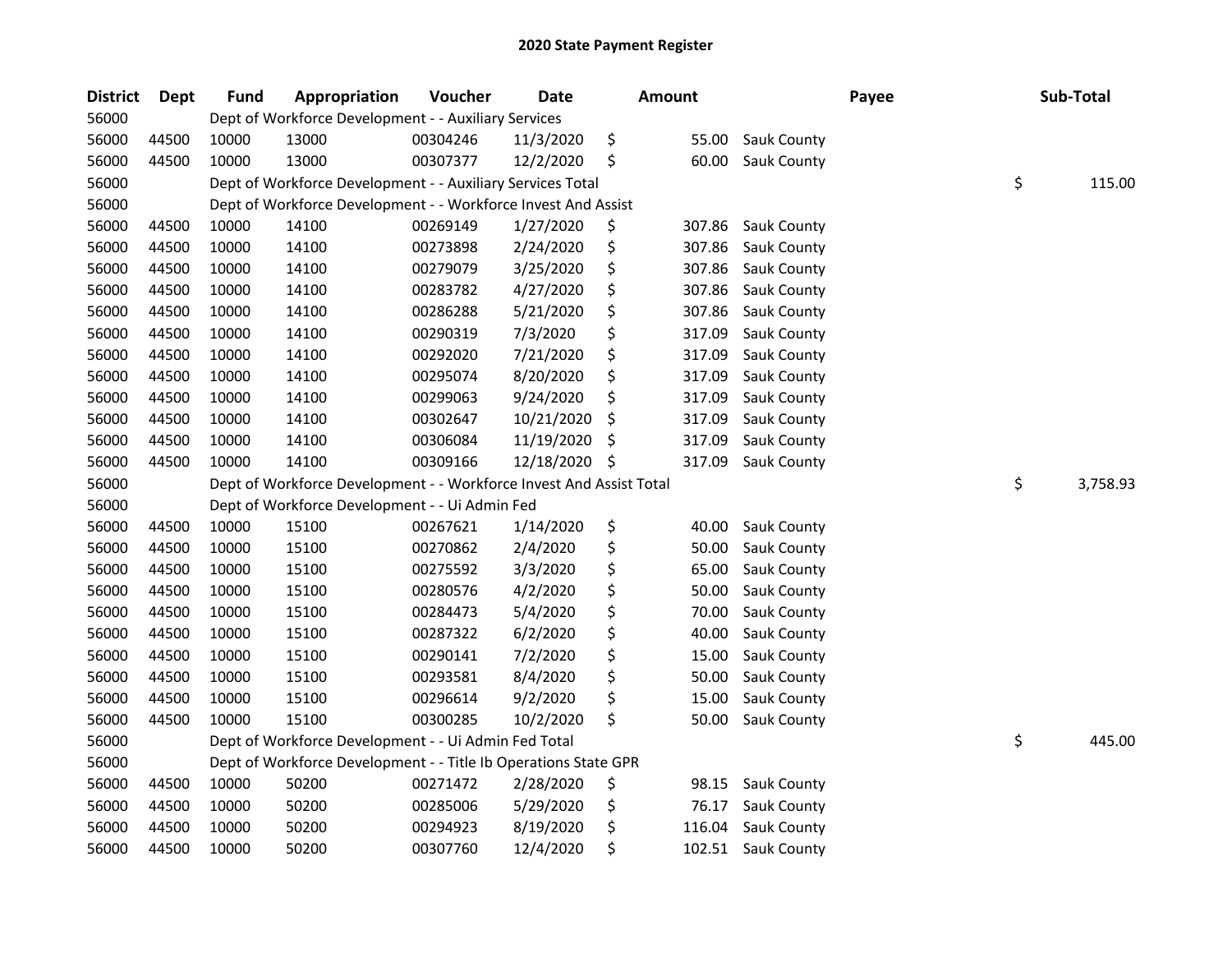# 2020 State Payment Register

| District | Dept | Fund | Appropriation | Voucher | Date | Amount | Payee | Sub-Total |
|---|---|---|---|---|---|---|---|---|
| 56000 | | Dept of Workforce Development - - Auxiliary Services | | | | | | |
| 56000 | 44500 | 10000 | 13000 | 00304246 | 11/3/2020 | $ 55.00 | Sauk County | |
| 56000 | 44500 | 10000 | 13000 | 00307377 | 12/2/2020 | $ 60.00 | Sauk County | |
| 56000 | | Dept of Workforce Development - - Auxiliary Services Total | | | | | | $ 115.00 |
| 56000 | | Dept of Workforce Development - - Workforce Invest And Assist | | | | | | |
| 56000 | 44500 | 10000 | 14100 | 00269149 | 1/27/2020 | $ 307.86 | Sauk County | |
| 56000 | 44500 | 10000 | 14100 | 00273898 | 2/24/2020 | $ 307.86 | Sauk County | |
| 56000 | 44500 | 10000 | 14100 | 00279079 | 3/25/2020 | $ 307.86 | Sauk County | |
| 56000 | 44500 | 10000 | 14100 | 00283782 | 4/27/2020 | $ 307.86 | Sauk County | |
| 56000 | 44500 | 10000 | 14100 | 00286288 | 5/21/2020 | $ 307.86 | Sauk County | |
| 56000 | 44500 | 10000 | 14100 | 00290319 | 7/3/2020 | $ 317.09 | Sauk County | |
| 56000 | 44500 | 10000 | 14100 | 00292020 | 7/21/2020 | $ 317.09 | Sauk County | |
| 56000 | 44500 | 10000 | 14100 | 00295074 | 8/20/2020 | $ 317.09 | Sauk County | |
| 56000 | 44500 | 10000 | 14100 | 00299063 | 9/24/2020 | $ 317.09 | Sauk County | |
| 56000 | 44500 | 10000 | 14100 | 00302647 | 10/21/2020 | $ 317.09 | Sauk County | |
| 56000 | 44500 | 10000 | 14100 | 00306084 | 11/19/2020 | $ 317.09 | Sauk County | |
| 56000 | 44500 | 10000 | 14100 | 00309166 | 12/18/2020 | $ 317.09 | Sauk County | |
| 56000 | | Dept of Workforce Development - - Workforce Invest And Assist Total | | | | | | $ 3,758.93 |
| 56000 | | Dept of Workforce Development - - Ui Admin Fed | | | | | | |
| 56000 | 44500 | 10000 | 15100 | 00267621 | 1/14/2020 | $ 40.00 | Sauk County | |
| 56000 | 44500 | 10000 | 15100 | 00270862 | 2/4/2020 | $ 50.00 | Sauk County | |
| 56000 | 44500 | 10000 | 15100 | 00275592 | 3/3/2020 | $ 65.00 | Sauk County | |
| 56000 | 44500 | 10000 | 15100 | 00280576 | 4/2/2020 | $ 50.00 | Sauk County | |
| 56000 | 44500 | 10000 | 15100 | 00284473 | 5/4/2020 | $ 70.00 | Sauk County | |
| 56000 | 44500 | 10000 | 15100 | 00287322 | 6/2/2020 | $ 40.00 | Sauk County | |
| 56000 | 44500 | 10000 | 15100 | 00290141 | 7/2/2020 | $ 15.00 | Sauk County | |
| 56000 | 44500 | 10000 | 15100 | 00293581 | 8/4/2020 | $ 50.00 | Sauk County | |
| 56000 | 44500 | 10000 | 15100 | 00296614 | 9/2/2020 | $ 15.00 | Sauk County | |
| 56000 | 44500 | 10000 | 15100 | 00300285 | 10/2/2020 | $ 50.00 | Sauk County | |
| 56000 | | Dept of Workforce Development - - Ui Admin Fed Total | | | | | | $ 445.00 |
| 56000 | | Dept of Workforce Development - - Title Ib Operations State GPR | | | | | | |
| 56000 | 44500 | 10000 | 50200 | 00271472 | 2/28/2020 | $ 98.15 | Sauk County | |
| 56000 | 44500 | 10000 | 50200 | 00285006 | 5/29/2020 | $ 76.17 | Sauk County | |
| 56000 | 44500 | 10000 | 50200 | 00294923 | 8/19/2020 | $ 116.04 | Sauk County | |
| 56000 | 44500 | 10000 | 50200 | 00307760 | 12/4/2020 | $ 102.51 | Sauk County | |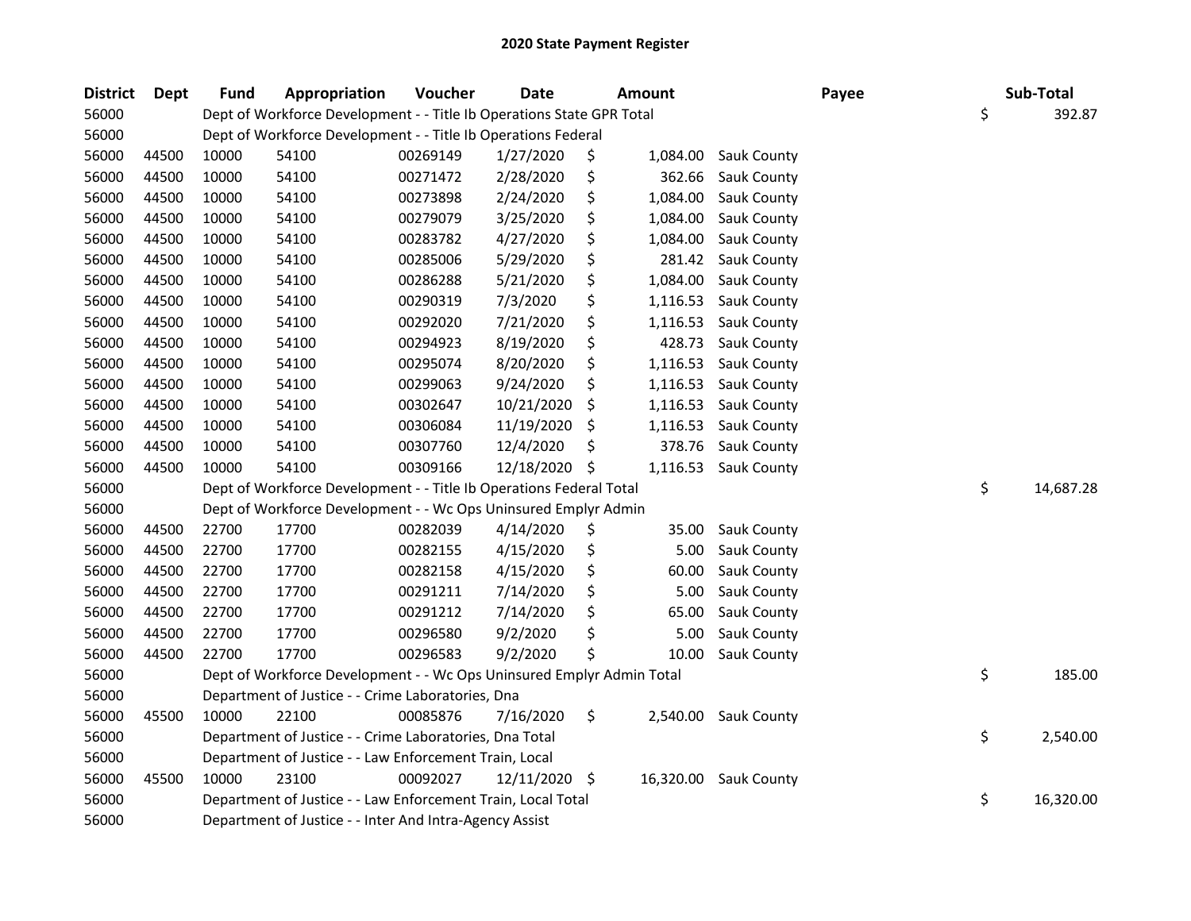## 2020 State Payment Register

| District | Dept | Fund | Appropriation | Voucher | Date | Amount | Payee | Sub-Total |
|---|---|---|---|---|---|---|---|---|
| 56000 | | Dept of Workforce Development - - Title Ib Operations State GPR Total | | | | | | $ 392.87 |
| 56000 | | Dept of Workforce Development - - Title Ib Operations Federal | | | | | | |
| 56000 | 44500 | 10000 | 54100 | 00269149 | 1/27/2020 | $ 1,084.00 | Sauk County | |
| 56000 | 44500 | 10000 | 54100 | 00271472 | 2/28/2020 | $ 362.66 | Sauk County | |
| 56000 | 44500 | 10000 | 54100 | 00273898 | 2/24/2020 | $ 1,084.00 | Sauk County | |
| 56000 | 44500 | 10000 | 54100 | 00279079 | 3/25/2020 | $ 1,084.00 | Sauk County | |
| 56000 | 44500 | 10000 | 54100 | 00283782 | 4/27/2020 | $ 1,084.00 | Sauk County | |
| 56000 | 44500 | 10000 | 54100 | 00285006 | 5/29/2020 | $ 281.42 | Sauk County | |
| 56000 | 44500 | 10000 | 54100 | 00286288 | 5/21/2020 | $ 1,084.00 | Sauk County | |
| 56000 | 44500 | 10000 | 54100 | 00290319 | 7/3/2020 | $ 1,116.53 | Sauk County | |
| 56000 | 44500 | 10000 | 54100 | 00292020 | 7/21/2020 | $ 1,116.53 | Sauk County | |
| 56000 | 44500 | 10000 | 54100 | 00294923 | 8/19/2020 | $ 428.73 | Sauk County | |
| 56000 | 44500 | 10000 | 54100 | 00295074 | 8/20/2020 | $ 1,116.53 | Sauk County | |
| 56000 | 44500 | 10000 | 54100 | 00299063 | 9/24/2020 | $ 1,116.53 | Sauk County | |
| 56000 | 44500 | 10000 | 54100 | 00302647 | 10/21/2020 | $ 1,116.53 | Sauk County | |
| 56000 | 44500 | 10000 | 54100 | 00306084 | 11/19/2020 | $ 1,116.53 | Sauk County | |
| 56000 | 44500 | 10000 | 54100 | 00307760 | 12/4/2020 | $ 378.76 | Sauk County | |
| 56000 | 44500 | 10000 | 54100 | 00309166 | 12/18/2020 | $ 1,116.53 | Sauk County | |
| 56000 | | Dept of Workforce Development - - Title Ib Operations Federal Total | | | | | | $ 14,687.28 |
| 56000 | | Dept of Workforce Development - - Wc Ops Uninsured Emplyr Admin | | | | | | |
| 56000 | 44500 | 22700 | 17700 | 00282039 | 4/14/2020 | $ 35.00 | Sauk County | |
| 56000 | 44500 | 22700 | 17700 | 00282155 | 4/15/2020 | $ 5.00 | Sauk County | |
| 56000 | 44500 | 22700 | 17700 | 00282158 | 4/15/2020 | $ 60.00 | Sauk County | |
| 56000 | 44500 | 22700 | 17700 | 00291211 | 7/14/2020 | $ 5.00 | Sauk County | |
| 56000 | 44500 | 22700 | 17700 | 00291212 | 7/14/2020 | $ 65.00 | Sauk County | |
| 56000 | 44500 | 22700 | 17700 | 00296580 | 9/2/2020 | $ 5.00 | Sauk County | |
| 56000 | 44500 | 22700 | 17700 | 00296583 | 9/2/2020 | $ 10.00 | Sauk County | |
| 56000 | | Dept of Workforce Development - - Wc Ops Uninsured Emplyr Admin Total | | | | | | $ 185.00 |
| 56000 | | Department of Justice - - Crime Laboratories, Dna | | | | | | |
| 56000 | 45500 | 10000 | 22100 | 00085876 | 7/16/2020 | $ 2,540.00 | Sauk County | |
| 56000 | | Department of Justice - - Crime Laboratories, Dna Total | | | | | | $ 2,540.00 |
| 56000 | | Department of Justice - - Law Enforcement Train, Local | | | | | | |
| 56000 | 45500 | 10000 | 23100 | 00092027 | 12/11/2020 | $ 16,320.00 | Sauk County | |
| 56000 | | Department of Justice - - Law Enforcement Train, Local Total | | | | | | $ 16,320.00 |
| 56000 | | Department of Justice - - Inter And Intra-Agency Assist | | | | | | |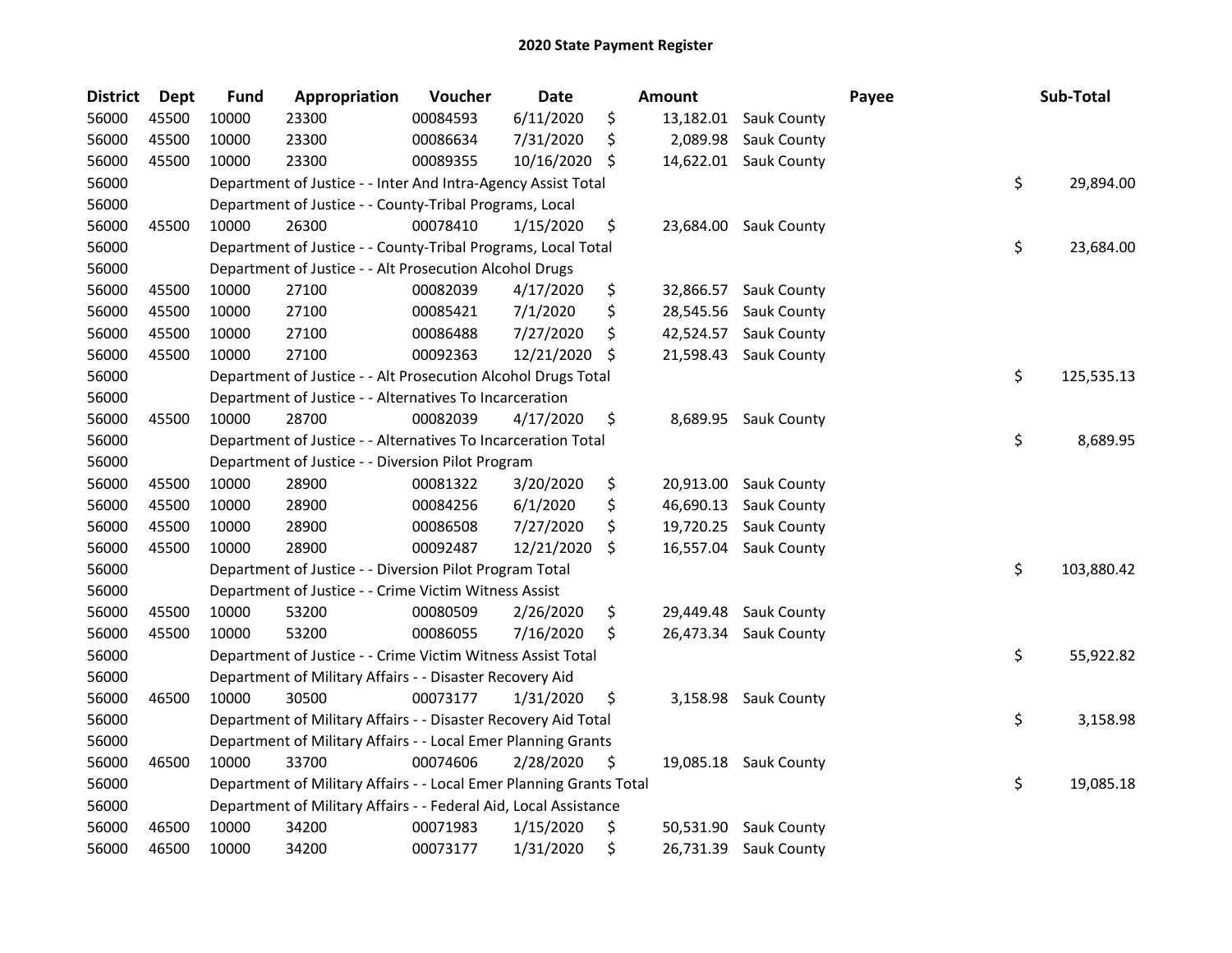# 2020 State Payment Register

| District | Dept | Fund | Appropriation | Voucher | Date | Amount | Payee | Sub-Total |
|---|---|---|---|---|---|---|---|---|
| 56000 | 45500 | 10000 | 23300 | 00084593 | 6/11/2020 | $ 13,182.01 | Sauk County | |
| 56000 | 45500 | 10000 | 23300 | 00086634 | 7/31/2020 | $ 2,089.98 | Sauk County | |
| 56000 | 45500 | 10000 | 23300 | 00089355 | 10/16/2020 | $ 14,622.01 | Sauk County | |
| 56000 | | Department of Justice - - Inter And Intra-Agency Assist Total | | | | | | $ 29,894.00 |
| 56000 | | Department of Justice - - County-Tribal Programs, Local | | | | | | |
| 56000 | 45500 | 10000 | 26300 | 00078410 | 1/15/2020 | $ 23,684.00 | Sauk County | |
| 56000 | | Department of Justice - - County-Tribal Programs, Local Total | | | | | | $ 23,684.00 |
| 56000 | | Department of Justice - - Alt Prosecution Alcohol Drugs | | | | | | |
| 56000 | 45500 | 10000 | 27100 | 00082039 | 4/17/2020 | $ 32,866.57 | Sauk County | |
| 56000 | 45500 | 10000 | 27100 | 00085421 | 7/1/2020 | $ 28,545.56 | Sauk County | |
| 56000 | 45500 | 10000 | 27100 | 00086488 | 7/27/2020 | $ 42,524.57 | Sauk County | |
| 56000 | 45500 | 10000 | 27100 | 00092363 | 12/21/2020 | $ 21,598.43 | Sauk County | |
| 56000 | | Department of Justice - - Alt Prosecution Alcohol Drugs Total | | | | | | $ 125,535.13 |
| 56000 | | Department of Justice - - Alternatives To Incarceration | | | | | | |
| 56000 | 45500 | 10000 | 28700 | 00082039 | 4/17/2020 | $ 8,689.95 | Sauk County | |
| 56000 | | Department of Justice - - Alternatives To Incarceration Total | | | | | | $ 8,689.95 |
| 56000 | | Department of Justice - - Diversion Pilot Program | | | | | | |
| 56000 | 45500 | 10000 | 28900 | 00081322 | 3/20/2020 | $ 20,913.00 | Sauk County | |
| 56000 | 45500 | 10000 | 28900 | 00084256 | 6/1/2020 | $ 46,690.13 | Sauk County | |
| 56000 | 45500 | 10000 | 28900 | 00086508 | 7/27/2020 | $ 19,720.25 | Sauk County | |
| 56000 | 45500 | 10000 | 28900 | 00092487 | 12/21/2020 | $ 16,557.04 | Sauk County | |
| 56000 | | Department of Justice - - Diversion Pilot Program Total | | | | | | $ 103,880.42 |
| 56000 | | Department of Justice - - Crime Victim Witness Assist | | | | | | |
| 56000 | 45500 | 10000 | 53200 | 00080509 | 2/26/2020 | $ 29,449.48 | Sauk County | |
| 56000 | 45500 | 10000 | 53200 | 00086055 | 7/16/2020 | $ 26,473.34 | Sauk County | |
| 56000 | | Department of Justice - - Crime Victim Witness Assist Total | | | | | | $ 55,922.82 |
| 56000 | | Department of Military Affairs - - Disaster Recovery Aid | | | | | | |
| 56000 | 46500 | 10000 | 30500 | 00073177 | 1/31/2020 | $ 3,158.98 | Sauk County | |
| 56000 | | Department of Military Affairs - - Disaster Recovery Aid Total | | | | | | $ 3,158.98 |
| 56000 | | Department of Military Affairs - - Local Emer Planning Grants | | | | | | |
| 56000 | 46500 | 10000 | 33700 | 00074606 | 2/28/2020 | $ 19,085.18 | Sauk County | |
| 56000 | | Department of Military Affairs - - Local Emer Planning Grants Total | | | | | | $ 19,085.18 |
| 56000 | | Department of Military Affairs - - Federal Aid, Local Assistance | | | | | | |
| 56000 | 46500 | 10000 | 34200 | 00071983 | 1/15/2020 | $ 50,531.90 | Sauk County | |
| 56000 | 46500 | 10000 | 34200 | 00073177 | 1/31/2020 | $ 26,731.39 | Sauk County | |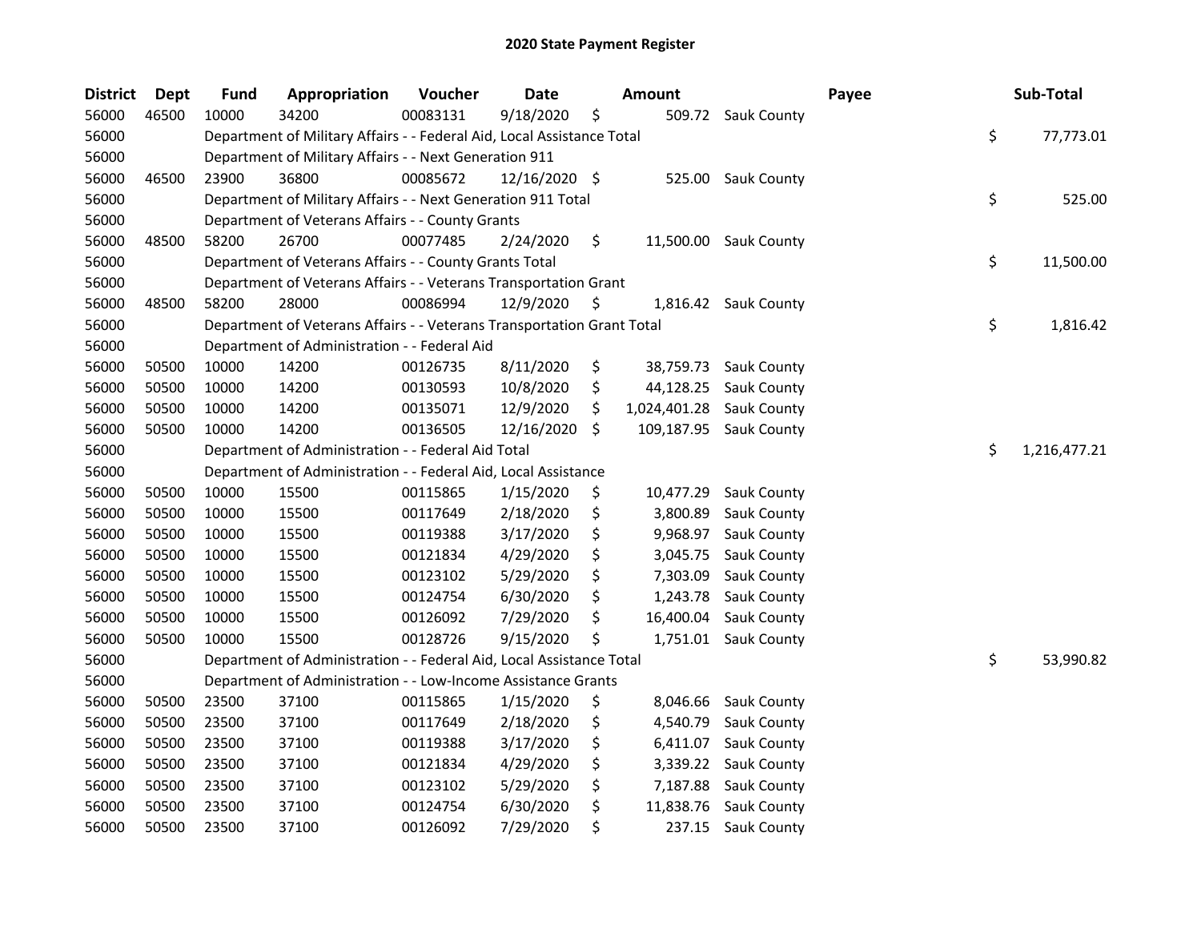# 2020 State Payment Register

| District | Dept | Fund | Appropriation | Voucher | Date | Amount | Payee | Sub-Total |
|---|---|---|---|---|---|---|---|---|
| 56000 | 46500 | 10000 | 34200 | 00083131 | 9/18/2020 | $ 509.72 | Sauk County | |
| 56000 | | Department of Military Affairs - - Federal Aid, Local Assistance Total | | | | | | $ 77,773.01 |
| 56000 | | Department of Military Affairs - - Next Generation 911 | | | | | | |
| 56000 | 46500 | 23900 | 36800 | 00085672 | 12/16/2020 | $ 525.00 | Sauk County | |
| 56000 | | Department of Military Affairs - - Next Generation 911 Total | | | | | | $ 525.00 |
| 56000 | | Department of Veterans Affairs - - County Grants | | | | | | |
| 56000 | 48500 | 58200 | 26700 | 00077485 | 2/24/2020 | $ 11,500.00 | Sauk County | |
| 56000 | | Department of Veterans Affairs - - County Grants Total | | | | | | $ 11,500.00 |
| 56000 | | Department of Veterans Affairs - - Veterans Transportation Grant | | | | | | |
| 56000 | 48500 | 58200 | 28000 | 00086994 | 12/9/2020 | $ 1,816.42 | Sauk County | |
| 56000 | | Department of Veterans Affairs - - Veterans Transportation Grant Total | | | | | | $ 1,816.42 |
| 56000 | | Department of Administration - - Federal Aid | | | | | | |
| 56000 | 50500 | 10000 | 14200 | 00126735 | 8/11/2020 | $ 38,759.73 | Sauk County | |
| 56000 | 50500 | 10000 | 14200 | 00130593 | 10/8/2020 | $ 44,128.25 | Sauk County | |
| 56000 | 50500 | 10000 | 14200 | 00135071 | 12/9/2020 | $ 1,024,401.28 | Sauk County | |
| 56000 | 50500 | 10000 | 14200 | 00136505 | 12/16/2020 | $ 109,187.95 | Sauk County | |
| 56000 | | Department of Administration - - Federal Aid Total | | | | | | $ 1,216,477.21 |
| 56000 | | Department of Administration - - Federal Aid, Local Assistance | | | | | | |
| 56000 | 50500 | 10000 | 15500 | 00115865 | 1/15/2020 | $ 10,477.29 | Sauk County | |
| 56000 | 50500 | 10000 | 15500 | 00117649 | 2/18/2020 | $ 3,800.89 | Sauk County | |
| 56000 | 50500 | 10000 | 15500 | 00119388 | 3/17/2020 | $ 9,968.97 | Sauk County | |
| 56000 | 50500 | 10000 | 15500 | 00121834 | 4/29/2020 | $ 3,045.75 | Sauk County | |
| 56000 | 50500 | 10000 | 15500 | 00123102 | 5/29/2020 | $ 7,303.09 | Sauk County | |
| 56000 | 50500 | 10000 | 15500 | 00124754 | 6/30/2020 | $ 1,243.78 | Sauk County | |
| 56000 | 50500 | 10000 | 15500 | 00126092 | 7/29/2020 | $ 16,400.04 | Sauk County | |
| 56000 | 50500 | 10000 | 15500 | 00128726 | 9/15/2020 | $ 1,751.01 | Sauk County | |
| 56000 | | Department of Administration - - Federal Aid, Local Assistance Total | | | | | | $ 53,990.82 |
| 56000 | | Department of Administration - - Low-Income Assistance Grants | | | | | | |
| 56000 | 50500 | 23500 | 37100 | 00115865 | 1/15/2020 | $ 8,046.66 | Sauk County | |
| 56000 | 50500 | 23500 | 37100 | 00117649 | 2/18/2020 | $ 4,540.79 | Sauk County | |
| 56000 | 50500 | 23500 | 37100 | 00119388 | 3/17/2020 | $ 6,411.07 | Sauk County | |
| 56000 | 50500 | 23500 | 37100 | 00121834 | 4/29/2020 | $ 3,339.22 | Sauk County | |
| 56000 | 50500 | 23500 | 37100 | 00123102 | 5/29/2020 | $ 7,187.88 | Sauk County | |
| 56000 | 50500 | 23500 | 37100 | 00124754 | 6/30/2020 | $ 11,838.76 | Sauk County | |
| 56000 | 50500 | 23500 | 37100 | 00126092 | 7/29/2020 | $ 237.15 | Sauk County | |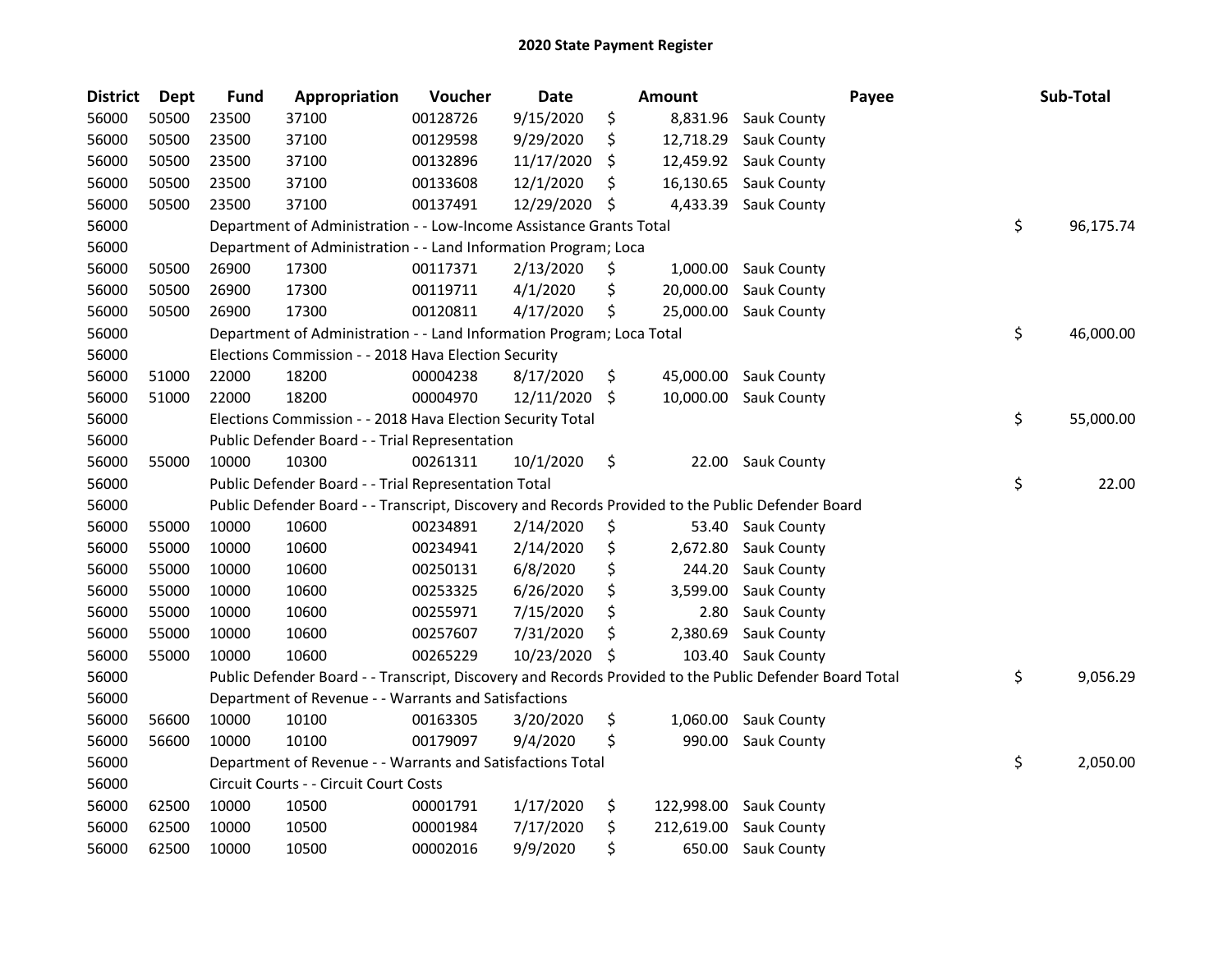## 2020 State Payment Register

| District | Dept | Fund | Appropriation | Voucher | Date | Amount | Payee | Sub-Total |
|---|---|---|---|---|---|---|---|---|
| 56000 | 50500 | 23500 | 37100 | 00128726 | 9/15/2020 | $ 8,831.96 | Sauk County | |
| 56000 | 50500 | 23500 | 37100 | 00129598 | 9/29/2020 | $ 12,718.29 | Sauk County | |
| 56000 | 50500 | 23500 | 37100 | 00132896 | 11/17/2020 | $ 12,459.92 | Sauk County | |
| 56000 | 50500 | 23500 | 37100 | 00133608 | 12/1/2020 | $ 16,130.65 | Sauk County | |
| 56000 | 50500 | 23500 | 37100 | 00137491 | 12/29/2020 | $ 4,433.39 | Sauk County | |
| 56000 | | Department of Administration - - Low-Income Assistance Grants Total | | | | | | $ 96,175.74 |
| 56000 | | Department of Administration - - Land Information Program; Loca | | | | | | |
| 56000 | 50500 | 26900 | 17300 | 00117371 | 2/13/2020 | $ 1,000.00 | Sauk County | |
| 56000 | 50500 | 26900 | 17300 | 00119711 | 4/1/2020 | $ 20,000.00 | Sauk County | |
| 56000 | 50500 | 26900 | 17300 | 00120811 | 4/17/2020 | $ 25,000.00 | Sauk County | |
| 56000 | | Department of Administration - - Land Information Program; Loca Total | | | | | | $ 46,000.00 |
| 56000 | | Elections Commission - - 2018 Hava Election Security | | | | | | |
| 56000 | 51000 | 22000 | 18200 | 00004238 | 8/17/2020 | $ 45,000.00 | Sauk County | |
| 56000 | 51000 | 22000 | 18200 | 00004970 | 12/11/2020 | $ 10,000.00 | Sauk County | |
| 56000 | | Elections Commission - - 2018 Hava Election Security Total | | | | | | $ 55,000.00 |
| 56000 | | Public Defender Board - - Trial Representation | | | | | | |
| 56000 | 55000 | 10000 | 10300 | 00261311 | 10/1/2020 | $ 22.00 | Sauk County | |
| 56000 | | Public Defender Board - - Trial Representation Total | | | | | | $ 22.00 |
| 56000 | | Public Defender Board - - Transcript, Discovery and Records Provided to the Public Defender Board | | | | | | |
| 56000 | 55000 | 10000 | 10600 | 00234891 | 2/14/2020 | $ 53.40 | Sauk County | |
| 56000 | 55000 | 10000 | 10600 | 00234941 | 2/14/2020 | $ 2,672.80 | Sauk County | |
| 56000 | 55000 | 10000 | 10600 | 00250131 | 6/8/2020 | $ 244.20 | Sauk County | |
| 56000 | 55000 | 10000 | 10600 | 00253325 | 6/26/2020 | $ 3,599.00 | Sauk County | |
| 56000 | 55000 | 10000 | 10600 | 00255971 | 7/15/2020 | $ 2.80 | Sauk County | |
| 56000 | 55000 | 10000 | 10600 | 00257607 | 7/31/2020 | $ 2,380.69 | Sauk County | |
| 56000 | 55000 | 10000 | 10600 | 00265229 | 10/23/2020 | $ 103.40 | Sauk County | |
| 56000 | | Public Defender Board - - Transcript, Discovery and Records Provided to the Public Defender Board Total | | | | | | $ 9,056.29 |
| 56000 | | Department of Revenue - - Warrants and Satisfactions | | | | | | |
| 56000 | 56600 | 10000 | 10100 | 00163305 | 3/20/2020 | $ 1,060.00 | Sauk County | |
| 56000 | 56600 | 10000 | 10100 | 00179097 | 9/4/2020 | $ 990.00 | Sauk County | |
| 56000 | | Department of Revenue - - Warrants and Satisfactions Total | | | | | | $ 2,050.00 |
| 56000 | | Circuit Courts - - Circuit Court Costs | | | | | | |
| 56000 | 62500 | 10000 | 10500 | 00001791 | 1/17/2020 | $ 122,998.00 | Sauk County | |
| 56000 | 62500 | 10000 | 10500 | 00001984 | 7/17/2020 | $ 212,619.00 | Sauk County | |
| 56000 | 62500 | 10000 | 10500 | 00002016 | 9/9/2020 | $ 650.00 | Sauk County | |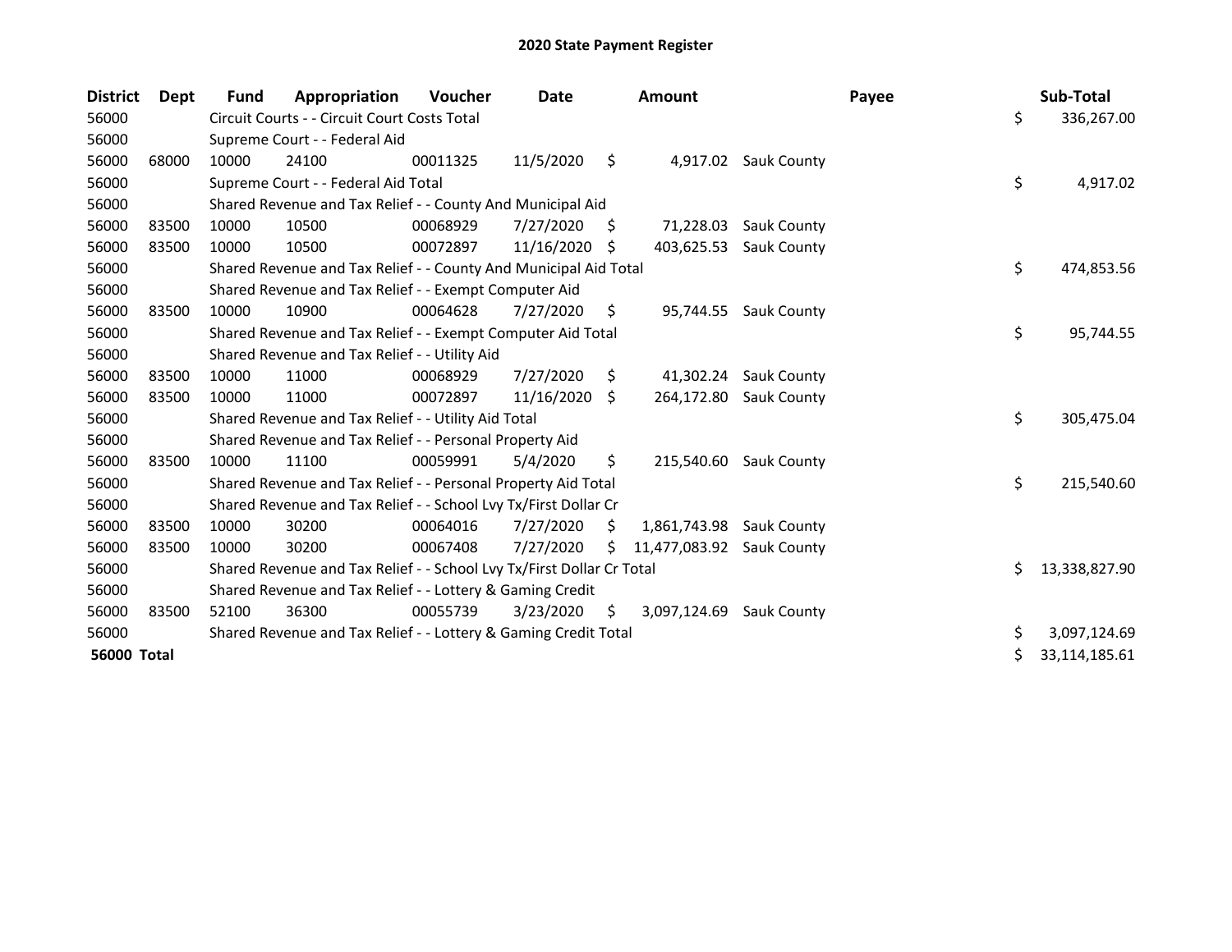# 2020 State Payment Register

| District | Dept | Fund | Appropriation | Voucher | Date | Amount | Payee | Sub-Total |
|---|---|---|---|---|---|---|---|---|
| 56000 | | Circuit Courts - - Circuit Court Costs Total | | | | | | $ 336,267.00 |
| 56000 | | Supreme Court - - Federal Aid | | | | | | |
| 56000 | 68000 | 10000 | 24100 | 00011325 | 11/5/2020 | $ 4,917.02 | Sauk County | |
| 56000 | | Supreme Court - - Federal Aid Total | | | | | | $ 4,917.02 |
| 56000 | | Shared Revenue and Tax Relief - - County And Municipal Aid | | | | | | |
| 56000 | 83500 | 10000 | 10500 | 00068929 | 7/27/2020 | $ 71,228.03 | Sauk County | |
| 56000 | 83500 | 10000 | 10500 | 00072897 | 11/16/2020 | $ 403,625.53 | Sauk County | |
| 56000 | | Shared Revenue and Tax Relief - - County And Municipal Aid Total | | | | | | $ 474,853.56 |
| 56000 | | Shared Revenue and Tax Relief - - Exempt Computer Aid | | | | | | |
| 56000 | 83500 | 10000 | 10900 | 00064628 | 7/27/2020 | $ 95,744.55 | Sauk County | |
| 56000 | | Shared Revenue and Tax Relief - - Exempt Computer Aid Total | | | | | | $ 95,744.55 |
| 56000 | | Shared Revenue and Tax Relief - - Utility Aid | | | | | | |
| 56000 | 83500 | 10000 | 11000 | 00068929 | 7/27/2020 | $ 41,302.24 | Sauk County | |
| 56000 | 83500 | 10000 | 11000 | 00072897 | 11/16/2020 | $ 264,172.80 | Sauk County | |
| 56000 | | Shared Revenue and Tax Relief - - Utility Aid Total | | | | | | $ 305,475.04 |
| 56000 | | Shared Revenue and Tax Relief - - Personal Property Aid | | | | | | |
| 56000 | 83500 | 10000 | 11100 | 00059991 | 5/4/2020 | $ 215,540.60 | Sauk County | |
| 56000 | | Shared Revenue and Tax Relief - - Personal Property Aid Total | | | | | | $ 215,540.60 |
| 56000 | | Shared Revenue and Tax Relief - - School Lvy Tx/First Dollar Cr | | | | | | |
| 56000 | 83500 | 10000 | 30200 | 00064016 | 7/27/2020 | $ 1,861,743.98 | Sauk County | |
| 56000 | 83500 | 10000 | 30200 | 00067408 | 7/27/2020 | $ 11,477,083.92 | Sauk County | |
| 56000 | | Shared Revenue and Tax Relief - - School Lvy Tx/First Dollar Cr Total | | | | | | $ 13,338,827.90 |
| 56000 | | Shared Revenue and Tax Relief - - Lottery & Gaming Credit | | | | | | |
| 56000 | 83500 | 52100 | 36300 | 00055739 | 3/23/2020 | $ 3,097,124.69 | Sauk County | |
| 56000 | | Shared Revenue and Tax Relief - - Lottery & Gaming Credit Total | | | | | | $ 3,097,124.69 |
| **56000 Total** | | | | | | | | $ 33,114,185.61 |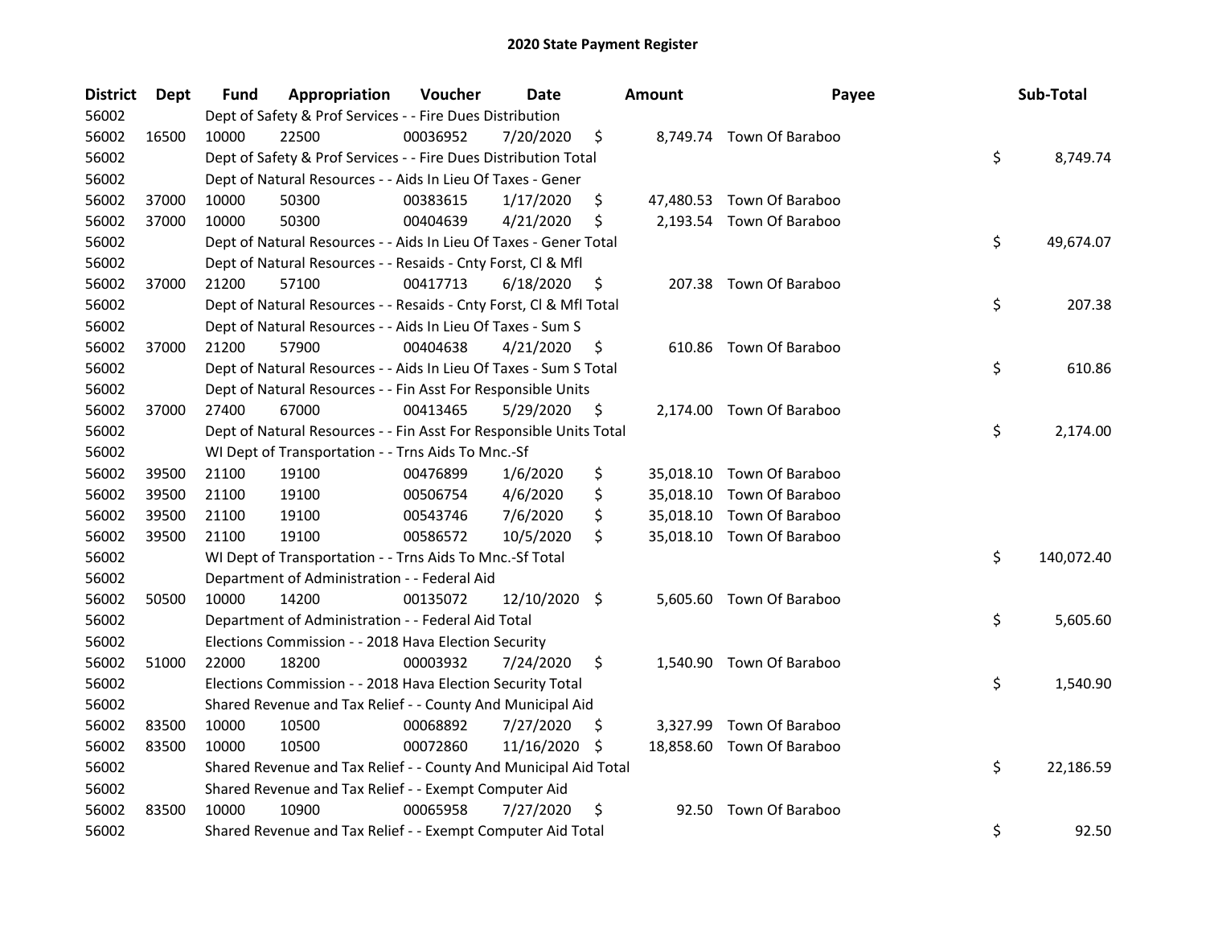## 2020 State Payment Register

| District | Dept | Fund | Appropriation | Voucher | Date | Amount | Payee | Sub-Total |
|---|---|---|---|---|---|---|---|---|
| 56002 | | Dept of Safety & Prof Services - - Fire Dues Distribution | | | | | | |
| 56002 | 16500 | 10000 | 22500 | 00036952 | 7/20/2020 | $ 8,749.74 | Town Of Baraboo | |
| 56002 | | Dept of Safety & Prof Services - - Fire Dues Distribution Total | | | | | | $ 8,749.74 |
| 56002 | | Dept of Natural Resources - - Aids In Lieu Of Taxes - Gener | | | | | | |
| 56002 | 37000 | 10000 | 50300 | 00383615 | 1/17/2020 | $ 47,480.53 | Town Of Baraboo | |
| 56002 | 37000 | 10000 | 50300 | 00404639 | 4/21/2020 | $ 2,193.54 | Town Of Baraboo | |
| 56002 | | Dept of Natural Resources - - Aids In Lieu Of Taxes - Gener Total | | | | | | $ 49,674.07 |
| 56002 | | Dept of Natural Resources - - Resaids - Cnty Forst, Cl & Mfl | | | | | | |
| 56002 | 37000 | 21200 | 57100 | 00417713 | 6/18/2020 | $ 207.38 | Town Of Baraboo | |
| 56002 | | Dept of Natural Resources - - Resaids - Cnty Forst, Cl & Mfl Total | | | | | | $ 207.38 |
| 56002 | | Dept of Natural Resources - - Aids In Lieu Of Taxes - Sum S | | | | | | |
| 56002 | 37000 | 21200 | 57900 | 00404638 | 4/21/2020 | $ 610.86 | Town Of Baraboo | |
| 56002 | | Dept of Natural Resources - - Aids In Lieu Of Taxes - Sum S Total | | | | | | $ 610.86 |
| 56002 | | Dept of Natural Resources - - Fin Asst For Responsible Units | | | | | | |
| 56002 | 37000 | 27400 | 67000 | 00413465 | 5/29/2020 | $ 2,174.00 | Town Of Baraboo | |
| 56002 | | Dept of Natural Resources - - Fin Asst For Responsible Units Total | | | | | | $ 2,174.00 |
| 56002 | | WI Dept of Transportation - - Trns Aids To Mnc.-Sf | | | | | | |
| 56002 | 39500 | 21100 | 19100 | 00476899 | 1/6/2020 | $ 35,018.10 | Town Of Baraboo | |
| 56002 | 39500 | 21100 | 19100 | 00506754 | 4/6/2020 | $ 35,018.10 | Town Of Baraboo | |
| 56002 | 39500 | 21100 | 19100 | 00543746 | 7/6/2020 | $ 35,018.10 | Town Of Baraboo | |
| 56002 | 39500 | 21100 | 19100 | 00586572 | 10/5/2020 | $ 35,018.10 | Town Of Baraboo | |
| 56002 | | WI Dept of Transportation - - Trns Aids To Mnc.-Sf Total | | | | | | $ 140,072.40 |
| 56002 | | Department of Administration - - Federal Aid | | | | | | |
| 56002 | 50500 | 10000 | 14200 | 00135072 | 12/10/2020 | $ 5,605.60 | Town Of Baraboo | |
| 56002 | | Department of Administration - - Federal Aid Total | | | | | | $ 5,605.60 |
| 56002 | | Elections Commission - - 2018 Hava Election Security | | | | | | |
| 56002 | 51000 | 22000 | 18200 | 00003932 | 7/24/2020 | $ 1,540.90 | Town Of Baraboo | |
| 56002 | | Elections Commission - - 2018 Hava Election Security Total | | | | | | $ 1,540.90 |
| 56002 | | Shared Revenue and Tax Relief - - County And Municipal Aid | | | | | | |
| 56002 | 83500 | 10000 | 10500 | 00068892 | 7/27/2020 | $ 3,327.99 | Town Of Baraboo | |
| 56002 | 83500 | 10000 | 10500 | 00072860 | 11/16/2020 | $ 18,858.60 | Town Of Baraboo | |
| 56002 | | Shared Revenue and Tax Relief - - County And Municipal Aid Total | | | | | | $ 22,186.59 |
| 56002 | | Shared Revenue and Tax Relief - - Exempt Computer Aid | | | | | | |
| 56002 | 83500 | 10000 | 10900 | 00065958 | 7/27/2020 | $ 92.50 | Town Of Baraboo | |
| 56002 | | Shared Revenue and Tax Relief - - Exempt Computer Aid Total | | | | | | $ 92.50 |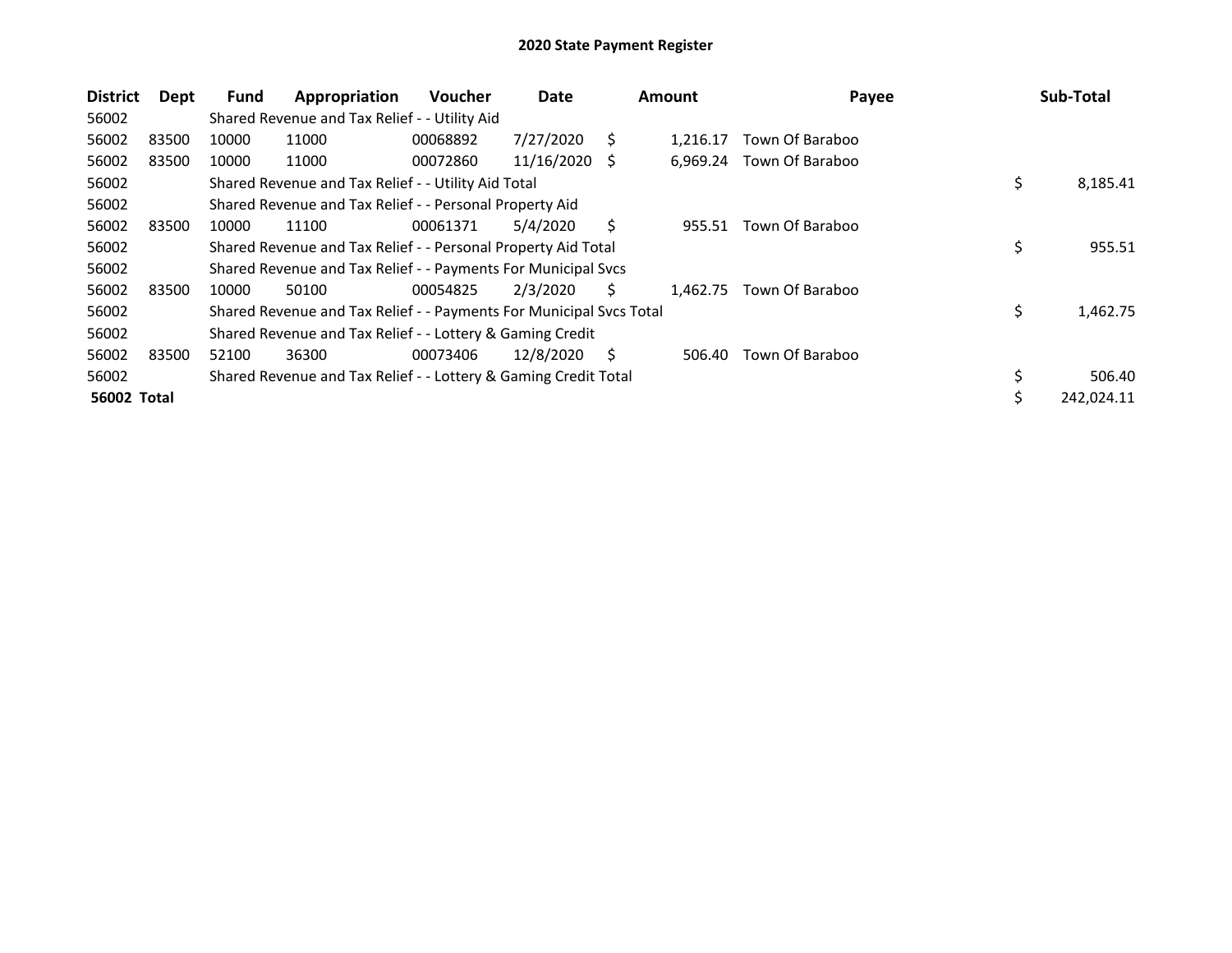# 2020 State Payment Register

| District | Dept | Fund | Appropriation | Voucher | Date | Amount | Payee | Sub-Total |
|---|---|---|---|---|---|---|---|---|
| 56002 | | Shared Revenue and Tax Relief - - Utility Aid | | | | | | |
| 56002 | 83500 | 10000 | 11000 | 00068892 | 7/27/2020 | $ 1,216.17 | Town Of Baraboo | |
| 56002 | 83500 | 10000 | 11000 | 00072860 | 11/16/2020 | $ 6,969.24 | Town Of Baraboo | |
| 56002 | | Shared Revenue and Tax Relief - - Utility Aid Total | | | | | | $ 8,185.41 |
| 56002 | | Shared Revenue and Tax Relief - - Personal Property Aid | | | | | | |
| 56002 | 83500 | 10000 | 11100 | 00061371 | 5/4/2020 | $ 955.51 | Town Of Baraboo | |
| 56002 | | Shared Revenue and Tax Relief - - Personal Property Aid Total | | | | | | $ 955.51 |
| 56002 | | Shared Revenue and Tax Relief - - Payments For Municipal Svcs | | | | | | |
| 56002 | 83500 | 10000 | 50100 | 00054825 | 2/3/2020 | $ 1,462.75 | Town Of Baraboo | |
| 56002 | | Shared Revenue and Tax Relief - - Payments For Municipal Svcs Total | | | | | | $ 1,462.75 |
| 56002 | | Shared Revenue and Tax Relief - - Lottery & Gaming Credit | | | | | | |
| 56002 | 83500 | 52100 | 36300 | 00073406 | 12/8/2020 | $ 506.40 | Town Of Baraboo | |
| 56002 | | Shared Revenue and Tax Relief - - Lottery & Gaming Credit Total | | | | | | $ 506.40 |
| **56002 Total** | | | | | | | | $ 242,024.11 |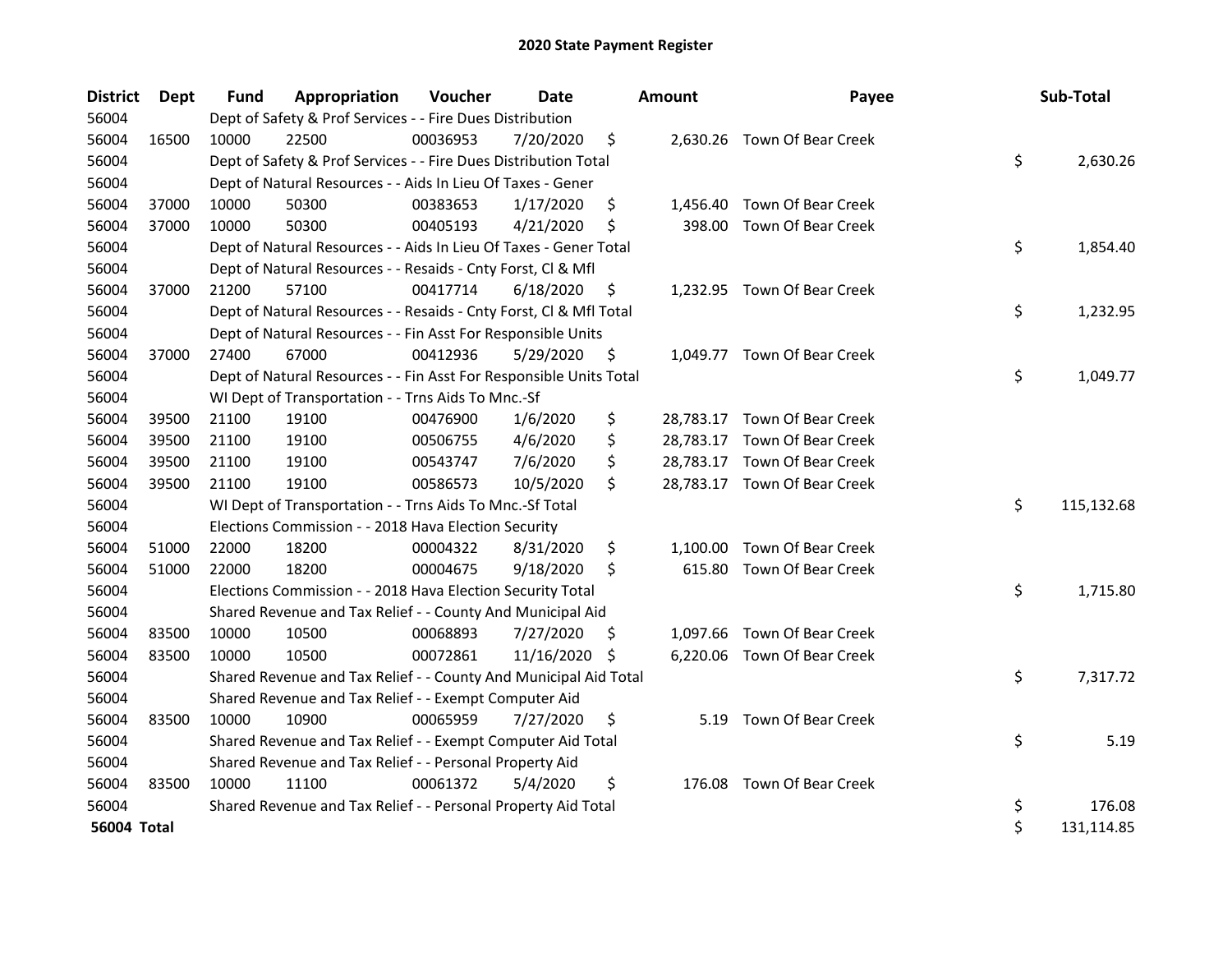# 2020 State Payment Register

| District | Dept | Fund | Appropriation | Voucher | Date | Amount | Payee | Sub-Total |
|---|---|---|---|---|---|---|---|---|
| 56004 | | Dept of Safety & Prof Services - - Fire Dues Distribution | | | | | | |
| 56004 | 16500 | 10000 | 22500 | 00036953 | 7/20/2020 | $ 2,630.26 | Town Of Bear Creek | |
| 56004 | | Dept of Safety & Prof Services - - Fire Dues Distribution Total | | | | | | $ 2,630.26 |
| 56004 | | Dept of Natural Resources - - Aids In Lieu Of Taxes - Gener | | | | | | |
| 56004 | 37000 | 10000 | 50300 | 00383653 | 1/17/2020 | $ 1,456.40 | Town Of Bear Creek | |
| 56004 | 37000 | 10000 | 50300 | 00405193 | 4/21/2020 | $ 398.00 | Town Of Bear Creek | |
| 56004 | | Dept of Natural Resources - - Aids In Lieu Of Taxes - Gener Total | | | | | | $ 1,854.40 |
| 56004 | | Dept of Natural Resources - - Resaids - Cnty Forst, Cl & Mfl | | | | | | |
| 56004 | 37000 | 21200 | 57100 | 00417714 | 6/18/2020 | $ 1,232.95 | Town Of Bear Creek | |
| 56004 | | Dept of Natural Resources - - Resaids - Cnty Forst, Cl & Mfl Total | | | | | | $ 1,232.95 |
| 56004 | | Dept of Natural Resources - - Fin Asst For Responsible Units | | | | | | |
| 56004 | 37000 | 27400 | 67000 | 00412936 | 5/29/2020 | $ 1,049.77 | Town Of Bear Creek | |
| 56004 | | Dept of Natural Resources - - Fin Asst For Responsible Units Total | | | | | | $ 1,049.77 |
| 56004 | | WI Dept of Transportation - - Trns Aids To Mnc.-Sf | | | | | | |
| 56004 | 39500 | 21100 | 19100 | 00476900 | 1/6/2020 | $ 28,783.17 | Town Of Bear Creek | |
| 56004 | 39500 | 21100 | 19100 | 00506755 | 4/6/2020 | $ 28,783.17 | Town Of Bear Creek | |
| 56004 | 39500 | 21100 | 19100 | 00543747 | 7/6/2020 | $ 28,783.17 | Town Of Bear Creek | |
| 56004 | 39500 | 21100 | 19100 | 00586573 | 10/5/2020 | $ 28,783.17 | Town Of Bear Creek | |
| 56004 | | WI Dept of Transportation - - Trns Aids To Mnc.-Sf Total | | | | | | $ 115,132.68 |
| 56004 | | Elections Commission - - 2018 Hava Election Security | | | | | | |
| 56004 | 51000 | 22000 | 18200 | 00004322 | 8/31/2020 | $ 1,100.00 | Town Of Bear Creek | |
| 56004 | 51000 | 22000 | 18200 | 00004675 | 9/18/2020 | $ 615.80 | Town Of Bear Creek | |
| 56004 | | Elections Commission - - 2018 Hava Election Security Total | | | | | | $ 1,715.80 |
| 56004 | | Shared Revenue and Tax Relief - - County And Municipal Aid | | | | | | |
| 56004 | 83500 | 10000 | 10500 | 00068893 | 7/27/2020 | $ 1,097.66 | Town Of Bear Creek | |
| 56004 | 83500 | 10000 | 10500 | 00072861 | 11/16/2020 | $ 6,220.06 | Town Of Bear Creek | |
| 56004 | | Shared Revenue and Tax Relief - - County And Municipal Aid Total | | | | | | $ 7,317.72 |
| 56004 | | Shared Revenue and Tax Relief - - Exempt Computer Aid | | | | | | |
| 56004 | 83500 | 10000 | 10900 | 00065959 | 7/27/2020 | $ 5.19 | Town Of Bear Creek | |
| 56004 | | Shared Revenue and Tax Relief - - Exempt Computer Aid Total | | | | | | $ 5.19 |
| 56004 | | Shared Revenue and Tax Relief - - Personal Property Aid | | | | | | |
| 56004 | 83500 | 10000 | 11100 | 00061372 | 5/4/2020 | $ 176.08 | Town Of Bear Creek | |
| 56004 | | Shared Revenue and Tax Relief - - Personal Property Aid Total | | | | | | $ 176.08 |
| **56004 Total** | | | | | | | | $ 131,114.85 |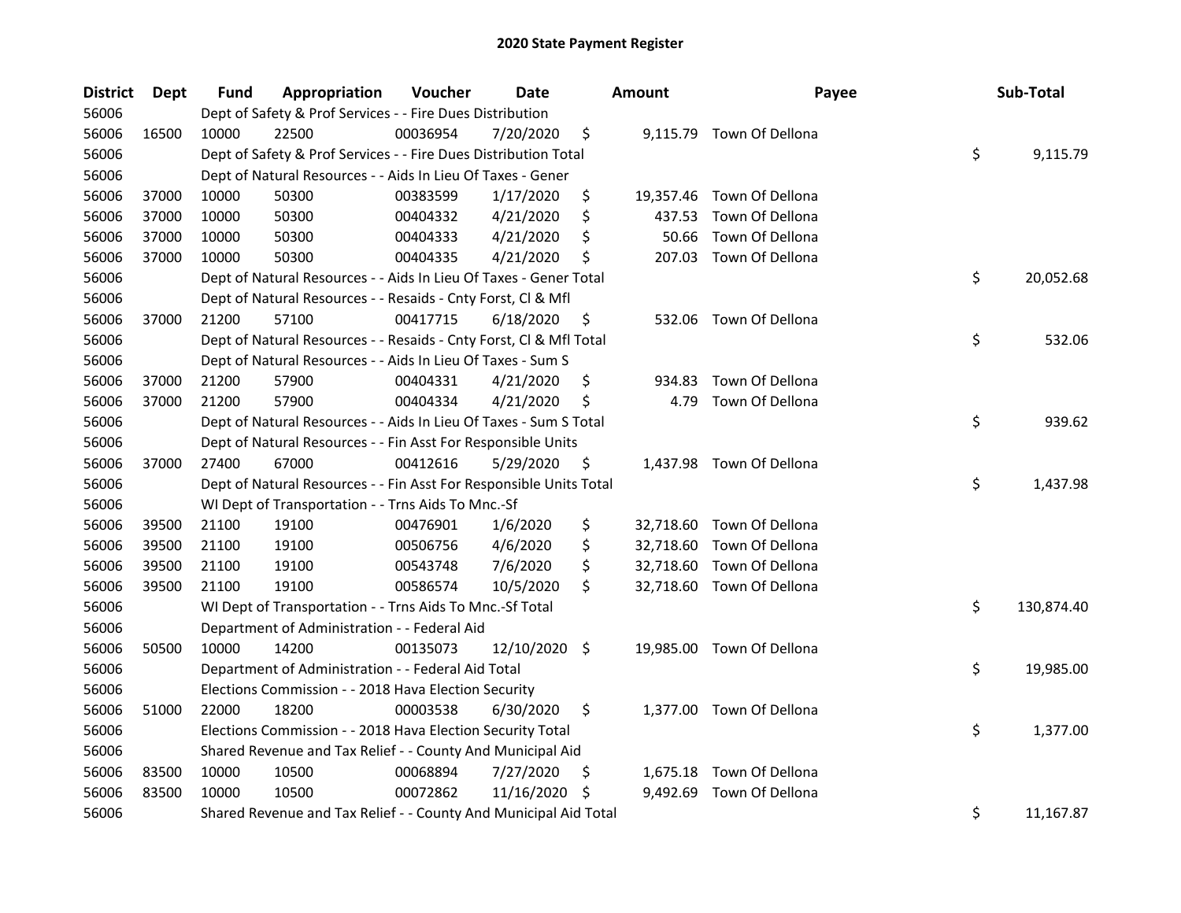# 2020 State Payment Register

| District | Dept | Fund | Appropriation | Voucher | Date | Amount | Payee | Sub-Total |
|---|---|---|---|---|---|---|---|---|
| 56006 | | Dept of Safety & Prof Services - - Fire Dues Distribution | | | | | | |
| 56006 | 16500 | 10000 | 22500 | 00036954 | 7/20/2020 | $ 9,115.79 | Town Of Dellona | |
| 56006 | | Dept of Safety & Prof Services - - Fire Dues Distribution Total | | | | | | $ 9,115.79 |
| 56006 | | Dept of Natural Resources - - Aids In Lieu Of Taxes - Gener | | | | | | |
| 56006 | 37000 | 10000 | 50300 | 00383599 | 1/17/2020 | $ 19,357.46 | Town Of Dellona | |
| 56006 | 37000 | 10000 | 50300 | 00404332 | 4/21/2020 | $ 437.53 | Town Of Dellona | |
| 56006 | 37000 | 10000 | 50300 | 00404333 | 4/21/2020 | $ 50.66 | Town Of Dellona | |
| 56006 | 37000 | 10000 | 50300 | 00404335 | 4/21/2020 | $ 207.03 | Town Of Dellona | |
| 56006 | | Dept of Natural Resources - - Aids In Lieu Of Taxes - Gener Total | | | | | | $ 20,052.68 |
| 56006 | | Dept of Natural Resources - - Resaids - Cnty Forst, Cl & Mfl | | | | | | |
| 56006 | 37000 | 21200 | 57100 | 00417715 | 6/18/2020 | $ 532.06 | Town Of Dellona | |
| 56006 | | Dept of Natural Resources - - Resaids - Cnty Forst, Cl & Mfl Total | | | | | | $ 532.06 |
| 56006 | | Dept of Natural Resources - - Aids In Lieu Of Taxes - Sum S | | | | | | |
| 56006 | 37000 | 21200 | 57900 | 00404331 | 4/21/2020 | $ 934.83 | Town Of Dellona | |
| 56006 | 37000 | 21200 | 57900 | 00404334 | 4/21/2020 | $ 4.79 | Town Of Dellona | |
| 56006 | | Dept of Natural Resources - - Aids In Lieu Of Taxes - Sum S Total | | | | | | $ 939.62 |
| 56006 | | Dept of Natural Resources - - Fin Asst For Responsible Units | | | | | | |
| 56006 | 37000 | 27400 | 67000 | 00412616 | 5/29/2020 | $ 1,437.98 | Town Of Dellona | |
| 56006 | | Dept of Natural Resources - - Fin Asst For Responsible Units Total | | | | | | $ 1,437.98 |
| 56006 | | WI Dept of Transportation - - Trns Aids To Mnc.-Sf | | | | | | |
| 56006 | 39500 | 21100 | 19100 | 00476901 | 1/6/2020 | $ 32,718.60 | Town Of Dellona | |
| 56006 | 39500 | 21100 | 19100 | 00506756 | 4/6/2020 | $ 32,718.60 | Town Of Dellona | |
| 56006 | 39500 | 21100 | 19100 | 00543748 | 7/6/2020 | $ 32,718.60 | Town Of Dellona | |
| 56006 | 39500 | 21100 | 19100 | 00586574 | 10/5/2020 | $ 32,718.60 | Town Of Dellona | |
| 56006 | | WI Dept of Transportation - - Trns Aids To Mnc.-Sf Total | | | | | | $ 130,874.40 |
| 56006 | | Department of Administration - - Federal Aid | | | | | | |
| 56006 | 50500 | 10000 | 14200 | 00135073 | 12/10/2020 | $ 19,985.00 | Town Of Dellona | |
| 56006 | | Department of Administration - - Federal Aid Total | | | | | | $ 19,985.00 |
| 56006 | | Elections Commission - - 2018 Hava Election Security | | | | | | |
| 56006 | 51000 | 22000 | 18200 | 00003538 | 6/30/2020 | $ 1,377.00 | Town Of Dellona | |
| 56006 | | Elections Commission - - 2018 Hava Election Security Total | | | | | | $ 1,377.00 |
| 56006 | | Shared Revenue and Tax Relief - - County And Municipal Aid | | | | | | |
| 56006 | 83500 | 10000 | 10500 | 00068894 | 7/27/2020 | $ 1,675.18 | Town Of Dellona | |
| 56006 | 83500 | 10000 | 10500 | 00072862 | 11/16/2020 | $ 9,492.69 | Town Of Dellona | |
| 56006 | | Shared Revenue and Tax Relief - - County And Municipal Aid Total | | | | | | $ 11,167.87 |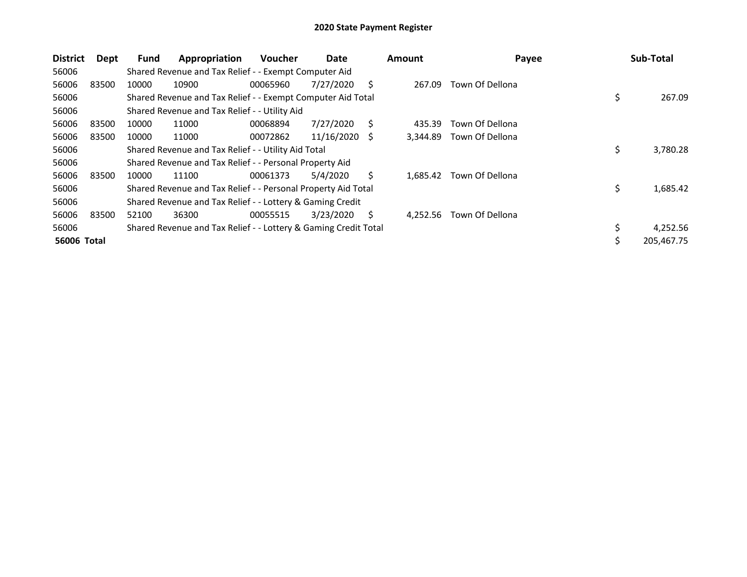# 2020 State Payment Register

| District | Dept | Fund | Appropriation | Voucher | Date | Amount | Payee | Sub-Total |
|---|---|---|---|---|---|---|---|---|
| 56006 | | Shared Revenue and Tax Relief - - Exempt Computer Aid | | | | | | |
| 56006 | 83500 | 10000 | 10900 | 00065960 | 7/27/2020 | $ 267.09 | Town Of Dellona | |
| 56006 | | Shared Revenue and Tax Relief - - Exempt Computer Aid Total | | | | | | $ 267.09 |
| 56006 | | Shared Revenue and Tax Relief - - Utility Aid | | | | | | |
| 56006 | 83500 | 10000 | 11000 | 00068894 | 7/27/2020 | $ 435.39 | Town Of Dellona | |
| 56006 | 83500 | 10000 | 11000 | 00072862 | 11/16/2020 | $ 3,344.89 | Town Of Dellona | |
| 56006 | | Shared Revenue and Tax Relief - - Utility Aid Total | | | | | | $ 3,780.28 |
| 56006 | | Shared Revenue and Tax Relief - - Personal Property Aid | | | | | | |
| 56006 | 83500 | 10000 | 11100 | 00061373 | 5/4/2020 | $ 1,685.42 | Town Of Dellona | |
| 56006 | | Shared Revenue and Tax Relief - - Personal Property Aid Total | | | | | | $ 1,685.42 |
| 56006 | | Shared Revenue and Tax Relief - - Lottery & Gaming Credit | | | | | | |
| 56006 | 83500 | 52100 | 36300 | 00055515 | 3/23/2020 | $ 4,252.56 | Town Of Dellona | |
| 56006 | | Shared Revenue and Tax Relief - - Lottery & Gaming Credit Total | | | | | | $ 4,252.56 |
| **56006 Total** | | | | | | | | $ 205,467.75 |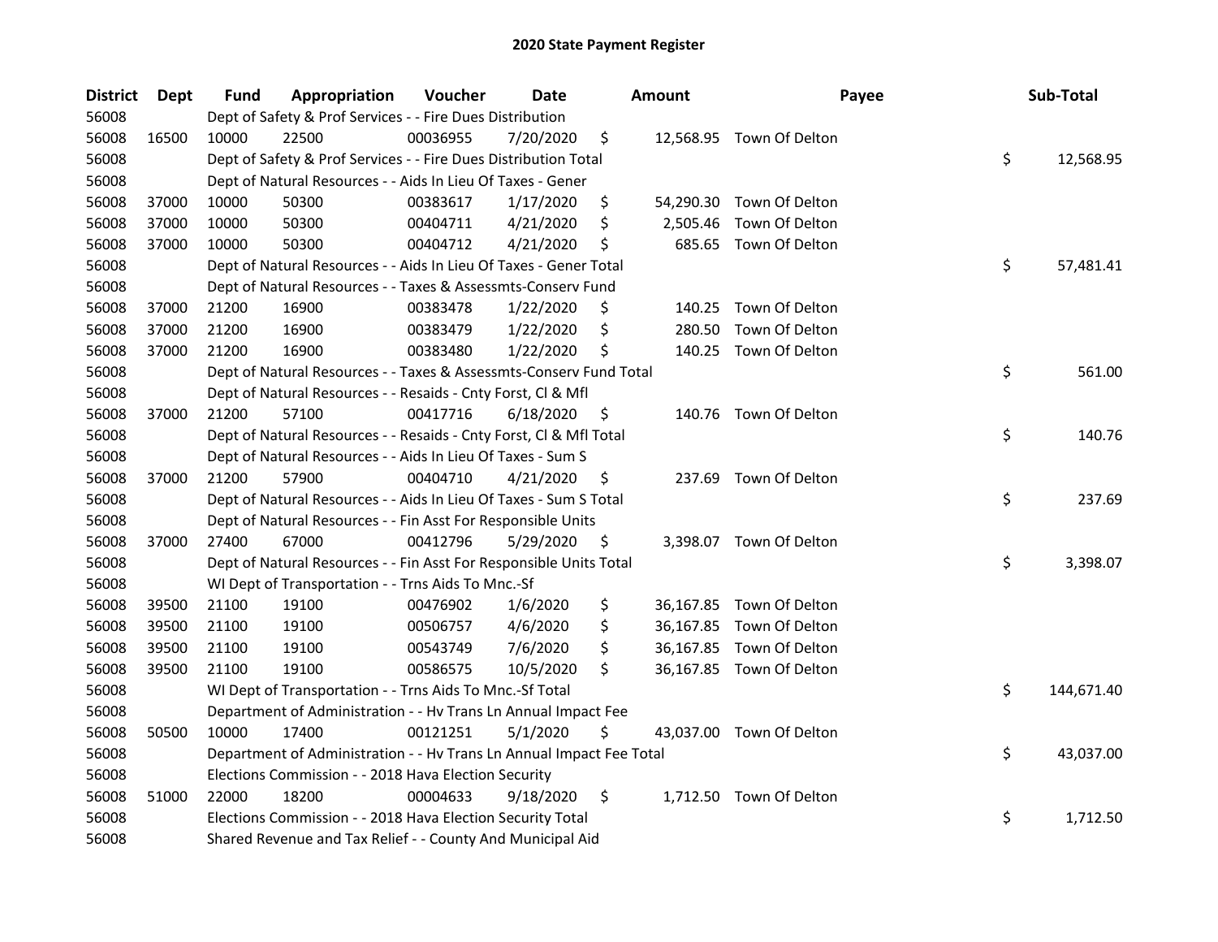# 2020 State Payment Register

| District | Dept | Fund | Appropriation | Voucher | Date | Amount | Payee | Sub-Total |
|---|---|---|---|---|---|---|---|---|
| 56008 | | Dept of Safety & Prof Services - - Fire Dues Distribution | | | | | | |
| 56008 | 16500 | 10000 | 22500 | 00036955 | 7/20/2020 | $ 12,568.95 | Town Of Delton | |
| 56008 | | Dept of Safety & Prof Services - - Fire Dues Distribution Total | | | | | | $ 12,568.95 |
| 56008 | | Dept of Natural Resources - - Aids In Lieu Of Taxes - Gener | | | | | | |
| 56008 | 37000 | 10000 | 50300 | 00383617 | 1/17/2020 | $ 54,290.30 | Town Of Delton | |
| 56008 | 37000 | 10000 | 50300 | 00404711 | 4/21/2020 | $ 2,505.46 | Town Of Delton | |
| 56008 | 37000 | 10000 | 50300 | 00404712 | 4/21/2020 | $ 685.65 | Town Of Delton | |
| 56008 | | Dept of Natural Resources - - Aids In Lieu Of Taxes - Gener Total | | | | | | $ 57,481.41 |
| 56008 | | Dept of Natural Resources - - Taxes & Assessmts-Conserv Fund | | | | | | |
| 56008 | 37000 | 21200 | 16900 | 00383478 | 1/22/2020 | $ 140.25 | Town Of Delton | |
| 56008 | 37000 | 21200 | 16900 | 00383479 | 1/22/2020 | $ 280.50 | Town Of Delton | |
| 56008 | 37000 | 21200 | 16900 | 00383480 | 1/22/2020 | $ 140.25 | Town Of Delton | |
| 56008 | | Dept of Natural Resources - - Taxes & Assessmts-Conserv Fund Total | | | | | | $ 561.00 |
| 56008 | | Dept of Natural Resources - - Resaids - Cnty Forst, Cl & Mfl | | | | | | |
| 56008 | 37000 | 21200 | 57100 | 00417716 | 6/18/2020 | $ 140.76 | Town Of Delton | |
| 56008 | | Dept of Natural Resources - - Resaids - Cnty Forst, Cl & Mfl Total | | | | | | $ 140.76 |
| 56008 | | Dept of Natural Resources - - Aids In Lieu Of Taxes - Sum S | | | | | | |
| 56008 | 37000 | 21200 | 57900 | 00404710 | 4/21/2020 | $ 237.69 | Town Of Delton | |
| 56008 | | Dept of Natural Resources - - Aids In Lieu Of Taxes - Sum S Total | | | | | | $ 237.69 |
| 56008 | | Dept of Natural Resources - - Fin Asst For Responsible Units | | | | | | |
| 56008 | 37000 | 27400 | 67000 | 00412796 | 5/29/2020 | $ 3,398.07 | Town Of Delton | |
| 56008 | | Dept of Natural Resources - - Fin Asst For Responsible Units Total | | | | | | $ 3,398.07 |
| 56008 | | WI Dept of Transportation - - Trns Aids To Mnc.-Sf | | | | | | |
| 56008 | 39500 | 21100 | 19100 | 00476902 | 1/6/2020 | $ 36,167.85 | Town Of Delton | |
| 56008 | 39500 | 21100 | 19100 | 00506757 | 4/6/2020 | $ 36,167.85 | Town Of Delton | |
| 56008 | 39500 | 21100 | 19100 | 00543749 | 7/6/2020 | $ 36,167.85 | Town Of Delton | |
| 56008 | 39500 | 21100 | 19100 | 00586575 | 10/5/2020 | $ 36,167.85 | Town Of Delton | |
| 56008 | | WI Dept of Transportation - - Trns Aids To Mnc.-Sf Total | | | | | | $ 144,671.40 |
| 56008 | | Department of Administration - - Hv Trans Ln Annual Impact Fee | | | | | | |
| 56008 | 50500 | 10000 | 17400 | 00121251 | 5/1/2020 | $ 43,037.00 | Town Of Delton | |
| 56008 | | Department of Administration - - Hv Trans Ln Annual Impact Fee Total | | | | | | $ 43,037.00 |
| 56008 | | Elections Commission - - 2018 Hava Election Security | | | | | | |
| 56008 | 51000 | 22000 | 18200 | 00004633 | 9/18/2020 | $ 1,712.50 | Town Of Delton | |
| 56008 | | Elections Commission - - 2018 Hava Election Security Total | | | | | | $ 1,712.50 |
| 56008 | | Shared Revenue and Tax Relief - - County And Municipal Aid | | | | | | |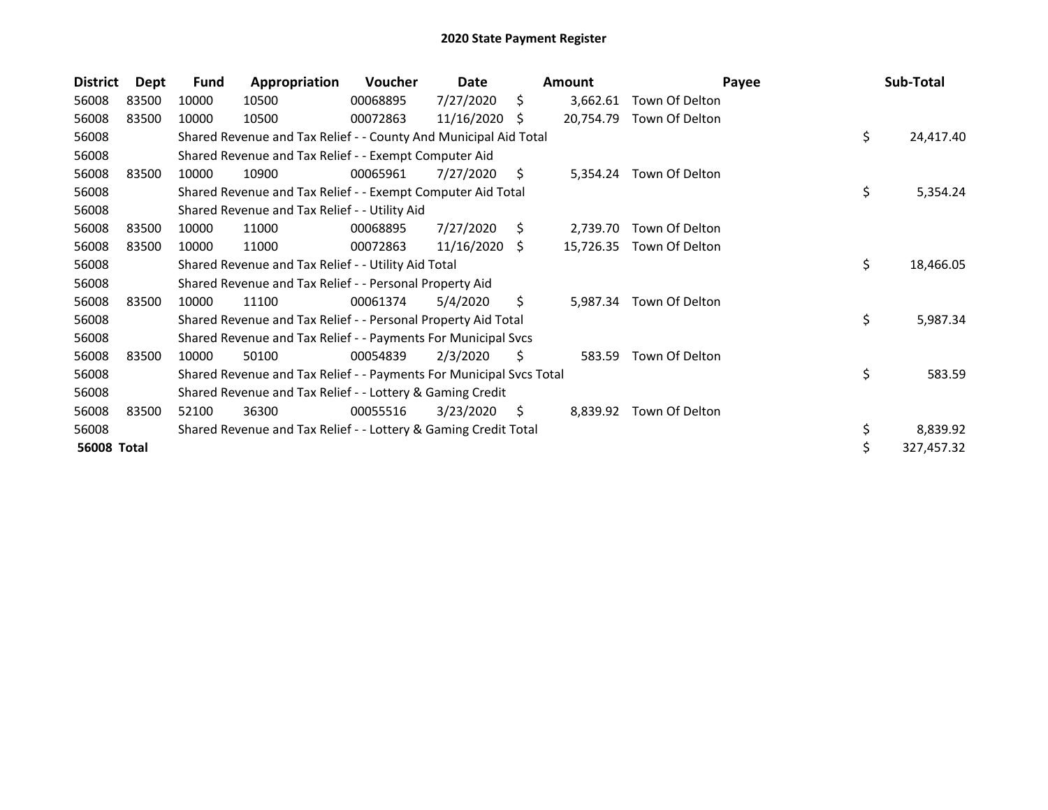# 2020 State Payment Register

| District | Dept | Fund | Appropriation | Voucher | Date | Amount | Payee | Sub-Total |
|---|---|---|---|---|---|---|---|---|
| 56008 | 83500 | 10000 | 10500 | 00068895 | 7/27/2020 | $ 3,662.61 | Town Of Delton | |
| 56008 | 83500 | 10000 | 10500 | 00072863 | 11/16/2020 | $ 20,754.79 | Town Of Delton | |
| 56008 | | Shared Revenue and Tax Relief - - County And Municipal Aid Total | | | | | | $ 24,417.40 |
| 56008 | | Shared Revenue and Tax Relief - - Exempt Computer Aid | | | | | | |
| 56008 | 83500 | 10000 | 10900 | 00065961 | 7/27/2020 | $ 5,354.24 | Town Of Delton | |
| 56008 | | Shared Revenue and Tax Relief - - Exempt Computer Aid Total | | | | | | $ 5,354.24 |
| 56008 | | Shared Revenue and Tax Relief - - Utility Aid | | | | | | |
| 56008 | 83500 | 10000 | 11000 | 00068895 | 7/27/2020 | $ 2,739.70 | Town Of Delton | |
| 56008 | 83500 | 10000 | 11000 | 00072863 | 11/16/2020 | $ 15,726.35 | Town Of Delton | |
| 56008 | | Shared Revenue and Tax Relief - - Utility Aid Total | | | | | | $ 18,466.05 |
| 56008 | | Shared Revenue and Tax Relief - - Personal Property Aid | | | | | | |
| 56008 | 83500 | 10000 | 11100 | 00061374 | 5/4/2020 | $ 5,987.34 | Town Of Delton | |
| 56008 | | Shared Revenue and Tax Relief - - Personal Property Aid Total | | | | | | $ 5,987.34 |
| 56008 | | Shared Revenue and Tax Relief - - Payments For Municipal Svcs | | | | | | |
| 56008 | 83500 | 10000 | 50100 | 00054839 | 2/3/2020 | $ 583.59 | Town Of Delton | |
| 56008 | | Shared Revenue and Tax Relief - - Payments For Municipal Svcs Total | | | | | | $ 583.59 |
| 56008 | | Shared Revenue and Tax Relief - - Lottery & Gaming Credit | | | | | | |
| 56008 | 83500 | 52100 | 36300 | 00055516 | 3/23/2020 | $ 8,839.92 | Town Of Delton | |
| 56008 | | Shared Revenue and Tax Relief - - Lottery & Gaming Credit Total | | | | | | $ 8,839.92 |
| **56008 Total** | | | | | | | | $ 327,457.32 |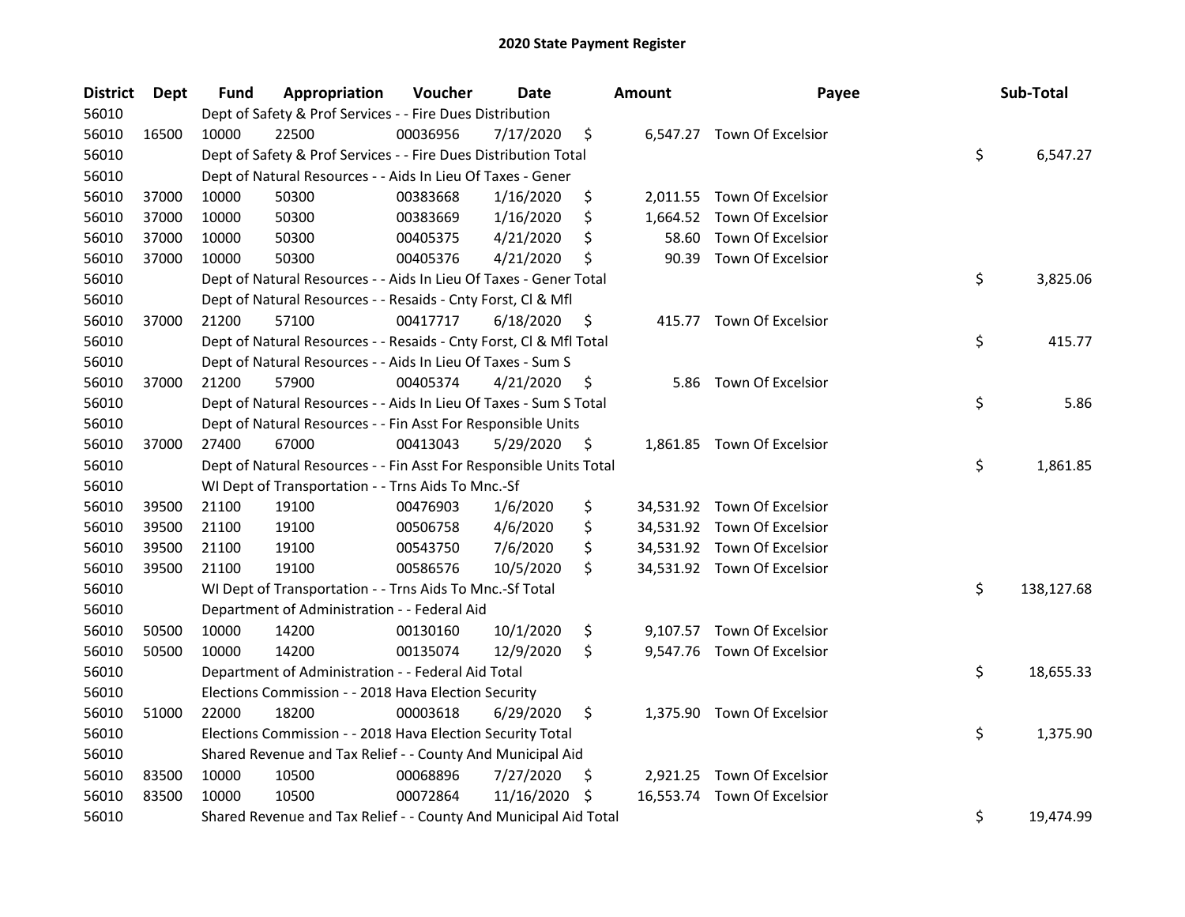# 2020 State Payment Register

| District | Dept | Fund | Appropriation | Voucher | Date | Amount | Payee | Sub-Total |
|---|---|---|---|---|---|---|---|---|
| 56010 | | Dept of Safety & Prof Services - - Fire Dues Distribution | | | | | | |
| 56010 | 16500 | 10000 | 22500 | 00036956 | 7/17/2020 | $ 6,547.27 | Town Of Excelsior | |
| 56010 | | Dept of Safety & Prof Services - - Fire Dues Distribution Total | | | | | | $ 6,547.27 |
| 56010 | | Dept of Natural Resources - - Aids In Lieu Of Taxes - Gener | | | | | | |
| 56010 | 37000 | 10000 | 50300 | 00383668 | 1/16/2020 | $ 2,011.55 | Town Of Excelsior | |
| 56010 | 37000 | 10000 | 50300 | 00383669 | 1/16/2020 | $ 1,664.52 | Town Of Excelsior | |
| 56010 | 37000 | 10000 | 50300 | 00405375 | 4/21/2020 | $ 58.60 | Town Of Excelsior | |
| 56010 | 37000 | 10000 | 50300 | 00405376 | 4/21/2020 | $ 90.39 | Town Of Excelsior | |
| 56010 | | Dept of Natural Resources - - Aids In Lieu Of Taxes - Gener Total | | | | | | $ 3,825.06 |
| 56010 | | Dept of Natural Resources - - Resaids - Cnty Forst, Cl & Mfl | | | | | | |
| 56010 | 37000 | 21200 | 57100 | 00417717 | 6/18/2020 | $ 415.77 | Town Of Excelsior | |
| 56010 | | Dept of Natural Resources - - Resaids - Cnty Forst, Cl & Mfl Total | | | | | | $ 415.77 |
| 56010 | | Dept of Natural Resources - - Aids In Lieu Of Taxes - Sum S | | | | | | |
| 56010 | 37000 | 21200 | 57900 | 00405374 | 4/21/2020 | $ 5.86 | Town Of Excelsior | |
| 56010 | | Dept of Natural Resources - - Aids In Lieu Of Taxes - Sum S Total | | | | | | $ 5.86 |
| 56010 | | Dept of Natural Resources - - Fin Asst For Responsible Units | | | | | | |
| 56010 | 37000 | 27400 | 67000 | 00413043 | 5/29/2020 | $ 1,861.85 | Town Of Excelsior | |
| 56010 | | Dept of Natural Resources - - Fin Asst For Responsible Units Total | | | | | | $ 1,861.85 |
| 56010 | | WI Dept of Transportation - - Trns Aids To Mnc.-Sf | | | | | | |
| 56010 | 39500 | 21100 | 19100 | 00476903 | 1/6/2020 | $ 34,531.92 | Town Of Excelsior | |
| 56010 | 39500 | 21100 | 19100 | 00506758 | 4/6/2020 | $ 34,531.92 | Town Of Excelsior | |
| 56010 | 39500 | 21100 | 19100 | 00543750 | 7/6/2020 | $ 34,531.92 | Town Of Excelsior | |
| 56010 | 39500 | 21100 | 19100 | 00586576 | 10/5/2020 | $ 34,531.92 | Town Of Excelsior | |
| 56010 | | WI Dept of Transportation - - Trns Aids To Mnc.-Sf Total | | | | | | $ 138,127.68 |
| 56010 | | Department of Administration - - Federal Aid | | | | | | |
| 56010 | 50500 | 10000 | 14200 | 00130160 | 10/1/2020 | $ 9,107.57 | Town Of Excelsior | |
| 56010 | 50500 | 10000 | 14200 | 00135074 | 12/9/2020 | $ 9,547.76 | Town Of Excelsior | |
| 56010 | | Department of Administration - - Federal Aid Total | | | | | | $ 18,655.33 |
| 56010 | | Elections Commission - - 2018 Hava Election Security | | | | | | |
| 56010 | 51000 | 22000 | 18200 | 00003618 | 6/29/2020 | $ 1,375.90 | Town Of Excelsior | |
| 56010 | | Elections Commission - - 2018 Hava Election Security Total | | | | | | $ 1,375.90 |
| 56010 | | Shared Revenue and Tax Relief - - County And Municipal Aid | | | | | | |
| 56010 | 83500 | 10000 | 10500 | 00068896 | 7/27/2020 | $ 2,921.25 | Town Of Excelsior | |
| 56010 | 83500 | 10000 | 10500 | 00072864 | 11/16/2020 | $ 16,553.74 | Town Of Excelsior | |
| 56010 | | Shared Revenue and Tax Relief - - County And Municipal Aid Total | | | | | | $ 19,474.99 |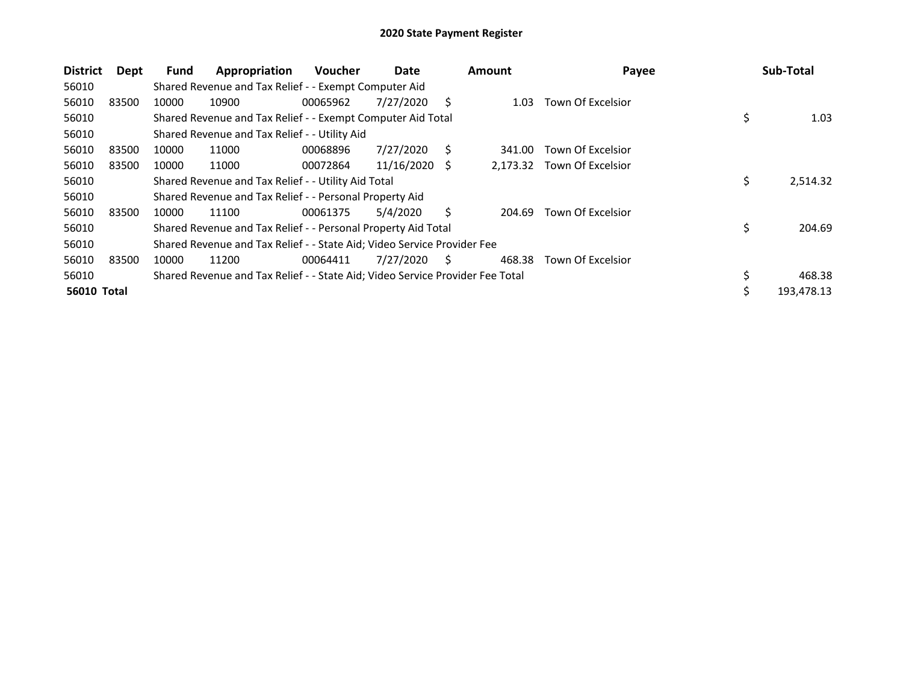# 2020 State Payment Register

| District | Dept | Fund | Appropriation | Voucher | Date | Amount | Payee | Sub-Total |
|---|---|---|---|---|---|---|---|---|
| 56010 | | Shared Revenue and Tax Relief - - Exempt Computer Aid | | | | | | |
| 56010 | 83500 | 10000 | 10900 | 00065962 | 7/27/2020 | $ 1.03 | Town Of Excelsior | |
| 56010 | | Shared Revenue and Tax Relief - - Exempt Computer Aid Total | | | | | | $ 1.03 |
| 56010 | | Shared Revenue and Tax Relief - - Utility Aid | | | | | | |
| 56010 | 83500 | 10000 | 11000 | 00068896 | 7/27/2020 | $ 341.00 | Town Of Excelsior | |
| 56010 | 83500 | 10000 | 11000 | 00072864 | 11/16/2020 | $ 2,173.32 | Town Of Excelsior | |
| 56010 | | Shared Revenue and Tax Relief - - Utility Aid Total | | | | | | $ 2,514.32 |
| 56010 | | Shared Revenue and Tax Relief - - Personal Property Aid | | | | | | |
| 56010 | 83500 | 10000 | 11100 | 00061375 | 5/4/2020 | $ 204.69 | Town Of Excelsior | |
| 56010 | | Shared Revenue and Tax Relief - - Personal Property Aid Total | | | | | | $ 204.69 |
| 56010 | | Shared Revenue and Tax Relief - - State Aid; Video Service Provider Fee | | | | | | |
| 56010 | 83500 | 10000 | 11200 | 00064411 | 7/27/2020 | $ 468.38 | Town Of Excelsior | |
| 56010 | | Shared Revenue and Tax Relief - - State Aid; Video Service Provider Fee Total | | | | | | $ 468.38 |
| **56010 Total** | | | | | | | | $ 193,478.13 |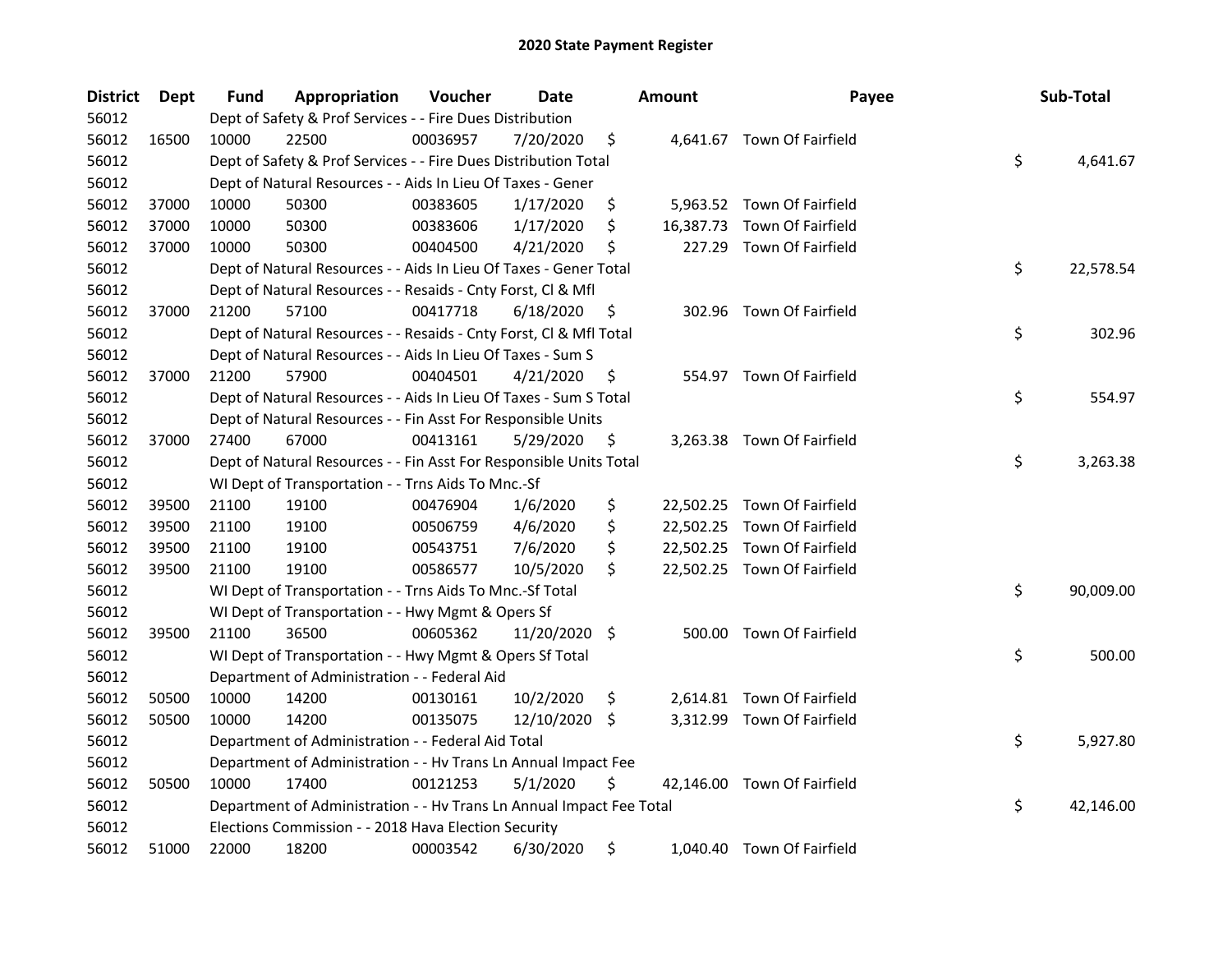# 2020 State Payment Register

| District | Dept | Fund | Appropriation | Voucher | Date | Amount | Payee | Sub-Total |
|---|---|---|---|---|---|---|---|---|
| 56012 | | Dept of Safety & Prof Services - - Fire Dues Distribution | | | | | | |
| 56012 | 16500 | 10000 | 22500 | 00036957 | 7/20/2020 | $ 4,641.67 | Town Of Fairfield | |
| 56012 | | Dept of Safety & Prof Services - - Fire Dues Distribution Total | | | | | | $ 4,641.67 |
| 56012 | | Dept of Natural Resources - - Aids In Lieu Of Taxes - Gener | | | | | | |
| 56012 | 37000 | 10000 | 50300 | 00383605 | 1/17/2020 | $ 5,963.52 | Town Of Fairfield | |
| 56012 | 37000 | 10000 | 50300 | 00383606 | 1/17/2020 | $ 16,387.73 | Town Of Fairfield | |
| 56012 | 37000 | 10000 | 50300 | 00404500 | 4/21/2020 | $ 227.29 | Town Of Fairfield | |
| 56012 | | Dept of Natural Resources - - Aids In Lieu Of Taxes - Gener Total | | | | | | $ 22,578.54 |
| 56012 | | Dept of Natural Resources - - Resaids - Cnty Forst, Cl & Mfl | | | | | | |
| 56012 | 37000 | 21200 | 57100 | 00417718 | 6/18/2020 | $ 302.96 | Town Of Fairfield | |
| 56012 | | Dept of Natural Resources - - Resaids - Cnty Forst, Cl & Mfl Total | | | | | | $ 302.96 |
| 56012 | | Dept of Natural Resources - - Aids In Lieu Of Taxes - Sum S | | | | | | |
| 56012 | 37000 | 21200 | 57900 | 00404501 | 4/21/2020 | $ 554.97 | Town Of Fairfield | |
| 56012 | | Dept of Natural Resources - - Aids In Lieu Of Taxes - Sum S Total | | | | | | $ 554.97 |
| 56012 | | Dept of Natural Resources - - Fin Asst For Responsible Units | | | | | | |
| 56012 | 37000 | 27400 | 67000 | 00413161 | 5/29/2020 | $ 3,263.38 | Town Of Fairfield | |
| 56012 | | Dept of Natural Resources - - Fin Asst For Responsible Units Total | | | | | | $ 3,263.38 |
| 56012 | | WI Dept of Transportation - - Trns Aids To Mnc.-Sf | | | | | | |
| 56012 | 39500 | 21100 | 19100 | 00476904 | 1/6/2020 | $ 22,502.25 | Town Of Fairfield | |
| 56012 | 39500 | 21100 | 19100 | 00506759 | 4/6/2020 | $ 22,502.25 | Town Of Fairfield | |
| 56012 | 39500 | 21100 | 19100 | 00543751 | 7/6/2020 | $ 22,502.25 | Town Of Fairfield | |
| 56012 | 39500 | 21100 | 19100 | 00586577 | 10/5/2020 | $ 22,502.25 | Town Of Fairfield | |
| 56012 | | WI Dept of Transportation - - Trns Aids To Mnc.-Sf Total | | | | | | $ 90,009.00 |
| 56012 | | WI Dept of Transportation - - Hwy Mgmt & Opers Sf | | | | | | |
| 56012 | 39500 | 21100 | 36500 | 00605362 | 11/20/2020 | $ 500.00 | Town Of Fairfield | |
| 56012 | | WI Dept of Transportation - - Hwy Mgmt & Opers Sf Total | | | | | | $ 500.00 |
| 56012 | | Department of Administration - - Federal Aid | | | | | | |
| 56012 | 50500 | 10000 | 14200 | 00130161 | 10/2/2020 | $ 2,614.81 | Town Of Fairfield | |
| 56012 | 50500 | 10000 | 14200 | 00135075 | 12/10/2020 | $ 3,312.99 | Town Of Fairfield | |
| 56012 | | Department of Administration - - Federal Aid Total | | | | | | $ 5,927.80 |
| 56012 | | Department of Administration - - Hv Trans Ln Annual Impact Fee | | | | | | |
| 56012 | 50500 | 10000 | 17400 | 00121253 | 5/1/2020 | $ 42,146.00 | Town Of Fairfield | |
| 56012 | | Department of Administration - - Hv Trans Ln Annual Impact Fee Total | | | | | | $ 42,146.00 |
| 56012 | | Elections Commission - - 2018 Hava Election Security | | | | | | |
| 56012 | 51000 | 22000 | 18200 | 00003542 | 6/30/2020 | $ 1,040.40 | Town Of Fairfield | |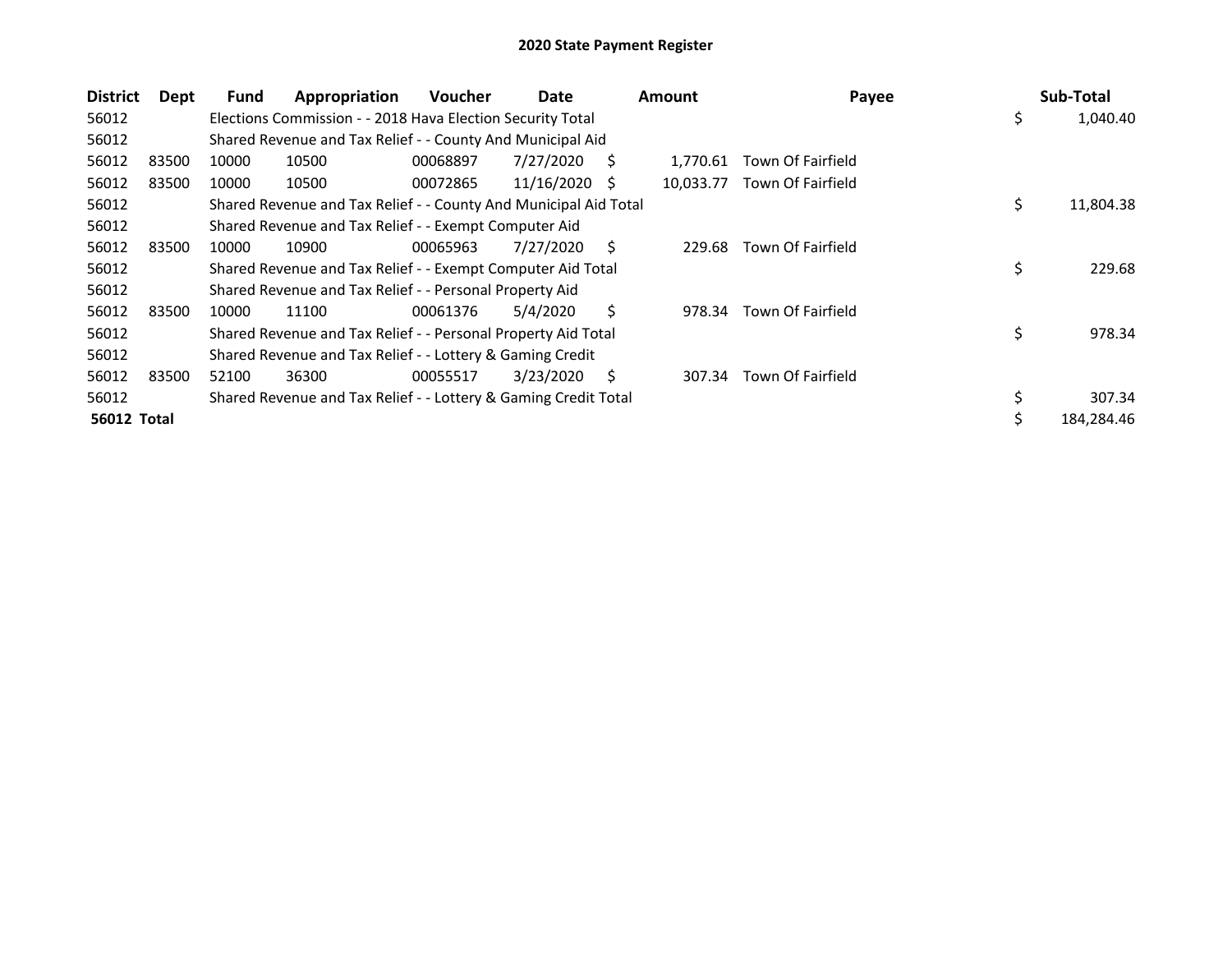# 2020 State Payment Register

| District | Dept | Fund | Appropriation | Voucher | Date | Amount | Payee | Sub-Total |
|---|---|---|---|---|---|---|---|---|
| 56012 | | Elections Commission - - 2018 Hava Election Security Total | | | | | | $ 1,040.40 |
| 56012 | | Shared Revenue and Tax Relief - - County And Municipal Aid | | | | | | |
| 56012 | 83500 | 10000 | 10500 | 00068897 | 7/27/2020 | $ 1,770.61 | Town Of Fairfield | |
| 56012 | 83500 | 10000 | 10500 | 00072865 | 11/16/2020 | $ 10,033.77 | Town Of Fairfield | |
| 56012 | | Shared Revenue and Tax Relief - - County And Municipal Aid Total | | | | | | $ 11,804.38 |
| 56012 | | Shared Revenue and Tax Relief - - Exempt Computer Aid | | | | | | |
| 56012 | 83500 | 10000 | 10900 | 00065963 | 7/27/2020 | $ 229.68 | Town Of Fairfield | |
| 56012 | | Shared Revenue and Tax Relief - - Exempt Computer Aid Total | | | | | | $ 229.68 |
| 56012 | | Shared Revenue and Tax Relief - - Personal Property Aid | | | | | | |
| 56012 | 83500 | 10000 | 11100 | 00061376 | 5/4/2020 | $ 978.34 | Town Of Fairfield | |
| 56012 | | Shared Revenue and Tax Relief - - Personal Property Aid Total | | | | | | $ 978.34 |
| 56012 | | Shared Revenue and Tax Relief - - Lottery & Gaming Credit | | | | | | |
| 56012 | 83500 | 52100 | 36300 | 00055517 | 3/23/2020 | $ 307.34 | Town Of Fairfield | |
| 56012 | | Shared Revenue and Tax Relief - - Lottery & Gaming Credit Total | | | | | | $ 307.34 |
| **56012 Total** | | | | | | | | $ 184,284.46 |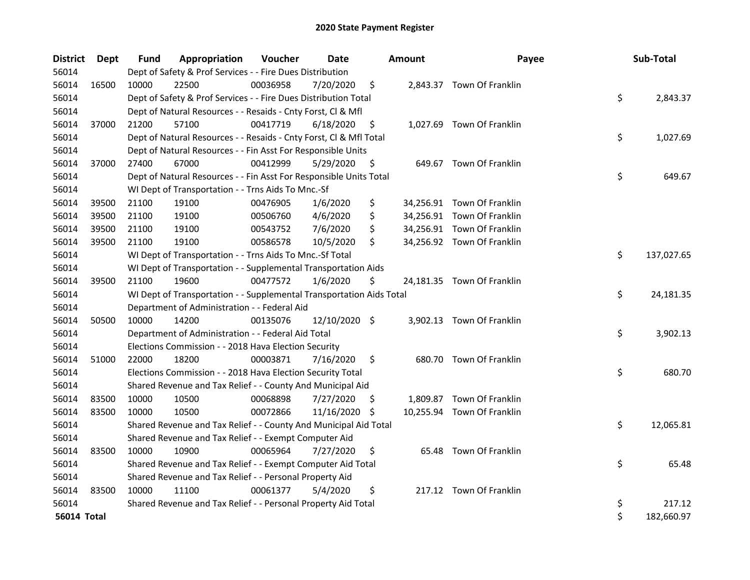# 2020 State Payment Register

| District | Dept | Fund | Appropriation | Voucher | Date | Amount | Payee | Sub-Total |
|---|---|---|---|---|---|---|---|---|
| 56014 | | Dept of Safety & Prof Services - - Fire Dues Distribution | | | | | | |
| 56014 | 16500 | 10000 | 22500 | 00036958 | 7/20/2020 | $ 2,843.37 | Town Of Franklin | |
| 56014 | | Dept of Safety & Prof Services - - Fire Dues Distribution Total | | | | | | $ 2,843.37 |
| 56014 | | Dept of Natural Resources - - Resaids - Cnty Forst, Cl & Mfl | | | | | | |
| 56014 | 37000 | 21200 | 57100 | 00417719 | 6/18/2020 | $ 1,027.69 | Town Of Franklin | |
| 56014 | | Dept of Natural Resources - - Resaids - Cnty Forst, Cl & Mfl Total | | | | | | $ 1,027.69 |
| 56014 | | Dept of Natural Resources - - Fin Asst For Responsible Units | | | | | | |
| 56014 | 37000 | 27400 | 67000 | 00412999 | 5/29/2020 | $ 649.67 | Town Of Franklin | |
| 56014 | | Dept of Natural Resources - - Fin Asst For Responsible Units Total | | | | | | $ 649.67 |
| 56014 | | WI Dept of Transportation - - Trns Aids To Mnc.-Sf | | | | | | |
| 56014 | 39500 | 21100 | 19100 | 00476905 | 1/6/2020 | $ 34,256.91 | Town Of Franklin | |
| 56014 | 39500 | 21100 | 19100 | 00506760 | 4/6/2020 | $ 34,256.91 | Town Of Franklin | |
| 56014 | 39500 | 21100 | 19100 | 00543752 | 7/6/2020 | $ 34,256.91 | Town Of Franklin | |
| 56014 | 39500 | 21100 | 19100 | 00586578 | 10/5/2020 | $ 34,256.92 | Town Of Franklin | |
| 56014 | | WI Dept of Transportation - - Trns Aids To Mnc.-Sf Total | | | | | | $ 137,027.65 |
| 56014 | | WI Dept of Transportation - - Supplemental Transportation Aids | | | | | | |
| 56014 | 39500 | 21100 | 19600 | 00477572 | 1/6/2020 | $ 24,181.35 | Town Of Franklin | |
| 56014 | | WI Dept of Transportation - - Supplemental Transportation Aids Total | | | | | | $ 24,181.35 |
| 56014 | | Department of Administration - - Federal Aid | | | | | | |
| 56014 | 50500 | 10000 | 14200 | 00135076 | 12/10/2020 | $ 3,902.13 | Town Of Franklin | |
| 56014 | | Department of Administration - - Federal Aid Total | | | | | | $ 3,902.13 |
| 56014 | | Elections Commission - - 2018 Hava Election Security | | | | | | |
| 56014 | 51000 | 22000 | 18200 | 00003871 | 7/16/2020 | $ 680.70 | Town Of Franklin | |
| 56014 | | Elections Commission - - 2018 Hava Election Security Total | | | | | | $ 680.70 |
| 56014 | | Shared Revenue and Tax Relief - - County And Municipal Aid | | | | | | |
| 56014 | 83500 | 10000 | 10500 | 00068898 | 7/27/2020 | $ 1,809.87 | Town Of Franklin | |
| 56014 | 83500 | 10000 | 10500 | 00072866 | 11/16/2020 | $ 10,255.94 | Town Of Franklin | |
| 56014 | | Shared Revenue and Tax Relief - - County And Municipal Aid Total | | | | | | $ 12,065.81 |
| 56014 | | Shared Revenue and Tax Relief - - Exempt Computer Aid | | | | | | |
| 56014 | 83500 | 10000 | 10900 | 00065964 | 7/27/2020 | $ 65.48 | Town Of Franklin | |
| 56014 | | Shared Revenue and Tax Relief - - Exempt Computer Aid Total | | | | | | $ 65.48 |
| 56014 | | Shared Revenue and Tax Relief - - Personal Property Aid | | | | | | |
| 56014 | 83500 | 10000 | 11100 | 00061377 | 5/4/2020 | $ 217.12 | Town Of Franklin | |
| 56014 | | Shared Revenue and Tax Relief - - Personal Property Aid Total | | | | | | $ 217.12 |
| **56014 Total** | | | | | | | | $ 182,660.97 |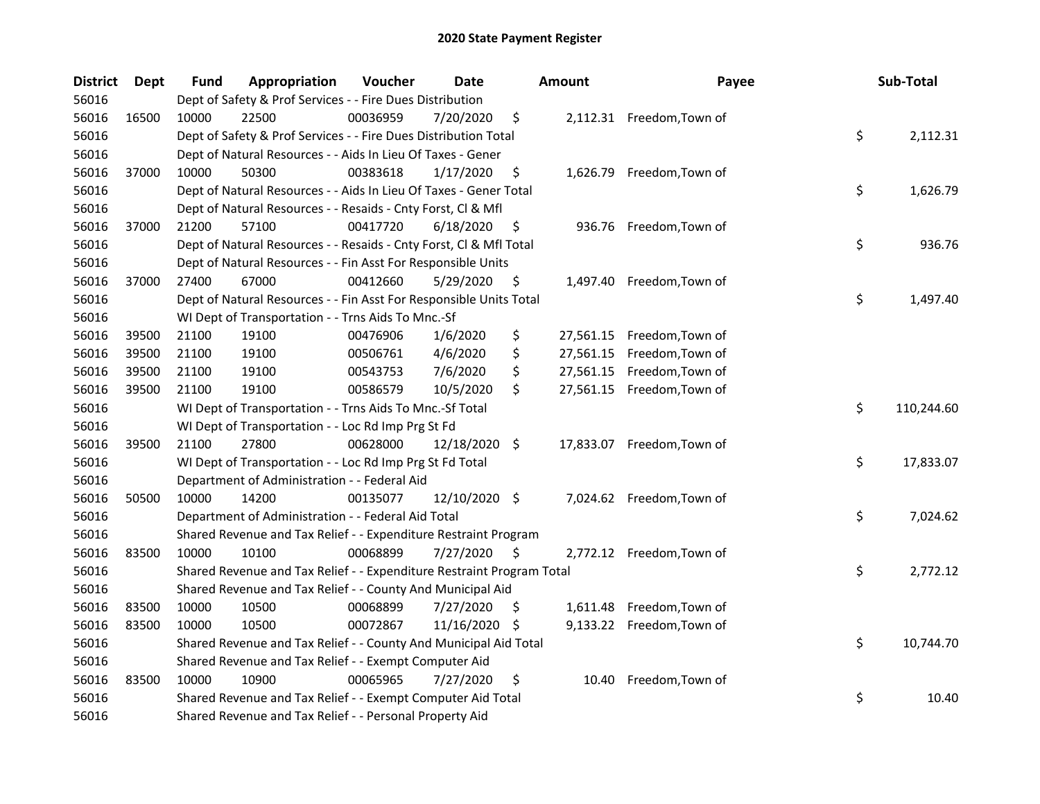# 2020 State Payment Register

| District | Dept | Fund | Appropriation | Voucher | Date | Amount | Payee | Sub-Total |
|---|---|---|---|---|---|---|---|---|
| 56016 | | Dept of Safety & Prof Services - - Fire Dues Distribution | | | | | | |
| 56016 | 16500 | 10000 | 22500 | 00036959 | 7/20/2020 | $ 2,112.31 | Freedom,Town of | |
| 56016 | | Dept of Safety & Prof Services - - Fire Dues Distribution Total | | | | | | $ 2,112.31 |
| 56016 | | Dept of Natural Resources - - Aids In Lieu Of Taxes - Gener | | | | | | |
| 56016 | 37000 | 10000 | 50300 | 00383618 | 1/17/2020 | $ 1,626.79 | Freedom,Town of | |
| 56016 | | Dept of Natural Resources - - Aids In Lieu Of Taxes - Gener Total | | | | | | $ 1,626.79 |
| 56016 | | Dept of Natural Resources - - Resaids - Cnty Forst, Cl & Mfl | | | | | | |
| 56016 | 37000 | 21200 | 57100 | 00417720 | 6/18/2020 | $ 936.76 | Freedom,Town of | |
| 56016 | | Dept of Natural Resources - - Resaids - Cnty Forst, Cl & Mfl Total | | | | | | $ 936.76 |
| 56016 | | Dept of Natural Resources - - Fin Asst For Responsible Units | | | | | | |
| 56016 | 37000 | 27400 | 67000 | 00412660 | 5/29/2020 | $ 1,497.40 | Freedom,Town of | |
| 56016 | | Dept of Natural Resources - - Fin Asst For Responsible Units Total | | | | | | $ 1,497.40 |
| 56016 | | WI Dept of Transportation - - Trns Aids To Mnc.-Sf | | | | | | |
| 56016 | 39500 | 21100 | 19100 | 00476906 | 1/6/2020 | $ 27,561.15 | Freedom,Town of | |
| 56016 | 39500 | 21100 | 19100 | 00506761 | 4/6/2020 | $ 27,561.15 | Freedom,Town of | |
| 56016 | 39500 | 21100 | 19100 | 00543753 | 7/6/2020 | $ 27,561.15 | Freedom,Town of | |
| 56016 | 39500 | 21100 | 19100 | 00586579 | 10/5/2020 | $ 27,561.15 | Freedom,Town of | |
| 56016 | | WI Dept of Transportation - - Trns Aids To Mnc.-Sf Total | | | | | | $ 110,244.60 |
| 56016 | | WI Dept of Transportation - - Loc Rd Imp Prg St Fd | | | | | | |
| 56016 | 39500 | 21100 | 27800 | 00628000 | 12/18/2020 | $ 17,833.07 | Freedom,Town of | |
| 56016 | | WI Dept of Transportation - - Loc Rd Imp Prg St Fd Total | | | | | | $ 17,833.07 |
| 56016 | | Department of Administration - - Federal Aid | | | | | | |
| 56016 | 50500 | 10000 | 14200 | 00135077 | 12/10/2020 | $ 7,024.62 | Freedom,Town of | |
| 56016 | | Department of Administration - - Federal Aid Total | | | | | | $ 7,024.62 |
| 56016 | | Shared Revenue and Tax Relief - - Expenditure Restraint Program | | | | | | |
| 56016 | 83500 | 10000 | 10100 | 00068899 | 7/27/2020 | $ 2,772.12 | Freedom,Town of | |
| 56016 | | Shared Revenue and Tax Relief - - Expenditure Restraint Program Total | | | | | | $ 2,772.12 |
| 56016 | | Shared Revenue and Tax Relief - - County And Municipal Aid | | | | | | |
| 56016 | 83500 | 10000 | 10500 | 00068899 | 7/27/2020 | $ 1,611.48 | Freedom,Town of | |
| 56016 | 83500 | 10000 | 10500 | 00072867 | 11/16/2020 | $ 9,133.22 | Freedom,Town of | |
| 56016 | | Shared Revenue and Tax Relief - - County And Municipal Aid Total | | | | | | $ 10,744.70 |
| 56016 | | Shared Revenue and Tax Relief - - Exempt Computer Aid | | | | | | |
| 56016 | 83500 | 10000 | 10900 | 00065965 | 7/27/2020 | $ 10.40 | Freedom,Town of | |
| 56016 | | Shared Revenue and Tax Relief - - Exempt Computer Aid Total | | | | | | $ 10.40 |
| 56016 | | Shared Revenue and Tax Relief - - Personal Property Aid | | | | | | |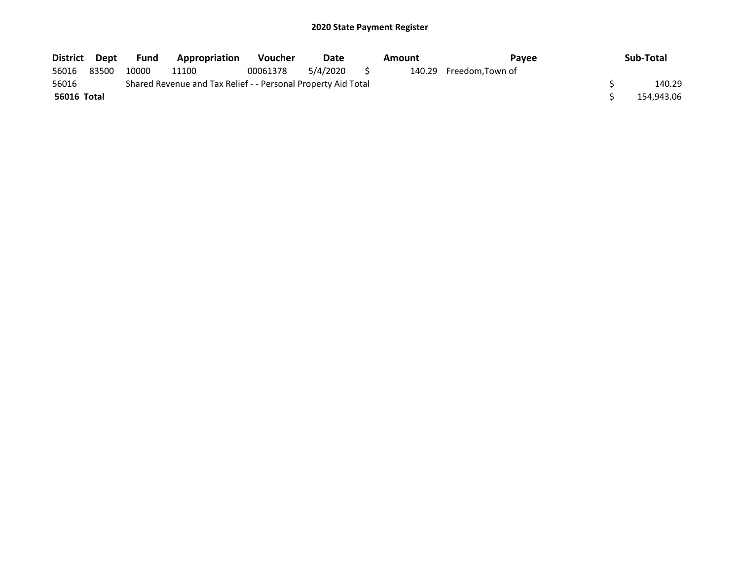# 2020 State Payment Register

| District | Dept | Fund | Appropriation | Voucher | Date | Amount | Payee | Sub-Total |
|---|---|---|---|---|---|---|---|---|
| 56016 | 83500 | 10000 | 11100 | 00061378 | 5/4/2020 | $ 140.29 | Freedom,Town of | |
| 56016 | | Shared Revenue and Tax Relief - - Personal Property Aid Total | | | | | | $ 140.29 |
| **56016 Total** | | | | | | | | $ 154,943.06 |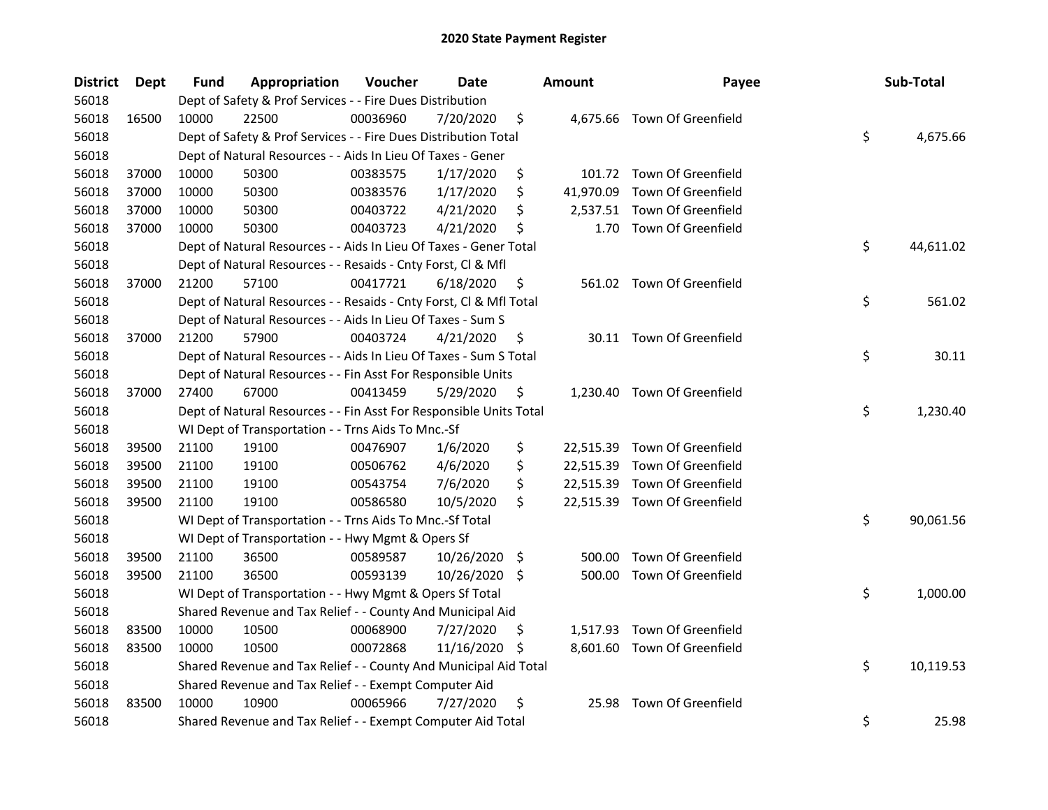# 2020 State Payment Register

| District | Dept | Fund | Appropriation | Voucher | Date | Amount | Payee | Sub-Total |
|---|---|---|---|---|---|---|---|---|
| 56018 | | Dept of Safety & Prof Services - - Fire Dues Distribution | | | | | | |
| 56018 | 16500 | 10000 | 22500 | 00036960 | 7/20/2020 | $ 4,675.66 | Town Of Greenfield | |
| 56018 | | Dept of Safety & Prof Services - - Fire Dues Distribution Total | | | | | | $ 4,675.66 |
| 56018 | | Dept of Natural Resources - - Aids In Lieu Of Taxes - Gener | | | | | | |
| 56018 | 37000 | 10000 | 50300 | 00383575 | 1/17/2020 | $ 101.72 | Town Of Greenfield | |
| 56018 | 37000 | 10000 | 50300 | 00383576 | 1/17/2020 | $ 41,970.09 | Town Of Greenfield | |
| 56018 | 37000 | 10000 | 50300 | 00403722 | 4/21/2020 | $ 2,537.51 | Town Of Greenfield | |
| 56018 | 37000 | 10000 | 50300 | 00403723 | 4/21/2020 | $ 1.70 | Town Of Greenfield | |
| 56018 | | Dept of Natural Resources - - Aids In Lieu Of Taxes - Gener Total | | | | | | $ 44,611.02 |
| 56018 | | Dept of Natural Resources - - Resaids - Cnty Forst, Cl & Mfl | | | | | | |
| 56018 | 37000 | 21200 | 57100 | 00417721 | 6/18/2020 | $ 561.02 | Town Of Greenfield | |
| 56018 | | Dept of Natural Resources - - Resaids - Cnty Forst, Cl & Mfl Total | | | | | | $ 561.02 |
| 56018 | | Dept of Natural Resources - - Aids In Lieu Of Taxes - Sum S | | | | | | |
| 56018 | 37000 | 21200 | 57900 | 00403724 | 4/21/2020 | $ 30.11 | Town Of Greenfield | |
| 56018 | | Dept of Natural Resources - - Aids In Lieu Of Taxes - Sum S Total | | | | | | $ 30.11 |
| 56018 | | Dept of Natural Resources - - Fin Asst For Responsible Units | | | | | | |
| 56018 | 37000 | 27400 | 67000 | 00413459 | 5/29/2020 | $ 1,230.40 | Town Of Greenfield | |
| 56018 | | Dept of Natural Resources - - Fin Asst For Responsible Units Total | | | | | | $ 1,230.40 |
| 56018 | | WI Dept of Transportation - - Trns Aids To Mnc.-Sf | | | | | | |
| 56018 | 39500 | 21100 | 19100 | 00476907 | 1/6/2020 | $ 22,515.39 | Town Of Greenfield | |
| 56018 | 39500 | 21100 | 19100 | 00506762 | 4/6/2020 | $ 22,515.39 | Town Of Greenfield | |
| 56018 | 39500 | 21100 | 19100 | 00543754 | 7/6/2020 | $ 22,515.39 | Town Of Greenfield | |
| 56018 | 39500 | 21100 | 19100 | 00586580 | 10/5/2020 | $ 22,515.39 | Town Of Greenfield | |
| 56018 | | WI Dept of Transportation - - Trns Aids To Mnc.-Sf Total | | | | | | $ 90,061.56 |
| 56018 | | WI Dept of Transportation - - Hwy Mgmt & Opers Sf | | | | | | |
| 56018 | 39500 | 21100 | 36500 | 00589587 | 10/26/2020 | $ 500.00 | Town Of Greenfield | |
| 56018 | 39500 | 21100 | 36500 | 00593139 | 10/26/2020 | $ 500.00 | Town Of Greenfield | |
| 56018 | | WI Dept of Transportation - - Hwy Mgmt & Opers Sf Total | | | | | | $ 1,000.00 |
| 56018 | | Shared Revenue and Tax Relief - - County And Municipal Aid | | | | | | |
| 56018 | 83500 | 10000 | 10500 | 00068900 | 7/27/2020 | $ 1,517.93 | Town Of Greenfield | |
| 56018 | 83500 | 10000 | 10500 | 00072868 | 11/16/2020 | $ 8,601.60 | Town Of Greenfield | |
| 56018 | | Shared Revenue and Tax Relief - - County And Municipal Aid Total | | | | | | $ 10,119.53 |
| 56018 | | Shared Revenue and Tax Relief - - Exempt Computer Aid | | | | | | |
| 56018 | 83500 | 10000 | 10900 | 00065966 | 7/27/2020 | $ 25.98 | Town Of Greenfield | |
| 56018 | | Shared Revenue and Tax Relief - - Exempt Computer Aid Total | | | | | | $ 25.98 |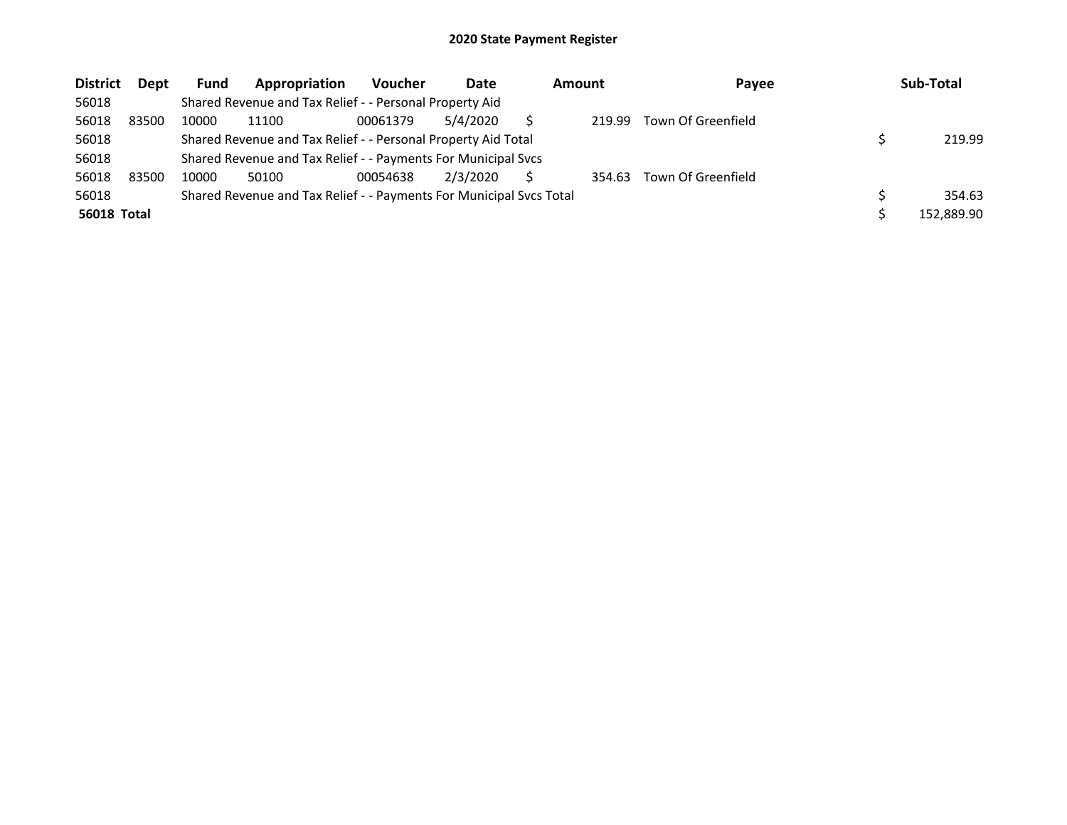# 2020 State Payment Register

| District | Dept | Fund | Appropriation | Voucher | Date | Amount | Payee | Sub-Total |
|---|---|---|---|---|---|---|---|---|
| 56018 | | Shared Revenue and Tax Relief - - Personal Property Aid | | | | | | |
| 56018 | 83500 | 10000 | 11100 | 00061379 | 5/4/2020 | $ 219.99 | Town Of Greenfield | |
| 56018 | | Shared Revenue and Tax Relief - - Personal Property Aid Total | | | | | | $ 219.99 |
| 56018 | | Shared Revenue and Tax Relief - - Payments For Municipal Svcs | | | | | | |
| 56018 | 83500 | 10000 | 50100 | 00054638 | 2/3/2020 | $ 354.63 | Town Of Greenfield | |
| 56018 | | Shared Revenue and Tax Relief - - Payments For Municipal Svcs Total | | | | | | $ 354.63 |
| **56018 Total** | | | | | | | | $ 152,889.90 |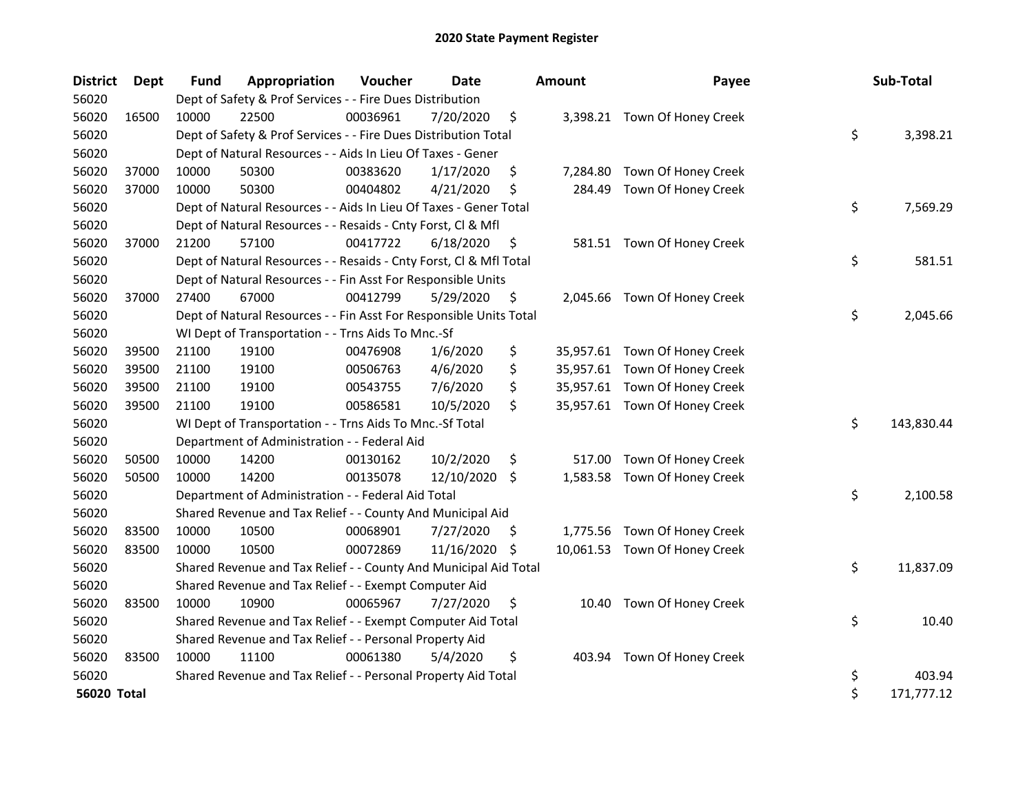# 2020 State Payment Register

| District | Dept | Fund | Appropriation | Voucher | Date | Amount | Payee | Sub-Total |
|---|---|---|---|---|---|---|---|---|
| 56020 | | Dept of Safety & Prof Services - - Fire Dues Distribution | | | | | | |
| 56020 | 16500 | 10000 | 22500 | 00036961 | 7/20/2020 | $ 3,398.21 | Town Of Honey Creek | |
| 56020 | | Dept of Safety & Prof Services - - Fire Dues Distribution Total | | | | | | $ 3,398.21 |
| 56020 | | Dept of Natural Resources - - Aids In Lieu Of Taxes - Gener | | | | | | |
| 56020 | 37000 | 10000 | 50300 | 00383620 | 1/17/2020 | $ 7,284.80 | Town Of Honey Creek | |
| 56020 | 37000 | 10000 | 50300 | 00404802 | 4/21/2020 | $ 284.49 | Town Of Honey Creek | |
| 56020 | | Dept of Natural Resources - - Aids In Lieu Of Taxes - Gener Total | | | | | | $ 7,569.29 |
| 56020 | | Dept of Natural Resources - - Resaids - Cnty Forst, Cl & Mfl | | | | | | |
| 56020 | 37000 | 21200 | 57100 | 00417722 | 6/18/2020 | $ 581.51 | Town Of Honey Creek | |
| 56020 | | Dept of Natural Resources - - Resaids - Cnty Forst, Cl & Mfl Total | | | | | | $ 581.51 |
| 56020 | | Dept of Natural Resources - - Fin Asst For Responsible Units | | | | | | |
| 56020 | 37000 | 27400 | 67000 | 00412799 | 5/29/2020 | $ 2,045.66 | Town Of Honey Creek | |
| 56020 | | Dept of Natural Resources - - Fin Asst For Responsible Units Total | | | | | | $ 2,045.66 |
| 56020 | | WI Dept of Transportation - - Trns Aids To Mnc.-Sf | | | | | | |
| 56020 | 39500 | 21100 | 19100 | 00476908 | 1/6/2020 | $ 35,957.61 | Town Of Honey Creek | |
| 56020 | 39500 | 21100 | 19100 | 00506763 | 4/6/2020 | $ 35,957.61 | Town Of Honey Creek | |
| 56020 | 39500 | 21100 | 19100 | 00543755 | 7/6/2020 | $ 35,957.61 | Town Of Honey Creek | |
| 56020 | 39500 | 21100 | 19100 | 00586581 | 10/5/2020 | $ 35,957.61 | Town Of Honey Creek | |
| 56020 | | WI Dept of Transportation - - Trns Aids To Mnc.-Sf Total | | | | | | $ 143,830.44 |
| 56020 | | Department of Administration - - Federal Aid | | | | | | |
| 56020 | 50500 | 10000 | 14200 | 00130162 | 10/2/2020 | $ 517.00 | Town Of Honey Creek | |
| 56020 | 50500 | 10000 | 14200 | 00135078 | 12/10/2020 | $ 1,583.58 | Town Of Honey Creek | |
| 56020 | | Department of Administration - - Federal Aid Total | | | | | | $ 2,100.58 |
| 56020 | | Shared Revenue and Tax Relief - - County And Municipal Aid | | | | | | |
| 56020 | 83500 | 10000 | 10500 | 00068901 | 7/27/2020 | $ 1,775.56 | Town Of Honey Creek | |
| 56020 | 83500 | 10000 | 10500 | 00072869 | 11/16/2020 | $ 10,061.53 | Town Of Honey Creek | |
| 56020 | | Shared Revenue and Tax Relief - - County And Municipal Aid Total | | | | | | $ 11,837.09 |
| 56020 | | Shared Revenue and Tax Relief - - Exempt Computer Aid | | | | | | |
| 56020 | 83500 | 10000 | 10900 | 00065967 | 7/27/2020 | $ 10.40 | Town Of Honey Creek | |
| 56020 | | Shared Revenue and Tax Relief - - Exempt Computer Aid Total | | | | | | $ 10.40 |
| 56020 | | Shared Revenue and Tax Relief - - Personal Property Aid | | | | | | |
| 56020 | 83500 | 10000 | 11100 | 00061380 | 5/4/2020 | $ 403.94 | Town Of Honey Creek | |
| 56020 | | Shared Revenue and Tax Relief - - Personal Property Aid Total | | | | | | $ 403.94 |
| **56020 Total** | | | | | | | | $ 171,777.12 |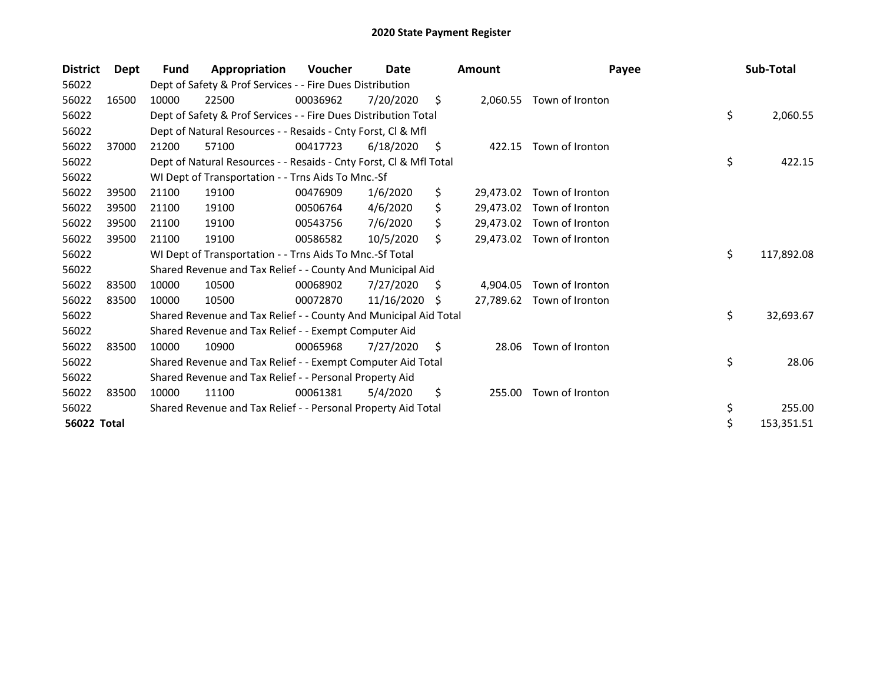# 2020 State Payment Register

| District | Dept | Fund | Appropriation | Voucher | Date | Amount | Payee | Sub-Total |
|---|---|---|---|---|---|---|---|---|
| 56022 | | Dept of Safety & Prof Services - - Fire Dues Distribution | | | | | | |
| 56022 | 16500 | 10000 | 22500 | 00036962 | 7/20/2020 | $ 2,060.55 | Town of Ironton | |
| 56022 | | Dept of Safety & Prof Services - - Fire Dues Distribution Total | | | | | | $ 2,060.55 |
| 56022 | | Dept of Natural Resources - - Resaids - Cnty Forst, Cl & Mfl | | | | | | |
| 56022 | 37000 | 21200 | 57100 | 00417723 | 6/18/2020 | $ 422.15 | Town of Ironton | |
| 56022 | | Dept of Natural Resources - - Resaids - Cnty Forst, Cl & Mfl Total | | | | | | $ 422.15 |
| 56022 | | WI Dept of Transportation - - Trns Aids To Mnc.-Sf | | | | | | |
| 56022 | 39500 | 21100 | 19100 | 00476909 | 1/6/2020 | $ 29,473.02 | Town of Ironton | |
| 56022 | 39500 | 21100 | 19100 | 00506764 | 4/6/2020 | $ 29,473.02 | Town of Ironton | |
| 56022 | 39500 | 21100 | 19100 | 00543756 | 7/6/2020 | $ 29,473.02 | Town of Ironton | |
| 56022 | 39500 | 21100 | 19100 | 00586582 | 10/5/2020 | $ 29,473.02 | Town of Ironton | |
| 56022 | | WI Dept of Transportation - - Trns Aids To Mnc.-Sf Total | | | | | | $ 117,892.08 |
| 56022 | | Shared Revenue and Tax Relief - - County And Municipal Aid | | | | | | |
| 56022 | 83500 | 10000 | 10500 | 00068902 | 7/27/2020 | $ 4,904.05 | Town of Ironton | |
| 56022 | 83500 | 10000 | 10500 | 00072870 | 11/16/2020 | $ 27,789.62 | Town of Ironton | |
| 56022 | | Shared Revenue and Tax Relief - - County And Municipal Aid Total | | | | | | $ 32,693.67 |
| 56022 | | Shared Revenue and Tax Relief - - Exempt Computer Aid | | | | | | |
| 56022 | 83500 | 10000 | 10900 | 00065968 | 7/27/2020 | $ 28.06 | Town of Ironton | |
| 56022 | | Shared Revenue and Tax Relief - - Exempt Computer Aid Total | | | | | | $ 28.06 |
| 56022 | | Shared Revenue and Tax Relief - - Personal Property Aid | | | | | | |
| 56022 | 83500 | 10000 | 11100 | 00061381 | 5/4/2020 | $ 255.00 | Town of Ironton | |
| 56022 | | Shared Revenue and Tax Relief - - Personal Property Aid Total | | | | | | $ 255.00 |
| **56022 Total** | | | | | | | | $ 153,351.51 |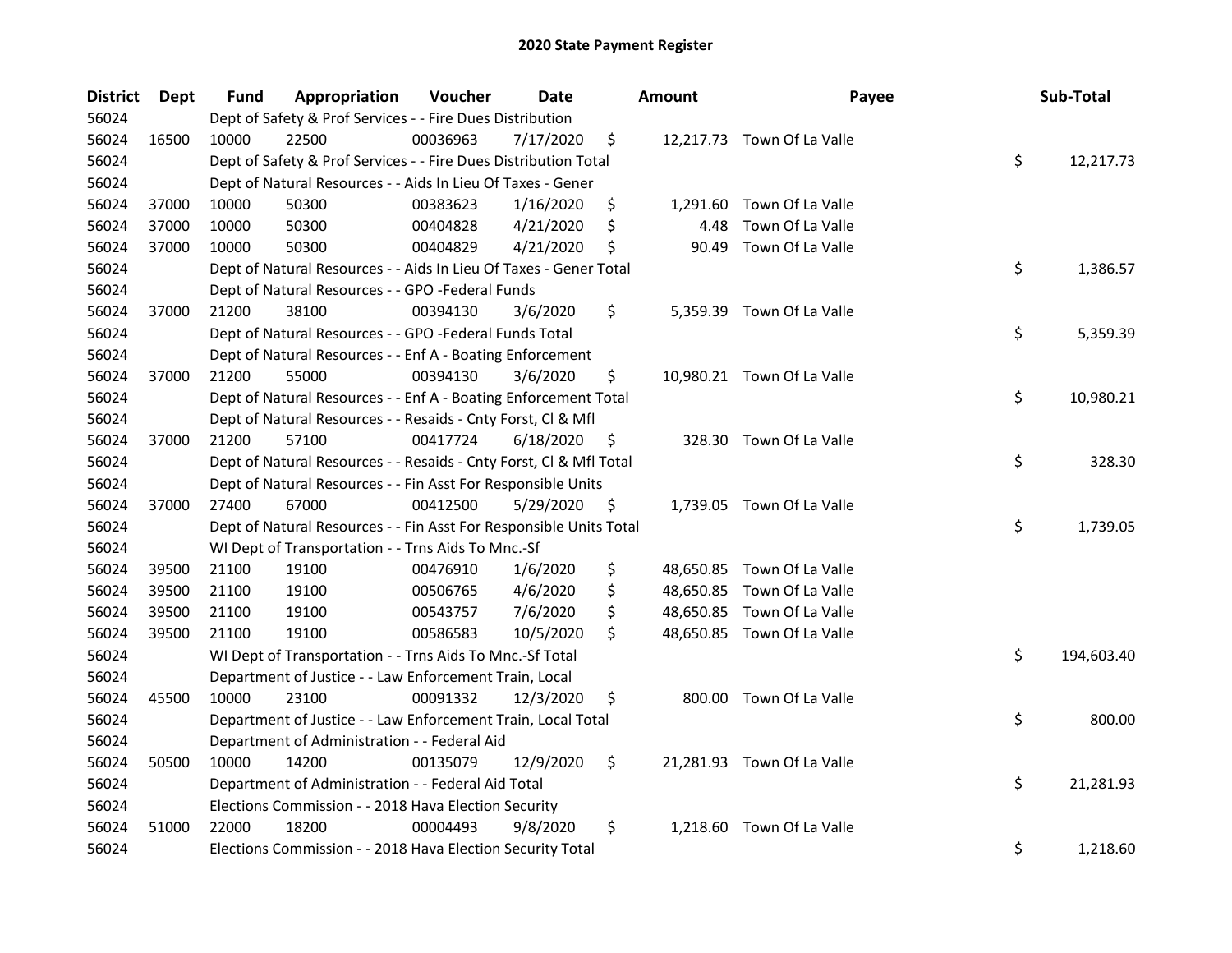# 2020 State Payment Register

| District | Dept | Fund | Appropriation | Voucher | Date | Amount | Payee | Sub-Total |
|---|---|---|---|---|---|---|---|---|
| 56024 | | Dept of Safety & Prof Services - - Fire Dues Distribution | | | | | | |
| 56024 | 16500 | 10000 | 22500 | 00036963 | 7/17/2020 | $ 12,217.73 | Town Of La Valle | |
| 56024 | | Dept of Safety & Prof Services - - Fire Dues Distribution Total | | | | | | $ 12,217.73 |
| 56024 | | Dept of Natural Resources - - Aids In Lieu Of Taxes - Gener | | | | | | |
| 56024 | 37000 | 10000 | 50300 | 00383623 | 1/16/2020 | $ 1,291.60 | Town Of La Valle | |
| 56024 | 37000 | 10000 | 50300 | 00404828 | 4/21/2020 | $ 4.48 | Town Of La Valle | |
| 56024 | 37000 | 10000 | 50300 | 00404829 | 4/21/2020 | $ 90.49 | Town Of La Valle | |
| 56024 | | Dept of Natural Resources - - Aids In Lieu Of Taxes - Gener Total | | | | | | $ 1,386.57 |
| 56024 | | Dept of Natural Resources - - GPO -Federal Funds | | | | | | |
| 56024 | 37000 | 21200 | 38100 | 00394130 | 3/6/2020 | $ 5,359.39 | Town Of La Valle | |
| 56024 | | Dept of Natural Resources - - GPO -Federal Funds Total | | | | | | $ 5,359.39 |
| 56024 | | Dept of Natural Resources - - Enf A - Boating Enforcement | | | | | | |
| 56024 | 37000 | 21200 | 55000 | 00394130 | 3/6/2020 | $ 10,980.21 | Town Of La Valle | |
| 56024 | | Dept of Natural Resources - - Enf A - Boating Enforcement Total | | | | | | $ 10,980.21 |
| 56024 | | Dept of Natural Resources - - Resaids - Cnty Forst, Cl & Mfl | | | | | | |
| 56024 | 37000 | 21200 | 57100 | 00417724 | 6/18/2020 | $ 328.30 | Town Of La Valle | |
| 56024 | | Dept of Natural Resources - - Resaids - Cnty Forst, Cl & Mfl Total | | | | | | $ 328.30 |
| 56024 | | Dept of Natural Resources - - Fin Asst For Responsible Units | | | | | | |
| 56024 | 37000 | 27400 | 67000 | 00412500 | 5/29/2020 | $ 1,739.05 | Town Of La Valle | |
| 56024 | | Dept of Natural Resources - - Fin Asst For Responsible Units Total | | | | | | $ 1,739.05 |
| 56024 | | WI Dept of Transportation - - Trns Aids To Mnc.-Sf | | | | | | |
| 56024 | 39500 | 21100 | 19100 | 00476910 | 1/6/2020 | $ 48,650.85 | Town Of La Valle | |
| 56024 | 39500 | 21100 | 19100 | 00506765 | 4/6/2020 | $ 48,650.85 | Town Of La Valle | |
| 56024 | 39500 | 21100 | 19100 | 00543757 | 7/6/2020 | $ 48,650.85 | Town Of La Valle | |
| 56024 | 39500 | 21100 | 19100 | 00586583 | 10/5/2020 | $ 48,650.85 | Town Of La Valle | |
| 56024 | | WI Dept of Transportation - - Trns Aids To Mnc.-Sf Total | | | | | | $ 194,603.40 |
| 56024 | | Department of Justice - - Law Enforcement Train, Local | | | | | | |
| 56024 | 45500 | 10000 | 23100 | 00091332 | 12/3/2020 | $ 800.00 | Town Of La Valle | |
| 56024 | | Department of Justice - - Law Enforcement Train, Local Total | | | | | | $ 800.00 |
| 56024 | | Department of Administration - - Federal Aid | | | | | | |
| 56024 | 50500 | 10000 | 14200 | 00135079 | 12/9/2020 | $ 21,281.93 | Town Of La Valle | |
| 56024 | | Department of Administration - - Federal Aid Total | | | | | | $ 21,281.93 |
| 56024 | | Elections Commission - - 2018 Hava Election Security | | | | | | |
| 56024 | 51000 | 22000 | 18200 | 00004493 | 9/8/2020 | $ 1,218.60 | Town Of La Valle | |
| 56024 | | Elections Commission - - 2018 Hava Election Security Total | | | | | | $ 1,218.60 |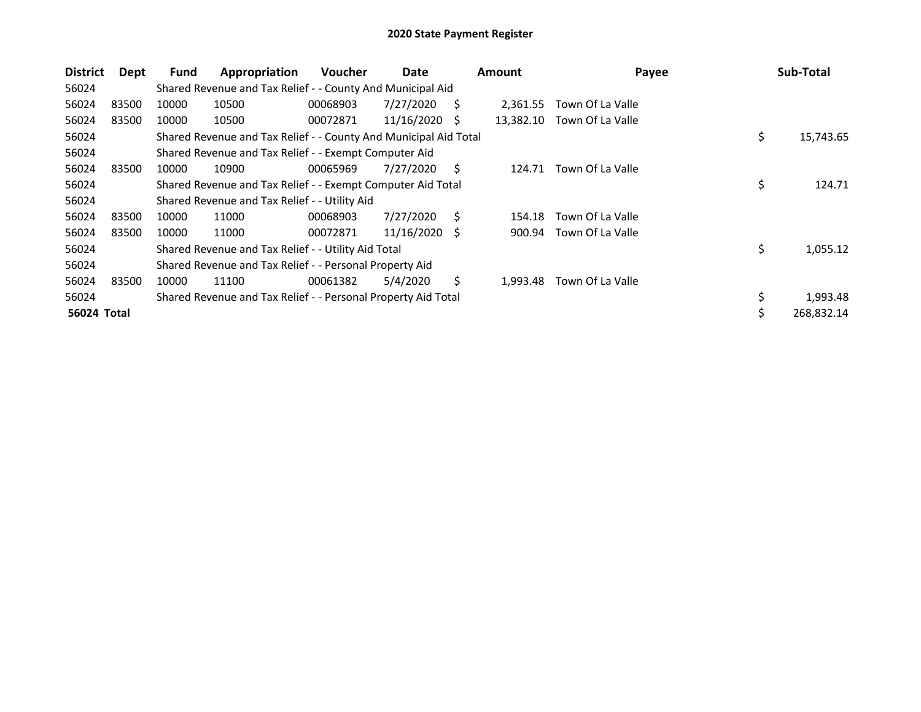# 2020 State Payment Register

| District | Dept | Fund | Appropriation | Voucher | Date | Amount | Payee | Sub-Total |
|---|---|---|---|---|---|---|---|---|
| 56024 | | Shared Revenue and Tax Relief - - County And Municipal Aid | | | | | | |
| 56024 | 83500 | 10000 | 10500 | 00068903 | 7/27/2020 | $ 2,361.55 | Town Of La Valle | |
| 56024 | 83500 | 10000 | 10500 | 00072871 | 11/16/2020 | $ 13,382.10 | Town Of La Valle | |
| 56024 | | Shared Revenue and Tax Relief - - County And Municipal Aid Total | | | | | | $ 15,743.65 |
| 56024 | | Shared Revenue and Tax Relief - - Exempt Computer Aid | | | | | | |
| 56024 | 83500 | 10000 | 10900 | 00065969 | 7/27/2020 | $ 124.71 | Town Of La Valle | |
| 56024 | | Shared Revenue and Tax Relief - - Exempt Computer Aid Total | | | | | | $ 124.71 |
| 56024 | | Shared Revenue and Tax Relief - - Utility Aid | | | | | | |
| 56024 | 83500 | 10000 | 11000 | 00068903 | 7/27/2020 | $ 154.18 | Town Of La Valle | |
| 56024 | 83500 | 10000 | 11000 | 00072871 | 11/16/2020 | $ 900.94 | Town Of La Valle | |
| 56024 | | Shared Revenue and Tax Relief - - Utility Aid Total | | | | | | $ 1,055.12 |
| 56024 | | Shared Revenue and Tax Relief - - Personal Property Aid | | | | | | |
| 56024 | 83500 | 10000 | 11100 | 00061382 | 5/4/2020 | $ 1,993.48 | Town Of La Valle | |
| 56024 | | Shared Revenue and Tax Relief - - Personal Property Aid Total | | | | | | $ 1,993.48 |
| **56024 Total** | | | | | | | | $ 268,832.14 |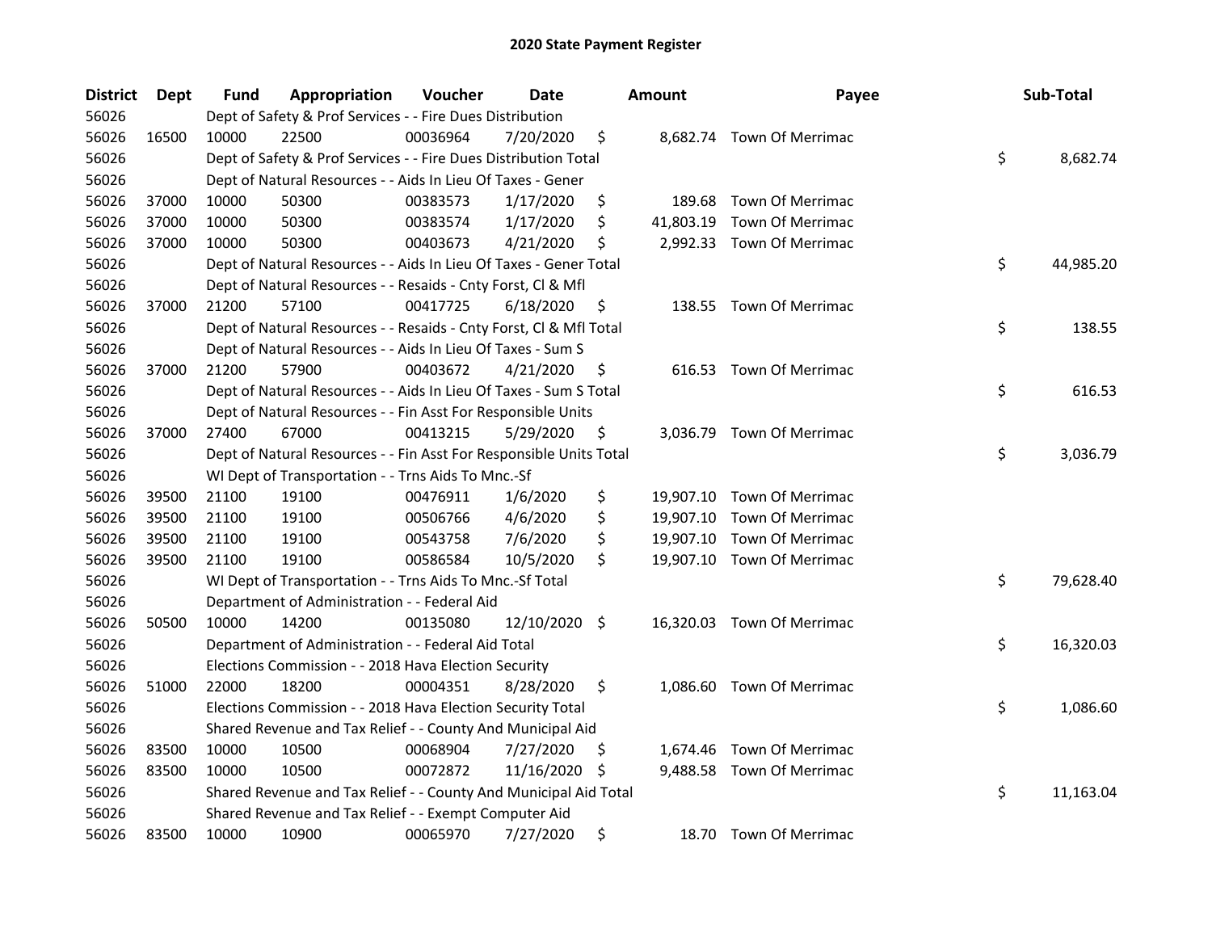## 2020 State Payment Register

| District | Dept | Fund | Appropriation | Voucher | Date | Amount | Payee | Sub-Total |
|---|---|---|---|---|---|---|---|---|
| 56026 | | Dept of Safety & Prof Services - - Fire Dues Distribution | | | | | | |
| 56026 | 16500 | 10000 | 22500 | 00036964 | 7/20/2020 | $ 8,682.74 | Town Of Merrimac | |
| 56026 | | Dept of Safety & Prof Services - - Fire Dues Distribution Total | | | | | | $ 8,682.74 |
| 56026 | | Dept of Natural Resources - - Aids In Lieu Of Taxes - Gener | | | | | | |
| 56026 | 37000 | 10000 | 50300 | 00383573 | 1/17/2020 | $ 189.68 | Town Of Merrimac | |
| 56026 | 37000 | 10000 | 50300 | 00383574 | 1/17/2020 | $ 41,803.19 | Town Of Merrimac | |
| 56026 | 37000 | 10000 | 50300 | 00403673 | 4/21/2020 | $ 2,992.33 | Town Of Merrimac | |
| 56026 | | Dept of Natural Resources - - Aids In Lieu Of Taxes - Gener Total | | | | | | $ 44,985.20 |
| 56026 | | Dept of Natural Resources - - Resaids - Cnty Forst, Cl & Mfl | | | | | | |
| 56026 | 37000 | 21200 | 57100 | 00417725 | 6/18/2020 | $ 138.55 | Town Of Merrimac | |
| 56026 | | Dept of Natural Resources - - Resaids - Cnty Forst, Cl & Mfl Total | | | | | | $ 138.55 |
| 56026 | | Dept of Natural Resources - - Aids In Lieu Of Taxes - Sum S | | | | | | |
| 56026 | 37000 | 21200 | 57900 | 00403672 | 4/21/2020 | $ 616.53 | Town Of Merrimac | |
| 56026 | | Dept of Natural Resources - - Aids In Lieu Of Taxes - Sum S Total | | | | | | $ 616.53 |
| 56026 | | Dept of Natural Resources - - Fin Asst For Responsible Units | | | | | | |
| 56026 | 37000 | 27400 | 67000 | 00413215 | 5/29/2020 | $ 3,036.79 | Town Of Merrimac | |
| 56026 | | Dept of Natural Resources - - Fin Asst For Responsible Units Total | | | | | | $ 3,036.79 |
| 56026 | | WI Dept of Transportation - - Trns Aids To Mnc.-Sf | | | | | | |
| 56026 | 39500 | 21100 | 19100 | 00476911 | 1/6/2020 | $ 19,907.10 | Town Of Merrimac | |
| 56026 | 39500 | 21100 | 19100 | 00506766 | 4/6/2020 | $ 19,907.10 | Town Of Merrimac | |
| 56026 | 39500 | 21100 | 19100 | 00543758 | 7/6/2020 | $ 19,907.10 | Town Of Merrimac | |
| 56026 | 39500 | 21100 | 19100 | 00586584 | 10/5/2020 | $ 19,907.10 | Town Of Merrimac | |
| 56026 | | WI Dept of Transportation - - Trns Aids To Mnc.-Sf Total | | | | | | $ 79,628.40 |
| 56026 | | Department of Administration - - Federal Aid | | | | | | |
| 56026 | 50500 | 10000 | 14200 | 00135080 | 12/10/2020 | $ 16,320.03 | Town Of Merrimac | |
| 56026 | | Department of Administration - - Federal Aid Total | | | | | | $ 16,320.03 |
| 56026 | | Elections Commission - - 2018 Hava Election Security | | | | | | |
| 56026 | 51000 | 22000 | 18200 | 00004351 | 8/28/2020 | $ 1,086.60 | Town Of Merrimac | |
| 56026 | | Elections Commission - - 2018 Hava Election Security Total | | | | | | $ 1,086.60 |
| 56026 | | Shared Revenue and Tax Relief - - County And Municipal Aid | | | | | | |
| 56026 | 83500 | 10000 | 10500 | 00068904 | 7/27/2020 | $ 1,674.46 | Town Of Merrimac | |
| 56026 | 83500 | 10000 | 10500 | 00072872 | 11/16/2020 | $ 9,488.58 | Town Of Merrimac | |
| 56026 | | Shared Revenue and Tax Relief - - County And Municipal Aid Total | | | | | | $ 11,163.04 |
| 56026 | | Shared Revenue and Tax Relief - - Exempt Computer Aid | | | | | | |
| 56026 | 83500 | 10000 | 10900 | 00065970 | 7/27/2020 | $ 18.70 | Town Of Merrimac | |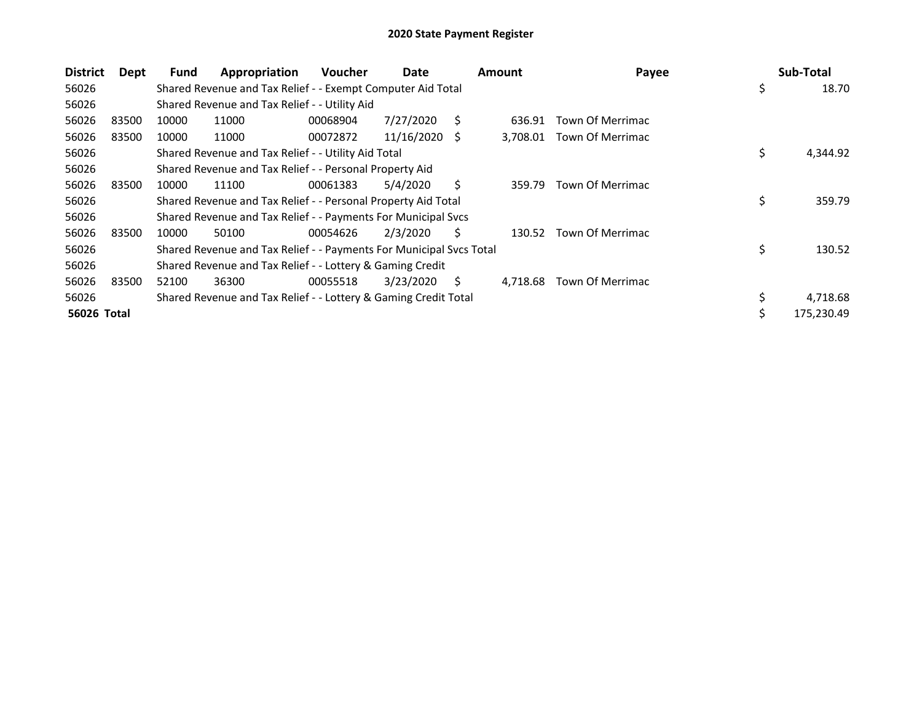# 2020 State Payment Register

| District | Dept | Fund | Appropriation | Voucher | Date | Amount | Payee | Sub-Total |
|---|---|---|---|---|---|---|---|---|
| 56026 | | Shared Revenue and Tax Relief - - Exempt Computer Aid Total | | | | | | $ 18.70 |
| 56026 | | Shared Revenue and Tax Relief - - Utility Aid | | | | | | |
| 56026 | 83500 | 10000 | 11000 | 00068904 | 7/27/2020 | $ 636.91 | Town Of Merrimac | |
| 56026 | 83500 | 10000 | 11000 | 00072872 | 11/16/2020 | $ 3,708.01 | Town Of Merrimac | |
| 56026 | | Shared Revenue and Tax Relief - - Utility Aid Total | | | | | | $ 4,344.92 |
| 56026 | | Shared Revenue and Tax Relief - - Personal Property Aid | | | | | | |
| 56026 | 83500 | 10000 | 11100 | 00061383 | 5/4/2020 | $ 359.79 | Town Of Merrimac | |
| 56026 | | Shared Revenue and Tax Relief - - Personal Property Aid Total | | | | | | $ 359.79 |
| 56026 | | Shared Revenue and Tax Relief - - Payments For Municipal Svcs | | | | | | |
| 56026 | 83500 | 10000 | 50100 | 00054626 | 2/3/2020 | $ 130.52 | Town Of Merrimac | |
| 56026 | | Shared Revenue and Tax Relief - - Payments For Municipal Svcs Total | | | | | | $ 130.52 |
| 56026 | | Shared Revenue and Tax Relief - - Lottery & Gaming Credit | | | | | | |
| 56026 | 83500 | 52100 | 36300 | 00055518 | 3/23/2020 | $ 4,718.68 | Town Of Merrimac | |
| 56026 | | Shared Revenue and Tax Relief - - Lottery & Gaming Credit Total | | | | | | $ 4,718.68 |
| **56026 Total** | | | | | | | | $ 175,230.49 |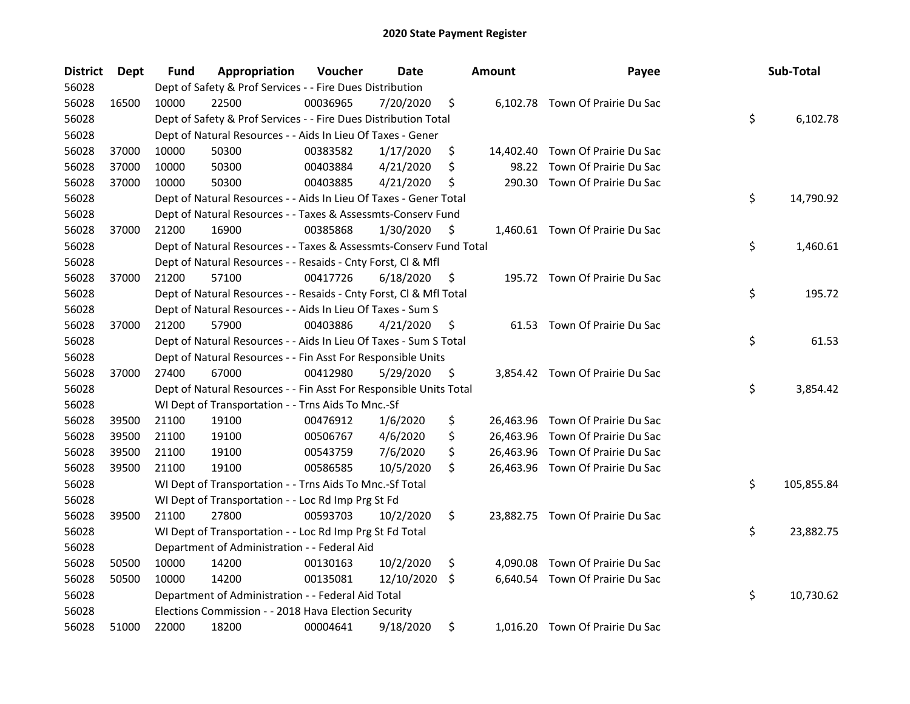# 2020 State Payment Register

| District | Dept | Fund | Appropriation | Voucher | Date | Amount | Payee | Sub-Total |
|---|---|---|---|---|---|---|---|---|
| 56028 | | Dept of Safety & Prof Services - - Fire Dues Distribution | | | | | | |
| 56028 | 16500 | 10000 | 22500 | 00036965 | 7/20/2020 | $ 6,102.78 | Town Of Prairie Du Sac | |
| 56028 | | Dept of Safety & Prof Services - - Fire Dues Distribution Total | | | | | | $ 6,102.78 |
| 56028 | | Dept of Natural Resources - - Aids In Lieu Of Taxes - Gener | | | | | | |
| 56028 | 37000 | 10000 | 50300 | 00383582 | 1/17/2020 | $ 14,402.40 | Town Of Prairie Du Sac | |
| 56028 | 37000 | 10000 | 50300 | 00403884 | 4/21/2020 | $ 98.22 | Town Of Prairie Du Sac | |
| 56028 | 37000 | 10000 | 50300 | 00403885 | 4/21/2020 | $ 290.30 | Town Of Prairie Du Sac | |
| 56028 | | Dept of Natural Resources - - Aids In Lieu Of Taxes - Gener Total | | | | | | $ 14,790.92 |
| 56028 | | Dept of Natural Resources - - Taxes & Assessmts-Conserv Fund | | | | | | |
| 56028 | 37000 | 21200 | 16900 | 00385868 | 1/30/2020 | $ 1,460.61 | Town Of Prairie Du Sac | |
| 56028 | | Dept of Natural Resources - - Taxes & Assessmts-Conserv Fund Total | | | | | | $ 1,460.61 |
| 56028 | | Dept of Natural Resources - - Resaids - Cnty Forst, Cl & Mfl | | | | | | |
| 56028 | 37000 | 21200 | 57100 | 00417726 | 6/18/2020 | $ 195.72 | Town Of Prairie Du Sac | |
| 56028 | | Dept of Natural Resources - - Resaids - Cnty Forst, Cl & Mfl Total | | | | | | $ 195.72 |
| 56028 | | Dept of Natural Resources - - Aids In Lieu Of Taxes - Sum S | | | | | | |
| 56028 | 37000 | 21200 | 57900 | 00403886 | 4/21/2020 | $ 61.53 | Town Of Prairie Du Sac | |
| 56028 | | Dept of Natural Resources - - Aids In Lieu Of Taxes - Sum S Total | | | | | | $ 61.53 |
| 56028 | | Dept of Natural Resources - - Fin Asst For Responsible Units | | | | | | |
| 56028 | 37000 | 27400 | 67000 | 00412980 | 5/29/2020 | $ 3,854.42 | Town Of Prairie Du Sac | |
| 56028 | | Dept of Natural Resources - - Fin Asst For Responsible Units Total | | | | | | $ 3,854.42 |
| 56028 | | WI Dept of Transportation - - Trns Aids To Mnc.-Sf | | | | | | |
| 56028 | 39500 | 21100 | 19100 | 00476912 | 1/6/2020 | $ 26,463.96 | Town Of Prairie Du Sac | |
| 56028 | 39500 | 21100 | 19100 | 00506767 | 4/6/2020 | $ 26,463.96 | Town Of Prairie Du Sac | |
| 56028 | 39500 | 21100 | 19100 | 00543759 | 7/6/2020 | $ 26,463.96 | Town Of Prairie Du Sac | |
| 56028 | 39500 | 21100 | 19100 | 00586585 | 10/5/2020 | $ 26,463.96 | Town Of Prairie Du Sac | |
| 56028 | | WI Dept of Transportation - - Trns Aids To Mnc.-Sf Total | | | | | | $ 105,855.84 |
| 56028 | | WI Dept of Transportation - - Loc Rd Imp Prg St Fd | | | | | | |
| 56028 | 39500 | 21100 | 27800 | 00593703 | 10/2/2020 | $ 23,882.75 | Town Of Prairie Du Sac | |
| 56028 | | WI Dept of Transportation - - Loc Rd Imp Prg St Fd Total | | | | | | $ 23,882.75 |
| 56028 | | Department of Administration - - Federal Aid | | | | | | |
| 56028 | 50500 | 10000 | 14200 | 00130163 | 10/2/2020 | $ 4,090.08 | Town Of Prairie Du Sac | |
| 56028 | 50500 | 10000 | 14200 | 00135081 | 12/10/2020 | $ 6,640.54 | Town Of Prairie Du Sac | |
| 56028 | | Department of Administration - - Federal Aid Total | | | | | | $ 10,730.62 |
| 56028 | | Elections Commission - - 2018 Hava Election Security | | | | | | |
| 56028 | 51000 | 22000 | 18200 | 00004641 | 9/18/2020 | $ 1,016.20 | Town Of Prairie Du Sac | |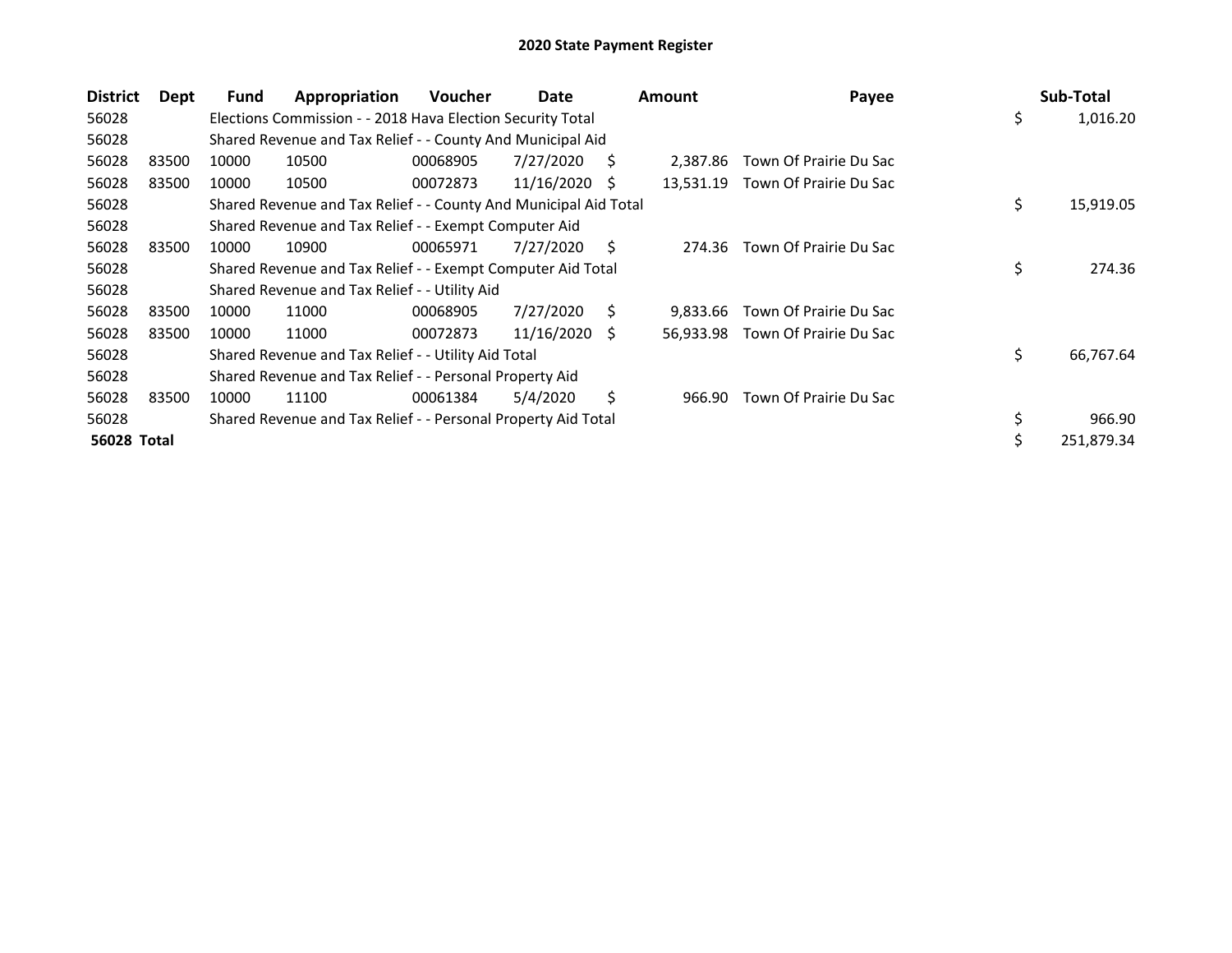# 2020 State Payment Register

| District | Dept | Fund | Appropriation | Voucher | Date | Amount | Payee | Sub-Total |
|---|---|---|---|---|---|---|---|---|
| 56028 | | Elections Commission - - 2018 Hava Election Security Total | | | | | | $ 1,016.20 |
| 56028 | | Shared Revenue and Tax Relief - - County And Municipal Aid | | | | | | |
| 56028 | 83500 | 10000 | 10500 | 00068905 | 7/27/2020 | $ 2,387.86 | Town Of Prairie Du Sac | |
| 56028 | 83500 | 10000 | 10500 | 00072873 | 11/16/2020 | $ 13,531.19 | Town Of Prairie Du Sac | |
| 56028 | | Shared Revenue and Tax Relief - - County And Municipal Aid Total | | | | | | $ 15,919.05 |
| 56028 | | Shared Revenue and Tax Relief - - Exempt Computer Aid | | | | | | |
| 56028 | 83500 | 10000 | 10900 | 00065971 | 7/27/2020 | $ 274.36 | Town Of Prairie Du Sac | |
| 56028 | | Shared Revenue and Tax Relief - - Exempt Computer Aid Total | | | | | | $ 274.36 |
| 56028 | | Shared Revenue and Tax Relief - - Utility Aid | | | | | | |
| 56028 | 83500 | 10000 | 11000 | 00068905 | 7/27/2020 | $ 9,833.66 | Town Of Prairie Du Sac | |
| 56028 | 83500 | 10000 | 11000 | 00072873 | 11/16/2020 | $ 56,933.98 | Town Of Prairie Du Sac | |
| 56028 | | Shared Revenue and Tax Relief - - Utility Aid Total | | | | | | $ 66,767.64 |
| 56028 | | Shared Revenue and Tax Relief - - Personal Property Aid | | | | | | |
| 56028 | 83500 | 10000 | 11100 | 00061384 | 5/4/2020 | $ 966.90 | Town Of Prairie Du Sac | |
| 56028 | | Shared Revenue and Tax Relief - - Personal Property Aid Total | | | | | | $ 966.90 |
| **56028 Total** | | | | | | | | $ 251,879.34 |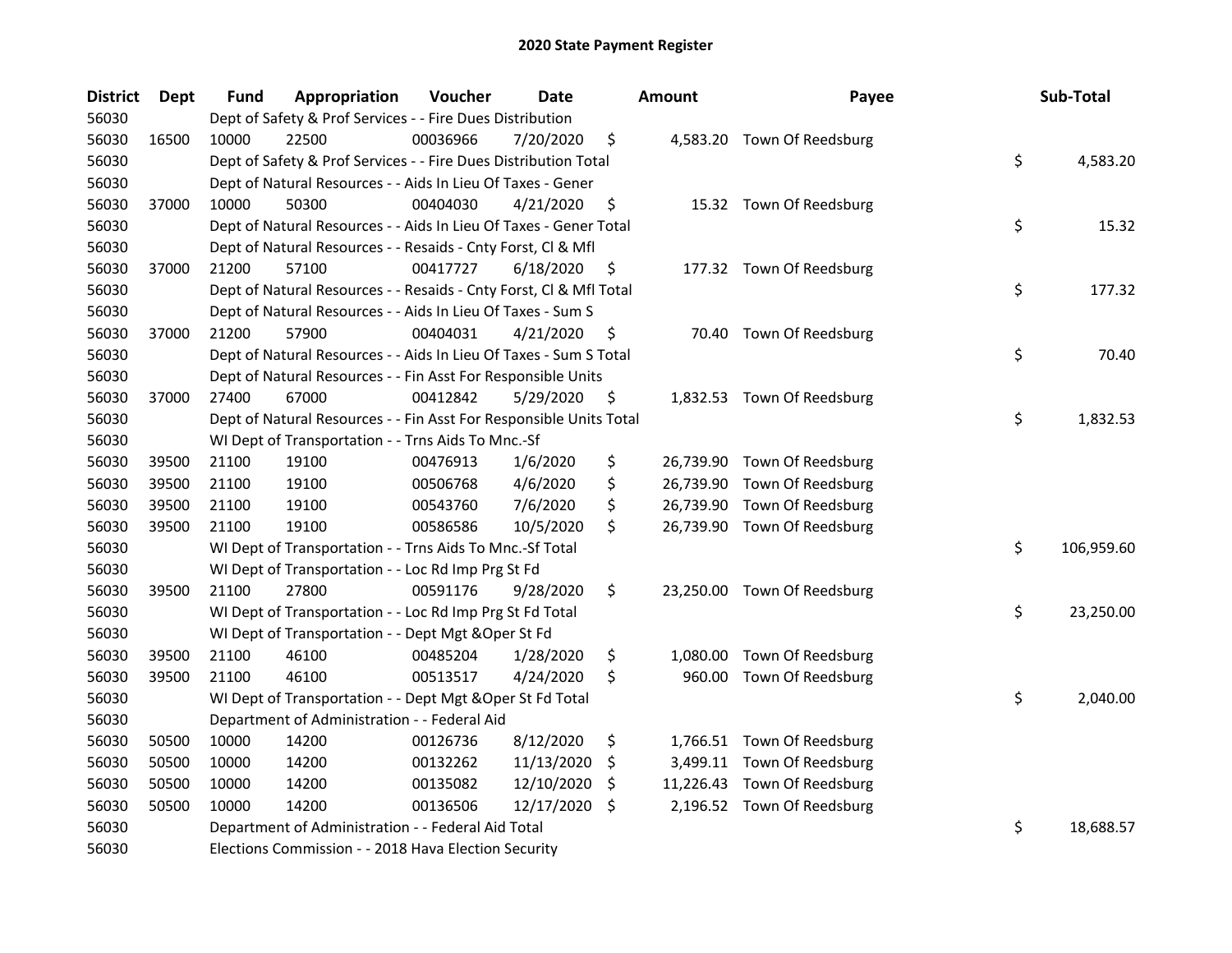# 2020 State Payment Register

| District | Dept | Fund | Appropriation | Voucher | Date | Amount | Payee | Sub-Total |
|---|---|---|---|---|---|---|---|---|
| 56030 | | Dept of Safety & Prof Services - - Fire Dues Distribution | | | | | | |
| 56030 | 16500 | 10000 | 22500 | 00036966 | 7/20/2020 | $ 4,583.20 | Town Of Reedsburg | |
| 56030 | | Dept of Safety & Prof Services - - Fire Dues Distribution Total | | | | | | $ 4,583.20 |
| 56030 | | Dept of Natural Resources - - Aids In Lieu Of Taxes - Gener | | | | | | |
| 56030 | 37000 | 10000 | 50300 | 00404030 | 4/21/2020 | $ 15.32 | Town Of Reedsburg | |
| 56030 | | Dept of Natural Resources - - Aids In Lieu Of Taxes - Gener Total | | | | | | $ 15.32 |
| 56030 | | Dept of Natural Resources - - Resaids - Cnty Forst, Cl & Mfl | | | | | | |
| 56030 | 37000 | 21200 | 57100 | 00417727 | 6/18/2020 | $ 177.32 | Town Of Reedsburg | |
| 56030 | | Dept of Natural Resources - - Resaids - Cnty Forst, Cl & Mfl Total | | | | | | $ 177.32 |
| 56030 | | Dept of Natural Resources - - Aids In Lieu Of Taxes - Sum S | | | | | | |
| 56030 | 37000 | 21200 | 57900 | 00404031 | 4/21/2020 | $ 70.40 | Town Of Reedsburg | |
| 56030 | | Dept of Natural Resources - - Aids In Lieu Of Taxes - Sum S Total | | | | | | $ 70.40 |
| 56030 | | Dept of Natural Resources - - Fin Asst For Responsible Units | | | | | | |
| 56030 | 37000 | 27400 | 67000 | 00412842 | 5/29/2020 | $ 1,832.53 | Town Of Reedsburg | |
| 56030 | | Dept of Natural Resources - - Fin Asst For Responsible Units Total | | | | | | $ 1,832.53 |
| 56030 | | WI Dept of Transportation - - Trns Aids To Mnc.-Sf | | | | | | |
| 56030 | 39500 | 21100 | 19100 | 00476913 | 1/6/2020 | $ 26,739.90 | Town Of Reedsburg | |
| 56030 | 39500 | 21100 | 19100 | 00506768 | 4/6/2020 | $ 26,739.90 | Town Of Reedsburg | |
| 56030 | 39500 | 21100 | 19100 | 00543760 | 7/6/2020 | $ 26,739.90 | Town Of Reedsburg | |
| 56030 | 39500 | 21100 | 19100 | 00586586 | 10/5/2020 | $ 26,739.90 | Town Of Reedsburg | |
| 56030 | | WI Dept of Transportation - - Trns Aids To Mnc.-Sf Total | | | | | | $ 106,959.60 |
| 56030 | | WI Dept of Transportation - - Loc Rd Imp Prg St Fd | | | | | | |
| 56030 | 39500 | 21100 | 27800 | 00591176 | 9/28/2020 | $ 23,250.00 | Town Of Reedsburg | |
| 56030 | | WI Dept of Transportation - - Loc Rd Imp Prg St Fd Total | | | | | | $ 23,250.00 |
| 56030 | | WI Dept of Transportation - - Dept Mgt &Oper St Fd | | | | | | |
| 56030 | 39500 | 21100 | 46100 | 00485204 | 1/28/2020 | $ 1,080.00 | Town Of Reedsburg | |
| 56030 | 39500 | 21100 | 46100 | 00513517 | 4/24/2020 | $ 960.00 | Town Of Reedsburg | |
| 56030 | | WI Dept of Transportation - - Dept Mgt &Oper St Fd Total | | | | | | $ 2,040.00 |
| 56030 | | Department of Administration - - Federal Aid | | | | | | |
| 56030 | 50500 | 10000 | 14200 | 00126736 | 8/12/2020 | $ 1,766.51 | Town Of Reedsburg | |
| 56030 | 50500 | 10000 | 14200 | 00132262 | 11/13/2020 | $ 3,499.11 | Town Of Reedsburg | |
| 56030 | 50500 | 10000 | 14200 | 00135082 | 12/10/2020 | $ 11,226.43 | Town Of Reedsburg | |
| 56030 | 50500 | 10000 | 14200 | 00136506 | 12/17/2020 | $ 2,196.52 | Town Of Reedsburg | |
| 56030 | | Department of Administration - - Federal Aid Total | | | | | | $ 18,688.57 |
| 56030 | | Elections Commission - - 2018 Hava Election Security | | | | | | |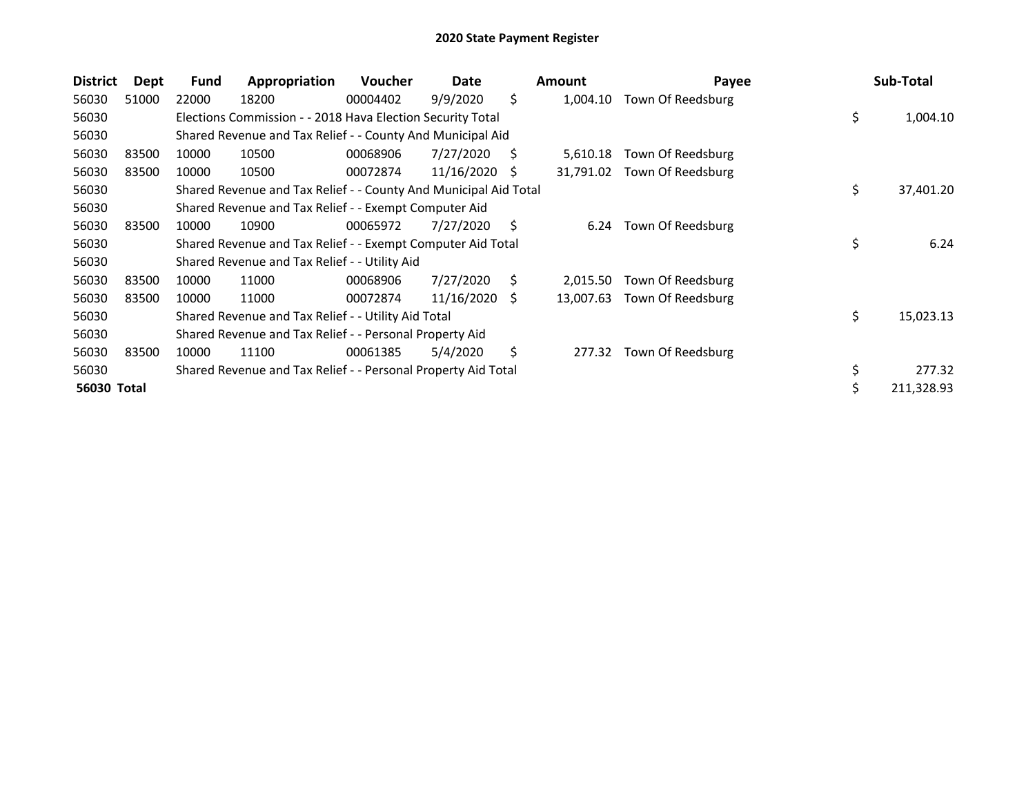# 2020 State Payment Register

| District | Dept | Fund | Appropriation | Voucher | Date | Amount | Payee | Sub-Total |
|---|---|---|---|---|---|---|---|---|
| 56030 | 51000 | 22000 | 18200 | 00004402 | 9/9/2020 | $ 1,004.10 | Town Of Reedsburg | |
| 56030 | | Elections Commission - - 2018 Hava Election Security Total | | | | | | $ 1,004.10 |
| 56030 | | Shared Revenue and Tax Relief - - County And Municipal Aid | | | | | | |
| 56030 | 83500 | 10000 | 10500 | 00068906 | 7/27/2020 | $ 5,610.18 | Town Of Reedsburg | |
| 56030 | 83500 | 10000 | 10500 | 00072874 | 11/16/2020 | $ 31,791.02 | Town Of Reedsburg | |
| 56030 | | Shared Revenue and Tax Relief - - County And Municipal Aid Total | | | | | | $ 37,401.20 |
| 56030 | | Shared Revenue and Tax Relief - - Exempt Computer Aid | | | | | | |
| 56030 | 83500 | 10000 | 10900 | 00065972 | 7/27/2020 | $ 6.24 | Town Of Reedsburg | |
| 56030 | | Shared Revenue and Tax Relief - - Exempt Computer Aid Total | | | | | | $ 6.24 |
| 56030 | | Shared Revenue and Tax Relief - - Utility Aid | | | | | | |
| 56030 | 83500 | 10000 | 11000 | 00068906 | 7/27/2020 | $ 2,015.50 | Town Of Reedsburg | |
| 56030 | 83500 | 10000 | 11000 | 00072874 | 11/16/2020 | $ 13,007.63 | Town Of Reedsburg | |
| 56030 | | Shared Revenue and Tax Relief - - Utility Aid Total | | | | | | $ 15,023.13 |
| 56030 | | Shared Revenue and Tax Relief - - Personal Property Aid | | | | | | |
| 56030 | 83500 | 10000 | 11100 | 00061385 | 5/4/2020 | $ 277.32 | Town Of Reedsburg | |
| 56030 | | Shared Revenue and Tax Relief - - Personal Property Aid Total | | | | | | $ 277.32 |
| **56030 Total** | | | | | | | | $ 211,328.93 |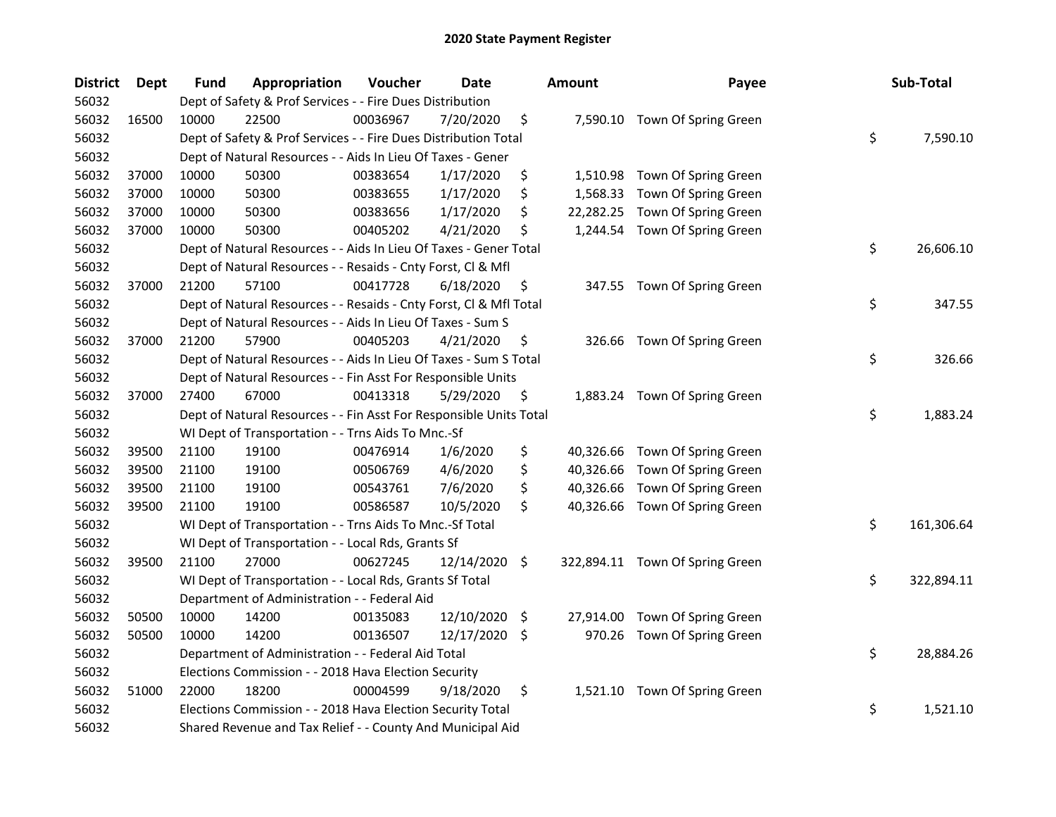# 2020 State Payment Register

| District | Dept | Fund | Appropriation | Voucher | Date | Amount | Payee | Sub-Total |
|---|---|---|---|---|---|---|---|---|
| 56032 | | Dept of Safety & Prof Services - - Fire Dues Distribution | | | | | | |
| 56032 | 16500 | 10000 | 22500 | 00036967 | 7/20/2020 | $ 7,590.10 | Town Of Spring Green | |
| 56032 | | Dept of Safety & Prof Services - - Fire Dues Distribution Total | | | | | | $ 7,590.10 |
| 56032 | | Dept of Natural Resources - - Aids In Lieu Of Taxes - Gener | | | | | | |
| 56032 | 37000 | 10000 | 50300 | 00383654 | 1/17/2020 | $ 1,510.98 | Town Of Spring Green | |
| 56032 | 37000 | 10000 | 50300 | 00383655 | 1/17/2020 | $ 1,568.33 | Town Of Spring Green | |
| 56032 | 37000 | 10000 | 50300 | 00383656 | 1/17/2020 | $ 22,282.25 | Town Of Spring Green | |
| 56032 | 37000 | 10000 | 50300 | 00405202 | 4/21/2020 | $ 1,244.54 | Town Of Spring Green | |
| 56032 | | Dept of Natural Resources - - Aids In Lieu Of Taxes - Gener Total | | | | | | $ 26,606.10 |
| 56032 | | Dept of Natural Resources - - Resaids - Cnty Forst, Cl & Mfl | | | | | | |
| 56032 | 37000 | 21200 | 57100 | 00417728 | 6/18/2020 | $ 347.55 | Town Of Spring Green | |
| 56032 | | Dept of Natural Resources - - Resaids - Cnty Forst, Cl & Mfl Total | | | | | | $ 347.55 |
| 56032 | | Dept of Natural Resources - - Aids In Lieu Of Taxes - Sum S | | | | | | |
| 56032 | 37000 | 21200 | 57900 | 00405203 | 4/21/2020 | $ 326.66 | Town Of Spring Green | |
| 56032 | | Dept of Natural Resources - - Aids In Lieu Of Taxes - Sum S Total | | | | | | $ 326.66 |
| 56032 | | Dept of Natural Resources - - Fin Asst For Responsible Units | | | | | | |
| 56032 | 37000 | 27400 | 67000 | 00413318 | 5/29/2020 | $ 1,883.24 | Town Of Spring Green | |
| 56032 | | Dept of Natural Resources - - Fin Asst For Responsible Units Total | | | | | | $ 1,883.24 |
| 56032 | | WI Dept of Transportation - - Trns Aids To Mnc.-Sf | | | | | | |
| 56032 | 39500 | 21100 | 19100 | 00476914 | 1/6/2020 | $ 40,326.66 | Town Of Spring Green | |
| 56032 | 39500 | 21100 | 19100 | 00506769 | 4/6/2020 | $ 40,326.66 | Town Of Spring Green | |
| 56032 | 39500 | 21100 | 19100 | 00543761 | 7/6/2020 | $ 40,326.66 | Town Of Spring Green | |
| 56032 | 39500 | 21100 | 19100 | 00586587 | 10/5/2020 | $ 40,326.66 | Town Of Spring Green | |
| 56032 | | WI Dept of Transportation - - Trns Aids To Mnc.-Sf Total | | | | | | $ 161,306.64 |
| 56032 | | WI Dept of Transportation - - Local Rds, Grants Sf | | | | | | |
| 56032 | 39500 | 21100 | 27000 | 00627245 | 12/14/2020 | $ 322,894.11 | Town Of Spring Green | |
| 56032 | | WI Dept of Transportation - - Local Rds, Grants Sf Total | | | | | | $ 322,894.11 |
| 56032 | | Department of Administration - - Federal Aid | | | | | | |
| 56032 | 50500 | 10000 | 14200 | 00135083 | 12/10/2020 | $ 27,914.00 | Town Of Spring Green | |
| 56032 | 50500 | 10000 | 14200 | 00136507 | 12/17/2020 | $ 970.26 | Town Of Spring Green | |
| 56032 | | Department of Administration - - Federal Aid Total | | | | | | $ 28,884.26 |
| 56032 | | Elections Commission - - 2018 Hava Election Security | | | | | | |
| 56032 | 51000 | 22000 | 18200 | 00004599 | 9/18/2020 | $ 1,521.10 | Town Of Spring Green | |
| 56032 | | Elections Commission - - 2018 Hava Election Security Total | | | | | | $ 1,521.10 |
| 56032 | | Shared Revenue and Tax Relief - - County And Municipal Aid | | | | | | |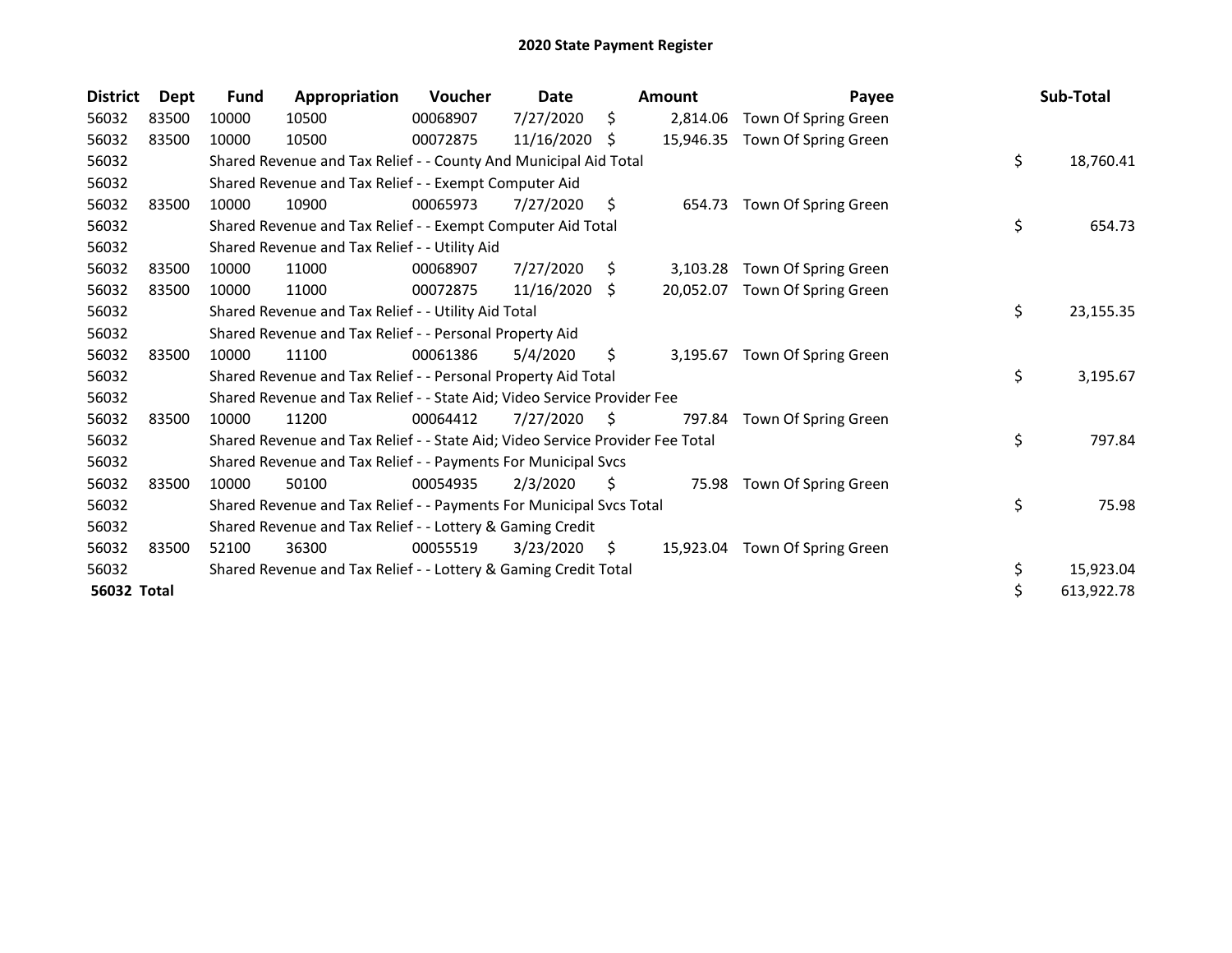# 2020 State Payment Register

| District | Dept | Fund | Appropriation | Voucher | Date | Amount | Payee | Sub-Total |
|---|---|---|---|---|---|---|---|---|
| 56032 | 83500 | 10000 | 10500 | 00068907 | 7/27/2020 | $ 2,814.06 | Town Of Spring Green | |
| 56032 | 83500 | 10000 | 10500 | 00072875 | 11/16/2020 | $ 15,946.35 | Town Of Spring Green | |
| 56032 | | Shared Revenue and Tax Relief - - County And Municipal Aid Total | | | | | | $ 18,760.41 |
| 56032 | | Shared Revenue and Tax Relief - - Exempt Computer Aid | | | | | | |
| 56032 | 83500 | 10000 | 10900 | 00065973 | 7/27/2020 | $ 654.73 | Town Of Spring Green | |
| 56032 | | Shared Revenue and Tax Relief - - Exempt Computer Aid Total | | | | | | $ 654.73 |
| 56032 | | Shared Revenue and Tax Relief - - Utility Aid | | | | | | |
| 56032 | 83500 | 10000 | 11000 | 00068907 | 7/27/2020 | $ 3,103.28 | Town Of Spring Green | |
| 56032 | 83500 | 10000 | 11000 | 00072875 | 11/16/2020 | $ 20,052.07 | Town Of Spring Green | |
| 56032 | | Shared Revenue and Tax Relief - - Utility Aid Total | | | | | | $ 23,155.35 |
| 56032 | | Shared Revenue and Tax Relief - - Personal Property Aid | | | | | | |
| 56032 | 83500 | 10000 | 11100 | 00061386 | 5/4/2020 | $ 3,195.67 | Town Of Spring Green | |
| 56032 | | Shared Revenue and Tax Relief - - Personal Property Aid Total | | | | | | $ 3,195.67 |
| 56032 | | Shared Revenue and Tax Relief - - State Aid; Video Service Provider Fee | | | | | | |
| 56032 | 83500 | 10000 | 11200 | 00064412 | 7/27/2020 | $ 797.84 | Town Of Spring Green | |
| 56032 | | Shared Revenue and Tax Relief - - State Aid; Video Service Provider Fee Total | | | | | | $ 797.84 |
| 56032 | | Shared Revenue and Tax Relief - - Payments For Municipal Svcs | | | | | | |
| 56032 | 83500 | 10000 | 50100 | 00054935 | 2/3/2020 | $ 75.98 | Town Of Spring Green | |
| 56032 | | Shared Revenue and Tax Relief - - Payments For Municipal Svcs Total | | | | | | $ 75.98 |
| 56032 | | Shared Revenue and Tax Relief - - Lottery & Gaming Credit | | | | | | |
| 56032 | 83500 | 52100 | 36300 | 00055519 | 3/23/2020 | $ 15,923.04 | Town Of Spring Green | |
| 56032 | | Shared Revenue and Tax Relief - - Lottery & Gaming Credit Total | | | | | | $ 15,923.04 |
| **56032 Total** | | | | | | | | $ 613,922.78 |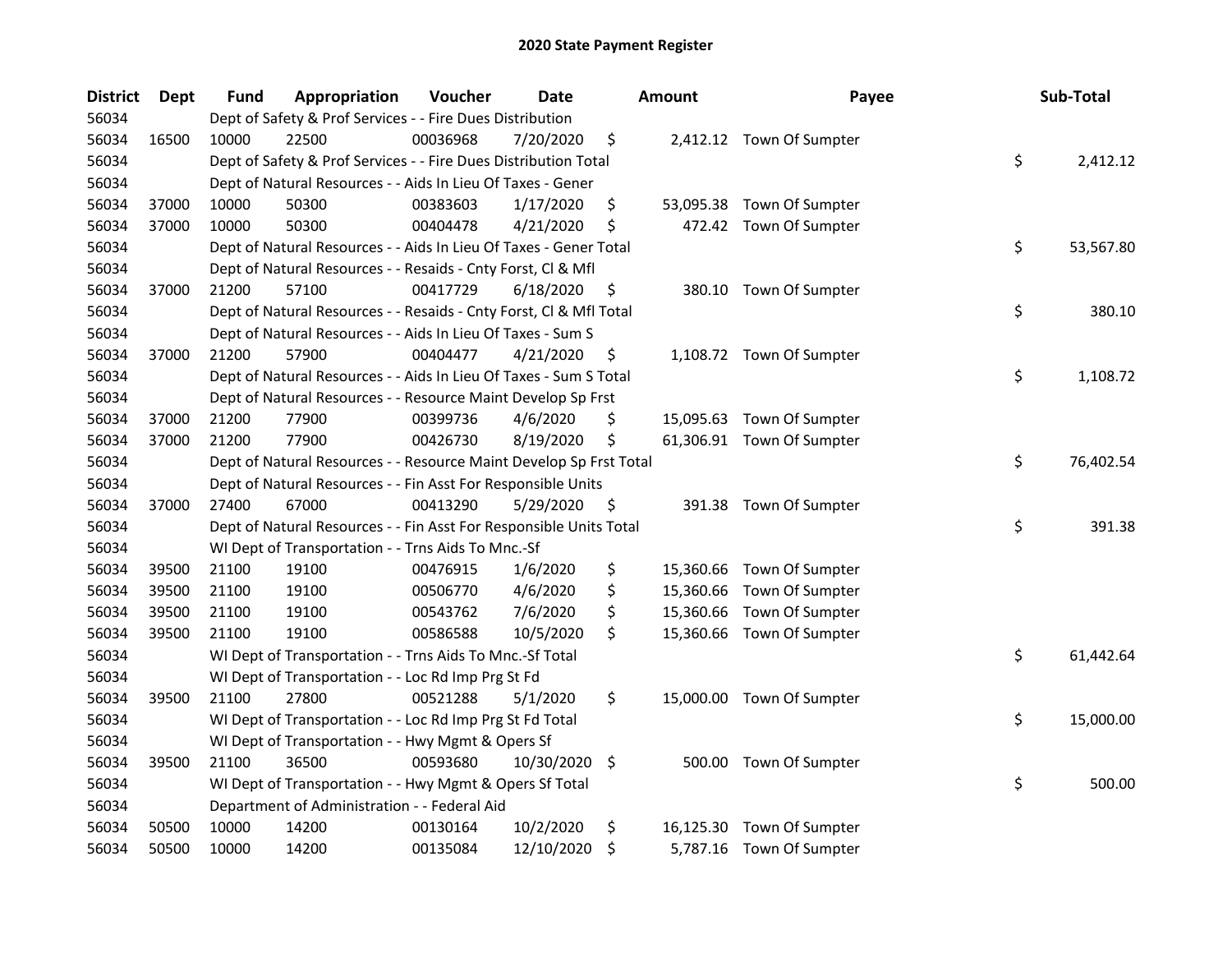# 2020 State Payment Register

| District | Dept | Fund | Appropriation | Voucher | Date | Amount | Payee | Sub-Total |
|---|---|---|---|---|---|---|---|---|
| 56034 | | Dept of Safety & Prof Services - - Fire Dues Distribution | | | | | | |
| 56034 | 16500 | 10000 | 22500 | 00036968 | 7/20/2020 | $ 2,412.12 | Town Of Sumpter | |
| 56034 | | Dept of Safety & Prof Services - - Fire Dues Distribution Total | | | | | | $ 2,412.12 |
| 56034 | | Dept of Natural Resources - - Aids In Lieu Of Taxes - Gener | | | | | | |
| 56034 | 37000 | 10000 | 50300 | 00383603 | 1/17/2020 | $ 53,095.38 | Town Of Sumpter | |
| 56034 | 37000 | 10000 | 50300 | 00404478 | 4/21/2020 | $ 472.42 | Town Of Sumpter | |
| 56034 | | Dept of Natural Resources - - Aids In Lieu Of Taxes - Gener Total | | | | | | $ 53,567.80 |
| 56034 | | Dept of Natural Resources - - Resaids - Cnty Forst, Cl & Mfl | | | | | | |
| 56034 | 37000 | 21200 | 57100 | 00417729 | 6/18/2020 | $ 380.10 | Town Of Sumpter | |
| 56034 | | Dept of Natural Resources - - Resaids - Cnty Forst, Cl & Mfl Total | | | | | | $ 380.10 |
| 56034 | | Dept of Natural Resources - - Aids In Lieu Of Taxes - Sum S | | | | | | |
| 56034 | 37000 | 21200 | 57900 | 00404477 | 4/21/2020 | $ 1,108.72 | Town Of Sumpter | |
| 56034 | | Dept of Natural Resources - - Aids In Lieu Of Taxes - Sum S Total | | | | | | $ 1,108.72 |
| 56034 | | Dept of Natural Resources - - Resource Maint Develop Sp Frst | | | | | | |
| 56034 | 37000 | 21200 | 77900 | 00399736 | 4/6/2020 | $ 15,095.63 | Town Of Sumpter | |
| 56034 | 37000 | 21200 | 77900 | 00426730 | 8/19/2020 | $ 61,306.91 | Town Of Sumpter | |
| 56034 | | Dept of Natural Resources - - Resource Maint Develop Sp Frst Total | | | | | | $ 76,402.54 |
| 56034 | | Dept of Natural Resources - - Fin Asst For Responsible Units | | | | | | |
| 56034 | 37000 | 27400 | 67000 | 00413290 | 5/29/2020 | $ 391.38 | Town Of Sumpter | |
| 56034 | | Dept of Natural Resources - - Fin Asst For Responsible Units Total | | | | | | $ 391.38 |
| 56034 | | WI Dept of Transportation - - Trns Aids To Mnc.-Sf | | | | | | |
| 56034 | 39500 | 21100 | 19100 | 00476915 | 1/6/2020 | $ 15,360.66 | Town Of Sumpter | |
| 56034 | 39500 | 21100 | 19100 | 00506770 | 4/6/2020 | $ 15,360.66 | Town Of Sumpter | |
| 56034 | 39500 | 21100 | 19100 | 00543762 | 7/6/2020 | $ 15,360.66 | Town Of Sumpter | |
| 56034 | 39500 | 21100 | 19100 | 00586588 | 10/5/2020 | $ 15,360.66 | Town Of Sumpter | |
| 56034 | | WI Dept of Transportation - - Trns Aids To Mnc.-Sf Total | | | | | | $ 61,442.64 |
| 56034 | | WI Dept of Transportation - - Loc Rd Imp Prg St Fd | | | | | | |
| 56034 | 39500 | 21100 | 27800 | 00521288 | 5/1/2020 | $ 15,000.00 | Town Of Sumpter | |
| 56034 | | WI Dept of Transportation - - Loc Rd Imp Prg St Fd Total | | | | | | $ 15,000.00 |
| 56034 | | WI Dept of Transportation - - Hwy Mgmt & Opers Sf | | | | | | |
| 56034 | 39500 | 21100 | 36500 | 00593680 | 10/30/2020 | $ 500.00 | Town Of Sumpter | |
| 56034 | | WI Dept of Transportation - - Hwy Mgmt & Opers Sf Total | | | | | | $ 500.00 |
| 56034 | | Department of Administration - - Federal Aid | | | | | | |
| 56034 | 50500 | 10000 | 14200 | 00130164 | 10/2/2020 | $ 16,125.30 | Town Of Sumpter | |
| 56034 | 50500 | 10000 | 14200 | 00135084 | 12/10/2020 | $ 5,787.16 | Town Of Sumpter | |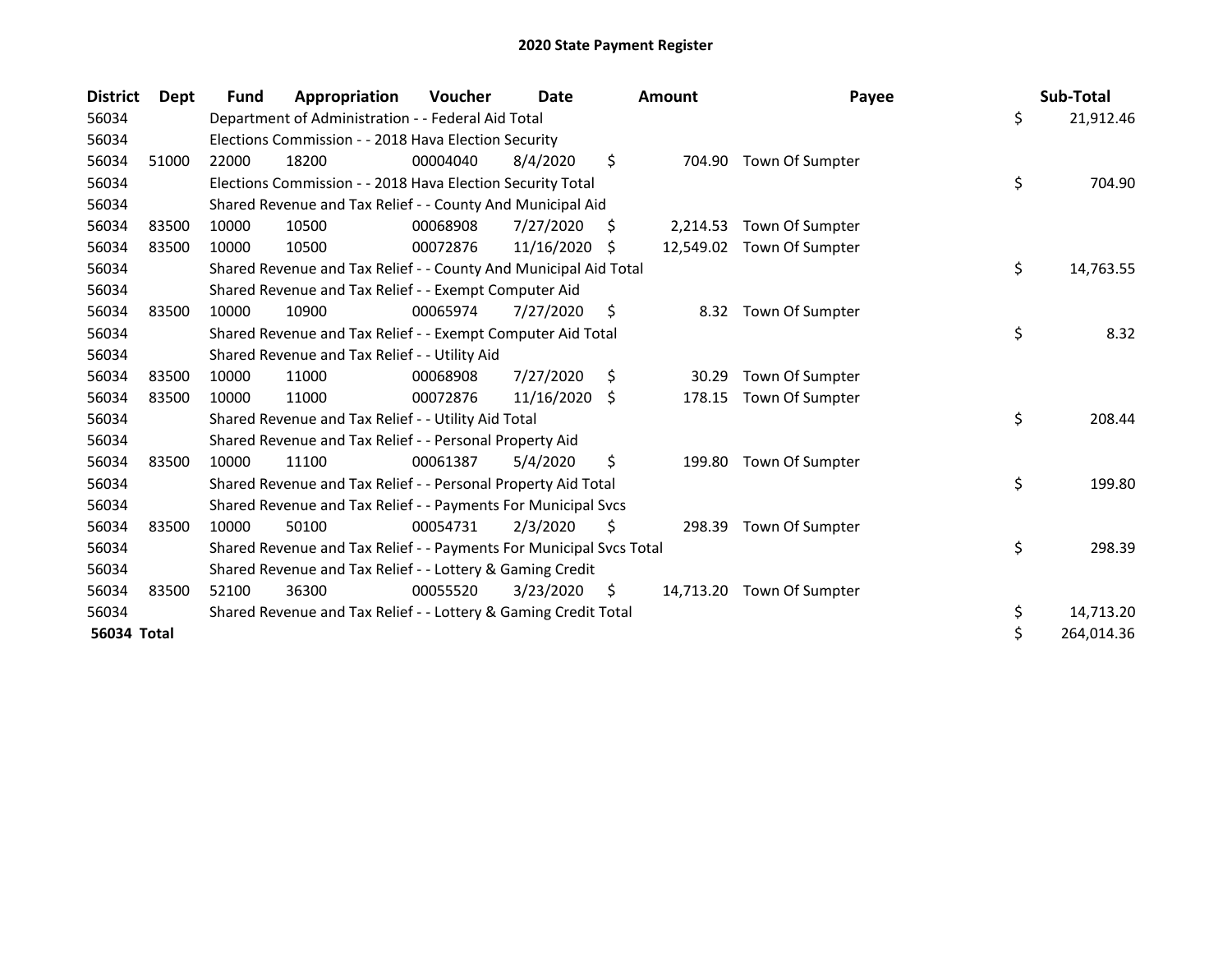# 2020 State Payment Register

| District | Dept | Fund | Appropriation | Voucher | Date | Amount | Payee | Sub-Total |
|---|---|---|---|---|---|---|---|---|
| 56034 | | Department of Administration - - Federal Aid Total | | | | | | $ 21,912.46 |
| 56034 | | Elections Commission - - 2018 Hava Election Security | | | | | | |
| 56034 | 51000 | 22000 | 18200 | 00004040 | 8/4/2020 | $ 704.90 | Town Of Sumpter | |
| 56034 | | Elections Commission - - 2018 Hava Election Security Total | | | | | | $ 704.90 |
| 56034 | | Shared Revenue and Tax Relief - - County And Municipal Aid | | | | | | |
| 56034 | 83500 | 10000 | 10500 | 00068908 | 7/27/2020 | $ 2,214.53 | Town Of Sumpter | |
| 56034 | 83500 | 10000 | 10500 | 00072876 | 11/16/2020 | $ 12,549.02 | Town Of Sumpter | |
| 56034 | | Shared Revenue and Tax Relief - - County And Municipal Aid Total | | | | | | $ 14,763.55 |
| 56034 | | Shared Revenue and Tax Relief - - Exempt Computer Aid | | | | | | |
| 56034 | 83500 | 10000 | 10900 | 00065974 | 7/27/2020 | $ 8.32 | Town Of Sumpter | |
| 56034 | | Shared Revenue and Tax Relief - - Exempt Computer Aid Total | | | | | | $ 8.32 |
| 56034 | | Shared Revenue and Tax Relief - - Utility Aid | | | | | | |
| 56034 | 83500 | 10000 | 11000 | 00068908 | 7/27/2020 | $ 30.29 | Town Of Sumpter | |
| 56034 | 83500 | 10000 | 11000 | 00072876 | 11/16/2020 | $ 178.15 | Town Of Sumpter | |
| 56034 | | Shared Revenue and Tax Relief - - Utility Aid Total | | | | | | $ 208.44 |
| 56034 | | Shared Revenue and Tax Relief - - Personal Property Aid | | | | | | |
| 56034 | 83500 | 10000 | 11100 | 00061387 | 5/4/2020 | $ 199.80 | Town Of Sumpter | |
| 56034 | | Shared Revenue and Tax Relief - - Personal Property Aid Total | | | | | | $ 199.80 |
| 56034 | | Shared Revenue and Tax Relief - - Payments For Municipal Svcs | | | | | | |
| 56034 | 83500 | 10000 | 50100 | 00054731 | 2/3/2020 | $ 298.39 | Town Of Sumpter | |
| 56034 | | Shared Revenue and Tax Relief - - Payments For Municipal Svcs Total | | | | | | $ 298.39 |
| 56034 | | Shared Revenue and Tax Relief - - Lottery & Gaming Credit | | | | | | |
| 56034 | 83500 | 52100 | 36300 | 00055520 | 3/23/2020 | $ 14,713.20 | Town Of Sumpter | |
| 56034 | | Shared Revenue and Tax Relief - - Lottery & Gaming Credit Total | | | | | | $ 14,713.20 |
| **56034 Total** | | | | | | | | $ 264,014.36 |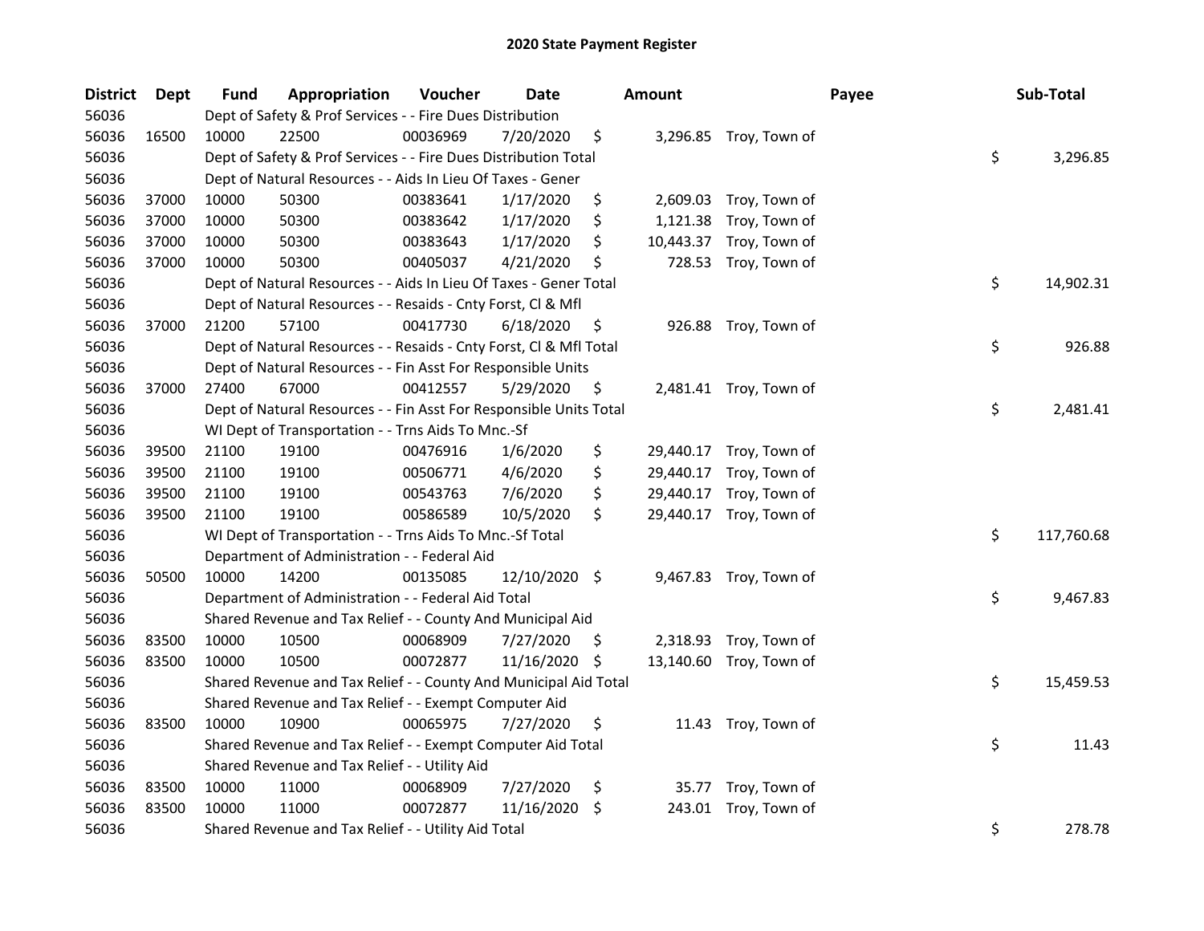# 2020 State Payment Register

| District | Dept | Fund | Appropriation | Voucher | Date | Amount | Payee | Sub-Total |
|---|---|---|---|---|---|---|---|---|
| 56036 | | Dept of Safety & Prof Services - - Fire Dues Distribution | | | | | | |
| 56036 | 16500 | 10000 | 22500 | 00036969 | 7/20/2020 | $ 3,296.85 | Troy, Town of | |
| 56036 | | Dept of Safety & Prof Services - - Fire Dues Distribution Total | | | | | | $ 3,296.85 |
| 56036 | | Dept of Natural Resources - - Aids In Lieu Of Taxes - Gener | | | | | | |
| 56036 | 37000 | 10000 | 50300 | 00383641 | 1/17/2020 | $ 2,609.03 | Troy, Town of | |
| 56036 | 37000 | 10000 | 50300 | 00383642 | 1/17/2020 | $ 1,121.38 | Troy, Town of | |
| 56036 | 37000 | 10000 | 50300 | 00383643 | 1/17/2020 | $ 10,443.37 | Troy, Town of | |
| 56036 | 37000 | 10000 | 50300 | 00405037 | 4/21/2020 | $ 728.53 | Troy, Town of | |
| 56036 | | Dept of Natural Resources - - Aids In Lieu Of Taxes - Gener Total | | | | | | $ 14,902.31 |
| 56036 | | Dept of Natural Resources - - Resaids - Cnty Forst, Cl & Mfl | | | | | | |
| 56036 | 37000 | 21200 | 57100 | 00417730 | 6/18/2020 | $ 926.88 | Troy, Town of | |
| 56036 | | Dept of Natural Resources - - Resaids - Cnty Forst, Cl & Mfl Total | | | | | | $ 926.88 |
| 56036 | | Dept of Natural Resources - - Fin Asst For Responsible Units | | | | | | |
| 56036 | 37000 | 27400 | 67000 | 00412557 | 5/29/2020 | $ 2,481.41 | Troy, Town of | |
| 56036 | | Dept of Natural Resources - - Fin Asst For Responsible Units Total | | | | | | $ 2,481.41 |
| 56036 | | WI Dept of Transportation - - Trns Aids To Mnc.-Sf | | | | | | |
| 56036 | 39500 | 21100 | 19100 | 00476916 | 1/6/2020 | $ 29,440.17 | Troy, Town of | |
| 56036 | 39500 | 21100 | 19100 | 00506771 | 4/6/2020 | $ 29,440.17 | Troy, Town of | |
| 56036 | 39500 | 21100 | 19100 | 00543763 | 7/6/2020 | $ 29,440.17 | Troy, Town of | |
| 56036 | 39500 | 21100 | 19100 | 00586589 | 10/5/2020 | $ 29,440.17 | Troy, Town of | |
| 56036 | | WI Dept of Transportation - - Trns Aids To Mnc.-Sf Total | | | | | | $ 117,760.68 |
| 56036 | | Department of Administration - - Federal Aid | | | | | | |
| 56036 | 50500 | 10000 | 14200 | 00135085 | 12/10/2020 | $ 9,467.83 | Troy, Town of | |
| 56036 | | Department of Administration - - Federal Aid Total | | | | | | $ 9,467.83 |
| 56036 | | Shared Revenue and Tax Relief - - County And Municipal Aid | | | | | | |
| 56036 | 83500 | 10000 | 10500 | 00068909 | 7/27/2020 | $ 2,318.93 | Troy, Town of | |
| 56036 | 83500 | 10000 | 10500 | 00072877 | 11/16/2020 | $ 13,140.60 | Troy, Town of | |
| 56036 | | Shared Revenue and Tax Relief - - County And Municipal Aid Total | | | | | | $ 15,459.53 |
| 56036 | | Shared Revenue and Tax Relief - - Exempt Computer Aid | | | | | | |
| 56036 | 83500 | 10000 | 10900 | 00065975 | 7/27/2020 | $ 11.43 | Troy, Town of | |
| 56036 | | Shared Revenue and Tax Relief - - Exempt Computer Aid Total | | | | | | $ 11.43 |
| 56036 | | Shared Revenue and Tax Relief - - Utility Aid | | | | | | |
| 56036 | 83500 | 10000 | 11000 | 00068909 | 7/27/2020 | $ 35.77 | Troy, Town of | |
| 56036 | 83500 | 10000 | 11000 | 00072877 | 11/16/2020 | $ 243.01 | Troy, Town of | |
| 56036 | | Shared Revenue and Tax Relief - - Utility Aid Total | | | | | | $ 278.78 |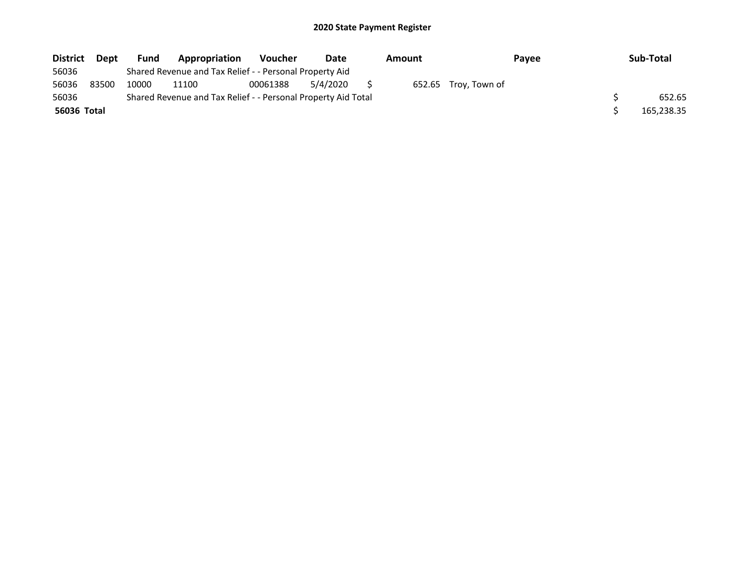# 2020 State Payment Register

| District | Dept | Fund | Appropriation | Voucher | Date | Amount | Payee | Sub-Total |
|---|---|---|---|---|---|---|---|---|
| 56036 | | Shared Revenue and Tax Relief - - Personal Property Aid | | | | | | |
| 56036 | 83500 | 10000 | 11100 | 00061388 | 5/4/2020 | $ 652.65 | Troy, Town of | |
| 56036 | | Shared Revenue and Tax Relief - - Personal Property Aid Total | | | | | | $ 652.65 |
| **56036 Total** | | | | | | | | $ 165,238.35 |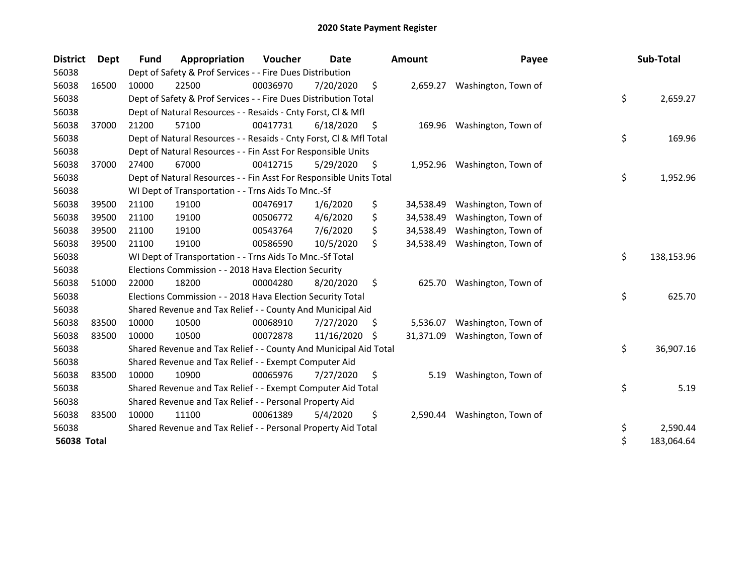# 2020 State Payment Register

| District | Dept | Fund | Appropriation | Voucher | Date | Amount | Payee | Sub-Total |
|---|---|---|---|---|---|---|---|---|
| 56038 | | Dept of Safety & Prof Services - - Fire Dues Distribution | | | | | | |
| 56038 | 16500 | 10000 | 22500 | 00036970 | 7/20/2020 | $ 2,659.27 | Washington, Town of | |
| 56038 | | Dept of Safety & Prof Services - - Fire Dues Distribution Total | | | | | | $ 2,659.27 |
| 56038 | | Dept of Natural Resources - - Resaids - Cnty Forst, Cl & Mfl | | | | | | |
| 56038 | 37000 | 21200 | 57100 | 00417731 | 6/18/2020 | $ 169.96 | Washington, Town of | |
| 56038 | | Dept of Natural Resources - - Resaids - Cnty Forst, Cl & Mfl Total | | | | | | $ 169.96 |
| 56038 | | Dept of Natural Resources - - Fin Asst For Responsible Units | | | | | | |
| 56038 | 37000 | 27400 | 67000 | 00412715 | 5/29/2020 | $ 1,952.96 | Washington, Town of | |
| 56038 | | Dept of Natural Resources - - Fin Asst For Responsible Units Total | | | | | | $ 1,952.96 |
| 56038 | | WI Dept of Transportation - - Trns Aids To Mnc.-Sf | | | | | | |
| 56038 | 39500 | 21100 | 19100 | 00476917 | 1/6/2020 | $ 34,538.49 | Washington, Town of | |
| 56038 | 39500 | 21100 | 19100 | 00506772 | 4/6/2020 | $ 34,538.49 | Washington, Town of | |
| 56038 | 39500 | 21100 | 19100 | 00543764 | 7/6/2020 | $ 34,538.49 | Washington, Town of | |
| 56038 | 39500 | 21100 | 19100 | 00586590 | 10/5/2020 | $ 34,538.49 | Washington, Town of | |
| 56038 | | WI Dept of Transportation - - Trns Aids To Mnc.-Sf Total | | | | | | $ 138,153.96 |
| 56038 | | Elections Commission - - 2018 Hava Election Security | | | | | | |
| 56038 | 51000 | 22000 | 18200 | 00004280 | 8/20/2020 | $ 625.70 | Washington, Town of | |
| 56038 | | Elections Commission - - 2018 Hava Election Security Total | | | | | | $ 625.70 |
| 56038 | | Shared Revenue and Tax Relief - - County And Municipal Aid | | | | | | |
| 56038 | 83500 | 10000 | 10500 | 00068910 | 7/27/2020 | $ 5,536.07 | Washington, Town of | |
| 56038 | 83500 | 10000 | 10500 | 00072878 | 11/16/2020 | $ 31,371.09 | Washington, Town of | |
| 56038 | | Shared Revenue and Tax Relief - - County And Municipal Aid Total | | | | | | $ 36,907.16 |
| 56038 | | Shared Revenue and Tax Relief - - Exempt Computer Aid | | | | | | |
| 56038 | 83500 | 10000 | 10900 | 00065976 | 7/27/2020 | $ 5.19 | Washington, Town of | |
| 56038 | | Shared Revenue and Tax Relief - - Exempt Computer Aid Total | | | | | | $ 5.19 |
| 56038 | | Shared Revenue and Tax Relief - - Personal Property Aid | | | | | | |
| 56038 | 83500 | 10000 | 11100 | 00061389 | 5/4/2020 | $ 2,590.44 | Washington, Town of | |
| 56038 | | Shared Revenue and Tax Relief - - Personal Property Aid Total | | | | | | $ 2,590.44 |
| **56038 Total** | | | | | | | | $ 183,064.64 |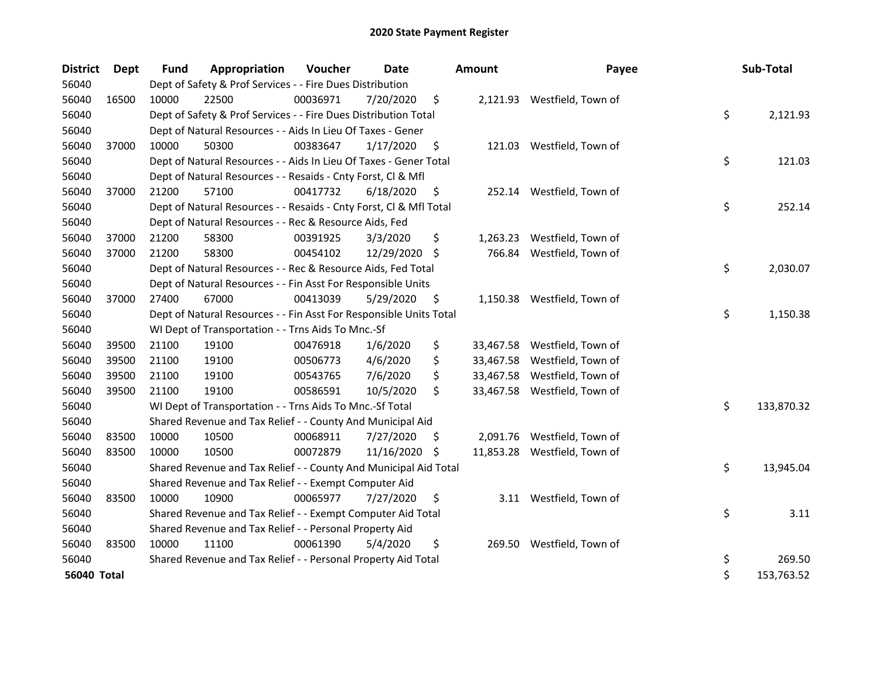# 2020 State Payment Register

| District | Dept | Fund | Appropriation | Voucher | Date | Amount | Payee | Sub-Total |
|---|---|---|---|---|---|---|---|---|
| 56040 | | Dept of Safety & Prof Services - - Fire Dues Distribution | | | | | | |
| 56040 | 16500 | 10000 | 22500 | 00036971 | 7/20/2020 | $ 2,121.93 | Westfield, Town of | |
| 56040 | | Dept of Safety & Prof Services - - Fire Dues Distribution Total | | | | | | $ 2,121.93 |
| 56040 | | Dept of Natural Resources - - Aids In Lieu Of Taxes - Gener | | | | | | |
| 56040 | 37000 | 10000 | 50300 | 00383647 | 1/17/2020 | $ 121.03 | Westfield, Town of | |
| 56040 | | Dept of Natural Resources - - Aids In Lieu Of Taxes - Gener Total | | | | | | $ 121.03 |
| 56040 | | Dept of Natural Resources - - Resaids - Cnty Forst, Cl & Mfl | | | | | | |
| 56040 | 37000 | 21200 | 57100 | 00417732 | 6/18/2020 | $ 252.14 | Westfield, Town of | |
| 56040 | | Dept of Natural Resources - - Resaids - Cnty Forst, Cl & Mfl Total | | | | | | $ 252.14 |
| 56040 | | Dept of Natural Resources - - Rec & Resource Aids, Fed | | | | | | |
| 56040 | 37000 | 21200 | 58300 | 00391925 | 3/3/2020 | $ 1,263.23 | Westfield, Town of | |
| 56040 | 37000 | 21200 | 58300 | 00454102 | 12/29/2020 | $ 766.84 | Westfield, Town of | |
| 56040 | | Dept of Natural Resources - - Rec & Resource Aids, Fed Total | | | | | | $ 2,030.07 |
| 56040 | | Dept of Natural Resources - - Fin Asst For Responsible Units | | | | | | |
| 56040 | 37000 | 27400 | 67000 | 00413039 | 5/29/2020 | $ 1,150.38 | Westfield, Town of | |
| 56040 | | Dept of Natural Resources - - Fin Asst For Responsible Units Total | | | | | | $ 1,150.38 |
| 56040 | | WI Dept of Transportation - - Trns Aids To Mnc.-Sf | | | | | | |
| 56040 | 39500 | 21100 | 19100 | 00476918 | 1/6/2020 | $ 33,467.58 | Westfield, Town of | |
| 56040 | 39500 | 21100 | 19100 | 00506773 | 4/6/2020 | $ 33,467.58 | Westfield, Town of | |
| 56040 | 39500 | 21100 | 19100 | 00543765 | 7/6/2020 | $ 33,467.58 | Westfield, Town of | |
| 56040 | 39500 | 21100 | 19100 | 00586591 | 10/5/2020 | $ 33,467.58 | Westfield, Town of | |
| 56040 | | WI Dept of Transportation - - Trns Aids To Mnc.-Sf Total | | | | | | $ 133,870.32 |
| 56040 | | Shared Revenue and Tax Relief - - County And Municipal Aid | | | | | | |
| 56040 | 83500 | 10000 | 10500 | 00068911 | 7/27/2020 | $ 2,091.76 | Westfield, Town of | |
| 56040 | 83500 | 10000 | 10500 | 00072879 | 11/16/2020 | $ 11,853.28 | Westfield, Town of | |
| 56040 | | Shared Revenue and Tax Relief - - County And Municipal Aid Total | | | | | | $ 13,945.04 |
| 56040 | | Shared Revenue and Tax Relief - - Exempt Computer Aid | | | | | | |
| 56040 | 83500 | 10000 | 10900 | 00065977 | 7/27/2020 | $ 3.11 | Westfield, Town of | |
| 56040 | | Shared Revenue and Tax Relief - - Exempt Computer Aid Total | | | | | | $ 3.11 |
| 56040 | | Shared Revenue and Tax Relief - - Personal Property Aid | | | | | | |
| 56040 | 83500 | 10000 | 11100 | 00061390 | 5/4/2020 | $ 269.50 | Westfield, Town of | |
| 56040 | | Shared Revenue and Tax Relief - - Personal Property Aid Total | | | | | | $ 269.50 |
| **56040 Total** | | | | | | | | $ 153,763.52 |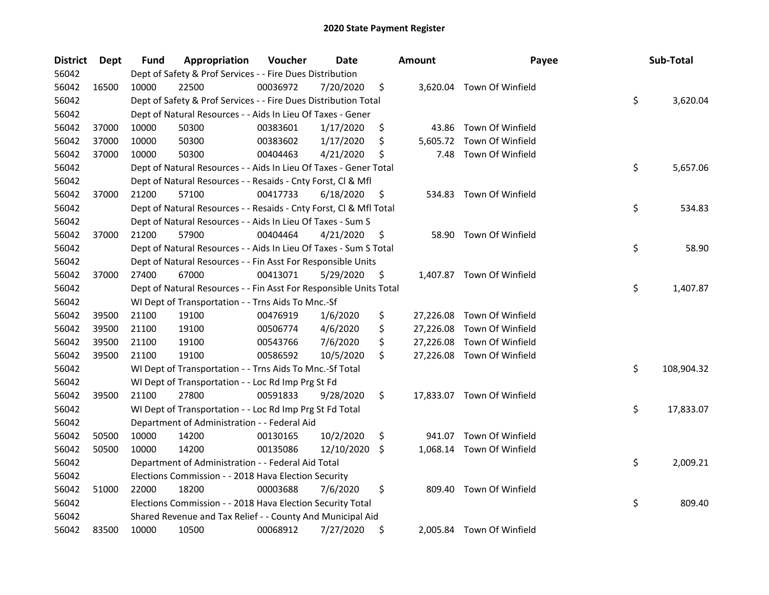# 2020 State Payment Register

| District | Dept | Fund | Appropriation | Voucher | Date | Amount | Payee | Sub-Total |
|---|---|---|---|---|---|---|---|---|
| 56042 | | Dept of Safety & Prof Services - - Fire Dues Distribution | | | | | | |
| 56042 | 16500 | 10000 | 22500 | 00036972 | 7/20/2020 | $ 3,620.04 | Town Of Winfield | |
| 56042 | | Dept of Safety & Prof Services - - Fire Dues Distribution Total | | | | | | $ 3,620.04 |
| 56042 | | Dept of Natural Resources - - Aids In Lieu Of Taxes - Gener | | | | | | |
| 56042 | 37000 | 10000 | 50300 | 00383601 | 1/17/2020 | $ 43.86 | Town Of Winfield | |
| 56042 | 37000 | 10000 | 50300 | 00383602 | 1/17/2020 | $ 5,605.72 | Town Of Winfield | |
| 56042 | 37000 | 10000 | 50300 | 00404463 | 4/21/2020 | $ 7.48 | Town Of Winfield | |
| 56042 | | Dept of Natural Resources - - Aids In Lieu Of Taxes - Gener Total | | | | | | $ 5,657.06 |
| 56042 | | Dept of Natural Resources - - Resaids - Cnty Forst, Cl & Mfl | | | | | | |
| 56042 | 37000 | 21200 | 57100 | 00417733 | 6/18/2020 | $ 534.83 | Town Of Winfield | |
| 56042 | | Dept of Natural Resources - - Resaids - Cnty Forst, Cl & Mfl Total | | | | | | $ 534.83 |
| 56042 | | Dept of Natural Resources - - Aids In Lieu Of Taxes - Sum S | | | | | | |
| 56042 | 37000 | 21200 | 57900 | 00404464 | 4/21/2020 | $ 58.90 | Town Of Winfield | |
| 56042 | | Dept of Natural Resources - - Aids In Lieu Of Taxes - Sum S Total | | | | | | $ 58.90 |
| 56042 | | Dept of Natural Resources - - Fin Asst For Responsible Units | | | | | | |
| 56042 | 37000 | 27400 | 67000 | 00413071 | 5/29/2020 | $ 1,407.87 | Town Of Winfield | |
| 56042 | | Dept of Natural Resources - - Fin Asst For Responsible Units Total | | | | | | $ 1,407.87 |
| 56042 | | WI Dept of Transportation - - Trns Aids To Mnc.-Sf | | | | | | |
| 56042 | 39500 | 21100 | 19100 | 00476919 | 1/6/2020 | $ 27,226.08 | Town Of Winfield | |
| 56042 | 39500 | 21100 | 19100 | 00506774 | 4/6/2020 | $ 27,226.08 | Town Of Winfield | |
| 56042 | 39500 | 21100 | 19100 | 00543766 | 7/6/2020 | $ 27,226.08 | Town Of Winfield | |
| 56042 | 39500 | 21100 | 19100 | 00586592 | 10/5/2020 | $ 27,226.08 | Town Of Winfield | |
| 56042 | | WI Dept of Transportation - - Trns Aids To Mnc.-Sf Total | | | | | | $ 108,904.32 |
| 56042 | | WI Dept of Transportation - - Loc Rd Imp Prg St Fd | | | | | | |
| 56042 | 39500 | 21100 | 27800 | 00591833 | 9/28/2020 | $ 17,833.07 | Town Of Winfield | |
| 56042 | | WI Dept of Transportation - - Loc Rd Imp Prg St Fd Total | | | | | | $ 17,833.07 |
| 56042 | | Department of Administration - - Federal Aid | | | | | | |
| 56042 | 50500 | 10000 | 14200 | 00130165 | 10/2/2020 | $ 941.07 | Town Of Winfield | |
| 56042 | 50500 | 10000 | 14200 | 00135086 | 12/10/2020 | $ 1,068.14 | Town Of Winfield | |
| 56042 | | Department of Administration - - Federal Aid Total | | | | | | $ 2,009.21 |
| 56042 | | Elections Commission - - 2018 Hava Election Security | | | | | | |
| 56042 | 51000 | 22000 | 18200 | 00003688 | 7/6/2020 | $ 809.40 | Town Of Winfield | |
| 56042 | | Elections Commission - - 2018 Hava Election Security Total | | | | | | $ 809.40 |
| 56042 | | Shared Revenue and Tax Relief - - County And Municipal Aid | | | | | | |
| 56042 | 83500 | 10000 | 10500 | 00068912 | 7/27/2020 | $ 2,005.84 | Town Of Winfield | |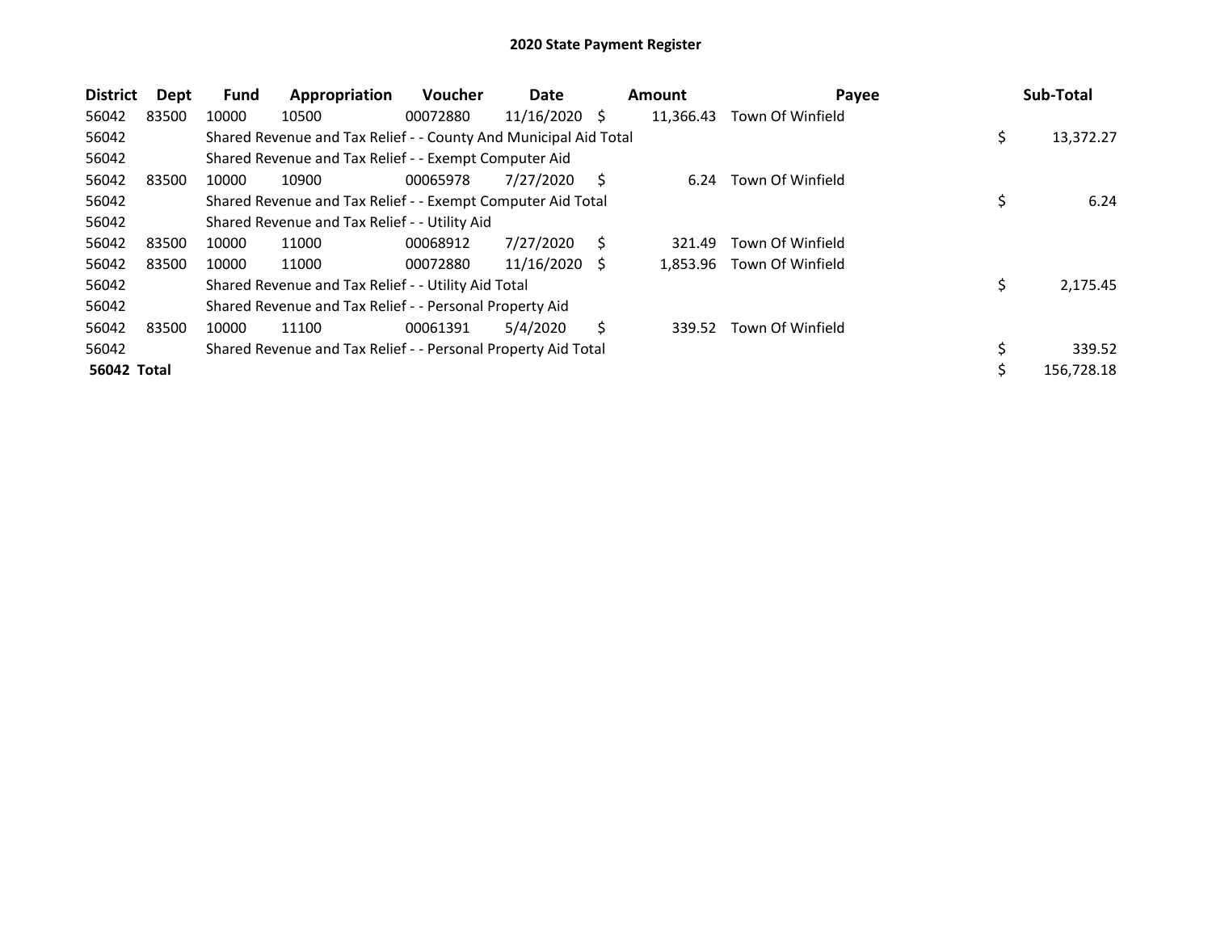# 2020 State Payment Register

| District | Dept | Fund | Appropriation | Voucher | Date | Amount | Payee | Sub-Total |
|---|---|---|---|---|---|---|---|---|
| 56042 | 83500 | 10000 | 10500 | 00072880 | 11/16/2020 | $ 11,366.43 | Town Of Winfield | |
| 56042 | | Shared Revenue and Tax Relief - - County And Municipal Aid Total | | | | | | $ 13,372.27 |
| 56042 | | Shared Revenue and Tax Relief - - Exempt Computer Aid | | | | | | |
| 56042 | 83500 | 10000 | 10900 | 00065978 | 7/27/2020 | $ 6.24 | Town Of Winfield | |
| 56042 | | Shared Revenue and Tax Relief - - Exempt Computer Aid Total | | | | | | $ 6.24 |
| 56042 | | Shared Revenue and Tax Relief - - Utility Aid | | | | | | |
| 56042 | 83500 | 10000 | 11000 | 00068912 | 7/27/2020 | $ 321.49 | Town Of Winfield | |
| 56042 | 83500 | 10000 | 11000 | 00072880 | 11/16/2020 | $ 1,853.96 | Town Of Winfield | |
| 56042 | | Shared Revenue and Tax Relief - - Utility Aid Total | | | | | | $ 2,175.45 |
| 56042 | | Shared Revenue and Tax Relief - - Personal Property Aid | | | | | | |
| 56042 | 83500 | 10000 | 11100 | 00061391 | 5/4/2020 | $ 339.52 | Town Of Winfield | |
| 56042 | | Shared Revenue and Tax Relief - - Personal Property Aid Total | | | | | | $ 339.52 |
| **56042 Total** | | | | | | | | $ 156,728.18 |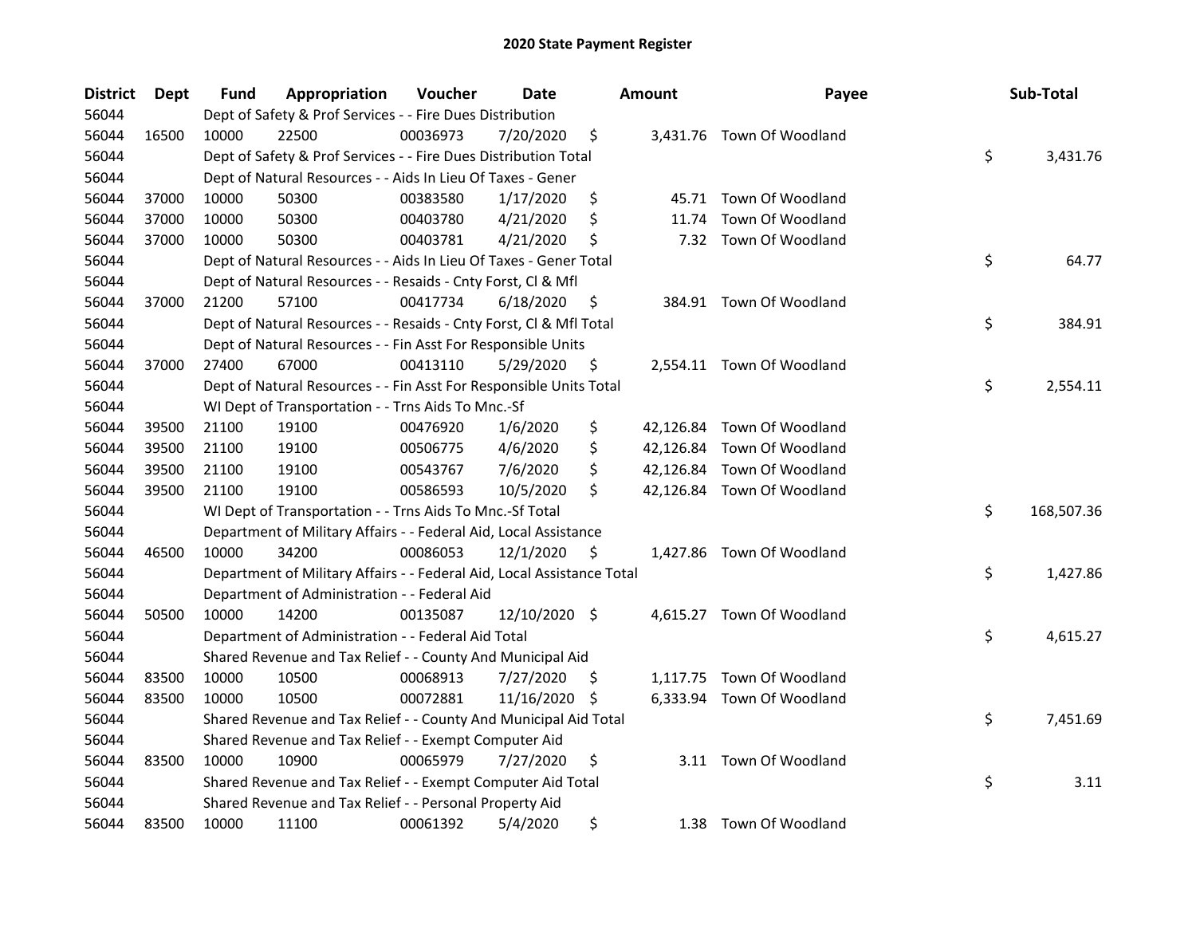## 2020 State Payment Register

| District | Dept | Fund | Appropriation | Voucher | Date | Amount | Payee | Sub-Total |
|---|---|---|---|---|---|---|---|---|
| 56044 | | Dept of Safety & Prof Services - - Fire Dues Distribution | | | | | | |
| 56044 | 16500 | 10000 | 22500 | 00036973 | 7/20/2020 | $ 3,431.76 | Town Of Woodland | |
| 56044 | | Dept of Safety & Prof Services - - Fire Dues Distribution Total | | | | | | $ 3,431.76 |
| 56044 | | Dept of Natural Resources - - Aids In Lieu Of Taxes - Gener | | | | | | |
| 56044 | 37000 | 10000 | 50300 | 00383580 | 1/17/2020 | $ 45.71 | Town Of Woodland | |
| 56044 | 37000 | 10000 | 50300 | 00403780 | 4/21/2020 | $ 11.74 | Town Of Woodland | |
| 56044 | 37000 | 10000 | 50300 | 00403781 | 4/21/2020 | $ 7.32 | Town Of Woodland | |
| 56044 | | Dept of Natural Resources - - Aids In Lieu Of Taxes - Gener Total | | | | | | $ 64.77 |
| 56044 | | Dept of Natural Resources - - Resaids - Cnty Forst, Cl & Mfl | | | | | | |
| 56044 | 37000 | 21200 | 57100 | 00417734 | 6/18/2020 | $ 384.91 | Town Of Woodland | |
| 56044 | | Dept of Natural Resources - - Resaids - Cnty Forst, Cl & Mfl Total | | | | | | $ 384.91 |
| 56044 | | Dept of Natural Resources - - Fin Asst For Responsible Units | | | | | | |
| 56044 | 37000 | 27400 | 67000 | 00413110 | 5/29/2020 | $ 2,554.11 | Town Of Woodland | |
| 56044 | | Dept of Natural Resources - - Fin Asst For Responsible Units Total | | | | | | $ 2,554.11 |
| 56044 | | WI Dept of Transportation - - Trns Aids To Mnc.-Sf | | | | | | |
| 56044 | 39500 | 21100 | 19100 | 00476920 | 1/6/2020 | $ 42,126.84 | Town Of Woodland | |
| 56044 | 39500 | 21100 | 19100 | 00506775 | 4/6/2020 | $ 42,126.84 | Town Of Woodland | |
| 56044 | 39500 | 21100 | 19100 | 00543767 | 7/6/2020 | $ 42,126.84 | Town Of Woodland | |
| 56044 | 39500 | 21100 | 19100 | 00586593 | 10/5/2020 | $ 42,126.84 | Town Of Woodland | |
| 56044 | | WI Dept of Transportation - - Trns Aids To Mnc.-Sf Total | | | | | | $ 168,507.36 |
| 56044 | | Department of Military Affairs - - Federal Aid, Local Assistance | | | | | | |
| 56044 | 46500 | 10000 | 34200 | 00086053 | 12/1/2020 | $ 1,427.86 | Town Of Woodland | |
| 56044 | | Department of Military Affairs - - Federal Aid, Local Assistance Total | | | | | | $ 1,427.86 |
| 56044 | | Department of Administration - - Federal Aid | | | | | | |
| 56044 | 50500 | 10000 | 14200 | 00135087 | 12/10/2020 | $ 4,615.27 | Town Of Woodland | |
| 56044 | | Department of Administration - - Federal Aid Total | | | | | | $ 4,615.27 |
| 56044 | | Shared Revenue and Tax Relief - - County And Municipal Aid | | | | | | |
| 56044 | 83500 | 10000 | 10500 | 00068913 | 7/27/2020 | $ 1,117.75 | Town Of Woodland | |
| 56044 | 83500 | 10000 | 10500 | 00072881 | 11/16/2020 | $ 6,333.94 | Town Of Woodland | |
| 56044 | | Shared Revenue and Tax Relief - - County And Municipal Aid Total | | | | | | $ 7,451.69 |
| 56044 | | Shared Revenue and Tax Relief - - Exempt Computer Aid | | | | | | |
| 56044 | 83500 | 10000 | 10900 | 00065979 | 7/27/2020 | $ 3.11 | Town Of Woodland | |
| 56044 | | Shared Revenue and Tax Relief - - Exempt Computer Aid Total | | | | | | $ 3.11 |
| 56044 | | Shared Revenue and Tax Relief - - Personal Property Aid | | | | | | |
| 56044 | 83500 | 10000 | 11100 | 00061392 | 5/4/2020 | $ 1.38 | Town Of Woodland | |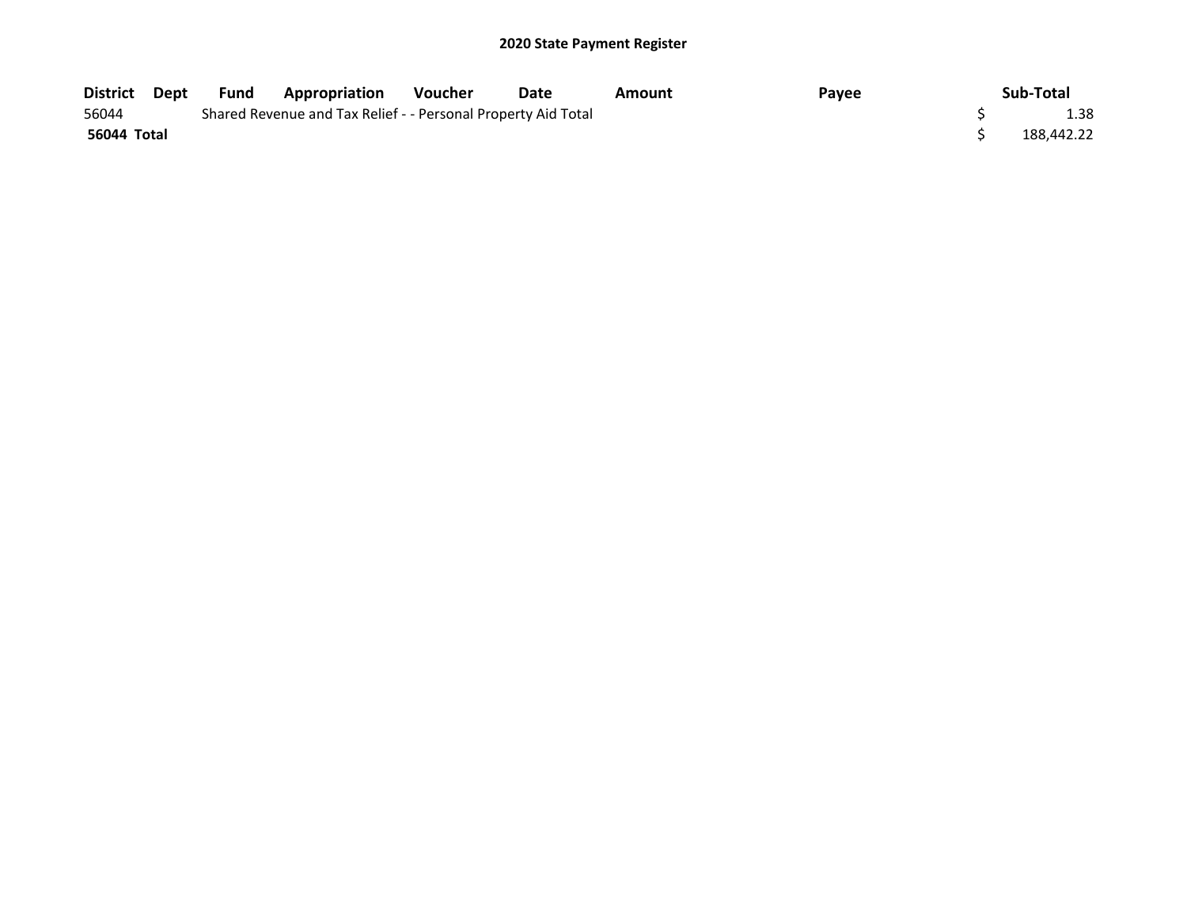## 2020 State Payment Register

| District | Dept | Fund | Appropriation | Voucher | Date | Amount | Payee | Sub-Total |
|---|---|---|---|---|---|---|---|---|
| 56044 | | Shared Revenue and Tax Relief - - Personal Property Aid Total | | | | | | $ 1.38 |
| **56044 Total** | | | | | | | | $ 188,442.22 |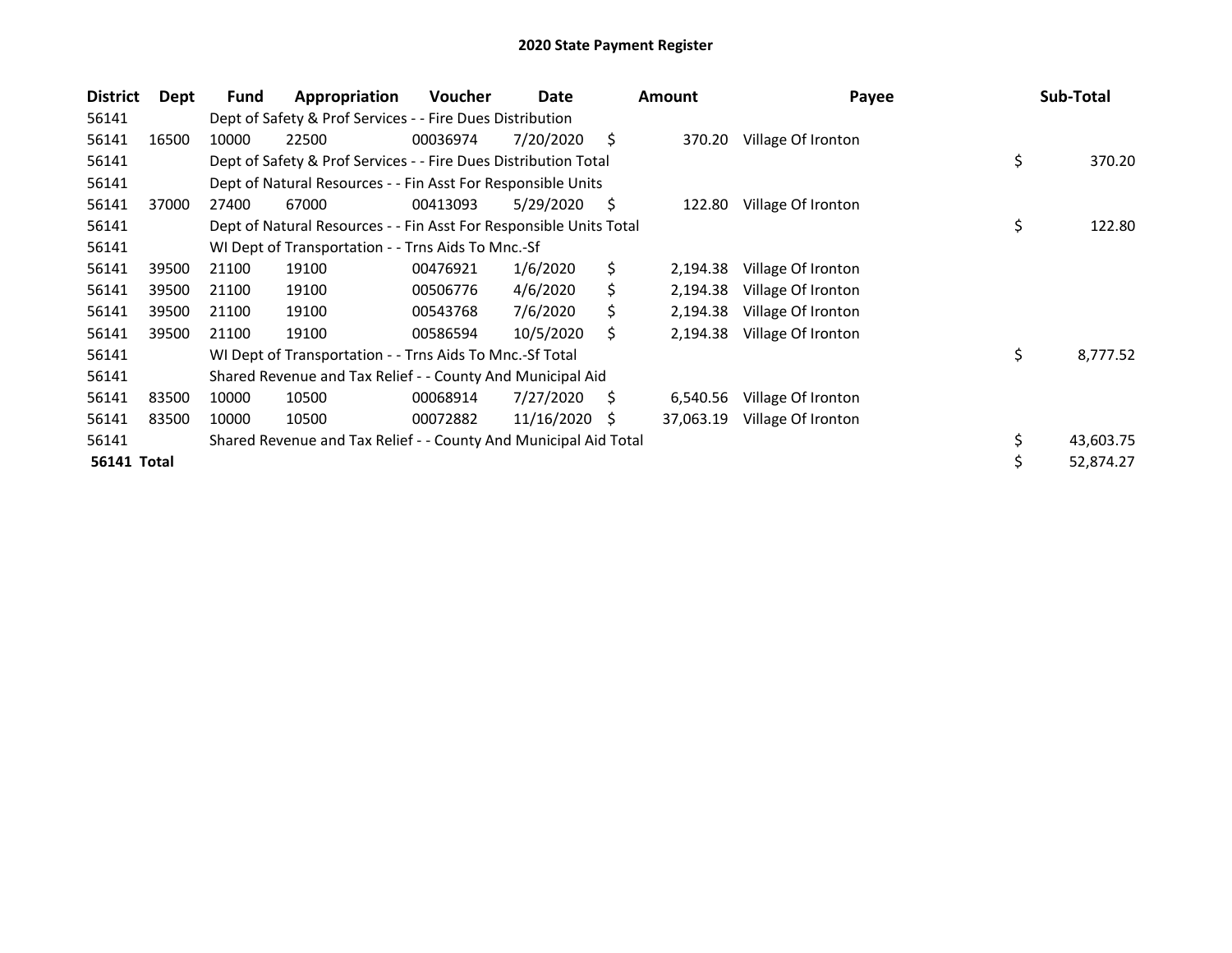# 2020 State Payment Register

| District | Dept | Fund | Appropriation | Voucher | Date | Amount | Payee | Sub-Total |
|---|---|---|---|---|---|---|---|---|
| 56141 | | Dept of Safety & Prof Services - - Fire Dues Distribution | | | | | | |
| 56141 | 16500 | 10000 | 22500 | 00036974 | 7/20/2020 | $ 370.20 | Village Of Ironton | |
| 56141 | | Dept of Safety & Prof Services - - Fire Dues Distribution Total | | | | | | $ 370.20 |
| 56141 | | Dept of Natural Resources - - Fin Asst For Responsible Units | | | | | | |
| 56141 | 37000 | 27400 | 67000 | 00413093 | 5/29/2020 | $ 122.80 | Village Of Ironton | |
| 56141 | | Dept of Natural Resources - - Fin Asst For Responsible Units Total | | | | | | $ 122.80 |
| 56141 | | WI Dept of Transportation - - Trns Aids To Mnc.-Sf | | | | | | |
| 56141 | 39500 | 21100 | 19100 | 00476921 | 1/6/2020 | $ 2,194.38 | Village Of Ironton | |
| 56141 | 39500 | 21100 | 19100 | 00506776 | 4/6/2020 | $ 2,194.38 | Village Of Ironton | |
| 56141 | 39500 | 21100 | 19100 | 00543768 | 7/6/2020 | $ 2,194.38 | Village Of Ironton | |
| 56141 | 39500 | 21100 | 19100 | 00586594 | 10/5/2020 | $ 2,194.38 | Village Of Ironton | |
| 56141 | | WI Dept of Transportation - - Trns Aids To Mnc.-Sf Total | | | | | | $ 8,777.52 |
| 56141 | | Shared Revenue and Tax Relief - - County And Municipal Aid | | | | | | |
| 56141 | 83500 | 10000 | 10500 | 00068914 | 7/27/2020 | $ 6,540.56 | Village Of Ironton | |
| 56141 | 83500 | 10000 | 10500 | 00072882 | 11/16/2020 | $ 37,063.19 | Village Of Ironton | |
| 56141 | | Shared Revenue and Tax Relief - - County And Municipal Aid Total | | | | | | $ 43,603.75 |
| **56141 Total** | | | | | | | | $ 52,874.27 |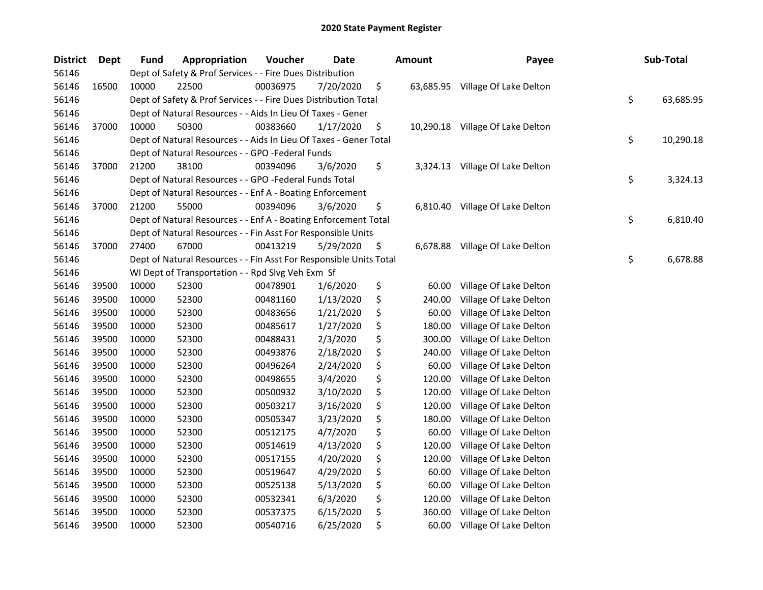# 2020 State Payment Register

| District | Dept | Fund | Appropriation | Voucher | Date | Amount | Payee | Sub-Total |
|---|---|---|---|---|---|---|---|---|
| 56146 | | Dept of Safety & Prof Services - - Fire Dues Distribution | | | | | | |
| 56146 | 16500 | 10000 | 22500 | 00036975 | 7/20/2020 | $ 63,685.95 | Village Of Lake Delton | |
| 56146 | | Dept of Safety & Prof Services - - Fire Dues Distribution Total | | | | | | $ 63,685.95 |
| 56146 | | Dept of Natural Resources - - Aids In Lieu Of Taxes - Gener | | | | | | |
| 56146 | 37000 | 10000 | 50300 | 00383660 | 1/17/2020 | $ 10,290.18 | Village Of Lake Delton | |
| 56146 | | Dept of Natural Resources - - Aids In Lieu Of Taxes - Gener Total | | | | | | $ 10,290.18 |
| 56146 | | Dept of Natural Resources - - GPO -Federal Funds | | | | | | |
| 56146 | 37000 | 21200 | 38100 | 00394096 | 3/6/2020 | $ 3,324.13 | Village Of Lake Delton | |
| 56146 | | Dept of Natural Resources - - GPO -Federal Funds Total | | | | | | $ 3,324.13 |
| 56146 | | Dept of Natural Resources - - Enf A - Boating Enforcement | | | | | | |
| 56146 | 37000 | 21200 | 55000 | 00394096 | 3/6/2020 | $ 6,810.40 | Village Of Lake Delton | |
| 56146 | | Dept of Natural Resources - - Enf A - Boating Enforcement Total | | | | | | $ 6,810.40 |
| 56146 | | Dept of Natural Resources - - Fin Asst For Responsible Units | | | | | | |
| 56146 | 37000 | 27400 | 67000 | 00413219 | 5/29/2020 | $ 6,678.88 | Village Of Lake Delton | |
| 56146 | | Dept of Natural Resources - - Fin Asst For Responsible Units Total | | | | | | $ 6,678.88 |
| 56146 | | WI Dept of Transportation - - Rpd Slvg Veh Exm Sf | | | | | | |
| 56146 | 39500 | 10000 | 52300 | 00478901 | 1/6/2020 | $ 60.00 | Village Of Lake Delton | |
| 56146 | 39500 | 10000 | 52300 | 00481160 | 1/13/2020 | $ 240.00 | Village Of Lake Delton | |
| 56146 | 39500 | 10000 | 52300 | 00483656 | 1/21/2020 | $ 60.00 | Village Of Lake Delton | |
| 56146 | 39500 | 10000 | 52300 | 00485617 | 1/27/2020 | $ 180.00 | Village Of Lake Delton | |
| 56146 | 39500 | 10000 | 52300 | 00488431 | 2/3/2020 | $ 300.00 | Village Of Lake Delton | |
| 56146 | 39500 | 10000 | 52300 | 00493876 | 2/18/2020 | $ 240.00 | Village Of Lake Delton | |
| 56146 | 39500 | 10000 | 52300 | 00496264 | 2/24/2020 | $ 60.00 | Village Of Lake Delton | |
| 56146 | 39500 | 10000 | 52300 | 00498655 | 3/4/2020 | $ 120.00 | Village Of Lake Delton | |
| 56146 | 39500 | 10000 | 52300 | 00500932 | 3/10/2020 | $ 120.00 | Village Of Lake Delton | |
| 56146 | 39500 | 10000 | 52300 | 00503217 | 3/16/2020 | $ 120.00 | Village Of Lake Delton | |
| 56146 | 39500 | 10000 | 52300 | 00505347 | 3/23/2020 | $ 180.00 | Village Of Lake Delton | |
| 56146 | 39500 | 10000 | 52300 | 00512175 | 4/7/2020 | $ 60.00 | Village Of Lake Delton | |
| 56146 | 39500 | 10000 | 52300 | 00514619 | 4/13/2020 | $ 120.00 | Village Of Lake Delton | |
| 56146 | 39500 | 10000 | 52300 | 00517155 | 4/20/2020 | $ 120.00 | Village Of Lake Delton | |
| 56146 | 39500 | 10000 | 52300 | 00519647 | 4/29/2020 | $ 60.00 | Village Of Lake Delton | |
| 56146 | 39500 | 10000 | 52300 | 00525138 | 5/13/2020 | $ 60.00 | Village Of Lake Delton | |
| 56146 | 39500 | 10000 | 52300 | 00532341 | 6/3/2020 | $ 120.00 | Village Of Lake Delton | |
| 56146 | 39500 | 10000 | 52300 | 00537375 | 6/15/2020 | $ 360.00 | Village Of Lake Delton | |
| 56146 | 39500 | 10000 | 52300 | 00540716 | 6/25/2020 | $ 60.00 | Village Of Lake Delton | |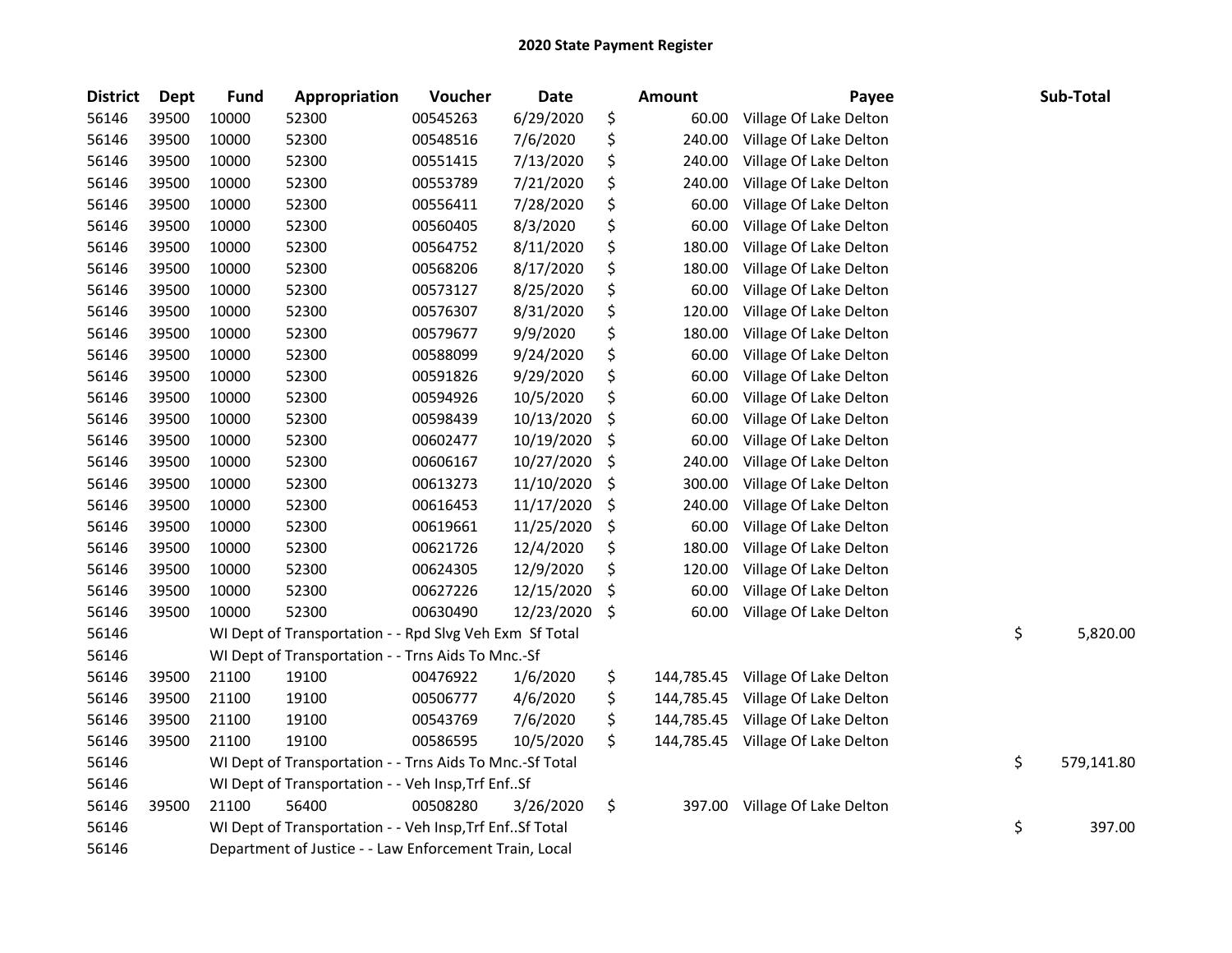# 2020 State Payment Register

| District | Dept | Fund | Appropriation | Voucher | Date | Amount | Payee | Sub-Total |
|---|---|---|---|---|---|---|---|---|
| 56146 | 39500 | 10000 | 52300 | 00545263 | 6/29/2020 | $ 60.00 | Village Of Lake Delton | |
| 56146 | 39500 | 10000 | 52300 | 00548516 | 7/6/2020 | $ 240.00 | Village Of Lake Delton | |
| 56146 | 39500 | 10000 | 52300 | 00551415 | 7/13/2020 | $ 240.00 | Village Of Lake Delton | |
| 56146 | 39500 | 10000 | 52300 | 00553789 | 7/21/2020 | $ 240.00 | Village Of Lake Delton | |
| 56146 | 39500 | 10000 | 52300 | 00556411 | 7/28/2020 | $ 60.00 | Village Of Lake Delton | |
| 56146 | 39500 | 10000 | 52300 | 00560405 | 8/3/2020 | $ 60.00 | Village Of Lake Delton | |
| 56146 | 39500 | 10000 | 52300 | 00564752 | 8/11/2020 | $ 180.00 | Village Of Lake Delton | |
| 56146 | 39500 | 10000 | 52300 | 00568206 | 8/17/2020 | $ 180.00 | Village Of Lake Delton | |
| 56146 | 39500 | 10000 | 52300 | 00573127 | 8/25/2020 | $ 60.00 | Village Of Lake Delton | |
| 56146 | 39500 | 10000 | 52300 | 00576307 | 8/31/2020 | $ 120.00 | Village Of Lake Delton | |
| 56146 | 39500 | 10000 | 52300 | 00579677 | 9/9/2020 | $ 180.00 | Village Of Lake Delton | |
| 56146 | 39500 | 10000 | 52300 | 00588099 | 9/24/2020 | $ 60.00 | Village Of Lake Delton | |
| 56146 | 39500 | 10000 | 52300 | 00591826 | 9/29/2020 | $ 60.00 | Village Of Lake Delton | |
| 56146 | 39500 | 10000 | 52300 | 00594926 | 10/5/2020 | $ 60.00 | Village Of Lake Delton | |
| 56146 | 39500 | 10000 | 52300 | 00598439 | 10/13/2020 | $ 60.00 | Village Of Lake Delton | |
| 56146 | 39500 | 10000 | 52300 | 00602477 | 10/19/2020 | $ 60.00 | Village Of Lake Delton | |
| 56146 | 39500 | 10000 | 52300 | 00606167 | 10/27/2020 | $ 240.00 | Village Of Lake Delton | |
| 56146 | 39500 | 10000 | 52300 | 00613273 | 11/10/2020 | $ 300.00 | Village Of Lake Delton | |
| 56146 | 39500 | 10000 | 52300 | 00616453 | 11/17/2020 | $ 240.00 | Village Of Lake Delton | |
| 56146 | 39500 | 10000 | 52300 | 00619661 | 11/25/2020 | $ 60.00 | Village Of Lake Delton | |
| 56146 | 39500 | 10000 | 52300 | 00621726 | 12/4/2020 | $ 180.00 | Village Of Lake Delton | |
| 56146 | 39500 | 10000 | 52300 | 00624305 | 12/9/2020 | $ 120.00 | Village Of Lake Delton | |
| 56146 | 39500 | 10000 | 52300 | 00627226 | 12/15/2020 | $ 60.00 | Village Of Lake Delton | |
| 56146 | 39500 | 10000 | 52300 | 00630490 | 12/23/2020 | $ 60.00 | Village Of Lake Delton | |
| 56146 | | WI Dept of Transportation - - Rpd Slvg Veh Exm Sf Total | | | | | | $ 5,820.00 |
| 56146 | | WI Dept of Transportation - - Trns Aids To Mnc.-Sf | | | | | | |
| 56146 | 39500 | 21100 | 19100 | 00476922 | 1/6/2020 | $ 144,785.45 | Village Of Lake Delton | |
| 56146 | 39500 | 21100 | 19100 | 00506777 | 4/6/2020 | $ 144,785.45 | Village Of Lake Delton | |
| 56146 | 39500 | 21100 | 19100 | 00543769 | 7/6/2020 | $ 144,785.45 | Village Of Lake Delton | |
| 56146 | 39500 | 21100 | 19100 | 00586595 | 10/5/2020 | $ 144,785.45 | Village Of Lake Delton | |
| 56146 | | WI Dept of Transportation - - Trns Aids To Mnc.-Sf Total | | | | | | $ 579,141.80 |
| 56146 | | WI Dept of Transportation - - Veh Insp,Trf Enf..Sf | | | | | | |
| 56146 | 39500 | 21100 | 56400 | 00508280 | 3/26/2020 | $ 397.00 | Village Of Lake Delton | |
| 56146 | | WI Dept of Transportation - - Veh Insp,Trf Enf..Sf Total | | | | | | $ 397.00 |
| 56146 | | Department of Justice - - Law Enforcement Train, Local | | | | | | |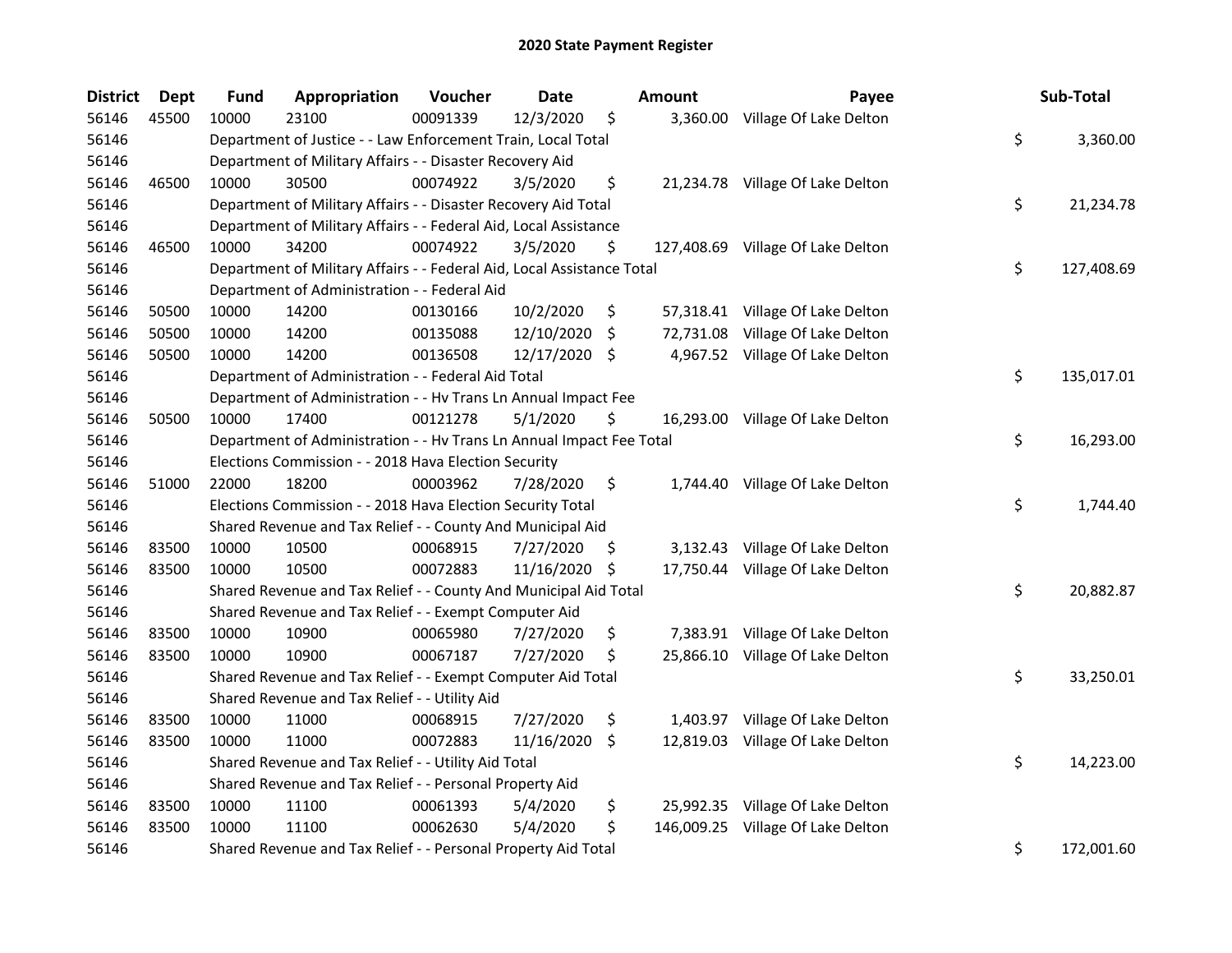# 2020 State Payment Register

| District | Dept | Fund | Appropriation | Voucher | Date | Amount | Payee | Sub-Total |
|---|---|---|---|---|---|---|---|---|
| 56146 | 45500 | 10000 | 23100 | 00091339 | 12/3/2020 | $ 3,360.00 | Village Of Lake Delton | |
| 56146 | | Department of Justice - - Law Enforcement Train, Local Total | | | | | | $ 3,360.00 |
| 56146 | | Department of Military Affairs - - Disaster Recovery Aid | | | | | | |
| 56146 | 46500 | 10000 | 30500 | 00074922 | 3/5/2020 | $ 21,234.78 | Village Of Lake Delton | |
| 56146 | | Department of Military Affairs - - Disaster Recovery Aid Total | | | | | | $ 21,234.78 |
| 56146 | | Department of Military Affairs - - Federal Aid, Local Assistance | | | | | | |
| 56146 | 46500 | 10000 | 34200 | 00074922 | 3/5/2020 | $ 127,408.69 | Village Of Lake Delton | |
| 56146 | | Department of Military Affairs - - Federal Aid, Local Assistance Total | | | | | | $ 127,408.69 |
| 56146 | | Department of Administration - - Federal Aid | | | | | | |
| 56146 | 50500 | 10000 | 14200 | 00130166 | 10/2/2020 | $ 57,318.41 | Village Of Lake Delton | |
| 56146 | 50500 | 10000 | 14200 | 00135088 | 12/10/2020 | $ 72,731.08 | Village Of Lake Delton | |
| 56146 | 50500 | 10000 | 14200 | 00136508 | 12/17/2020 | $ 4,967.52 | Village Of Lake Delton | |
| 56146 | | Department of Administration - - Federal Aid Total | | | | | | $ 135,017.01 |
| 56146 | | Department of Administration - - Hv Trans Ln Annual Impact Fee | | | | | | |
| 56146 | 50500 | 10000 | 17400 | 00121278 | 5/1/2020 | $ 16,293.00 | Village Of Lake Delton | |
| 56146 | | Department of Administration - - Hv Trans Ln Annual Impact Fee Total | | | | | | $ 16,293.00 |
| 56146 | | Elections Commission - - 2018 Hava Election Security | | | | | | |
| 56146 | 51000 | 22000 | 18200 | 00003962 | 7/28/2020 | $ 1,744.40 | Village Of Lake Delton | |
| 56146 | | Elections Commission - - 2018 Hava Election Security Total | | | | | | $ 1,744.40 |
| 56146 | | Shared Revenue and Tax Relief - - County And Municipal Aid | | | | | | |
| 56146 | 83500 | 10000 | 10500 | 00068915 | 7/27/2020 | $ 3,132.43 | Village Of Lake Delton | |
| 56146 | 83500 | 10000 | 10500 | 00072883 | 11/16/2020 | $ 17,750.44 | Village Of Lake Delton | |
| 56146 | | Shared Revenue and Tax Relief - - County And Municipal Aid Total | | | | | | $ 20,882.87 |
| 56146 | | Shared Revenue and Tax Relief - - Exempt Computer Aid | | | | | | |
| 56146 | 83500 | 10000 | 10900 | 00065980 | 7/27/2020 | $ 7,383.91 | Village Of Lake Delton | |
| 56146 | 83500 | 10000 | 10900 | 00067187 | 7/27/2020 | $ 25,866.10 | Village Of Lake Delton | |
| 56146 | | Shared Revenue and Tax Relief - - Exempt Computer Aid Total | | | | | | $ 33,250.01 |
| 56146 | | Shared Revenue and Tax Relief - - Utility Aid | | | | | | |
| 56146 | 83500 | 10000 | 11000 | 00068915 | 7/27/2020 | $ 1,403.97 | Village Of Lake Delton | |
| 56146 | 83500 | 10000 | 11000 | 00072883 | 11/16/2020 | $ 12,819.03 | Village Of Lake Delton | |
| 56146 | | Shared Revenue and Tax Relief - - Utility Aid Total | | | | | | $ 14,223.00 |
| 56146 | | Shared Revenue and Tax Relief - - Personal Property Aid | | | | | | |
| 56146 | 83500 | 10000 | 11100 | 00061393 | 5/4/2020 | $ 25,992.35 | Village Of Lake Delton | |
| 56146 | 83500 | 10000 | 11100 | 00062630 | 5/4/2020 | $ 146,009.25 | Village Of Lake Delton | |
| 56146 | | Shared Revenue and Tax Relief - - Personal Property Aid Total | | | | | | $ 172,001.60 |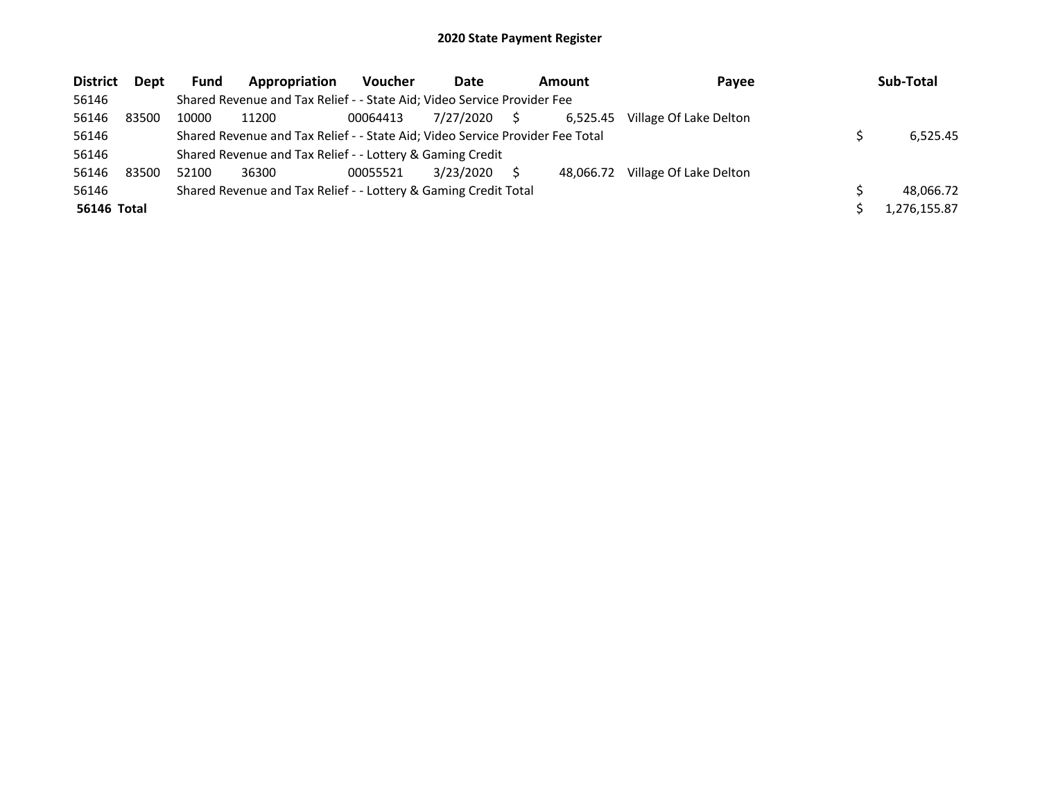# 2020 State Payment Register

| District | Dept | Fund | Appropriation | Voucher | Date | Amount | Payee | Sub-Total |
|---|---|---|---|---|---|---|---|---|
| 56146 | | Shared Revenue and Tax Relief - - State Aid; Video Service Provider Fee | | | | | | |
| 56146 | 83500 | 10000 | 11200 | 00064413 | 7/27/2020 | $ 6,525.45 | Village Of Lake Delton | |
| 56146 | | Shared Revenue and Tax Relief - - State Aid; Video Service Provider Fee Total | | | | | | $ 6,525.45 |
| 56146 | | Shared Revenue and Tax Relief - - Lottery & Gaming Credit | | | | | | |
| 56146 | 83500 | 52100 | 36300 | 00055521 | 3/23/2020 | $ 48,066.72 | Village Of Lake Delton | |
| 56146 | | Shared Revenue and Tax Relief - - Lottery & Gaming Credit Total | | | | | | $ 48,066.72 |
| **56146 Total** | | | | | | | | $ 1,276,155.87 |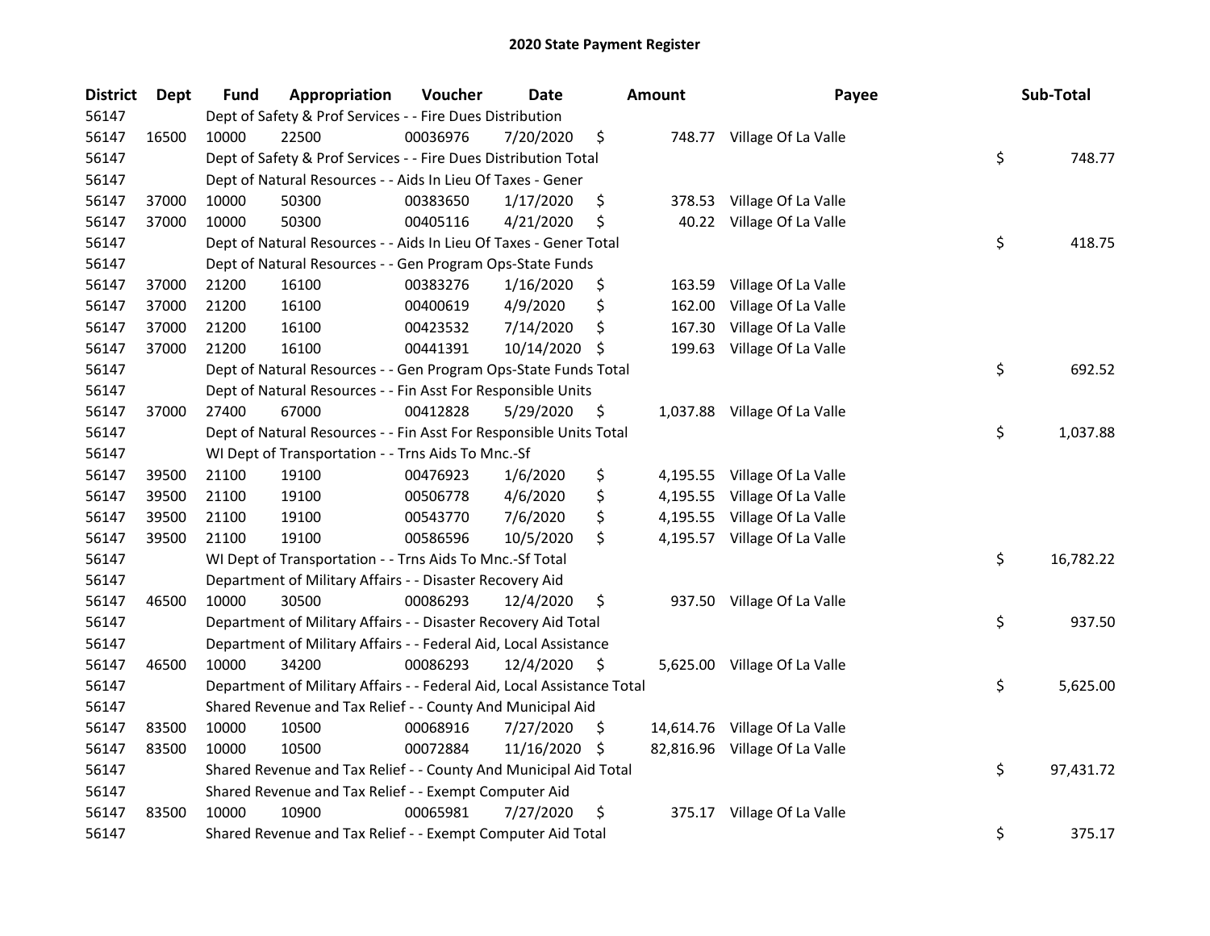# 2020 State Payment Register

| District | Dept | Fund | Appropriation | Voucher | Date | Amount | Payee | Sub-Total |
|---|---|---|---|---|---|---|---|---|
| 56147 | | Dept of Safety & Prof Services - - Fire Dues Distribution | | | | | | |
| 56147 | 16500 | 10000 | 22500 | 00036976 | 7/20/2020 | $ 748.77 | Village Of La Valle | |
| 56147 | | Dept of Safety & Prof Services - - Fire Dues Distribution Total | | | | | | $ 748.77 |
| 56147 | | Dept of Natural Resources - - Aids In Lieu Of Taxes - Gener | | | | | | |
| 56147 | 37000 | 10000 | 50300 | 00383650 | 1/17/2020 | $ 378.53 | Village Of La Valle | |
| 56147 | 37000 | 10000 | 50300 | 00405116 | 4/21/2020 | $ 40.22 | Village Of La Valle | |
| 56147 | | Dept of Natural Resources - - Aids In Lieu Of Taxes - Gener Total | | | | | | $ 418.75 |
| 56147 | | Dept of Natural Resources - - Gen Program Ops-State Funds | | | | | | |
| 56147 | 37000 | 21200 | 16100 | 00383276 | 1/16/2020 | $ 163.59 | Village Of La Valle | |
| 56147 | 37000 | 21200 | 16100 | 00400619 | 4/9/2020 | $ 162.00 | Village Of La Valle | |
| 56147 | 37000 | 21200 | 16100 | 00423532 | 7/14/2020 | $ 167.30 | Village Of La Valle | |
| 56147 | 37000 | 21200 | 16100 | 00441391 | 10/14/2020 | $ 199.63 | Village Of La Valle | |
| 56147 | | Dept of Natural Resources - - Gen Program Ops-State Funds Total | | | | | | $ 692.52 |
| 56147 | | Dept of Natural Resources - - Fin Asst For Responsible Units | | | | | | |
| 56147 | 37000 | 27400 | 67000 | 00412828 | 5/29/2020 | $ 1,037.88 | Village Of La Valle | |
| 56147 | | Dept of Natural Resources - - Fin Asst For Responsible Units Total | | | | | | $ 1,037.88 |
| 56147 | | WI Dept of Transportation - - Trns Aids To Mnc.-Sf | | | | | | |
| 56147 | 39500 | 21100 | 19100 | 00476923 | 1/6/2020 | $ 4,195.55 | Village Of La Valle | |
| 56147 | 39500 | 21100 | 19100 | 00506778 | 4/6/2020 | $ 4,195.55 | Village Of La Valle | |
| 56147 | 39500 | 21100 | 19100 | 00543770 | 7/6/2020 | $ 4,195.55 | Village Of La Valle | |
| 56147 | 39500 | 21100 | 19100 | 00586596 | 10/5/2020 | $ 4,195.57 | Village Of La Valle | |
| 56147 | | WI Dept of Transportation - - Trns Aids To Mnc.-Sf Total | | | | | | $ 16,782.22 |
| 56147 | | Department of Military Affairs - - Disaster Recovery Aid | | | | | | |
| 56147 | 46500 | 10000 | 30500 | 00086293 | 12/4/2020 | $ 937.50 | Village Of La Valle | |
| 56147 | | Department of Military Affairs - - Disaster Recovery Aid Total | | | | | | $ 937.50 |
| 56147 | | Department of Military Affairs - - Federal Aid, Local Assistance | | | | | | |
| 56147 | 46500 | 10000 | 34200 | 00086293 | 12/4/2020 | $ 5,625.00 | Village Of La Valle | |
| 56147 | | Department of Military Affairs - - Federal Aid, Local Assistance Total | | | | | | $ 5,625.00 |
| 56147 | | Shared Revenue and Tax Relief - - County And Municipal Aid | | | | | | |
| 56147 | 83500 | 10000 | 10500 | 00068916 | 7/27/2020 | $ 14,614.76 | Village Of La Valle | |
| 56147 | 83500 | 10000 | 10500 | 00072884 | 11/16/2020 | $ 82,816.96 | Village Of La Valle | |
| 56147 | | Shared Revenue and Tax Relief - - County And Municipal Aid Total | | | | | | $ 97,431.72 |
| 56147 | | Shared Revenue and Tax Relief - - Exempt Computer Aid | | | | | | |
| 56147 | 83500 | 10000 | 10900 | 00065981 | 7/27/2020 | $ 375.17 | Village Of La Valle | |
| 56147 | | Shared Revenue and Tax Relief - - Exempt Computer Aid Total | | | | | | $ 375.17 |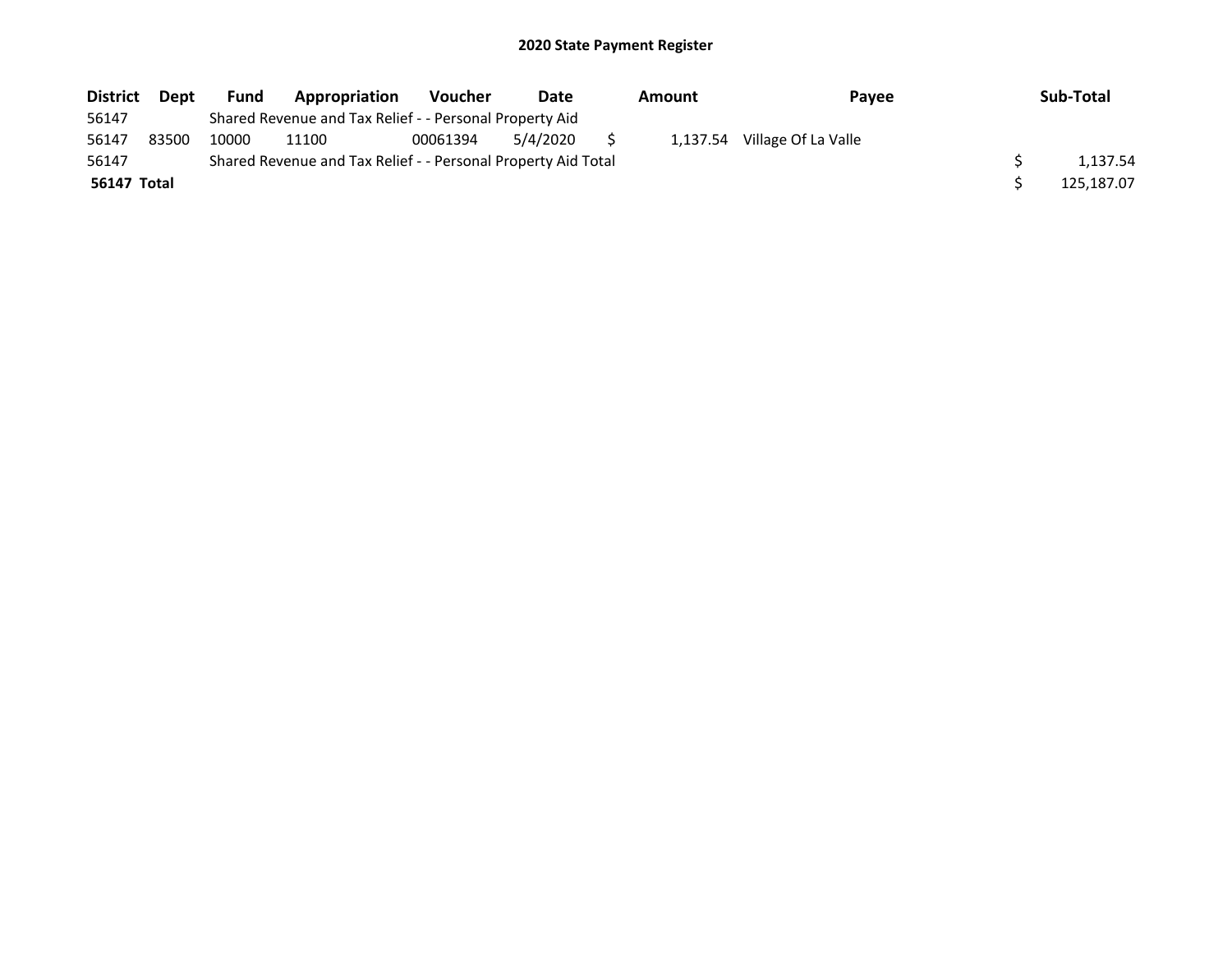# 2020 State Payment Register

| District | Dept | Fund | Appropriation | Voucher | Date | Amount | Payee | Sub-Total |
|---|---|---|---|---|---|---|---|---|
| 56147 | | Shared Revenue and Tax Relief - - Personal Property Aid | | | | | | |
| 56147 | 83500 | 10000 | 11100 | 00061394 | 5/4/2020 | $ 1,137.54 | Village Of La Valle | |
| 56147 | | Shared Revenue and Tax Relief - - Personal Property Aid Total | | | | | | $ 1,137.54 |
| **56147 Total** | | | | | | | | $ 125,187.07 |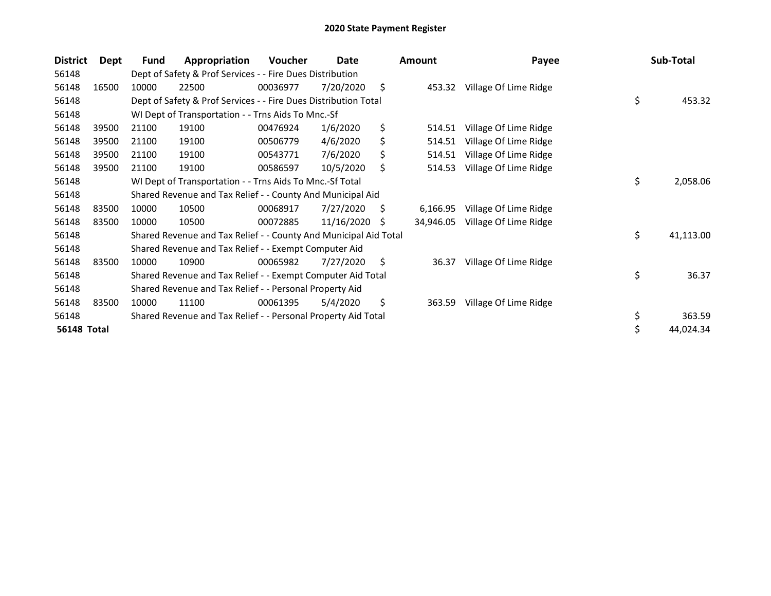# 2020 State Payment Register

| District | Dept | Fund | Appropriation | Voucher | Date | Amount | Payee | Sub-Total |
|---|---|---|---|---|---|---|---|---|
| 56148 | | Dept of Safety & Prof Services - - Fire Dues Distribution | | | | | | |
| 56148 | 16500 | 10000 | 22500 | 00036977 | 7/20/2020 | $ 453.32 | Village Of Lime Ridge | |
| 56148 | | Dept of Safety & Prof Services - - Fire Dues Distribution Total | | | | | | $ 453.32 |
| 56148 | | WI Dept of Transportation - - Trns Aids To Mnc.-Sf | | | | | | |
| 56148 | 39500 | 21100 | 19100 | 00476924 | 1/6/2020 | $ 514.51 | Village Of Lime Ridge | |
| 56148 | 39500 | 21100 | 19100 | 00506779 | 4/6/2020 | $ 514.51 | Village Of Lime Ridge | |
| 56148 | 39500 | 21100 | 19100 | 00543771 | 7/6/2020 | $ 514.51 | Village Of Lime Ridge | |
| 56148 | 39500 | 21100 | 19100 | 00586597 | 10/5/2020 | $ 514.53 | Village Of Lime Ridge | |
| 56148 | | WI Dept of Transportation - - Trns Aids To Mnc.-Sf Total | | | | | | $ 2,058.06 |
| 56148 | | Shared Revenue and Tax Relief - - County And Municipal Aid | | | | | | |
| 56148 | 83500 | 10000 | 10500 | 00068917 | 7/27/2020 | $ 6,166.95 | Village Of Lime Ridge | |
| 56148 | 83500 | 10000 | 10500 | 00072885 | 11/16/2020 | $ 34,946.05 | Village Of Lime Ridge | |
| 56148 | | Shared Revenue and Tax Relief - - County And Municipal Aid Total | | | | | | $ 41,113.00 |
| 56148 | | Shared Revenue and Tax Relief - - Exempt Computer Aid | | | | | | |
| 56148 | 83500 | 10000 | 10900 | 00065982 | 7/27/2020 | $ 36.37 | Village Of Lime Ridge | |
| 56148 | | Shared Revenue and Tax Relief - - Exempt Computer Aid Total | | | | | | $ 36.37 |
| 56148 | | Shared Revenue and Tax Relief - - Personal Property Aid | | | | | | |
| 56148 | 83500 | 10000 | 11100 | 00061395 | 5/4/2020 | $ 363.59 | Village Of Lime Ridge | |
| 56148 | | Shared Revenue and Tax Relief - - Personal Property Aid Total | | | | | | $ 363.59 |
| **56148 Total** | | | | | | | | $ 44,024.34 |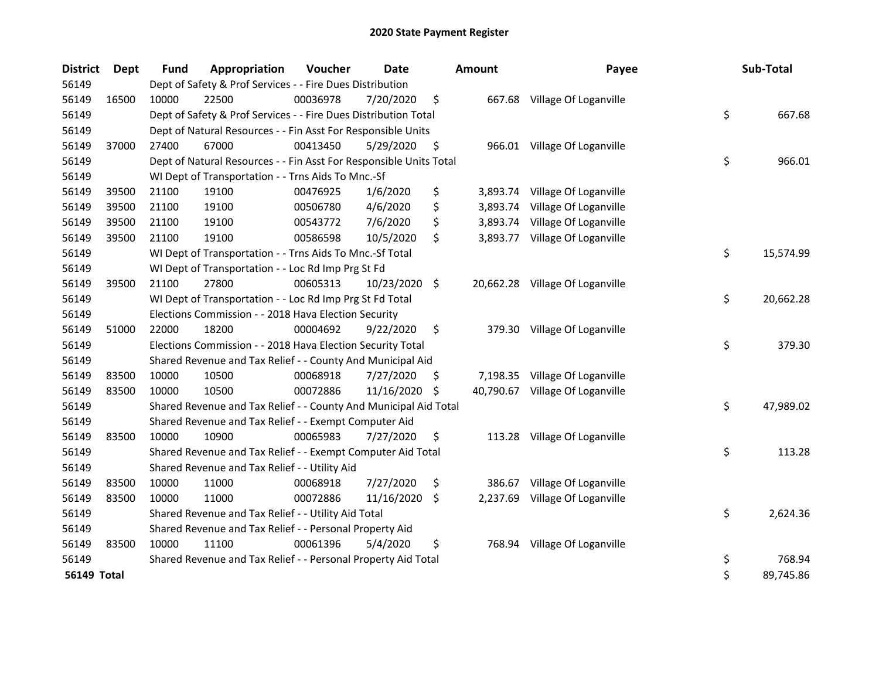# 2020 State Payment Register

| District | Dept | Fund | Appropriation | Voucher | Date | Amount | Payee | Sub-Total |
|---|---|---|---|---|---|---|---|---|
| 56149 | | Dept of Safety & Prof Services - - Fire Dues Distribution | | | | | | |
| 56149 | 16500 | 10000 | 22500 | 00036978 | 7/20/2020 | $ 667.68 | Village Of Loganville | |
| 56149 | | Dept of Safety & Prof Services - - Fire Dues Distribution Total | | | | | | $ 667.68 |
| 56149 | | Dept of Natural Resources - - Fin Asst For Responsible Units | | | | | | |
| 56149 | 37000 | 27400 | 67000 | 00413450 | 5/29/2020 | $ 966.01 | Village Of Loganville | |
| 56149 | | Dept of Natural Resources - - Fin Asst For Responsible Units Total | | | | | | $ 966.01 |
| 56149 | | WI Dept of Transportation - - Trns Aids To Mnc.-Sf | | | | | | |
| 56149 | 39500 | 21100 | 19100 | 00476925 | 1/6/2020 | $ 3,893.74 | Village Of Loganville | |
| 56149 | 39500 | 21100 | 19100 | 00506780 | 4/6/2020 | $ 3,893.74 | Village Of Loganville | |
| 56149 | 39500 | 21100 | 19100 | 00543772 | 7/6/2020 | $ 3,893.74 | Village Of Loganville | |
| 56149 | 39500 | 21100 | 19100 | 00586598 | 10/5/2020 | $ 3,893.77 | Village Of Loganville | |
| 56149 | | WI Dept of Transportation - - Trns Aids To Mnc.-Sf Total | | | | | | $ 15,574.99 |
| 56149 | | WI Dept of Transportation - - Loc Rd Imp Prg St Fd | | | | | | |
| 56149 | 39500 | 21100 | 27800 | 00605313 | 10/23/2020 | $ 20,662.28 | Village Of Loganville | |
| 56149 | | WI Dept of Transportation - - Loc Rd Imp Prg St Fd Total | | | | | | $ 20,662.28 |
| 56149 | | Elections Commission - - 2018 Hava Election Security | | | | | | |
| 56149 | 51000 | 22000 | 18200 | 00004692 | 9/22/2020 | $ 379.30 | Village Of Loganville | |
| 56149 | | Elections Commission - - 2018 Hava Election Security Total | | | | | | $ 379.30 |
| 56149 | | Shared Revenue and Tax Relief - - County And Municipal Aid | | | | | | |
| 56149 | 83500 | 10000 | 10500 | 00068918 | 7/27/2020 | $ 7,198.35 | Village Of Loganville | |
| 56149 | 83500 | 10000 | 10500 | 00072886 | 11/16/2020 | $ 40,790.67 | Village Of Loganville | |
| 56149 | | Shared Revenue and Tax Relief - - County And Municipal Aid Total | | | | | | $ 47,989.02 |
| 56149 | | Shared Revenue and Tax Relief - - Exempt Computer Aid | | | | | | |
| 56149 | 83500 | 10000 | 10900 | 00065983 | 7/27/2020 | $ 113.28 | Village Of Loganville | |
| 56149 | | Shared Revenue and Tax Relief - - Exempt Computer Aid Total | | | | | | $ 113.28 |
| 56149 | | Shared Revenue and Tax Relief - - Utility Aid | | | | | | |
| 56149 | 83500 | 10000 | 11000 | 00068918 | 7/27/2020 | $ 386.67 | Village Of Loganville | |
| 56149 | 83500 | 10000 | 11000 | 00072886 | 11/16/2020 | $ 2,237.69 | Village Of Loganville | |
| 56149 | | Shared Revenue and Tax Relief - - Utility Aid Total | | | | | | $ 2,624.36 |
| 56149 | | Shared Revenue and Tax Relief - - Personal Property Aid | | | | | | |
| 56149 | 83500 | 10000 | 11100 | 00061396 | 5/4/2020 | $ 768.94 | Village Of Loganville | |
| 56149 | | Shared Revenue and Tax Relief - - Personal Property Aid Total | | | | | | $ 768.94 |
| **56149 Total** | | | | | | | | $ 89,745.86 |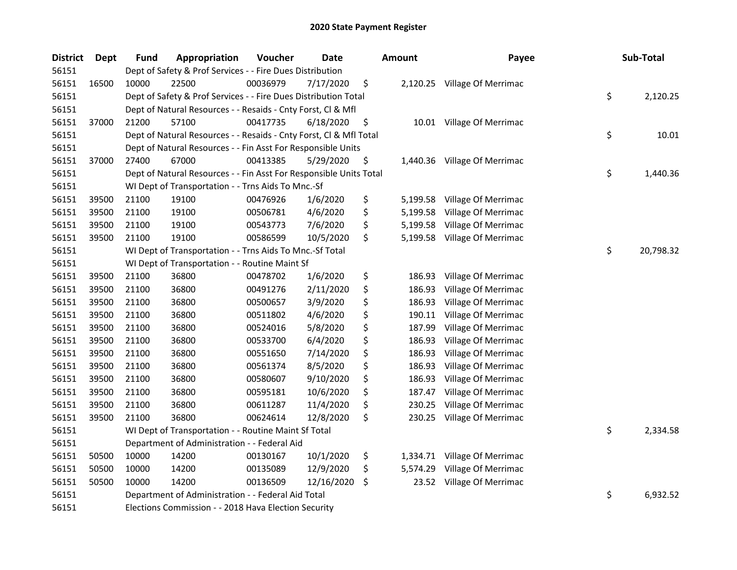# 2020 State Payment Register

| District | Dept | Fund | Appropriation | Voucher | Date | Amount | Payee | Sub-Total |
|---|---|---|---|---|---|---|---|---|
| 56151 | | Dept of Safety & Prof Services - - Fire Dues Distribution | | | | | | |
| 56151 | 16500 | 10000 | 22500 | 00036979 | 7/17/2020 | $ 2,120.25 | Village Of Merrimac | |
| 56151 | | Dept of Safety & Prof Services - - Fire Dues Distribution Total | | | | | | $ 2,120.25 |
| 56151 | | Dept of Natural Resources - - Resaids - Cnty Forst, Cl & Mfl | | | | | | |
| 56151 | 37000 | 21200 | 57100 | 00417735 | 6/18/2020 | $ 10.01 | Village Of Merrimac | |
| 56151 | | Dept of Natural Resources - - Resaids - Cnty Forst, Cl & Mfl Total | | | | | | $ 10.01 |
| 56151 | | Dept of Natural Resources - - Fin Asst For Responsible Units | | | | | | |
| 56151 | 37000 | 27400 | 67000 | 00413385 | 5/29/2020 | $ 1,440.36 | Village Of Merrimac | |
| 56151 | | Dept of Natural Resources - - Fin Asst For Responsible Units Total | | | | | | $ 1,440.36 |
| 56151 | | WI Dept of Transportation - - Trns Aids To Mnc.-Sf | | | | | | |
| 56151 | 39500 | 21100 | 19100 | 00476926 | 1/6/2020 | $ 5,199.58 | Village Of Merrimac | |
| 56151 | 39500 | 21100 | 19100 | 00506781 | 4/6/2020 | $ 5,199.58 | Village Of Merrimac | |
| 56151 | 39500 | 21100 | 19100 | 00543773 | 7/6/2020 | $ 5,199.58 | Village Of Merrimac | |
| 56151 | 39500 | 21100 | 19100 | 00586599 | 10/5/2020 | $ 5,199.58 | Village Of Merrimac | |
| 56151 | | WI Dept of Transportation - - Trns Aids To Mnc.-Sf Total | | | | | | $ 20,798.32 |
| 56151 | | WI Dept of Transportation - - Routine Maint Sf | | | | | | |
| 56151 | 39500 | 21100 | 36800 | 00478702 | 1/6/2020 | $ 186.93 | Village Of Merrimac | |
| 56151 | 39500 | 21100 | 36800 | 00491276 | 2/11/2020 | $ 186.93 | Village Of Merrimac | |
| 56151 | 39500 | 21100 | 36800 | 00500657 | 3/9/2020 | $ 186.93 | Village Of Merrimac | |
| 56151 | 39500 | 21100 | 36800 | 00511802 | 4/6/2020 | $ 190.11 | Village Of Merrimac | |
| 56151 | 39500 | 21100 | 36800 | 00524016 | 5/8/2020 | $ 187.99 | Village Of Merrimac | |
| 56151 | 39500 | 21100 | 36800 | 00533700 | 6/4/2020 | $ 186.93 | Village Of Merrimac | |
| 56151 | 39500 | 21100 | 36800 | 00551650 | 7/14/2020 | $ 186.93 | Village Of Merrimac | |
| 56151 | 39500 | 21100 | 36800 | 00561374 | 8/5/2020 | $ 186.93 | Village Of Merrimac | |
| 56151 | 39500 | 21100 | 36800 | 00580607 | 9/10/2020 | $ 186.93 | Village Of Merrimac | |
| 56151 | 39500 | 21100 | 36800 | 00595181 | 10/6/2020 | $ 187.47 | Village Of Merrimac | |
| 56151 | 39500 | 21100 | 36800 | 00611287 | 11/4/2020 | $ 230.25 | Village Of Merrimac | |
| 56151 | 39500 | 21100 | 36800 | 00624614 | 12/8/2020 | $ 230.25 | Village Of Merrimac | |
| 56151 | | WI Dept of Transportation - - Routine Maint Sf Total | | | | | | $ 2,334.58 |
| 56151 | | Department of Administration - - Federal Aid | | | | | | |
| 56151 | 50500 | 10000 | 14200 | 00130167 | 10/1/2020 | $ 1,334.71 | Village Of Merrimac | |
| 56151 | 50500 | 10000 | 14200 | 00135089 | 12/9/2020 | $ 5,574.29 | Village Of Merrimac | |
| 56151 | 50500 | 10000 | 14200 | 00136509 | 12/16/2020 | $ 23.52 | Village Of Merrimac | |
| 56151 | | Department of Administration - - Federal Aid Total | | | | | | $ 6,932.52 |
| 56151 | | Elections Commission - - 2018 Hava Election Security | | | | | | |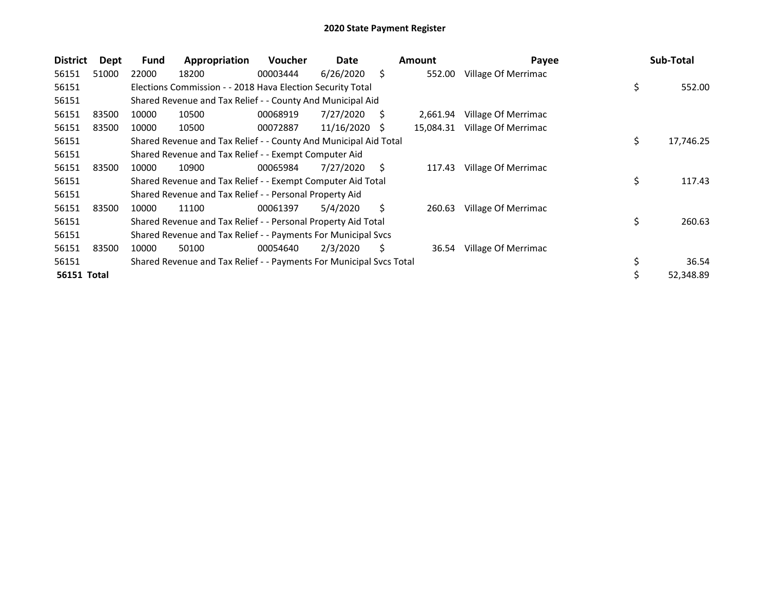# 2020 State Payment Register

| District | Dept | Fund | Appropriation | Voucher | Date | Amount | Payee | Sub-Total |
|---|---|---|---|---|---|---|---|---|
| 56151 | 51000 | 22000 | 18200 | 00003444 | 6/26/2020 | $ 552.00 | Village Of Merrimac | |
| 56151 | | Elections Commission - - 2018 Hava Election Security Total | | | | | | $ 552.00 |
| 56151 | | Shared Revenue and Tax Relief - - County And Municipal Aid | | | | | | |
| 56151 | 83500 | 10000 | 10500 | 00068919 | 7/27/2020 | $ 2,661.94 | Village Of Merrimac | |
| 56151 | 83500 | 10000 | 10500 | 00072887 | 11/16/2020 | $ 15,084.31 | Village Of Merrimac | |
| 56151 | | Shared Revenue and Tax Relief - - County And Municipal Aid Total | | | | | | $ 17,746.25 |
| 56151 | | Shared Revenue and Tax Relief - - Exempt Computer Aid | | | | | | |
| 56151 | 83500 | 10000 | 10900 | 00065984 | 7/27/2020 | $ 117.43 | Village Of Merrimac | |
| 56151 | | Shared Revenue and Tax Relief - - Exempt Computer Aid Total | | | | | | $ 117.43 |
| 56151 | | Shared Revenue and Tax Relief - - Personal Property Aid | | | | | | |
| 56151 | 83500 | 10000 | 11100 | 00061397 | 5/4/2020 | $ 260.63 | Village Of Merrimac | |
| 56151 | | Shared Revenue and Tax Relief - - Personal Property Aid Total | | | | | | $ 260.63 |
| 56151 | | Shared Revenue and Tax Relief - - Payments For Municipal Svcs | | | | | | |
| 56151 | 83500 | 10000 | 50100 | 00054640 | 2/3/2020 | $ 36.54 | Village Of Merrimac | |
| 56151 | | Shared Revenue and Tax Relief - - Payments For Municipal Svcs Total | | | | | | $ 36.54 |
| **56151 Total** | | | | | | | | $ 52,348.89 |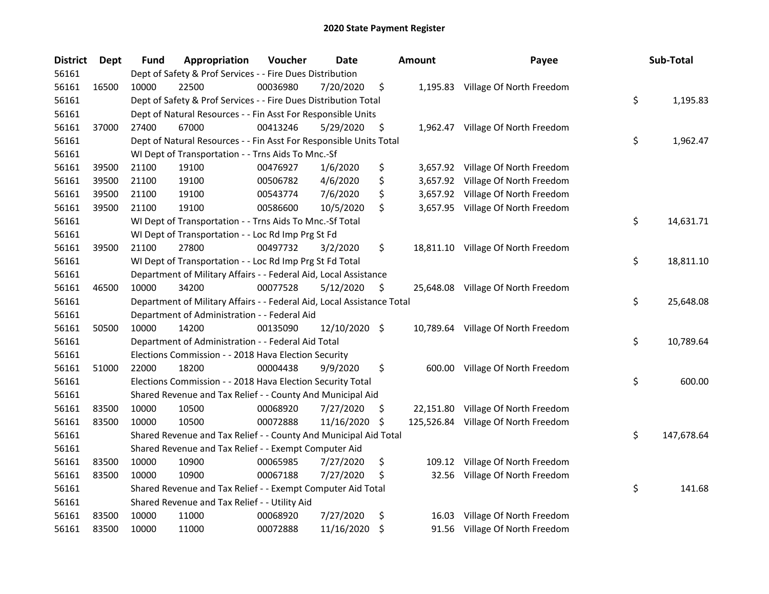## 2020 State Payment Register

| District | Dept | Fund | Appropriation | Voucher | Date | Amount | Payee | Sub-Total |
|---|---|---|---|---|---|---|---|---|
| 56161 | | Dept of Safety & Prof Services - - Fire Dues Distribution | | | | | | |
| 56161 | 16500 | 10000 | 22500 | 00036980 | 7/20/2020 | $ 1,195.83 | Village Of North Freedom | |
| 56161 | | Dept of Safety & Prof Services - - Fire Dues Distribution Total | | | | | | $ 1,195.83 |
| 56161 | | Dept of Natural Resources - - Fin Asst For Responsible Units | | | | | | |
| 56161 | 37000 | 27400 | 67000 | 00413246 | 5/29/2020 | $ 1,962.47 | Village Of North Freedom | |
| 56161 | | Dept of Natural Resources - - Fin Asst For Responsible Units Total | | | | | | $ 1,962.47 |
| 56161 | | WI Dept of Transportation - - Trns Aids To Mnc.-Sf | | | | | | |
| 56161 | 39500 | 21100 | 19100 | 00476927 | 1/6/2020 | $ 3,657.92 | Village Of North Freedom | |
| 56161 | 39500 | 21100 | 19100 | 00506782 | 4/6/2020 | $ 3,657.92 | Village Of North Freedom | |
| 56161 | 39500 | 21100 | 19100 | 00543774 | 7/6/2020 | $ 3,657.92 | Village Of North Freedom | |
| 56161 | 39500 | 21100 | 19100 | 00586600 | 10/5/2020 | $ 3,657.95 | Village Of North Freedom | |
| 56161 | | WI Dept of Transportation - - Trns Aids To Mnc.-Sf Total | | | | | | $ 14,631.71 |
| 56161 | | WI Dept of Transportation - - Loc Rd Imp Prg St Fd | | | | | | |
| 56161 | 39500 | 21100 | 27800 | 00497732 | 3/2/2020 | $ 18,811.10 | Village Of North Freedom | |
| 56161 | | WI Dept of Transportation - - Loc Rd Imp Prg St Fd Total | | | | | | $ 18,811.10 |
| 56161 | | Department of Military Affairs - - Federal Aid, Local Assistance | | | | | | |
| 56161 | 46500 | 10000 | 34200 | 00077528 | 5/12/2020 | $ 25,648.08 | Village Of North Freedom | |
| 56161 | | Department of Military Affairs - - Federal Aid, Local Assistance Total | | | | | | $ 25,648.08 |
| 56161 | | Department of Administration - - Federal Aid | | | | | | |
| 56161 | 50500 | 10000 | 14200 | 00135090 | 12/10/2020 | $ 10,789.64 | Village Of North Freedom | |
| 56161 | | Department of Administration - - Federal Aid Total | | | | | | $ 10,789.64 |
| 56161 | | Elections Commission - - 2018 Hava Election Security | | | | | | |
| 56161 | 51000 | 22000 | 18200 | 00004438 | 9/9/2020 | $ 600.00 | Village Of North Freedom | |
| 56161 | | Elections Commission - - 2018 Hava Election Security Total | | | | | | $ 600.00 |
| 56161 | | Shared Revenue and Tax Relief - - County And Municipal Aid | | | | | | |
| 56161 | 83500 | 10000 | 10500 | 00068920 | 7/27/2020 | $ 22,151.80 | Village Of North Freedom | |
| 56161 | 83500 | 10000 | 10500 | 00072888 | 11/16/2020 | $ 125,526.84 | Village Of North Freedom | |
| 56161 | | Shared Revenue and Tax Relief - - County And Municipal Aid Total | | | | | | $ 147,678.64 |
| 56161 | | Shared Revenue and Tax Relief - - Exempt Computer Aid | | | | | | |
| 56161 | 83500 | 10000 | 10900 | 00065985 | 7/27/2020 | $ 109.12 | Village Of North Freedom | |
| 56161 | 83500 | 10000 | 10900 | 00067188 | 7/27/2020 | $ 32.56 | Village Of North Freedom | |
| 56161 | | Shared Revenue and Tax Relief - - Exempt Computer Aid Total | | | | | | $ 141.68 |
| 56161 | | Shared Revenue and Tax Relief - - Utility Aid | | | | | | |
| 56161 | 83500 | 10000 | 11000 | 00068920 | 7/27/2020 | $ 16.03 | Village Of North Freedom | |
| 56161 | 83500 | 10000 | 11000 | 00072888 | 11/16/2020 | $ 91.56 | Village Of North Freedom | |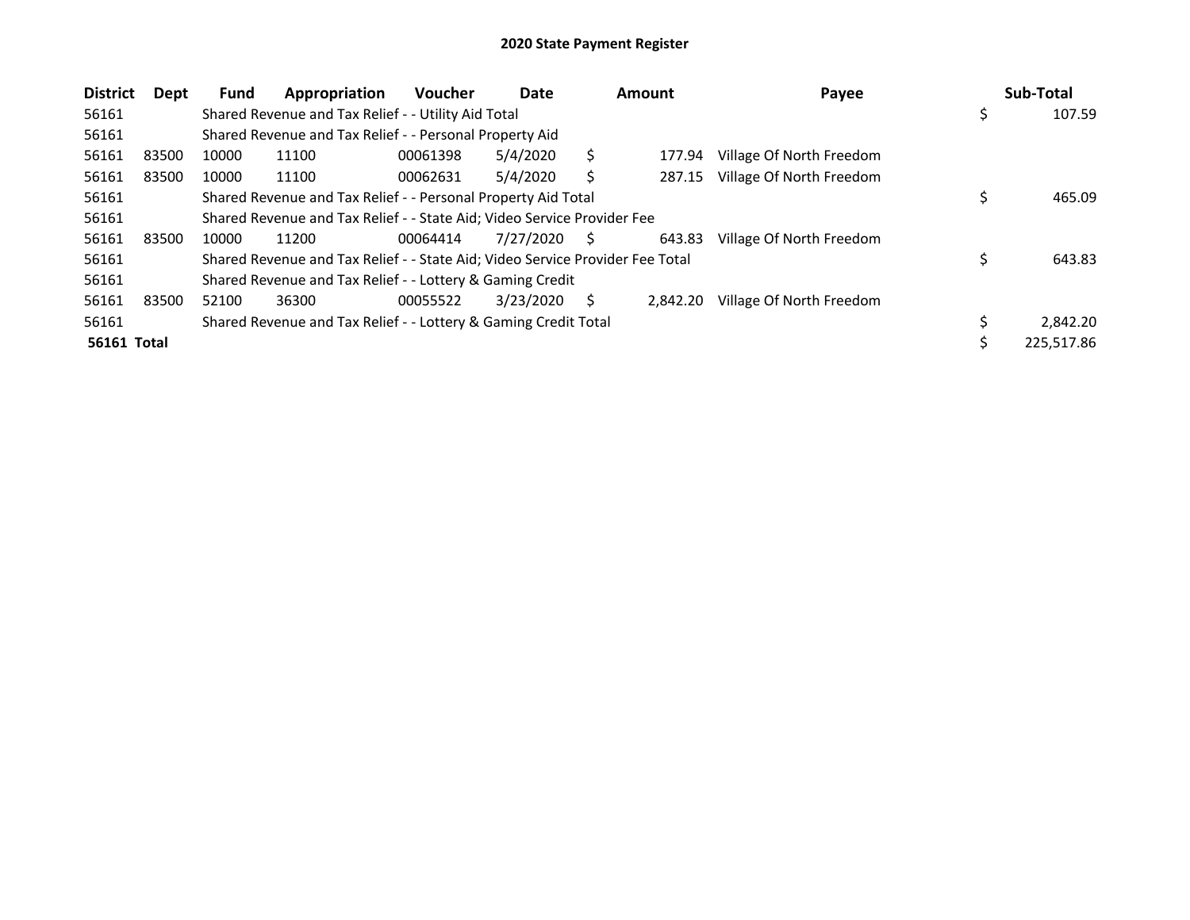# 2020 State Payment Register

| District | Dept | Fund | Appropriation | Voucher | Date | Amount | Payee | Sub-Total |
|---|---|---|---|---|---|---|---|---|
| 56161 | | Shared Revenue and Tax Relief - - Utility Aid Total | | | | | | $ 107.59 |
| 56161 | | Shared Revenue and Tax Relief - - Personal Property Aid | | | | | | |
| 56161 | 83500 | 10000 | 11100 | 00061398 | 5/4/2020 | $ 177.94 | Village Of North Freedom | |
| 56161 | 83500 | 10000 | 11100 | 00062631 | 5/4/2020 | $ 287.15 | Village Of North Freedom | |
| 56161 | | Shared Revenue and Tax Relief - - Personal Property Aid Total | | | | | | $ 465.09 |
| 56161 | | Shared Revenue and Tax Relief - - State Aid; Video Service Provider Fee | | | | | | |
| 56161 | 83500 | 10000 | 11200 | 00064414 | 7/27/2020 | $ 643.83 | Village Of North Freedom | |
| 56161 | | Shared Revenue and Tax Relief - - State Aid; Video Service Provider Fee Total | | | | | | $ 643.83 |
| 56161 | | Shared Revenue and Tax Relief - - Lottery & Gaming Credit | | | | | | |
| 56161 | 83500 | 52100 | 36300 | 00055522 | 3/23/2020 | $ 2,842.20 | Village Of North Freedom | |
| 56161 | | Shared Revenue and Tax Relief - - Lottery & Gaming Credit Total | | | | | | $ 2,842.20 |
| **56161 Total** | | | | | | | | $ 225,517.86 |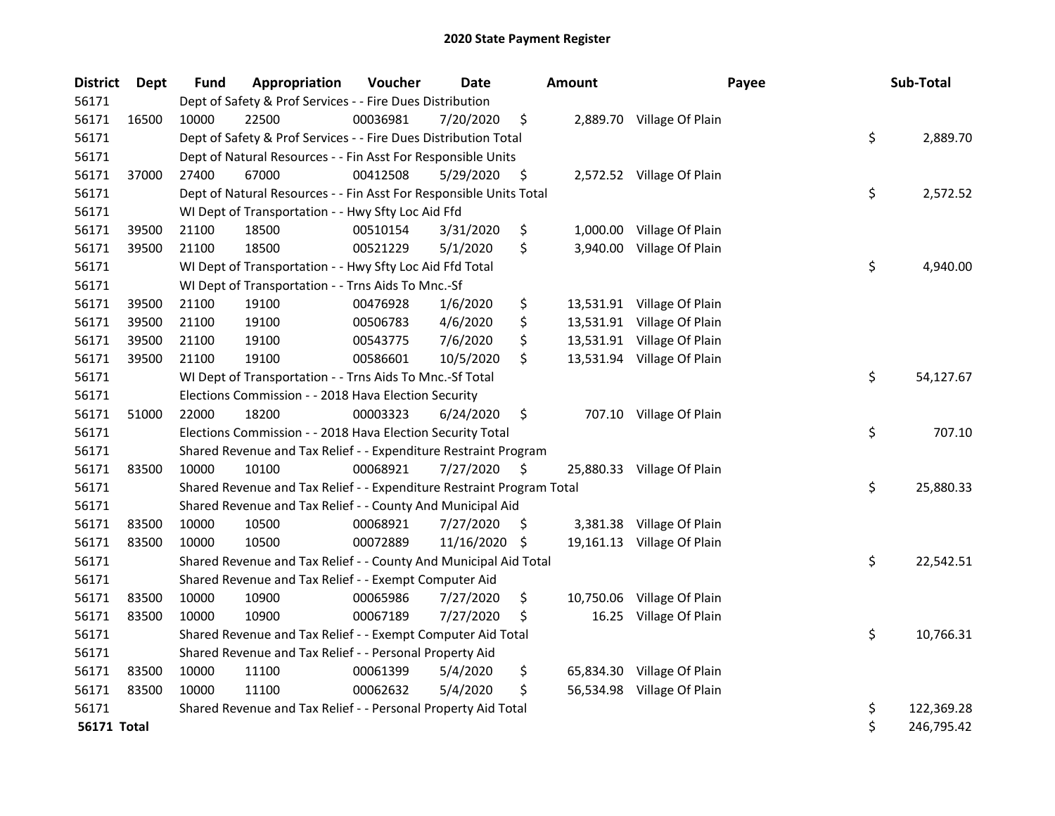# 2020 State Payment Register

| District | Dept | Fund | Appropriation | Voucher | Date | Amount | Payee | Sub-Total |
|---|---|---|---|---|---|---|---|---|
| 56171 | | Dept of Safety & Prof Services - - Fire Dues Distribution | | | | | | |
| 56171 | 16500 | 10000 | 22500 | 00036981 | 7/20/2020 | $ 2,889.70 | Village Of Plain | |
| 56171 | | Dept of Safety & Prof Services - - Fire Dues Distribution Total | | | | | | $ 2,889.70 |
| 56171 | | Dept of Natural Resources - - Fin Asst For Responsible Units | | | | | | |
| 56171 | 37000 | 27400 | 67000 | 00412508 | 5/29/2020 | $ 2,572.52 | Village Of Plain | |
| 56171 | | Dept of Natural Resources - - Fin Asst For Responsible Units Total | | | | | | $ 2,572.52 |
| 56171 | | WI Dept of Transportation - - Hwy Sfty Loc Aid Ffd | | | | | | |
| 56171 | 39500 | 21100 | 18500 | 00510154 | 3/31/2020 | $ 1,000.00 | Village Of Plain | |
| 56171 | 39500 | 21100 | 18500 | 00521229 | 5/1/2020 | $ 3,940.00 | Village Of Plain | |
| 56171 | | WI Dept of Transportation - - Hwy Sfty Loc Aid Ffd Total | | | | | | $ 4,940.00 |
| 56171 | | WI Dept of Transportation - - Trns Aids To Mnc.-Sf | | | | | | |
| 56171 | 39500 | 21100 | 19100 | 00476928 | 1/6/2020 | $ 13,531.91 | Village Of Plain | |
| 56171 | 39500 | 21100 | 19100 | 00506783 | 4/6/2020 | $ 13,531.91 | Village Of Plain | |
| 56171 | 39500 | 21100 | 19100 | 00543775 | 7/6/2020 | $ 13,531.91 | Village Of Plain | |
| 56171 | 39500 | 21100 | 19100 | 00586601 | 10/5/2020 | $ 13,531.94 | Village Of Plain | |
| 56171 | | WI Dept of Transportation - - Trns Aids To Mnc.-Sf Total | | | | | | $ 54,127.67 |
| 56171 | | Elections Commission - - 2018 Hava Election Security | | | | | | |
| 56171 | 51000 | 22000 | 18200 | 00003323 | 6/24/2020 | $ 707.10 | Village Of Plain | |
| 56171 | | Elections Commission - - 2018 Hava Election Security Total | | | | | | $ 707.10 |
| 56171 | | Shared Revenue and Tax Relief - - Expenditure Restraint Program | | | | | | |
| 56171 | 83500 | 10000 | 10100 | 00068921 | 7/27/2020 | $ 25,880.33 | Village Of Plain | |
| 56171 | | Shared Revenue and Tax Relief - - Expenditure Restraint Program Total | | | | | | $ 25,880.33 |
| 56171 | | Shared Revenue and Tax Relief - - County And Municipal Aid | | | | | | |
| 56171 | 83500 | 10000 | 10500 | 00068921 | 7/27/2020 | $ 3,381.38 | Village Of Plain | |
| 56171 | 83500 | 10000 | 10500 | 00072889 | 11/16/2020 | $ 19,161.13 | Village Of Plain | |
| 56171 | | Shared Revenue and Tax Relief - - County And Municipal Aid Total | | | | | | $ 22,542.51 |
| 56171 | | Shared Revenue and Tax Relief - - Exempt Computer Aid | | | | | | |
| 56171 | 83500 | 10000 | 10900 | 00065986 | 7/27/2020 | $ 10,750.06 | Village Of Plain | |
| 56171 | 83500 | 10000 | 10900 | 00067189 | 7/27/2020 | $ 16.25 | Village Of Plain | |
| 56171 | | Shared Revenue and Tax Relief - - Exempt Computer Aid Total | | | | | | $ 10,766.31 |
| 56171 | | Shared Revenue and Tax Relief - - Personal Property Aid | | | | | | |
| 56171 | 83500 | 10000 | 11100 | 00061399 | 5/4/2020 | $ 65,834.30 | Village Of Plain | |
| 56171 | 83500 | 10000 | 11100 | 00062632 | 5/4/2020 | $ 56,534.98 | Village Of Plain | |
| 56171 | | Shared Revenue and Tax Relief - - Personal Property Aid Total | | | | | | $ 122,369.28 |
| **56171 Total** | | | | | | | | $ 246,795.42 |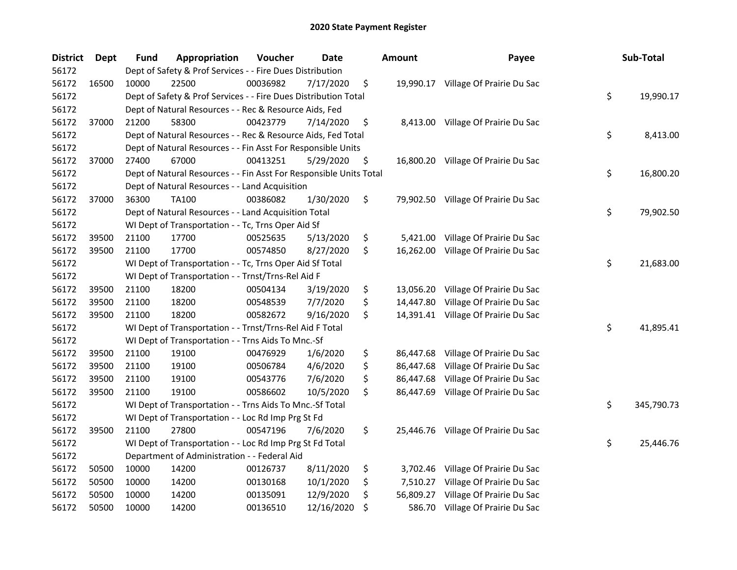# 2020 State Payment Register

| District | Dept | Fund | Appropriation | Voucher | Date | Amount | Payee | Sub-Total |
|---|---|---|---|---|---|---|---|---|
| 56172 | | Dept of Safety & Prof Services - - Fire Dues Distribution | | | | | | |
| 56172 | 16500 | 10000 | 22500 | 00036982 | 7/17/2020 | $ 19,990.17 | Village Of Prairie Du Sac | |
| 56172 | | Dept of Safety & Prof Services - - Fire Dues Distribution Total | | | | | | $ 19,990.17 |
| 56172 | | Dept of Natural Resources - - Rec & Resource Aids, Fed | | | | | | |
| 56172 | 37000 | 21200 | 58300 | 00423779 | 7/14/2020 | $ 8,413.00 | Village Of Prairie Du Sac | |
| 56172 | | Dept of Natural Resources - - Rec & Resource Aids, Fed Total | | | | | | $ 8,413.00 |
| 56172 | | Dept of Natural Resources - - Fin Asst For Responsible Units | | | | | | |
| 56172 | 37000 | 27400 | 67000 | 00413251 | 5/29/2020 | $ 16,800.20 | Village Of Prairie Du Sac | |
| 56172 | | Dept of Natural Resources - - Fin Asst For Responsible Units Total | | | | | | $ 16,800.20 |
| 56172 | | Dept of Natural Resources - - Land Acquisition | | | | | | |
| 56172 | 37000 | 36300 | TA100 | 00386082 | 1/30/2020 | $ 79,902.50 | Village Of Prairie Du Sac | |
| 56172 | | Dept of Natural Resources - - Land Acquisition Total | | | | | | $ 79,902.50 |
| 56172 | | WI Dept of Transportation - - Tc, Trns Oper Aid Sf | | | | | | |
| 56172 | 39500 | 21100 | 17700 | 00525635 | 5/13/2020 | $ 5,421.00 | Village Of Prairie Du Sac | |
| 56172 | 39500 | 21100 | 17700 | 00574850 | 8/27/2020 | $ 16,262.00 | Village Of Prairie Du Sac | |
| 56172 | | WI Dept of Transportation - - Tc, Trns Oper Aid Sf Total | | | | | | $ 21,683.00 |
| 56172 | | WI Dept of Transportation - - Trnst/Trns-Rel Aid F | | | | | | |
| 56172 | 39500 | 21100 | 18200 | 00504134 | 3/19/2020 | $ 13,056.20 | Village Of Prairie Du Sac | |
| 56172 | 39500 | 21100 | 18200 | 00548539 | 7/7/2020 | $ 14,447.80 | Village Of Prairie Du Sac | |
| 56172 | 39500 | 21100 | 18200 | 00582672 | 9/16/2020 | $ 14,391.41 | Village Of Prairie Du Sac | |
| 56172 | | WI Dept of Transportation - - Trnst/Trns-Rel Aid F Total | | | | | | $ 41,895.41 |
| 56172 | | WI Dept of Transportation - - Trns Aids To Mnc.-Sf | | | | | | |
| 56172 | 39500 | 21100 | 19100 | 00476929 | 1/6/2020 | $ 86,447.68 | Village Of Prairie Du Sac | |
| 56172 | 39500 | 21100 | 19100 | 00506784 | 4/6/2020 | $ 86,447.68 | Village Of Prairie Du Sac | |
| 56172 | 39500 | 21100 | 19100 | 00543776 | 7/6/2020 | $ 86,447.68 | Village Of Prairie Du Sac | |
| 56172 | 39500 | 21100 | 19100 | 00586602 | 10/5/2020 | $ 86,447.69 | Village Of Prairie Du Sac | |
| 56172 | | WI Dept of Transportation - - Trns Aids To Mnc.-Sf Total | | | | | | $ 345,790.73 |
| 56172 | | WI Dept of Transportation - - Loc Rd Imp Prg St Fd | | | | | | |
| 56172 | 39500 | 21100 | 27800 | 00547196 | 7/6/2020 | $ 25,446.76 | Village Of Prairie Du Sac | |
| 56172 | | WI Dept of Transportation - - Loc Rd Imp Prg St Fd Total | | | | | | $ 25,446.76 |
| 56172 | | Department of Administration - - Federal Aid | | | | | | |
| 56172 | 50500 | 10000 | 14200 | 00126737 | 8/11/2020 | $ 3,702.46 | Village Of Prairie Du Sac | |
| 56172 | 50500 | 10000 | 14200 | 00130168 | 10/1/2020 | $ 7,510.27 | Village Of Prairie Du Sac | |
| 56172 | 50500 | 10000 | 14200 | 00135091 | 12/9/2020 | $ 56,809.27 | Village Of Prairie Du Sac | |
| 56172 | 50500 | 10000 | 14200 | 00136510 | 12/16/2020 | $ 586.70 | Village Of Prairie Du Sac | |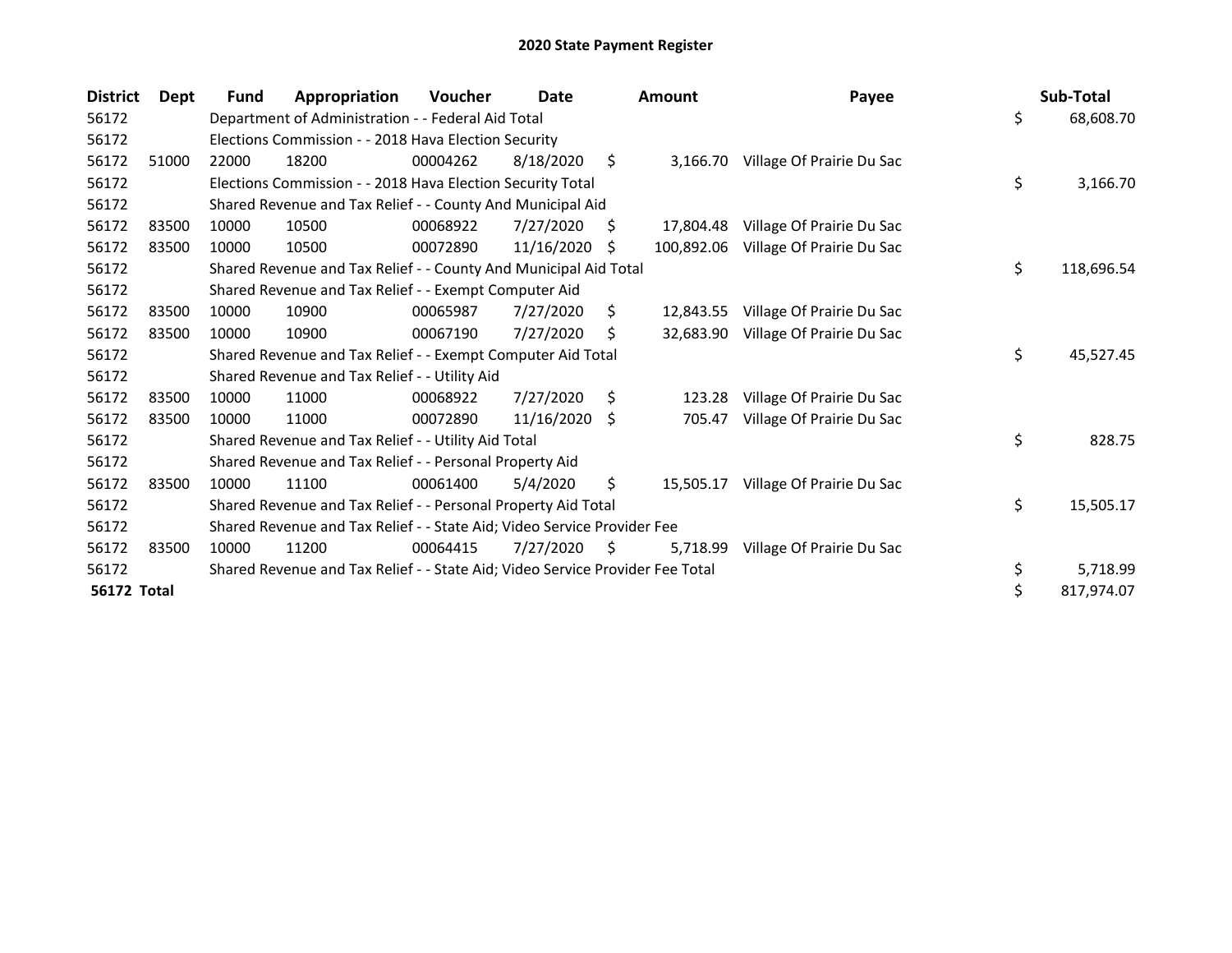# 2020 State Payment Register

| District | Dept | Fund | Appropriation | Voucher | Date | Amount | Payee | Sub-Total |
|---|---|---|---|---|---|---|---|---|
| 56172 | | Department of Administration - - Federal Aid Total | | | | | | $ 68,608.70 |
| 56172 | | Elections Commission - - 2018 Hava Election Security | | | | | | |
| 56172 | 51000 | 22000 | 18200 | 00004262 | 8/18/2020 | $ 3,166.70 | Village Of Prairie Du Sac | |
| 56172 | | Elections Commission - - 2018 Hava Election Security Total | | | | | | $ 3,166.70 |
| 56172 | | Shared Revenue and Tax Relief - - County And Municipal Aid | | | | | | |
| 56172 | 83500 | 10000 | 10500 | 00068922 | 7/27/2020 | $ 17,804.48 | Village Of Prairie Du Sac | |
| 56172 | 83500 | 10000 | 10500 | 00072890 | 11/16/2020 | $ 100,892.06 | Village Of Prairie Du Sac | |
| 56172 | | Shared Revenue and Tax Relief - - County And Municipal Aid Total | | | | | | $ 118,696.54 |
| 56172 | | Shared Revenue and Tax Relief - - Exempt Computer Aid | | | | | | |
| 56172 | 83500 | 10000 | 10900 | 00065987 | 7/27/2020 | $ 12,843.55 | Village Of Prairie Du Sac | |
| 56172 | 83500 | 10000 | 10900 | 00067190 | 7/27/2020 | $ 32,683.90 | Village Of Prairie Du Sac | |
| 56172 | | Shared Revenue and Tax Relief - - Exempt Computer Aid Total | | | | | | $ 45,527.45 |
| 56172 | | Shared Revenue and Tax Relief - - Utility Aid | | | | | | |
| 56172 | 83500 | 10000 | 11000 | 00068922 | 7/27/2020 | $ 123.28 | Village Of Prairie Du Sac | |
| 56172 | 83500 | 10000 | 11000 | 00072890 | 11/16/2020 | $ 705.47 | Village Of Prairie Du Sac | |
| 56172 | | Shared Revenue and Tax Relief - - Utility Aid Total | | | | | | $ 828.75 |
| 56172 | | Shared Revenue and Tax Relief - - Personal Property Aid | | | | | | |
| 56172 | 83500 | 10000 | 11100 | 00061400 | 5/4/2020 | $ 15,505.17 | Village Of Prairie Du Sac | |
| 56172 | | Shared Revenue and Tax Relief - - Personal Property Aid Total | | | | | | $ 15,505.17 |
| 56172 | | Shared Revenue and Tax Relief - - State Aid; Video Service Provider Fee | | | | | | |
| 56172 | 83500 | 10000 | 11200 | 00064415 | 7/27/2020 | $ 5,718.99 | Village Of Prairie Du Sac | |
| 56172 | | Shared Revenue and Tax Relief - - State Aid; Video Service Provider Fee Total | | | | | | $ 5,718.99 |
| **56172 Total** | | | | | | | | $ 817,974.07 |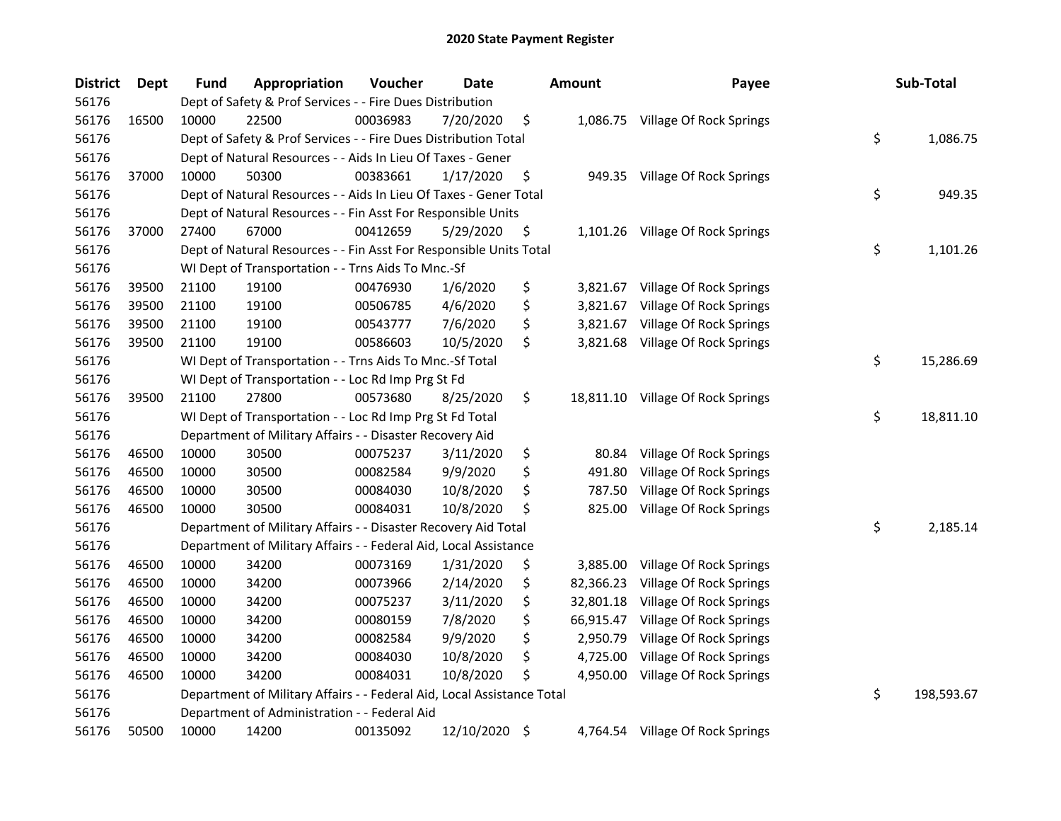# 2020 State Payment Register

| District | Dept | Fund | Appropriation | Voucher | Date | Amount | Payee | Sub-Total |
|---|---|---|---|---|---|---|---|---|
| 56176 | | Dept of Safety & Prof Services - - Fire Dues Distribution | | | | | | |
| 56176 | 16500 | 10000 | 22500 | 00036983 | 7/20/2020 | $ 1,086.75 | Village Of Rock Springs | |
| 56176 | | Dept of Safety & Prof Services - - Fire Dues Distribution Total | | | | | | $ 1,086.75 |
| 56176 | | Dept of Natural Resources - - Aids In Lieu Of Taxes - Gener | | | | | | |
| 56176 | 37000 | 10000 | 50300 | 00383661 | 1/17/2020 | $ 949.35 | Village Of Rock Springs | |
| 56176 | | Dept of Natural Resources - - Aids In Lieu Of Taxes - Gener Total | | | | | | $ 949.35 |
| 56176 | | Dept of Natural Resources - - Fin Asst For Responsible Units | | | | | | |
| 56176 | 37000 | 27400 | 67000 | 00412659 | 5/29/2020 | $ 1,101.26 | Village Of Rock Springs | |
| 56176 | | Dept of Natural Resources - - Fin Asst For Responsible Units Total | | | | | | $ 1,101.26 |
| 56176 | | WI Dept of Transportation - - Trns Aids To Mnc.-Sf | | | | | | |
| 56176 | 39500 | 21100 | 19100 | 00476930 | 1/6/2020 | $ 3,821.67 | Village Of Rock Springs | |
| 56176 | 39500 | 21100 | 19100 | 00506785 | 4/6/2020 | $ 3,821.67 | Village Of Rock Springs | |
| 56176 | 39500 | 21100 | 19100 | 00543777 | 7/6/2020 | $ 3,821.67 | Village Of Rock Springs | |
| 56176 | 39500 | 21100 | 19100 | 00586603 | 10/5/2020 | $ 3,821.68 | Village Of Rock Springs | |
| 56176 | | WI Dept of Transportation - - Trns Aids To Mnc.-Sf Total | | | | | | $ 15,286.69 |
| 56176 | | WI Dept of Transportation - - Loc Rd Imp Prg St Fd | | | | | | |
| 56176 | 39500 | 21100 | 27800 | 00573680 | 8/25/2020 | $ 18,811.10 | Village Of Rock Springs | |
| 56176 | | WI Dept of Transportation - - Loc Rd Imp Prg St Fd Total | | | | | | $ 18,811.10 |
| 56176 | | Department of Military Affairs - - Disaster Recovery Aid | | | | | | |
| 56176 | 46500 | 10000 | 30500 | 00075237 | 3/11/2020 | $ 80.84 | Village Of Rock Springs | |
| 56176 | 46500 | 10000 | 30500 | 00082584 | 9/9/2020 | $ 491.80 | Village Of Rock Springs | |
| 56176 | 46500 | 10000 | 30500 | 00084030 | 10/8/2020 | $ 787.50 | Village Of Rock Springs | |
| 56176 | 46500 | 10000 | 30500 | 00084031 | 10/8/2020 | $ 825.00 | Village Of Rock Springs | |
| 56176 | | Department of Military Affairs - - Disaster Recovery Aid Total | | | | | | $ 2,185.14 |
| 56176 | | Department of Military Affairs - - Federal Aid, Local Assistance | | | | | | |
| 56176 | 46500 | 10000 | 34200 | 00073169 | 1/31/2020 | $ 3,885.00 | Village Of Rock Springs | |
| 56176 | 46500 | 10000 | 34200 | 00073966 | 2/14/2020 | $ 82,366.23 | Village Of Rock Springs | |
| 56176 | 46500 | 10000 | 34200 | 00075237 | 3/11/2020 | $ 32,801.18 | Village Of Rock Springs | |
| 56176 | 46500 | 10000 | 34200 | 00080159 | 7/8/2020 | $ 66,915.47 | Village Of Rock Springs | |
| 56176 | 46500 | 10000 | 34200 | 00082584 | 9/9/2020 | $ 2,950.79 | Village Of Rock Springs | |
| 56176 | 46500 | 10000 | 34200 | 00084030 | 10/8/2020 | $ 4,725.00 | Village Of Rock Springs | |
| 56176 | 46500 | 10000 | 34200 | 00084031 | 10/8/2020 | $ 4,950.00 | Village Of Rock Springs | |
| 56176 | | Department of Military Affairs - - Federal Aid, Local Assistance Total | | | | | | $ 198,593.67 |
| 56176 | | Department of Administration - - Federal Aid | | | | | | |
| 56176 | 50500 | 10000 | 14200 | 00135092 | 12/10/2020 | $ 4,764.54 | Village Of Rock Springs | |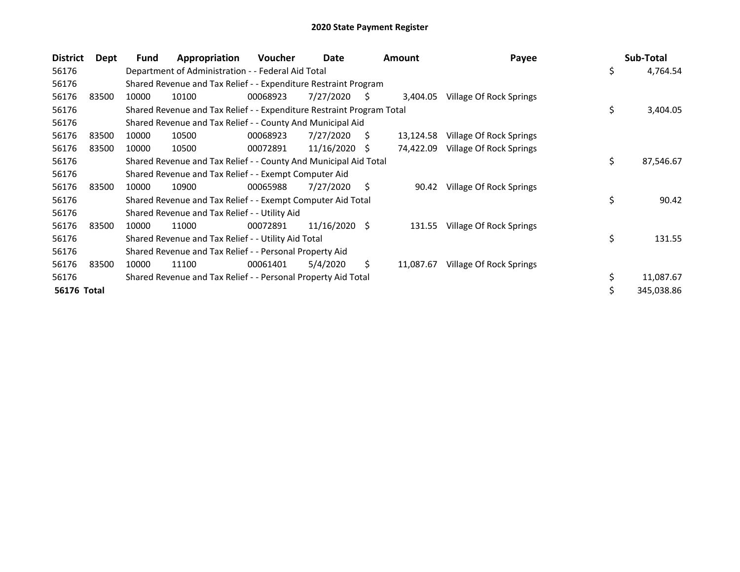# 2020 State Payment Register

| District | Dept | Fund | Appropriation | Voucher | Date | Amount | Payee | Sub-Total |
|---|---|---|---|---|---|---|---|---|
| 56176 | | Department of Administration - - Federal Aid Total | | | | | | $ 4,764.54 |
| 56176 | | Shared Revenue and Tax Relief - - Expenditure Restraint Program | | | | | | |
| 56176 | 83500 | 10000 | 10100 | 00068923 | 7/27/2020 | $ 3,404.05 | Village Of Rock Springs | |
| 56176 | | Shared Revenue and Tax Relief - - Expenditure Restraint Program Total | | | | | | $ 3,404.05 |
| 56176 | | Shared Revenue and Tax Relief - - County And Municipal Aid | | | | | | |
| 56176 | 83500 | 10000 | 10500 | 00068923 | 7/27/2020 | $ 13,124.58 | Village Of Rock Springs | |
| 56176 | 83500 | 10000 | 10500 | 00072891 | 11/16/2020 | $ 74,422.09 | Village Of Rock Springs | |
| 56176 | | Shared Revenue and Tax Relief - - County And Municipal Aid Total | | | | | | $ 87,546.67 |
| 56176 | | Shared Revenue and Tax Relief - - Exempt Computer Aid | | | | | | |
| 56176 | 83500 | 10000 | 10900 | 00065988 | 7/27/2020 | $ 90.42 | Village Of Rock Springs | |
| 56176 | | Shared Revenue and Tax Relief - - Exempt Computer Aid Total | | | | | | $ 90.42 |
| 56176 | | Shared Revenue and Tax Relief - - Utility Aid | | | | | | |
| 56176 | 83500 | 10000 | 11000 | 00072891 | 11/16/2020 | $ 131.55 | Village Of Rock Springs | |
| 56176 | | Shared Revenue and Tax Relief - - Utility Aid Total | | | | | | $ 131.55 |
| 56176 | | Shared Revenue and Tax Relief - - Personal Property Aid | | | | | | |
| 56176 | 83500 | 10000 | 11100 | 00061401 | 5/4/2020 | $ 11,087.67 | Village Of Rock Springs | |
| 56176 | | Shared Revenue and Tax Relief - - Personal Property Aid Total | | | | | | $ 11,087.67 |
| **56176 Total** | | | | | | | | $ 345,038.86 |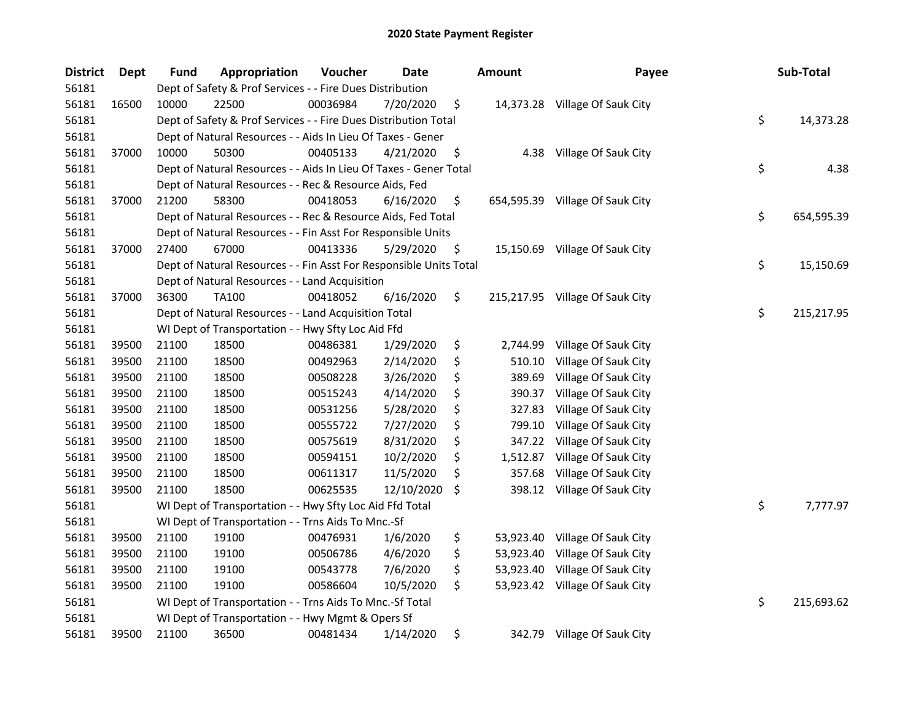# 2020 State Payment Register

| District | Dept | Fund | Appropriation | Voucher | Date | Amount | Payee | Sub-Total |
|---|---|---|---|---|---|---|---|---|
| 56181 | | Dept of Safety & Prof Services - - Fire Dues Distribution | | | | | | |
| 56181 | 16500 | 10000 | 22500 | 00036984 | 7/20/2020 | $ 14,373.28 | Village Of Sauk City | |
| 56181 | | Dept of Safety & Prof Services - - Fire Dues Distribution Total | | | | | | $ 14,373.28 |
| 56181 | | Dept of Natural Resources - - Aids In Lieu Of Taxes - Gener | | | | | | |
| 56181 | 37000 | 10000 | 50300 | 00405133 | 4/21/2020 | $ 4.38 | Village Of Sauk City | |
| 56181 | | Dept of Natural Resources - - Aids In Lieu Of Taxes - Gener Total | | | | | | $ 4.38 |
| 56181 | | Dept of Natural Resources - - Rec & Resource Aids, Fed | | | | | | |
| 56181 | 37000 | 21200 | 58300 | 00418053 | 6/16/2020 | $ 654,595.39 | Village Of Sauk City | |
| 56181 | | Dept of Natural Resources - - Rec & Resource Aids, Fed Total | | | | | | $ 654,595.39 |
| 56181 | | Dept of Natural Resources - - Fin Asst For Responsible Units | | | | | | |
| 56181 | 37000 | 27400 | 67000 | 00413336 | 5/29/2020 | $ 15,150.69 | Village Of Sauk City | |
| 56181 | | Dept of Natural Resources - - Fin Asst For Responsible Units Total | | | | | | $ 15,150.69 |
| 56181 | | Dept of Natural Resources - - Land Acquisition | | | | | | |
| 56181 | 37000 | 36300 | TA100 | 00418052 | 6/16/2020 | $ 215,217.95 | Village Of Sauk City | |
| 56181 | | Dept of Natural Resources - - Land Acquisition Total | | | | | | $ 215,217.95 |
| 56181 | | WI Dept of Transportation - - Hwy Sfty Loc Aid Ffd | | | | | | |
| 56181 | 39500 | 21100 | 18500 | 00486381 | 1/29/2020 | $ 2,744.99 | Village Of Sauk City | |
| 56181 | 39500 | 21100 | 18500 | 00492963 | 2/14/2020 | $ 510.10 | Village Of Sauk City | |
| 56181 | 39500 | 21100 | 18500 | 00508228 | 3/26/2020 | $ 389.69 | Village Of Sauk City | |
| 56181 | 39500 | 21100 | 18500 | 00515243 | 4/14/2020 | $ 390.37 | Village Of Sauk City | |
| 56181 | 39500 | 21100 | 18500 | 00531256 | 5/28/2020 | $ 327.83 | Village Of Sauk City | |
| 56181 | 39500 | 21100 | 18500 | 00555722 | 7/27/2020 | $ 799.10 | Village Of Sauk City | |
| 56181 | 39500 | 21100 | 18500 | 00575619 | 8/31/2020 | $ 347.22 | Village Of Sauk City | |
| 56181 | 39500 | 21100 | 18500 | 00594151 | 10/2/2020 | $ 1,512.87 | Village Of Sauk City | |
| 56181 | 39500 | 21100 | 18500 | 00611317 | 11/5/2020 | $ 357.68 | Village Of Sauk City | |
| 56181 | 39500 | 21100 | 18500 | 00625535 | 12/10/2020 | $ 398.12 | Village Of Sauk City | |
| 56181 | | WI Dept of Transportation - - Hwy Sfty Loc Aid Ffd Total | | | | | | $ 7,777.97 |
| 56181 | | WI Dept of Transportation - - Trns Aids To Mnc.-Sf | | | | | | |
| 56181 | 39500 | 21100 | 19100 | 00476931 | 1/6/2020 | $ 53,923.40 | Village Of Sauk City | |
| 56181 | 39500 | 21100 | 19100 | 00506786 | 4/6/2020 | $ 53,923.40 | Village Of Sauk City | |
| 56181 | 39500 | 21100 | 19100 | 00543778 | 7/6/2020 | $ 53,923.40 | Village Of Sauk City | |
| 56181 | 39500 | 21100 | 19100 | 00586604 | 10/5/2020 | $ 53,923.42 | Village Of Sauk City | |
| 56181 | | WI Dept of Transportation - - Trns Aids To Mnc.-Sf Total | | | | | | $ 215,693.62 |
| 56181 | | WI Dept of Transportation - - Hwy Mgmt & Opers Sf | | | | | | |
| 56181 | 39500 | 21100 | 36500 | 00481434 | 1/14/2020 | $ 342.79 | Village Of Sauk City | |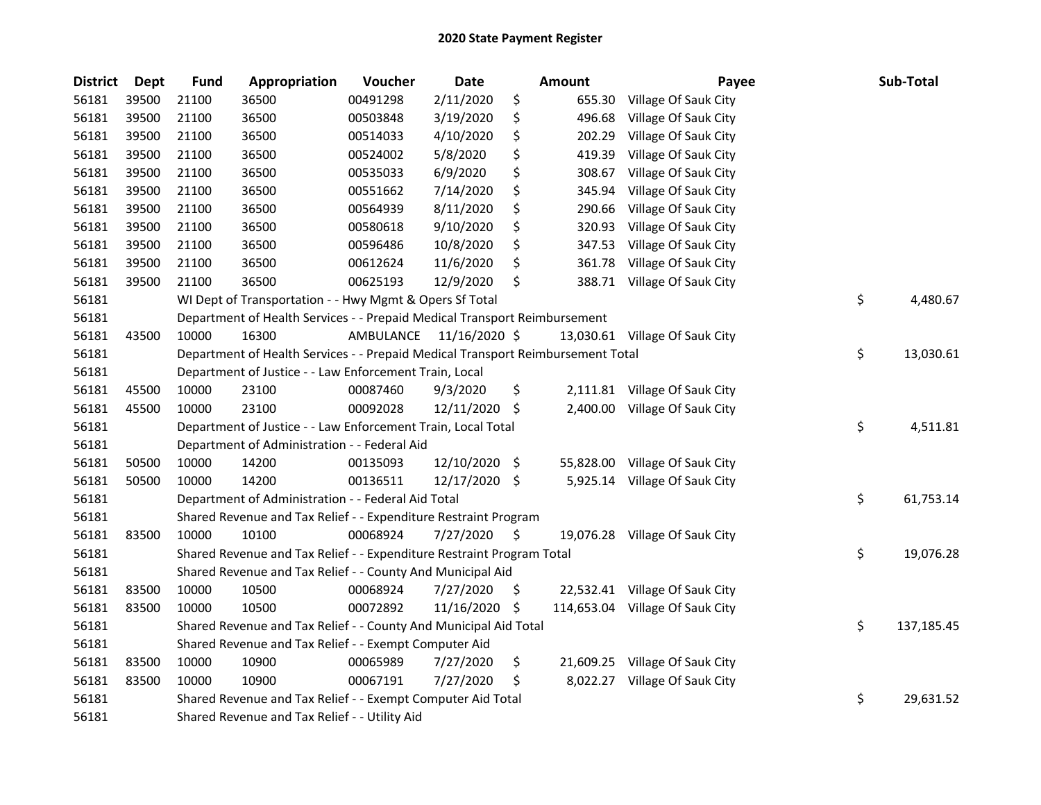# 2020 State Payment Register

| District | Dept | Fund | Appropriation | Voucher | Date | Amount | Payee | Sub-Total |
|---|---|---|---|---|---|---|---|---|
| 56181 | 39500 | 21100 | 36500 | 00491298 | 2/11/2020 | $ 655.30 | Village Of Sauk City | |
| 56181 | 39500 | 21100 | 36500 | 00503848 | 3/19/2020 | $ 496.68 | Village Of Sauk City | |
| 56181 | 39500 | 21100 | 36500 | 00514033 | 4/10/2020 | $ 202.29 | Village Of Sauk City | |
| 56181 | 39500 | 21100 | 36500 | 00524002 | 5/8/2020 | $ 419.39 | Village Of Sauk City | |
| 56181 | 39500 | 21100 | 36500 | 00535033 | 6/9/2020 | $ 308.67 | Village Of Sauk City | |
| 56181 | 39500 | 21100 | 36500 | 00551662 | 7/14/2020 | $ 345.94 | Village Of Sauk City | |
| 56181 | 39500 | 21100 | 36500 | 00564939 | 8/11/2020 | $ 290.66 | Village Of Sauk City | |
| 56181 | 39500 | 21100 | 36500 | 00580618 | 9/10/2020 | $ 320.93 | Village Of Sauk City | |
| 56181 | 39500 | 21100 | 36500 | 00596486 | 10/8/2020 | $ 347.53 | Village Of Sauk City | |
| 56181 | 39500 | 21100 | 36500 | 00612624 | 11/6/2020 | $ 361.78 | Village Of Sauk City | |
| 56181 | 39500 | 21100 | 36500 | 00625193 | 12/9/2020 | $ 388.71 | Village Of Sauk City | |
| 56181 | | WI Dept of Transportation - - Hwy Mgmt & Opers Sf Total | | | | | | $ 4,480.67 |
| 56181 | | Department of Health Services - - Prepaid Medical Transport Reimbursement | | | | | | |
| 56181 | 43500 | 10000 | 16300 | AMBULANCE | 11/16/2020 | $ 13,030.61 | Village Of Sauk City | |
| 56181 | | Department of Health Services - - Prepaid Medical Transport Reimbursement Total | | | | | | $ 13,030.61 |
| 56181 | | Department of Justice - - Law Enforcement Train, Local | | | | | | |
| 56181 | 45500 | 10000 | 23100 | 00087460 | 9/3/2020 | $ 2,111.81 | Village Of Sauk City | |
| 56181 | 45500 | 10000 | 23100 | 00092028 | 12/11/2020 | $ 2,400.00 | Village Of Sauk City | |
| 56181 | | Department of Justice - - Law Enforcement Train, Local Total | | | | | | $ 4,511.81 |
| 56181 | | Department of Administration - - Federal Aid | | | | | | |
| 56181 | 50500 | 10000 | 14200 | 00135093 | 12/10/2020 | $ 55,828.00 | Village Of Sauk City | |
| 56181 | 50500 | 10000 | 14200 | 00136511 | 12/17/2020 | $ 5,925.14 | Village Of Sauk City | |
| 56181 | | Department of Administration - - Federal Aid Total | | | | | | $ 61,753.14 |
| 56181 | | Shared Revenue and Tax Relief - - Expenditure Restraint Program | | | | | | |
| 56181 | 83500 | 10000 | 10100 | 00068924 | 7/27/2020 | $ 19,076.28 | Village Of Sauk City | |
| 56181 | | Shared Revenue and Tax Relief - - Expenditure Restraint Program Total | | | | | | $ 19,076.28 |
| 56181 | | Shared Revenue and Tax Relief - - County And Municipal Aid | | | | | | |
| 56181 | 83500 | 10000 | 10500 | 00068924 | 7/27/2020 | $ 22,532.41 | Village Of Sauk City | |
| 56181 | 83500 | 10000 | 10500 | 00072892 | 11/16/2020 | $ 114,653.04 | Village Of Sauk City | |
| 56181 | | Shared Revenue and Tax Relief - - County And Municipal Aid Total | | | | | | $ 137,185.45 |
| 56181 | | Shared Revenue and Tax Relief - - Exempt Computer Aid | | | | | | |
| 56181 | 83500 | 10000 | 10900 | 00065989 | 7/27/2020 | $ 21,609.25 | Village Of Sauk City | |
| 56181 | 83500 | 10000 | 10900 | 00067191 | 7/27/2020 | $ 8,022.27 | Village Of Sauk City | |
| 56181 | | Shared Revenue and Tax Relief - - Exempt Computer Aid Total | | | | | | $ 29,631.52 |
| 56181 | | Shared Revenue and Tax Relief - - Utility Aid | | | | | | |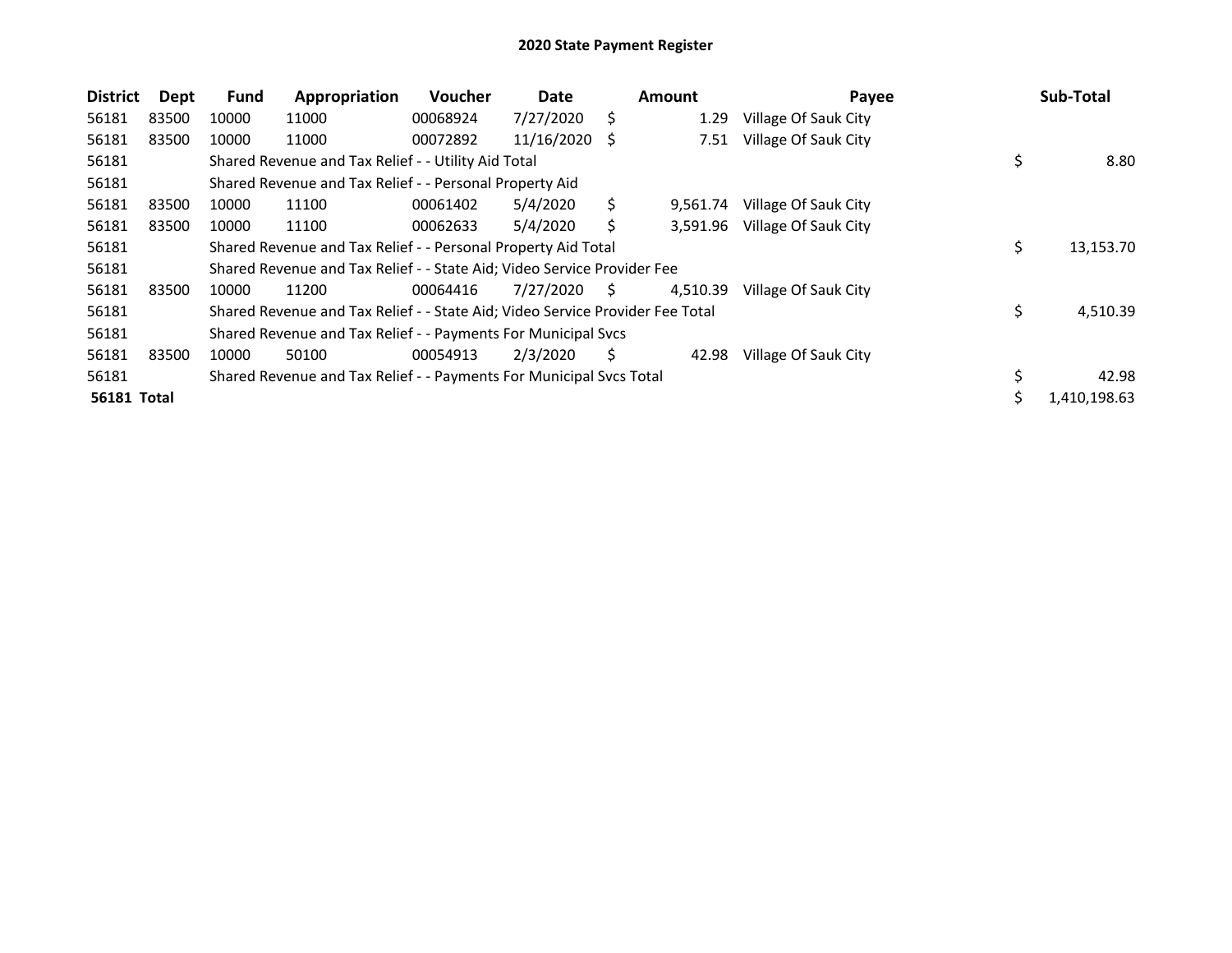# 2020 State Payment Register

| District | Dept | Fund | Appropriation | Voucher | Date | Amount | Payee | Sub-Total |
|---|---|---|---|---|---|---|---|---|
| 56181 | 83500 | 10000 | 11000 | 00068924 | 7/27/2020 | $ 1.29 | Village Of Sauk City | |
| 56181 | 83500 | 10000 | 11000 | 00072892 | 11/16/2020 | $ 7.51 | Village Of Sauk City | |
| 56181 | | Shared Revenue and Tax Relief - - Utility Aid Total | | | | | | $ 8.80 |
| 56181 | | Shared Revenue and Tax Relief - - Personal Property Aid | | | | | | |
| 56181 | 83500 | 10000 | 11100 | 00061402 | 5/4/2020 | $ 9,561.74 | Village Of Sauk City | |
| 56181 | 83500 | 10000 | 11100 | 00062633 | 5/4/2020 | $ 3,591.96 | Village Of Sauk City | |
| 56181 | | Shared Revenue and Tax Relief - - Personal Property Aid Total | | | | | | $ 13,153.70 |
| 56181 | | Shared Revenue and Tax Relief - - State Aid; Video Service Provider Fee | | | | | | |
| 56181 | 83500 | 10000 | 11200 | 00064416 | 7/27/2020 | $ 4,510.39 | Village Of Sauk City | |
| 56181 | | Shared Revenue and Tax Relief - - State Aid; Video Service Provider Fee Total | | | | | | $ 4,510.39 |
| 56181 | | Shared Revenue and Tax Relief - - Payments For Municipal Svcs | | | | | | |
| 56181 | 83500 | 10000 | 50100 | 00054913 | 2/3/2020 | $ 42.98 | Village Of Sauk City | |
| 56181 | | Shared Revenue and Tax Relief - - Payments For Municipal Svcs Total | | | | | | $ 42.98 |
| **56181 Total** | | | | | | | | $ 1,410,198.63 |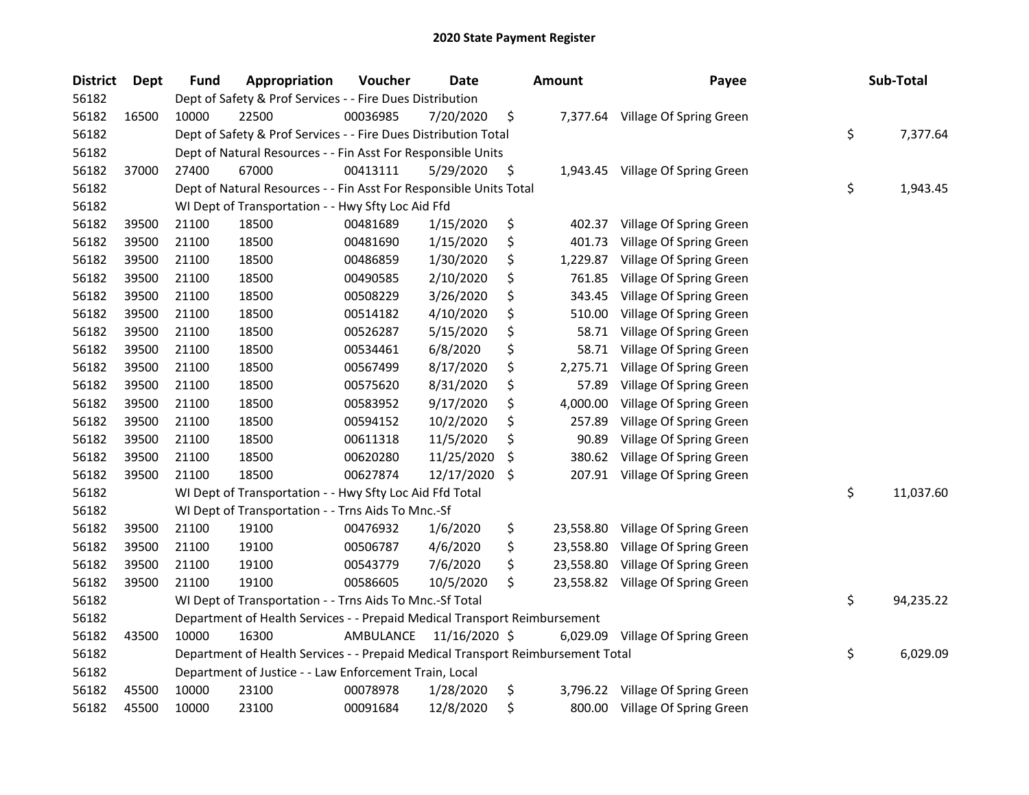# 2020 State Payment Register

| District | Dept | Fund | Appropriation | Voucher | Date | Amount | Payee | Sub-Total |
|---|---|---|---|---|---|---|---|---|
| 56182 | | Dept of Safety & Prof Services - - Fire Dues Distribution | | | | | | |
| 56182 | 16500 | 10000 | 22500 | 00036985 | 7/20/2020 | $ 7,377.64 | Village Of Spring Green | |
| 56182 | | Dept of Safety & Prof Services - - Fire Dues Distribution Total | | | | | | $ 7,377.64 |
| 56182 | | Dept of Natural Resources - - Fin Asst For Responsible Units | | | | | | |
| 56182 | 37000 | 27400 | 67000 | 00413111 | 5/29/2020 | $ 1,943.45 | Village Of Spring Green | |
| 56182 | | Dept of Natural Resources - - Fin Asst For Responsible Units Total | | | | | | $ 1,943.45 |
| 56182 | | WI Dept of Transportation - - Hwy Sfty Loc Aid Ffd | | | | | | |
| 56182 | 39500 | 21100 | 18500 | 00481689 | 1/15/2020 | $ 402.37 | Village Of Spring Green | |
| 56182 | 39500 | 21100 | 18500 | 00481690 | 1/15/2020 | $ 401.73 | Village Of Spring Green | |
| 56182 | 39500 | 21100 | 18500 | 00486859 | 1/30/2020 | $ 1,229.87 | Village Of Spring Green | |
| 56182 | 39500 | 21100 | 18500 | 00490585 | 2/10/2020 | $ 761.85 | Village Of Spring Green | |
| 56182 | 39500 | 21100 | 18500 | 00508229 | 3/26/2020 | $ 343.45 | Village Of Spring Green | |
| 56182 | 39500 | 21100 | 18500 | 00514182 | 4/10/2020 | $ 510.00 | Village Of Spring Green | |
| 56182 | 39500 | 21100 | 18500 | 00526287 | 5/15/2020 | $ 58.71 | Village Of Spring Green | |
| 56182 | 39500 | 21100 | 18500 | 00534461 | 6/8/2020 | $ 58.71 | Village Of Spring Green | |
| 56182 | 39500 | 21100 | 18500 | 00567499 | 8/17/2020 | $ 2,275.71 | Village Of Spring Green | |
| 56182 | 39500 | 21100 | 18500 | 00575620 | 8/31/2020 | $ 57.89 | Village Of Spring Green | |
| 56182 | 39500 | 21100 | 18500 | 00583952 | 9/17/2020 | $ 4,000.00 | Village Of Spring Green | |
| 56182 | 39500 | 21100 | 18500 | 00594152 | 10/2/2020 | $ 257.89 | Village Of Spring Green | |
| 56182 | 39500 | 21100 | 18500 | 00611318 | 11/5/2020 | $ 90.89 | Village Of Spring Green | |
| 56182 | 39500 | 21100 | 18500 | 00620280 | 11/25/2020 | $ 380.62 | Village Of Spring Green | |
| 56182 | 39500 | 21100 | 18500 | 00627874 | 12/17/2020 | $ 207.91 | Village Of Spring Green | |
| 56182 | | WI Dept of Transportation - - Hwy Sfty Loc Aid Ffd Total | | | | | | $ 11,037.60 |
| 56182 | | WI Dept of Transportation - - Trns Aids To Mnc.-Sf | | | | | | |
| 56182 | 39500 | 21100 | 19100 | 00476932 | 1/6/2020 | $ 23,558.80 | Village Of Spring Green | |
| 56182 | 39500 | 21100 | 19100 | 00506787 | 4/6/2020 | $ 23,558.80 | Village Of Spring Green | |
| 56182 | 39500 | 21100 | 19100 | 00543779 | 7/6/2020 | $ 23,558.80 | Village Of Spring Green | |
| 56182 | 39500 | 21100 | 19100 | 00586605 | 10/5/2020 | $ 23,558.82 | Village Of Spring Green | |
| 56182 | | WI Dept of Transportation - - Trns Aids To Mnc.-Sf Total | | | | | | $ 94,235.22 |
| 56182 | | Department of Health Services - - Prepaid Medical Transport Reimbursement | | | | | | |
| 56182 | 43500 | 10000 | 16300 | AMBULANCE | 11/16/2020 | $ 6,029.09 | Village Of Spring Green | |
| 56182 | | Department of Health Services - - Prepaid Medical Transport Reimbursement Total | | | | | | $ 6,029.09 |
| 56182 | | Department of Justice - - Law Enforcement Train, Local | | | | | | |
| 56182 | 45500 | 10000 | 23100 | 00078978 | 1/28/2020 | $ 3,796.22 | Village Of Spring Green | |
| 56182 | 45500 | 10000 | 23100 | 00091684 | 12/8/2020 | $ 800.00 | Village Of Spring Green | |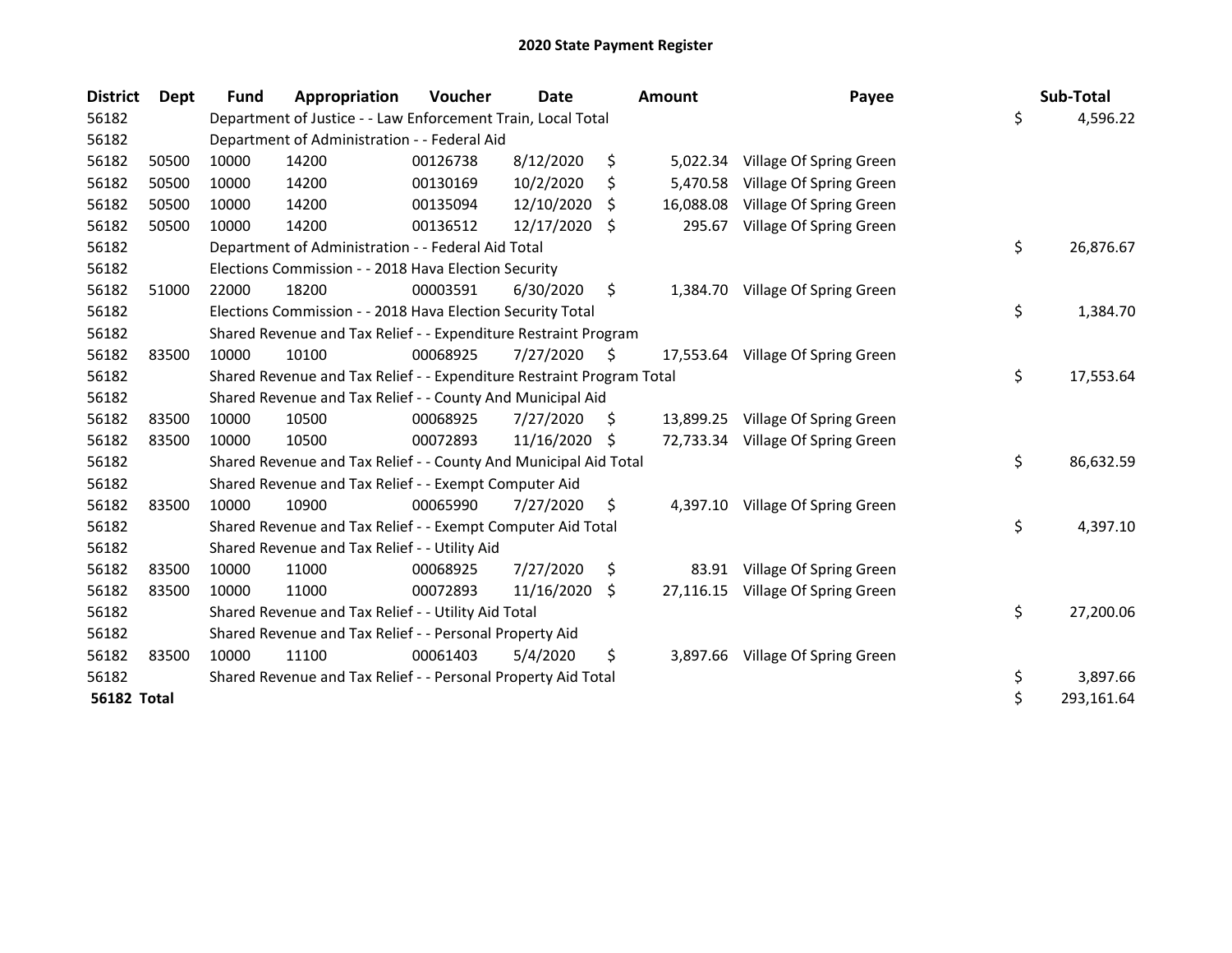# 2020 State Payment Register

| District | Dept | Fund | Appropriation | Voucher | Date | Amount | Payee | Sub-Total |
|---|---|---|---|---|---|---|---|---|
| 56182 | | Department of Justice - - Law Enforcement Train, Local Total | | | | | | $ 4,596.22 |
| 56182 | | Department of Administration - - Federal Aid | | | | | | |
| 56182 | 50500 | 10000 | 14200 | 00126738 | 8/12/2020 | $ 5,022.34 | Village Of Spring Green | |
| 56182 | 50500 | 10000 | 14200 | 00130169 | 10/2/2020 | $ 5,470.58 | Village Of Spring Green | |
| 56182 | 50500 | 10000 | 14200 | 00135094 | 12/10/2020 | $ 16,088.08 | Village Of Spring Green | |
| 56182 | 50500 | 10000 | 14200 | 00136512 | 12/17/2020 | $ 295.67 | Village Of Spring Green | |
| 56182 | | Department of Administration - - Federal Aid Total | | | | | | $ 26,876.67 |
| 56182 | | Elections Commission - - 2018 Hava Election Security | | | | | | |
| 56182 | 51000 | 22000 | 18200 | 00003591 | 6/30/2020 | $ 1,384.70 | Village Of Spring Green | |
| 56182 | | Elections Commission - - 2018 Hava Election Security Total | | | | | | $ 1,384.70 |
| 56182 | | Shared Revenue and Tax Relief - - Expenditure Restraint Program | | | | | | |
| 56182 | 83500 | 10000 | 10100 | 00068925 | 7/27/2020 | $ 17,553.64 | Village Of Spring Green | |
| 56182 | | Shared Revenue and Tax Relief - - Expenditure Restraint Program Total | | | | | | $ 17,553.64 |
| 56182 | | Shared Revenue and Tax Relief - - County And Municipal Aid | | | | | | |
| 56182 | 83500 | 10000 | 10500 | 00068925 | 7/27/2020 | $ 13,899.25 | Village Of Spring Green | |
| 56182 | 83500 | 10000 | 10500 | 00072893 | 11/16/2020 | $ 72,733.34 | Village Of Spring Green | |
| 56182 | | Shared Revenue and Tax Relief - - County And Municipal Aid Total | | | | | | $ 86,632.59 |
| 56182 | | Shared Revenue and Tax Relief - - Exempt Computer Aid | | | | | | |
| 56182 | 83500 | 10000 | 10900 | 00065990 | 7/27/2020 | $ 4,397.10 | Village Of Spring Green | |
| 56182 | | Shared Revenue and Tax Relief - - Exempt Computer Aid Total | | | | | | $ 4,397.10 |
| 56182 | | Shared Revenue and Tax Relief - - Utility Aid | | | | | | |
| 56182 | 83500 | 10000 | 11000 | 00068925 | 7/27/2020 | $ 83.91 | Village Of Spring Green | |
| 56182 | 83500 | 10000 | 11000 | 00072893 | 11/16/2020 | $ 27,116.15 | Village Of Spring Green | |
| 56182 | | Shared Revenue and Tax Relief - - Utility Aid Total | | | | | | $ 27,200.06 |
| 56182 | | Shared Revenue and Tax Relief - - Personal Property Aid | | | | | | |
| 56182 | 83500 | 10000 | 11100 | 00061403 | 5/4/2020 | $ 3,897.66 | Village Of Spring Green | |
| 56182 | | Shared Revenue and Tax Relief - - Personal Property Aid Total | | | | | | $ 3,897.66 |
| **56182 Total** | | | | | | | | $ 293,161.64 |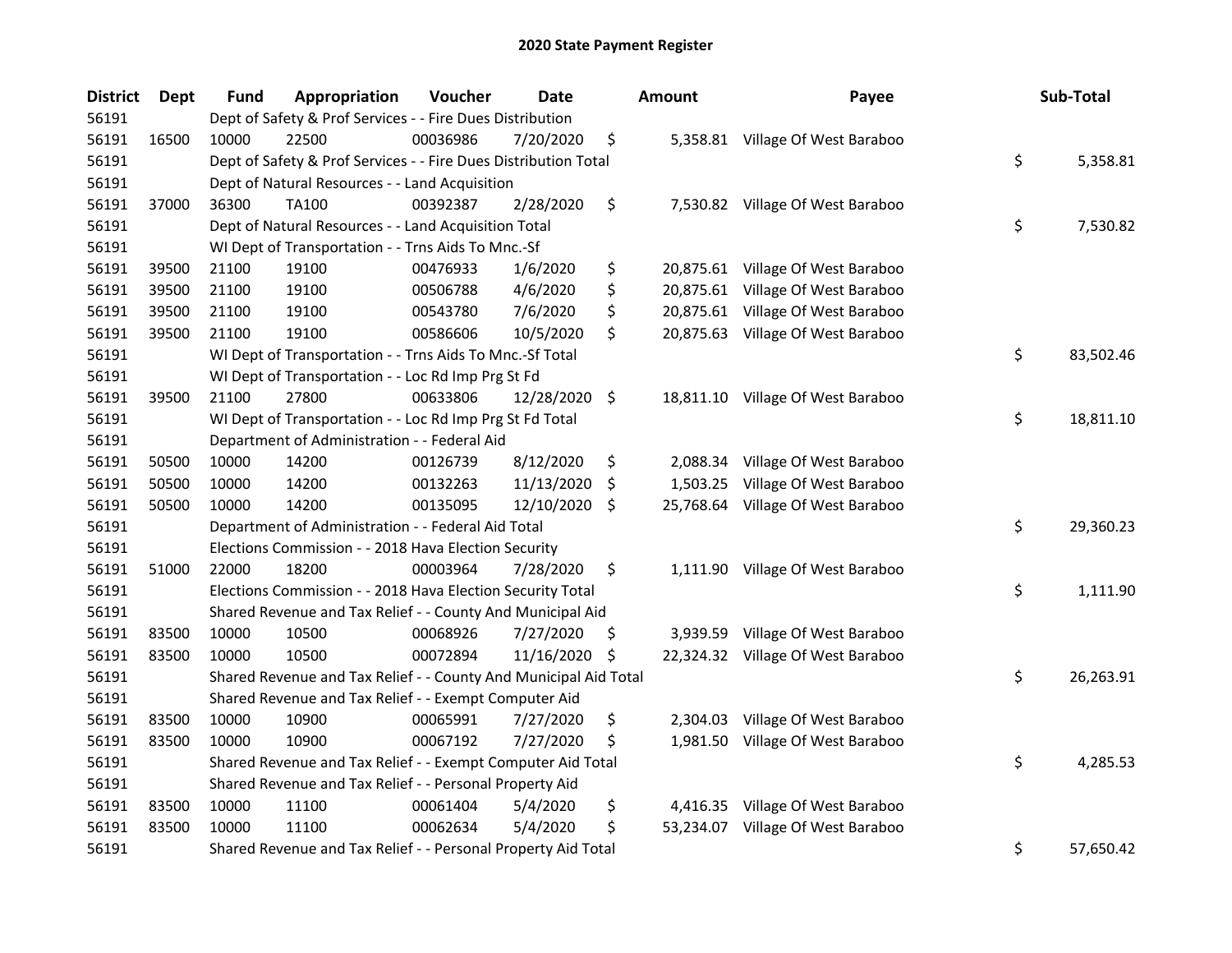# 2020 State Payment Register

| District | Dept | Fund | Appropriation | Voucher | Date | Amount | Payee | Sub-Total |
|---|---|---|---|---|---|---|---|---|
| 56191 | | Dept of Safety & Prof Services - - Fire Dues Distribution | | | | | | |
| 56191 | 16500 | 10000 | 22500 | 00036986 | 7/20/2020 | $ 5,358.81 | Village Of West Baraboo | |
| 56191 | | Dept of Safety & Prof Services - - Fire Dues Distribution Total | | | | | | $ 5,358.81 |
| 56191 | | Dept of Natural Resources - - Land Acquisition | | | | | | |
| 56191 | 37000 | 36300 | TA100 | 00392387 | 2/28/2020 | $ 7,530.82 | Village Of West Baraboo | |
| 56191 | | Dept of Natural Resources - - Land Acquisition Total | | | | | | $ 7,530.82 |
| 56191 | | WI Dept of Transportation - - Trns Aids To Mnc.-Sf | | | | | | |
| 56191 | 39500 | 21100 | 19100 | 00476933 | 1/6/2020 | $ 20,875.61 | Village Of West Baraboo | |
| 56191 | 39500 | 21100 | 19100 | 00506788 | 4/6/2020 | $ 20,875.61 | Village Of West Baraboo | |
| 56191 | 39500 | 21100 | 19100 | 00543780 | 7/6/2020 | $ 20,875.61 | Village Of West Baraboo | |
| 56191 | 39500 | 21100 | 19100 | 00586606 | 10/5/2020 | $ 20,875.63 | Village Of West Baraboo | |
| 56191 | | WI Dept of Transportation - - Trns Aids To Mnc.-Sf Total | | | | | | $ 83,502.46 |
| 56191 | | WI Dept of Transportation - - Loc Rd Imp Prg St Fd | | | | | | |
| 56191 | 39500 | 21100 | 27800 | 00633806 | 12/28/2020 | $ 18,811.10 | Village Of West Baraboo | |
| 56191 | | WI Dept of Transportation - - Loc Rd Imp Prg St Fd Total | | | | | | $ 18,811.10 |
| 56191 | | Department of Administration - - Federal Aid | | | | | | |
| 56191 | 50500 | 10000 | 14200 | 00126739 | 8/12/2020 | $ 2,088.34 | Village Of West Baraboo | |
| 56191 | 50500 | 10000 | 14200 | 00132263 | 11/13/2020 | $ 1,503.25 | Village Of West Baraboo | |
| 56191 | 50500 | 10000 | 14200 | 00135095 | 12/10/2020 | $ 25,768.64 | Village Of West Baraboo | |
| 56191 | | Department of Administration - - Federal Aid Total | | | | | | $ 29,360.23 |
| 56191 | | Elections Commission - - 2018 Hava Election Security | | | | | | |
| 56191 | 51000 | 22000 | 18200 | 00003964 | 7/28/2020 | $ 1,111.90 | Village Of West Baraboo | |
| 56191 | | Elections Commission - - 2018 Hava Election Security Total | | | | | | $ 1,111.90 |
| 56191 | | Shared Revenue and Tax Relief - - County And Municipal Aid | | | | | | |
| 56191 | 83500 | 10000 | 10500 | 00068926 | 7/27/2020 | $ 3,939.59 | Village Of West Baraboo | |
| 56191 | 83500 | 10000 | 10500 | 00072894 | 11/16/2020 | $ 22,324.32 | Village Of West Baraboo | |
| 56191 | | Shared Revenue and Tax Relief - - County And Municipal Aid Total | | | | | | $ 26,263.91 |
| 56191 | | Shared Revenue and Tax Relief - - Exempt Computer Aid | | | | | | |
| 56191 | 83500 | 10000 | 10900 | 00065991 | 7/27/2020 | $ 2,304.03 | Village Of West Baraboo | |
| 56191 | 83500 | 10000 | 10900 | 00067192 | 7/27/2020 | $ 1,981.50 | Village Of West Baraboo | |
| 56191 | | Shared Revenue and Tax Relief - - Exempt Computer Aid Total | | | | | | $ 4,285.53 |
| 56191 | | Shared Revenue and Tax Relief - - Personal Property Aid | | | | | | |
| 56191 | 83500 | 10000 | 11100 | 00061404 | 5/4/2020 | $ 4,416.35 | Village Of West Baraboo | |
| 56191 | 83500 | 10000 | 11100 | 00062634 | 5/4/2020 | $ 53,234.07 | Village Of West Baraboo | |
| 56191 | | Shared Revenue and Tax Relief - - Personal Property Aid Total | | | | | | $ 57,650.42 |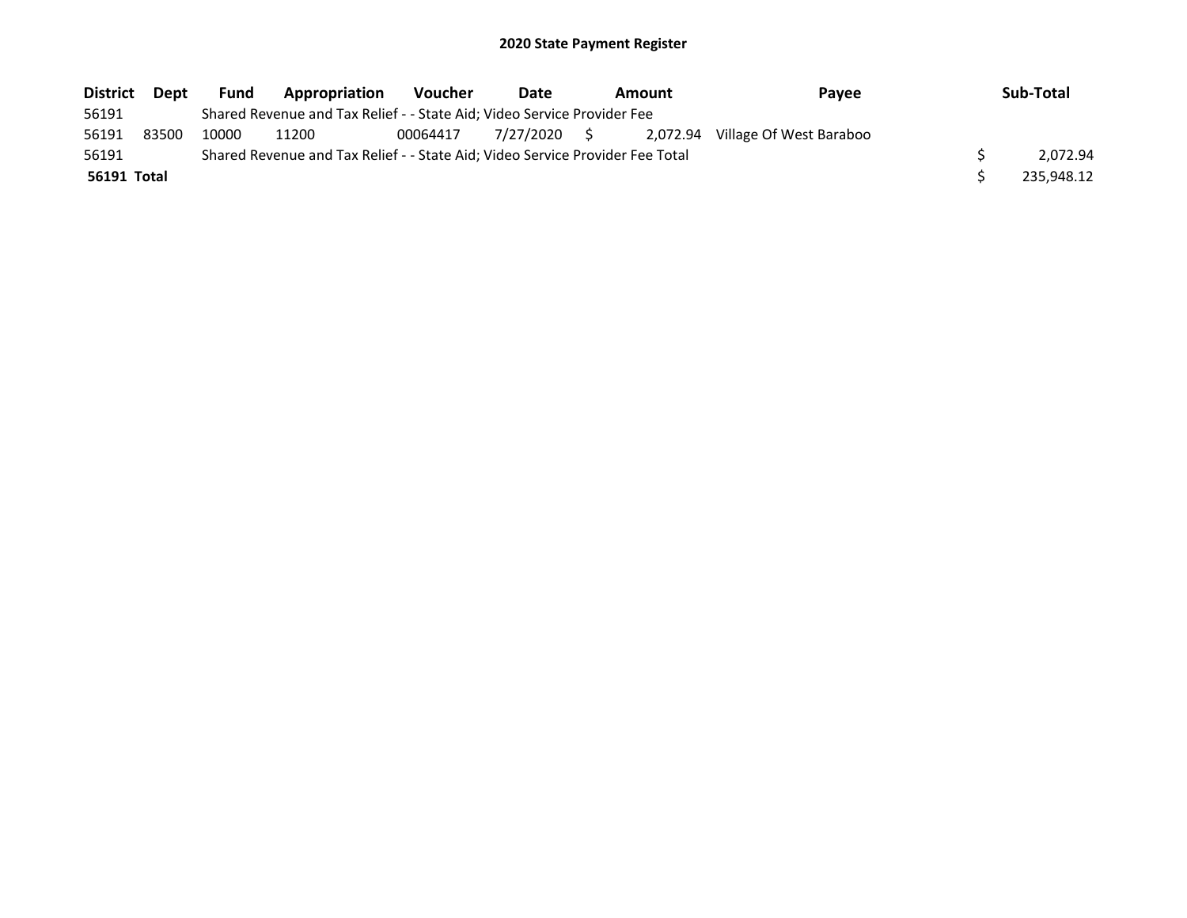# 2020 State Payment Register

| District | Dept | Fund | Appropriation | Voucher | Date | Amount | Payee | Sub-Total |
|---|---|---|---|---|---|---|---|---|
| 56191 | | Shared Revenue and Tax Relief - - State Aid; Video Service Provider Fee | | | | | | |
| 56191 | 83500 | 10000 | 11200 | 00064417 | 7/27/2020 | $ 2,072.94 | Village Of West Baraboo | |
| 56191 | | Shared Revenue and Tax Relief - - State Aid; Video Service Provider Fee Total | | | | | | $ 2,072.94 |
| **56191 Total** | | | | | | | | $ 235,948.12 |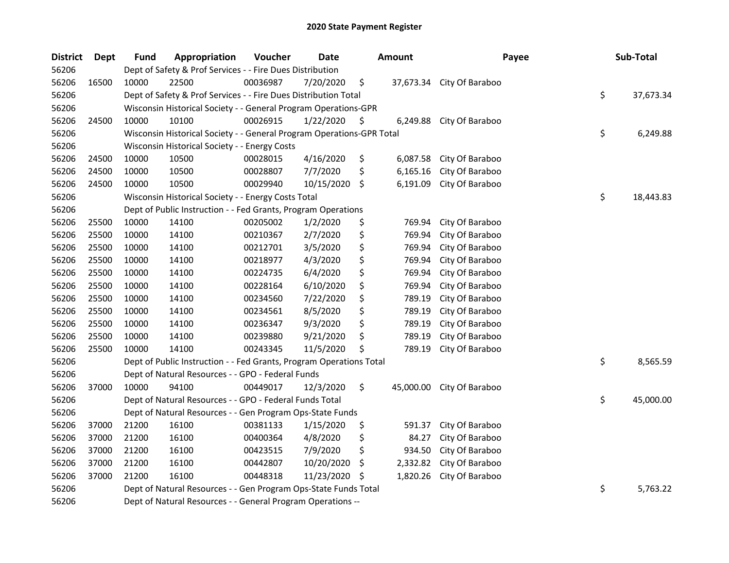# 2020 State Payment Register

| District | Dept | Fund | Appropriation | Voucher | Date | Amount | Payee | Sub-Total |
|---|---|---|---|---|---|---|---|---|
| 56206 | | Dept of Safety & Prof Services - - Fire Dues Distribution | | | | | | |
| 56206 | 16500 | 10000 | 22500 | 00036987 | 7/20/2020 | $ 37,673.34 | City Of Baraboo | |
| 56206 | | Dept of Safety & Prof Services - - Fire Dues Distribution Total | | | | | | $ 37,673.34 |
| 56206 | | Wisconsin Historical Society - - General Program Operations-GPR | | | | | | |
| 56206 | 24500 | 10000 | 10100 | 00026915 | 1/22/2020 | $ 6,249.88 | City Of Baraboo | |
| 56206 | | Wisconsin Historical Society - - General Program Operations-GPR Total | | | | | | $ 6,249.88 |
| 56206 | | Wisconsin Historical Society - - Energy Costs | | | | | | |
| 56206 | 24500 | 10000 | 10500 | 00028015 | 4/16/2020 | $ 6,087.58 | City Of Baraboo | |
| 56206 | 24500 | 10000 | 10500 | 00028807 | 7/7/2020 | $ 6,165.16 | City Of Baraboo | |
| 56206 | 24500 | 10000 | 10500 | 00029940 | 10/15/2020 | $ 6,191.09 | City Of Baraboo | |
| 56206 | | Wisconsin Historical Society - - Energy Costs Total | | | | | | $ 18,443.83 |
| 56206 | | Dept of Public Instruction - - Fed Grants, Program Operations | | | | | | |
| 56206 | 25500 | 10000 | 14100 | 00205002 | 1/2/2020 | $ 769.94 | City Of Baraboo | |
| 56206 | 25500 | 10000 | 14100 | 00210367 | 2/7/2020 | $ 769.94 | City Of Baraboo | |
| 56206 | 25500 | 10000 | 14100 | 00212701 | 3/5/2020 | $ 769.94 | City Of Baraboo | |
| 56206 | 25500 | 10000 | 14100 | 00218977 | 4/3/2020 | $ 769.94 | City Of Baraboo | |
| 56206 | 25500 | 10000 | 14100 | 00224735 | 6/4/2020 | $ 769.94 | City Of Baraboo | |
| 56206 | 25500 | 10000 | 14100 | 00228164 | 6/10/2020 | $ 769.94 | City Of Baraboo | |
| 56206 | 25500 | 10000 | 14100 | 00234560 | 7/22/2020 | $ 789.19 | City Of Baraboo | |
| 56206 | 25500 | 10000 | 14100 | 00234561 | 8/5/2020 | $ 789.19 | City Of Baraboo | |
| 56206 | 25500 | 10000 | 14100 | 00236347 | 9/3/2020 | $ 789.19 | City Of Baraboo | |
| 56206 | 25500 | 10000 | 14100 | 00239880 | 9/21/2020 | $ 789.19 | City Of Baraboo | |
| 56206 | 25500 | 10000 | 14100 | 00243345 | 11/5/2020 | $ 789.19 | City Of Baraboo | |
| 56206 | | Dept of Public Instruction - - Fed Grants, Program Operations Total | | | | | | $ 8,565.59 |
| 56206 | | Dept of Natural Resources - - GPO - Federal Funds | | | | | | |
| 56206 | 37000 | 10000 | 94100 | 00449017 | 12/3/2020 | $ 45,000.00 | City Of Baraboo | |
| 56206 | | Dept of Natural Resources - - GPO - Federal Funds Total | | | | | | $ 45,000.00 |
| 56206 | | Dept of Natural Resources - - Gen Program Ops-State Funds | | | | | | |
| 56206 | 37000 | 21200 | 16100 | 00381133 | 1/15/2020 | $ 591.37 | City Of Baraboo | |
| 56206 | 37000 | 21200 | 16100 | 00400364 | 4/8/2020 | $ 84.27 | City Of Baraboo | |
| 56206 | 37000 | 21200 | 16100 | 00423515 | 7/9/2020 | $ 934.50 | City Of Baraboo | |
| 56206 | 37000 | 21200 | 16100 | 00442807 | 10/20/2020 | $ 2,332.82 | City Of Baraboo | |
| 56206 | 37000 | 21200 | 16100 | 00448318 | 11/23/2020 | $ 1,820.26 | City Of Baraboo | |
| 56206 | | Dept of Natural Resources - - Gen Program Ops-State Funds Total | | | | | | $ 5,763.22 |
| 56206 | | Dept of Natural Resources - - General Program Operations -- | | | | | | |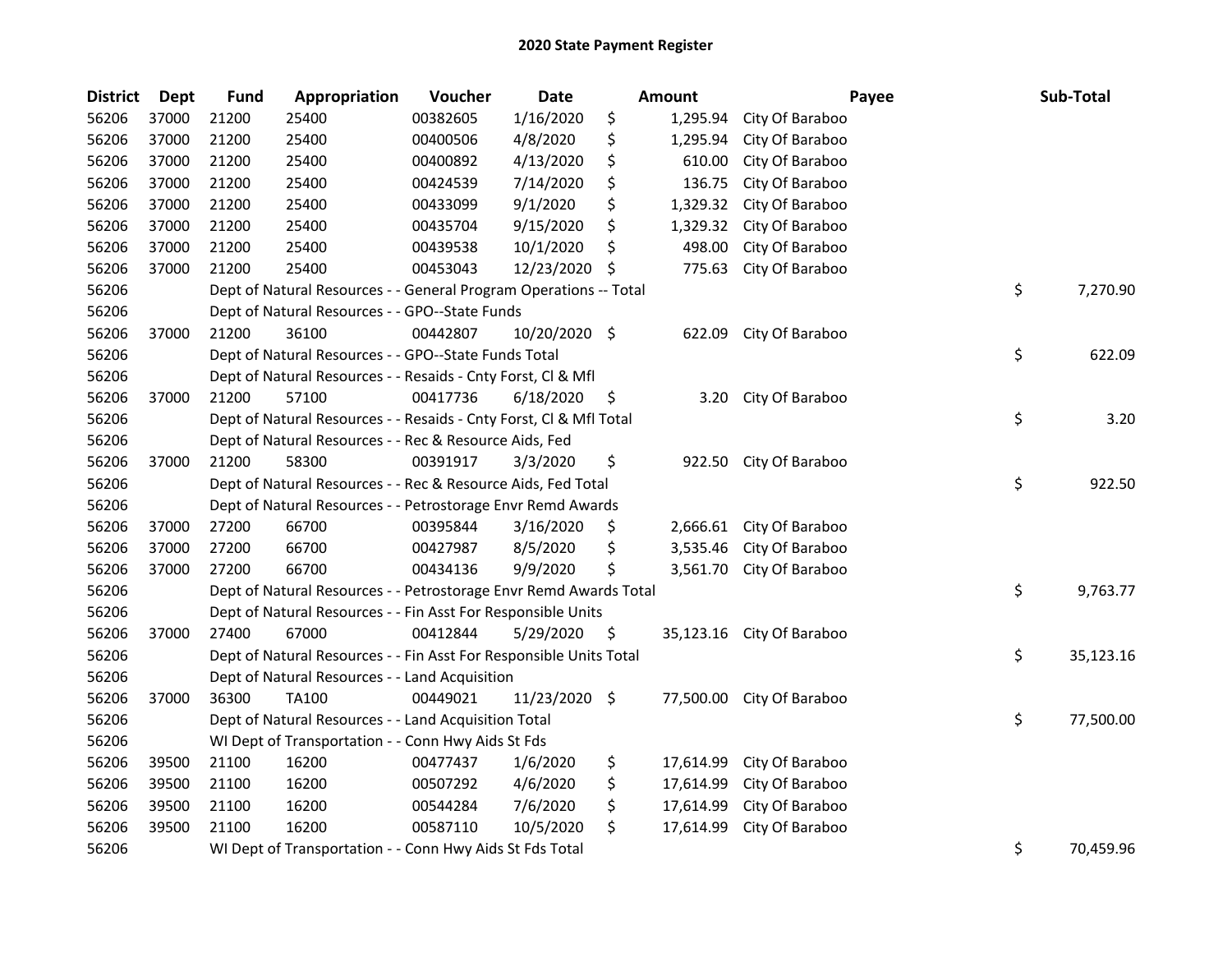# 2020 State Payment Register

| District | Dept | Fund | Appropriation | Voucher | Date | Amount | Payee | Sub-Total |
|---|---|---|---|---|---|---|---|---|
| 56206 | 37000 | 21200 | 25400 | 00382605 | 1/16/2020 | $ 1,295.94 | City Of Baraboo | |
| 56206 | 37000 | 21200 | 25400 | 00400506 | 4/8/2020 | $ 1,295.94 | City Of Baraboo | |
| 56206 | 37000 | 21200 | 25400 | 00400892 | 4/13/2020 | $ 610.00 | City Of Baraboo | |
| 56206 | 37000 | 21200 | 25400 | 00424539 | 7/14/2020 | $ 136.75 | City Of Baraboo | |
| 56206 | 37000 | 21200 | 25400 | 00433099 | 9/1/2020 | $ 1,329.32 | City Of Baraboo | |
| 56206 | 37000 | 21200 | 25400 | 00435704 | 9/15/2020 | $ 1,329.32 | City Of Baraboo | |
| 56206 | 37000 | 21200 | 25400 | 00439538 | 10/1/2020 | $ 498.00 | City Of Baraboo | |
| 56206 | 37000 | 21200 | 25400 | 00453043 | 12/23/2020 | $ 775.63 | City Of Baraboo | |
| 56206 | | Dept of Natural Resources - - General Program Operations -- Total | | | | | | $ 7,270.90 |
| 56206 | | Dept of Natural Resources - - GPO--State Funds | | | | | | |
| 56206 | 37000 | 21200 | 36100 | 00442807 | 10/20/2020 | $ 622.09 | City Of Baraboo | |
| 56206 | | Dept of Natural Resources - - GPO--State Funds Total | | | | | | $ 622.09 |
| 56206 | | Dept of Natural Resources - - Resaids - Cnty Forst, Cl & Mfl | | | | | | |
| 56206 | 37000 | 21200 | 57100 | 00417736 | 6/18/2020 | $ 3.20 | City Of Baraboo | |
| 56206 | | Dept of Natural Resources - - Resaids - Cnty Forst, Cl & Mfl Total | | | | | | $ 3.20 |
| 56206 | | Dept of Natural Resources - - Rec & Resource Aids, Fed | | | | | | |
| 56206 | 37000 | 21200 | 58300 | 00391917 | 3/3/2020 | $ 922.50 | City Of Baraboo | |
| 56206 | | Dept of Natural Resources - - Rec & Resource Aids, Fed Total | | | | | | $ 922.50 |
| 56206 | | Dept of Natural Resources - - Petrostorage Envr Remd Awards | | | | | | |
| 56206 | 37000 | 27200 | 66700 | 00395844 | 3/16/2020 | $ 2,666.61 | City Of Baraboo | |
| 56206 | 37000 | 27200 | 66700 | 00427987 | 8/5/2020 | $ 3,535.46 | City Of Baraboo | |
| 56206 | 37000 | 27200 | 66700 | 00434136 | 9/9/2020 | $ 3,561.70 | City Of Baraboo | |
| 56206 | | Dept of Natural Resources - - Petrostorage Envr Remd Awards Total | | | | | | $ 9,763.77 |
| 56206 | | Dept of Natural Resources - - Fin Asst For Responsible Units | | | | | | |
| 56206 | 37000 | 27400 | 67000 | 00412844 | 5/29/2020 | $ 35,123.16 | City Of Baraboo | |
| 56206 | | Dept of Natural Resources - - Fin Asst For Responsible Units Total | | | | | | $ 35,123.16 |
| 56206 | | Dept of Natural Resources - - Land Acquisition | | | | | | |
| 56206 | 37000 | 36300 | TA100 | 00449021 | 11/23/2020 | $ 77,500.00 | City Of Baraboo | |
| 56206 | | Dept of Natural Resources - - Land Acquisition Total | | | | | | $ 77,500.00 |
| 56206 | | WI Dept of Transportation - - Conn Hwy Aids St Fds | | | | | | |
| 56206 | 39500 | 21100 | 16200 | 00477437 | 1/6/2020 | $ 17,614.99 | City Of Baraboo | |
| 56206 | 39500 | 21100 | 16200 | 00507292 | 4/6/2020 | $ 17,614.99 | City Of Baraboo | |
| 56206 | 39500 | 21100 | 16200 | 00544284 | 7/6/2020 | $ 17,614.99 | City Of Baraboo | |
| 56206 | 39500 | 21100 | 16200 | 00587110 | 10/5/2020 | $ 17,614.99 | City Of Baraboo | |
| 56206 | | WI Dept of Transportation - - Conn Hwy Aids St Fds Total | | | | | | $ 70,459.96 |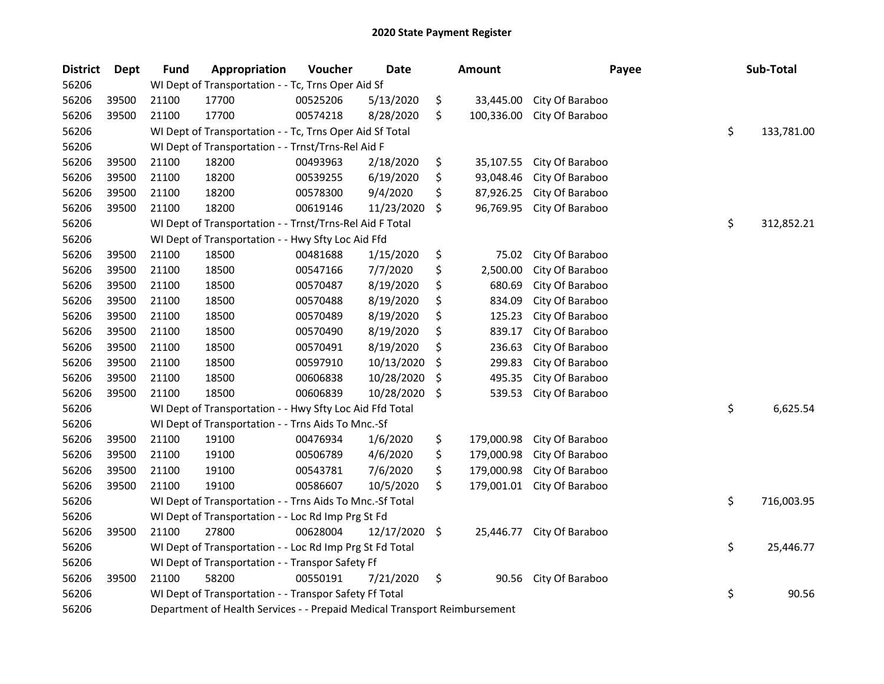# 2020 State Payment Register

| District | Dept | Fund | Appropriation | Voucher | Date | Amount | Payee | Sub-Total |
|---|---|---|---|---|---|---|---|---|
| 56206 | | WI Dept of Transportation - - Tc, Trns Oper Aid Sf | | | | | | |
| 56206 | 39500 | 21100 | 17700 | 00525206 | 5/13/2020 | $ 33,445.00 | City Of Baraboo | |
| 56206 | 39500 | 21100 | 17700 | 00574218 | 8/28/2020 | $ 100,336.00 | City Of Baraboo | |
| 56206 | | WI Dept of Transportation - - Tc, Trns Oper Aid Sf Total | | | | | | $ 133,781.00 |
| 56206 | | WI Dept of Transportation - - Trnst/Trns-Rel Aid F | | | | | | |
| 56206 | 39500 | 21100 | 18200 | 00493963 | 2/18/2020 | $ 35,107.55 | City Of Baraboo | |
| 56206 | 39500 | 21100 | 18200 | 00539255 | 6/19/2020 | $ 93,048.46 | City Of Baraboo | |
| 56206 | 39500 | 21100 | 18200 | 00578300 | 9/4/2020 | $ 87,926.25 | City Of Baraboo | |
| 56206 | 39500 | 21100 | 18200 | 00619146 | 11/23/2020 | $ 96,769.95 | City Of Baraboo | |
| 56206 | | WI Dept of Transportation - - Trnst/Trns-Rel Aid F Total | | | | | | $ 312,852.21 |
| 56206 | | WI Dept of Transportation - - Hwy Sfty Loc Aid Ffd | | | | | | |
| 56206 | 39500 | 21100 | 18500 | 00481688 | 1/15/2020 | $ 75.02 | City Of Baraboo | |
| 56206 | 39500 | 21100 | 18500 | 00547166 | 7/7/2020 | $ 2,500.00 | City Of Baraboo | |
| 56206 | 39500 | 21100 | 18500 | 00570487 | 8/19/2020 | $ 680.69 | City Of Baraboo | |
| 56206 | 39500 | 21100 | 18500 | 00570488 | 8/19/2020 | $ 834.09 | City Of Baraboo | |
| 56206 | 39500 | 21100 | 18500 | 00570489 | 8/19/2020 | $ 125.23 | City Of Baraboo | |
| 56206 | 39500 | 21100 | 18500 | 00570490 | 8/19/2020 | $ 839.17 | City Of Baraboo | |
| 56206 | 39500 | 21100 | 18500 | 00570491 | 8/19/2020 | $ 236.63 | City Of Baraboo | |
| 56206 | 39500 | 21100 | 18500 | 00597910 | 10/13/2020 | $ 299.83 | City Of Baraboo | |
| 56206 | 39500 | 21100 | 18500 | 00606838 | 10/28/2020 | $ 495.35 | City Of Baraboo | |
| 56206 | 39500 | 21100 | 18500 | 00606839 | 10/28/2020 | $ 539.53 | City Of Baraboo | |
| 56206 | | WI Dept of Transportation - - Hwy Sfty Loc Aid Ffd Total | | | | | | $ 6,625.54 |
| 56206 | | WI Dept of Transportation - - Trns Aids To Mnc.-Sf | | | | | | |
| 56206 | 39500 | 21100 | 19100 | 00476934 | 1/6/2020 | $ 179,000.98 | City Of Baraboo | |
| 56206 | 39500 | 21100 | 19100 | 00506789 | 4/6/2020 | $ 179,000.98 | City Of Baraboo | |
| 56206 | 39500 | 21100 | 19100 | 00543781 | 7/6/2020 | $ 179,000.98 | City Of Baraboo | |
| 56206 | 39500 | 21100 | 19100 | 00586607 | 10/5/2020 | $ 179,001.01 | City Of Baraboo | |
| 56206 | | WI Dept of Transportation - - Trns Aids To Mnc.-Sf Total | | | | | | $ 716,003.95 |
| 56206 | | WI Dept of Transportation - - Loc Rd Imp Prg St Fd | | | | | | |
| 56206 | 39500 | 21100 | 27800 | 00628004 | 12/17/2020 | $ 25,446.77 | City Of Baraboo | |
| 56206 | | WI Dept of Transportation - - Loc Rd Imp Prg St Fd Total | | | | | | $ 25,446.77 |
| 56206 | | WI Dept of Transportation - - Transpor Safety Ff | | | | | | |
| 56206 | 39500 | 21100 | 58200 | 00550191 | 7/21/2020 | $ 90.56 | City Of Baraboo | |
| 56206 | | WI Dept of Transportation - - Transpor Safety Ff Total | | | | | | $ 90.56 |
| 56206 | | Department of Health Services - - Prepaid Medical Transport Reimbursement | | | | | | |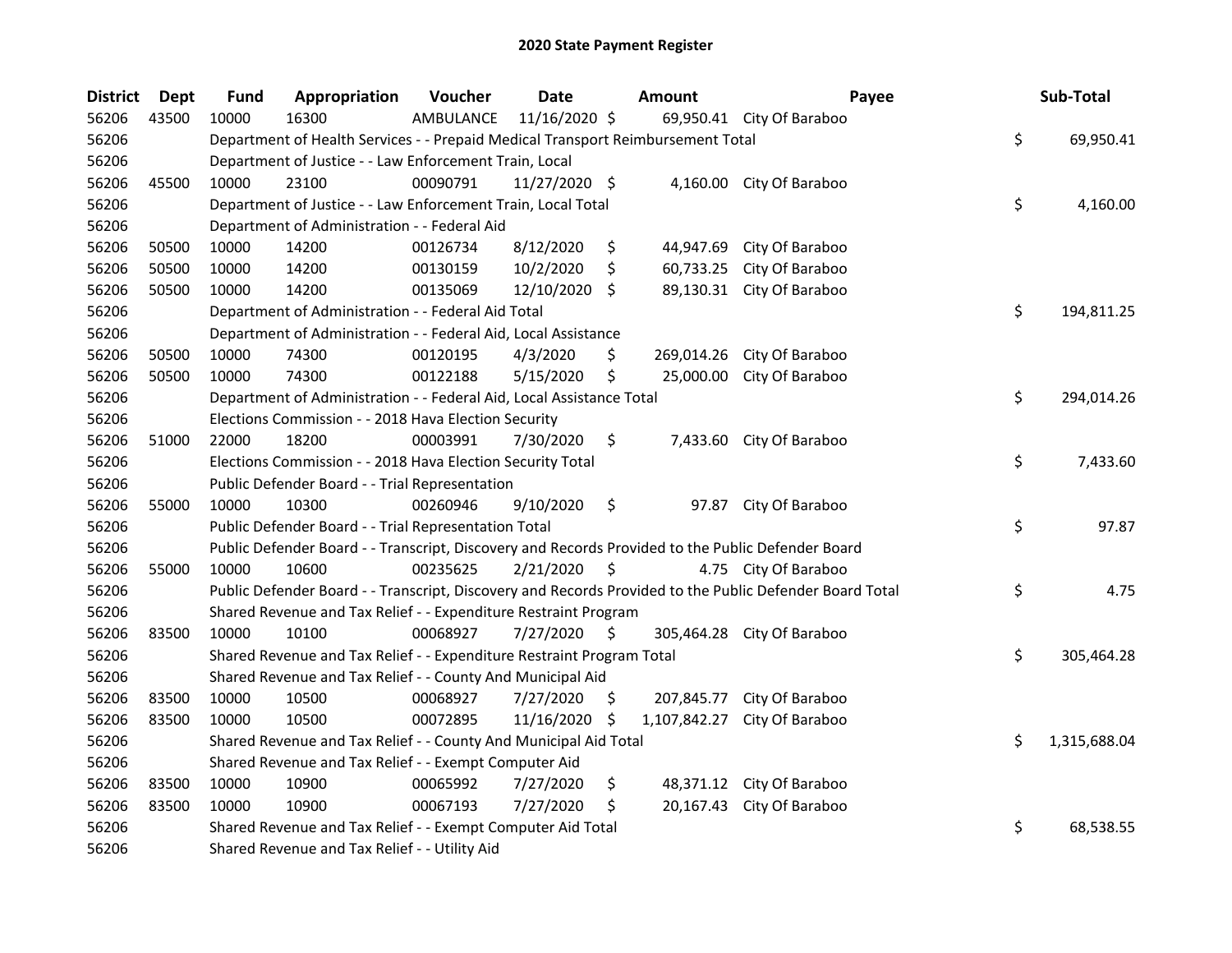# 2020 State Payment Register

| District | Dept | Fund | Appropriation | Voucher | Date | Amount | Payee | Sub-Total |
|---|---|---|---|---|---|---|---|---|
| 56206 | 43500 | 10000 | 16300 | AMBULANCE | 11/16/2020 | $ 69,950.41 | City Of Baraboo | |
| 56206 | | Department of Health Services - - Prepaid Medical Transport Reimbursement Total | | | | | | $ 69,950.41 |
| 56206 | | Department of Justice - - Law Enforcement Train, Local | | | | | | |
| 56206 | 45500 | 10000 | 23100 | 00090791 | 11/27/2020 | $ 4,160.00 | City Of Baraboo | |
| 56206 | | Department of Justice - - Law Enforcement Train, Local Total | | | | | | $ 4,160.00 |
| 56206 | | Department of Administration - - Federal Aid | | | | | | |
| 56206 | 50500 | 10000 | 14200 | 00126734 | 8/12/2020 | $ 44,947.69 | City Of Baraboo | |
| 56206 | 50500 | 10000 | 14200 | 00130159 | 10/2/2020 | $ 60,733.25 | City Of Baraboo | |
| 56206 | 50500 | 10000 | 14200 | 00135069 | 12/10/2020 | $ 89,130.31 | City Of Baraboo | |
| 56206 | | Department of Administration - - Federal Aid Total | | | | | | $ 194,811.25 |
| 56206 | | Department of Administration - - Federal Aid, Local Assistance | | | | | | |
| 56206 | 50500 | 10000 | 74300 | 00120195 | 4/3/2020 | $ 269,014.26 | City Of Baraboo | |
| 56206 | 50500 | 10000 | 74300 | 00122188 | 5/15/2020 | $ 25,000.00 | City Of Baraboo | |
| 56206 | | Department of Administration - - Federal Aid, Local Assistance Total | | | | | | $ 294,014.26 |
| 56206 | | Elections Commission - - 2018 Hava Election Security | | | | | | |
| 56206 | 51000 | 22000 | 18200 | 00003991 | 7/30/2020 | $ 7,433.60 | City Of Baraboo | |
| 56206 | | Elections Commission - - 2018 Hava Election Security Total | | | | | | $ 7,433.60 |
| 56206 | | Public Defender Board - - Trial Representation | | | | | | |
| 56206 | 55000 | 10000 | 10300 | 00260946 | 9/10/2020 | $ 97.87 | City Of Baraboo | |
| 56206 | | Public Defender Board - - Trial Representation Total | | | | | | $ 97.87 |
| 56206 | | Public Defender Board - - Transcript, Discovery and Records Provided to the Public Defender Board | | | | | | |
| 56206 | 55000 | 10000 | 10600 | 00235625 | 2/21/2020 | $ 4.75 | City Of Baraboo | |
| 56206 | | Public Defender Board - - Transcript, Discovery and Records Provided to the Public Defender Board Total | | | | | | $ 4.75 |
| 56206 | | Shared Revenue and Tax Relief - - Expenditure Restraint Program | | | | | | |
| 56206 | 83500 | 10000 | 10100 | 00068927 | 7/27/2020 | $ 305,464.28 | City Of Baraboo | |
| 56206 | | Shared Revenue and Tax Relief - - Expenditure Restraint Program Total | | | | | | $ 305,464.28 |
| 56206 | | Shared Revenue and Tax Relief - - County And Municipal Aid | | | | | | |
| 56206 | 83500 | 10000 | 10500 | 00068927 | 7/27/2020 | $ 207,845.77 | City Of Baraboo | |
| 56206 | 83500 | 10000 | 10500 | 00072895 | 11/16/2020 | $ 1,107,842.27 | City Of Baraboo | |
| 56206 | | Shared Revenue and Tax Relief - - County And Municipal Aid Total | | | | | | $ 1,315,688.04 |
| 56206 | | Shared Revenue and Tax Relief - - Exempt Computer Aid | | | | | | |
| 56206 | 83500 | 10000 | 10900 | 00065992 | 7/27/2020 | $ 48,371.12 | City Of Baraboo | |
| 56206 | 83500 | 10000 | 10900 | 00067193 | 7/27/2020 | $ 20,167.43 | City Of Baraboo | |
| 56206 | | Shared Revenue and Tax Relief - - Exempt Computer Aid Total | | | | | | $ 68,538.55 |
| 56206 | | Shared Revenue and Tax Relief - - Utility Aid | | | | | | |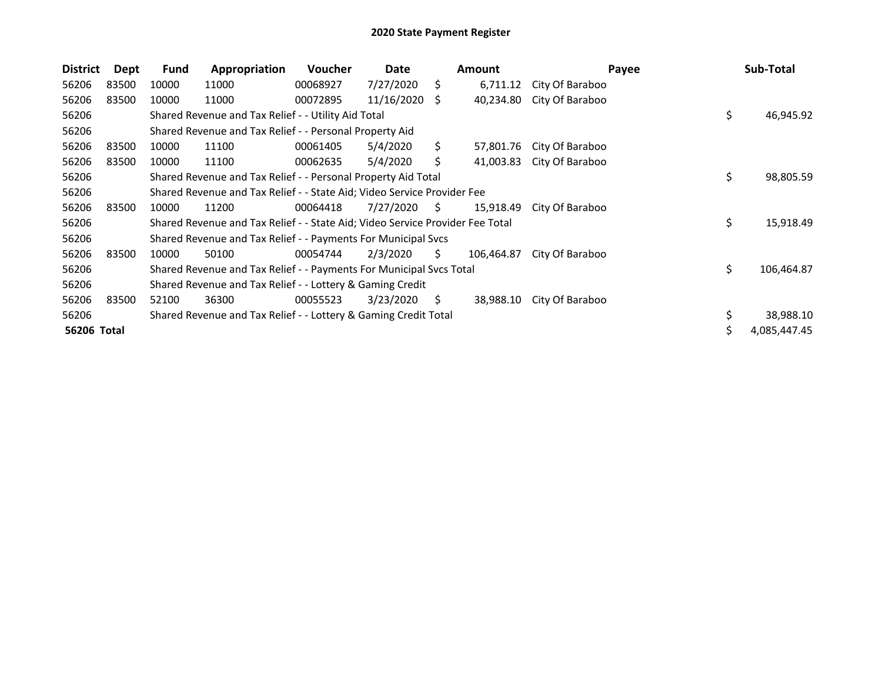# 2020 State Payment Register

| District | Dept | Fund | Appropriation | Voucher | Date | Amount | Payee | Sub-Total |
|---|---|---|---|---|---|---|---|---|
| 56206 | 83500 | 10000 | 11000 | 00068927 | 7/27/2020 | $ 6,711.12 | City Of Baraboo | |
| 56206 | 83500 | 10000 | 11000 | 00072895 | 11/16/2020 | $ 40,234.80 | City Of Baraboo | |
| 56206 | | Shared Revenue and Tax Relief - - Utility Aid Total | | | | | | $ 46,945.92 |
| 56206 | | Shared Revenue and Tax Relief - - Personal Property Aid | | | | | | |
| 56206 | 83500 | 10000 | 11100 | 00061405 | 5/4/2020 | $ 57,801.76 | City Of Baraboo | |
| 56206 | 83500 | 10000 | 11100 | 00062635 | 5/4/2020 | $ 41,003.83 | City Of Baraboo | |
| 56206 | | Shared Revenue and Tax Relief - - Personal Property Aid Total | | | | | | $ 98,805.59 |
| 56206 | | Shared Revenue and Tax Relief - - State Aid; Video Service Provider Fee | | | | | | |
| 56206 | 83500 | 10000 | 11200 | 00064418 | 7/27/2020 | $ 15,918.49 | City Of Baraboo | |
| 56206 | | Shared Revenue and Tax Relief - - State Aid; Video Service Provider Fee Total | | | | | | $ 15,918.49 |
| 56206 | | Shared Revenue and Tax Relief - - Payments For Municipal Svcs | | | | | | |
| 56206 | 83500 | 10000 | 50100 | 00054744 | 2/3/2020 | $ 106,464.87 | City Of Baraboo | |
| 56206 | | Shared Revenue and Tax Relief - - Payments For Municipal Svcs Total | | | | | | $ 106,464.87 |
| 56206 | | Shared Revenue and Tax Relief - - Lottery & Gaming Credit | | | | | | |
| 56206 | 83500 | 52100 | 36300 | 00055523 | 3/23/2020 | $ 38,988.10 | City Of Baraboo | |
| 56206 | | Shared Revenue and Tax Relief - - Lottery & Gaming Credit Total | | | | | | $ 38,988.10 |
| **56206 Total** | | | | | | | | $ 4,085,447.45 |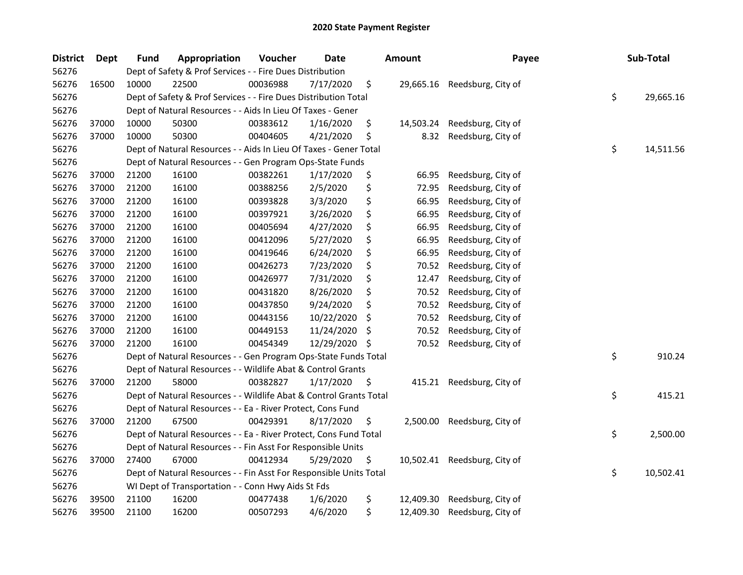# 2020 State Payment Register

| District | Dept | Fund | Appropriation | Voucher | Date | Amount | Payee | Sub-Total |
|---|---|---|---|---|---|---|---|---|
| 56276 | | Dept of Safety & Prof Services - - Fire Dues Distribution | | | | | | |
| 56276 | 16500 | 10000 | 22500 | 00036988 | 7/17/2020 | $ 29,665.16 | Reedsburg, City of | |
| 56276 | | Dept of Safety & Prof Services - - Fire Dues Distribution Total | | | | | | $ 29,665.16 |
| 56276 | | Dept of Natural Resources - - Aids In Lieu Of Taxes - Gener | | | | | | |
| 56276 | 37000 | 10000 | 50300 | 00383612 | 1/16/2020 | $ 14,503.24 | Reedsburg, City of | |
| 56276 | 37000 | 10000 | 50300 | 00404605 | 4/21/2020 | $ 8.32 | Reedsburg, City of | |
| 56276 | | Dept of Natural Resources - - Aids In Lieu Of Taxes - Gener Total | | | | | | $ 14,511.56 |
| 56276 | | Dept of Natural Resources - - Gen Program Ops-State Funds | | | | | | |
| 56276 | 37000 | 21200 | 16100 | 00382261 | 1/17/2020 | $ 66.95 | Reedsburg, City of | |
| 56276 | 37000 | 21200 | 16100 | 00388256 | 2/5/2020 | $ 72.95 | Reedsburg, City of | |
| 56276 | 37000 | 21200 | 16100 | 00393828 | 3/3/2020 | $ 66.95 | Reedsburg, City of | |
| 56276 | 37000 | 21200 | 16100 | 00397921 | 3/26/2020 | $ 66.95 | Reedsburg, City of | |
| 56276 | 37000 | 21200 | 16100 | 00405694 | 4/27/2020 | $ 66.95 | Reedsburg, City of | |
| 56276 | 37000 | 21200 | 16100 | 00412096 | 5/27/2020 | $ 66.95 | Reedsburg, City of | |
| 56276 | 37000 | 21200 | 16100 | 00419646 | 6/24/2020 | $ 66.95 | Reedsburg, City of | |
| 56276 | 37000 | 21200 | 16100 | 00426273 | 7/23/2020 | $ 70.52 | Reedsburg, City of | |
| 56276 | 37000 | 21200 | 16100 | 00426977 | 7/31/2020 | $ 12.47 | Reedsburg, City of | |
| 56276 | 37000 | 21200 | 16100 | 00431820 | 8/26/2020 | $ 70.52 | Reedsburg, City of | |
| 56276 | 37000 | 21200 | 16100 | 00437850 | 9/24/2020 | $ 70.52 | Reedsburg, City of | |
| 56276 | 37000 | 21200 | 16100 | 00443156 | 10/22/2020 | $ 70.52 | Reedsburg, City of | |
| 56276 | 37000 | 21200 | 16100 | 00449153 | 11/24/2020 | $ 70.52 | Reedsburg, City of | |
| 56276 | 37000 | 21200 | 16100 | 00454349 | 12/29/2020 | $ 70.52 | Reedsburg, City of | |
| 56276 | | Dept of Natural Resources - - Gen Program Ops-State Funds Total | | | | | | $ 910.24 |
| 56276 | | Dept of Natural Resources - - Wildlife Abat & Control Grants | | | | | | |
| 56276 | 37000 | 21200 | 58000 | 00382827 | 1/17/2020 | $ 415.21 | Reedsburg, City of | |
| 56276 | | Dept of Natural Resources - - Wildlife Abat & Control Grants Total | | | | | | $ 415.21 |
| 56276 | | Dept of Natural Resources - - Ea - River Protect, Cons Fund | | | | | | |
| 56276 | 37000 | 21200 | 67500 | 00429391 | 8/17/2020 | $ 2,500.00 | Reedsburg, City of | |
| 56276 | | Dept of Natural Resources - - Ea - River Protect, Cons Fund Total | | | | | | $ 2,500.00 |
| 56276 | | Dept of Natural Resources - - Fin Asst For Responsible Units | | | | | | |
| 56276 | 37000 | 27400 | 67000 | 00412934 | 5/29/2020 | $ 10,502.41 | Reedsburg, City of | |
| 56276 | | Dept of Natural Resources - - Fin Asst For Responsible Units Total | | | | | | $ 10,502.41 |
| 56276 | | WI Dept of Transportation - - Conn Hwy Aids St Fds | | | | | | |
| 56276 | 39500 | 21100 | 16200 | 00477438 | 1/6/2020 | $ 12,409.30 | Reedsburg, City of | |
| 56276 | 39500 | 21100 | 16200 | 00507293 | 4/6/2020 | $ 12,409.30 | Reedsburg, City of | |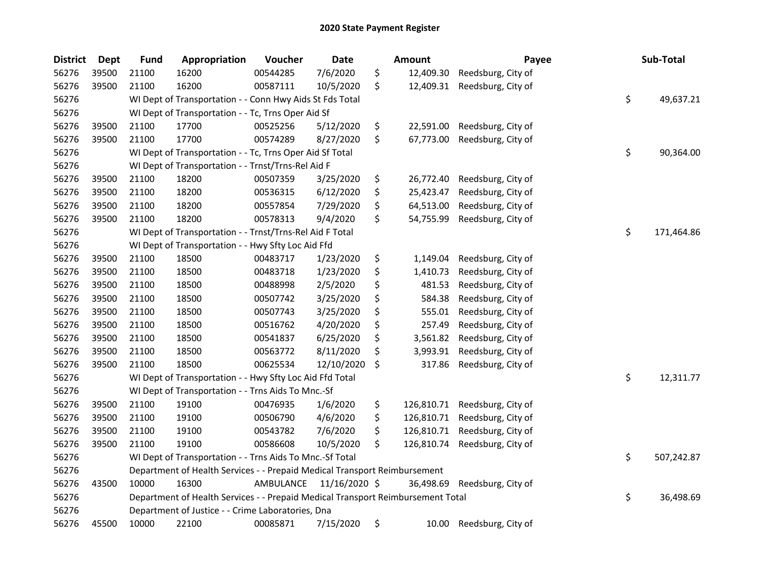# 2020 State Payment Register

| District | Dept | Fund | Appropriation | Voucher | Date | Amount | Payee | Sub-Total |
|---|---|---|---|---|---|---|---|---|
| 56276 | 39500 | 21100 | 16200 | 00544285 | 7/6/2020 | $ 12,409.30 | Reedsburg, City of | |
| 56276 | 39500 | 21100 | 16200 | 00587111 | 10/5/2020 | $ 12,409.31 | Reedsburg, City of | |
| 56276 | | WI Dept of Transportation - - Conn Hwy Aids St Fds Total | | | | | | $ 49,637.21 |
| 56276 | | WI Dept of Transportation - - Tc, Trns Oper Aid Sf | | | | | | |
| 56276 | 39500 | 21100 | 17700 | 00525256 | 5/12/2020 | $ 22,591.00 | Reedsburg, City of | |
| 56276 | 39500 | 21100 | 17700 | 00574289 | 8/27/2020 | $ 67,773.00 | Reedsburg, City of | |
| 56276 | | WI Dept of Transportation - - Tc, Trns Oper Aid Sf Total | | | | | | $ 90,364.00 |
| 56276 | | WI Dept of Transportation - - Trnst/Trns-Rel Aid F | | | | | | |
| 56276 | 39500 | 21100 | 18200 | 00507359 | 3/25/2020 | $ 26,772.40 | Reedsburg, City of | |
| 56276 | 39500 | 21100 | 18200 | 00536315 | 6/12/2020 | $ 25,423.47 | Reedsburg, City of | |
| 56276 | 39500 | 21100 | 18200 | 00557854 | 7/29/2020 | $ 64,513.00 | Reedsburg, City of | |
| 56276 | 39500 | 21100 | 18200 | 00578313 | 9/4/2020 | $ 54,755.99 | Reedsburg, City of | |
| 56276 | | WI Dept of Transportation - - Trnst/Trns-Rel Aid F Total | | | | | | $ 171,464.86 |
| 56276 | | WI Dept of Transportation - - Hwy Sfty Loc Aid Ffd | | | | | | |
| 56276 | 39500 | 21100 | 18500 | 00483717 | 1/23/2020 | $ 1,149.04 | Reedsburg, City of | |
| 56276 | 39500 | 21100 | 18500 | 00483718 | 1/23/2020 | $ 1,410.73 | Reedsburg, City of | |
| 56276 | 39500 | 21100 | 18500 | 00488998 | 2/5/2020 | $ 481.53 | Reedsburg, City of | |
| 56276 | 39500 | 21100 | 18500 | 00507742 | 3/25/2020 | $ 584.38 | Reedsburg, City of | |
| 56276 | 39500 | 21100 | 18500 | 00507743 | 3/25/2020 | $ 555.01 | Reedsburg, City of | |
| 56276 | 39500 | 21100 | 18500 | 00516762 | 4/20/2020 | $ 257.49 | Reedsburg, City of | |
| 56276 | 39500 | 21100 | 18500 | 00541837 | 6/25/2020 | $ 3,561.82 | Reedsburg, City of | |
| 56276 | 39500 | 21100 | 18500 | 00563772 | 8/11/2020 | $ 3,993.91 | Reedsburg, City of | |
| 56276 | 39500 | 21100 | 18500 | 00625534 | 12/10/2020 | $ 317.86 | Reedsburg, City of | |
| 56276 | | WI Dept of Transportation - - Hwy Sfty Loc Aid Ffd Total | | | | | | $ 12,311.77 |
| 56276 | | WI Dept of Transportation - - Trns Aids To Mnc.-Sf | | | | | | |
| 56276 | 39500 | 21100 | 19100 | 00476935 | 1/6/2020 | $ 126,810.71 | Reedsburg, City of | |
| 56276 | 39500 | 21100 | 19100 | 00506790 | 4/6/2020 | $ 126,810.71 | Reedsburg, City of | |
| 56276 | 39500 | 21100 | 19100 | 00543782 | 7/6/2020 | $ 126,810.71 | Reedsburg, City of | |
| 56276 | 39500 | 21100 | 19100 | 00586608 | 10/5/2020 | $ 126,810.74 | Reedsburg, City of | |
| 56276 | | WI Dept of Transportation - - Trns Aids To Mnc.-Sf Total | | | | | | $ 507,242.87 |
| 56276 | | Department of Health Services - - Prepaid Medical Transport Reimbursement | | | | | | |
| 56276 | 43500 | 10000 | 16300 | AMBULANCE | 11/16/2020 | $ 36,498.69 | Reedsburg, City of | |
| 56276 | | Department of Health Services - - Prepaid Medical Transport Reimbursement Total | | | | | | $ 36,498.69 |
| 56276 | | Department of Justice - - Crime Laboratories, Dna | | | | | | |
| 56276 | 45500 | 10000 | 22100 | 00085871 | 7/15/2020 | $ 10.00 | Reedsburg, City of | |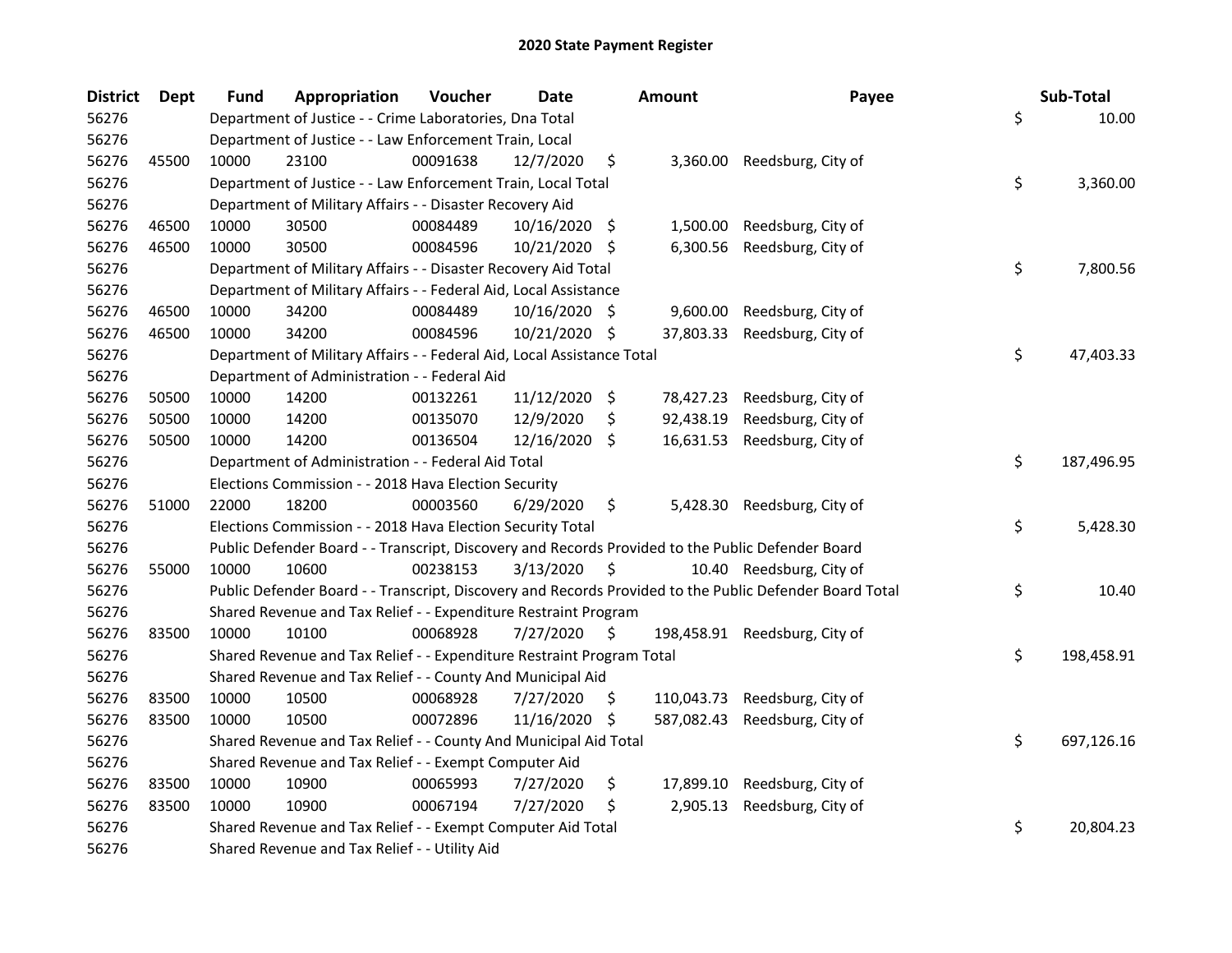## 2020 State Payment Register

| District | Dept | Fund | Appropriation | Voucher | Date | Amount | Payee | Sub-Total |
|---|---|---|---|---|---|---|---|---|
| 56276 | | Department of Justice - - Crime Laboratories, Dna Total | | | | | | $ 10.00 |
| 56276 | | Department of Justice - - Law Enforcement Train, Local | | | | | | |
| 56276 | 45500 | 10000 | 23100 | 00091638 | 12/7/2020 | $ 3,360.00 | Reedsburg, City of | |
| 56276 | | Department of Justice - - Law Enforcement Train, Local Total | | | | | | $ 3,360.00 |
| 56276 | | Department of Military Affairs - - Disaster Recovery Aid | | | | | | |
| 56276 | 46500 | 10000 | 30500 | 00084489 | 10/16/2020 | $ 1,500.00 | Reedsburg, City of | |
| 56276 | 46500 | 10000 | 30500 | 00084596 | 10/21/2020 | $ 6,300.56 | Reedsburg, City of | |
| 56276 | | Department of Military Affairs - - Disaster Recovery Aid Total | | | | | | $ 7,800.56 |
| 56276 | | Department of Military Affairs - - Federal Aid, Local Assistance | | | | | | |
| 56276 | 46500 | 10000 | 34200 | 00084489 | 10/16/2020 | $ 9,600.00 | Reedsburg, City of | |
| 56276 | 46500 | 10000 | 34200 | 00084596 | 10/21/2020 | $ 37,803.33 | Reedsburg, City of | |
| 56276 | | Department of Military Affairs - - Federal Aid, Local Assistance Total | | | | | | $ 47,403.33 |
| 56276 | | Department of Administration - - Federal Aid | | | | | | |
| 56276 | 50500 | 10000 | 14200 | 00132261 | 11/12/2020 | $ 78,427.23 | Reedsburg, City of | |
| 56276 | 50500 | 10000 | 14200 | 00135070 | 12/9/2020 | $ 92,438.19 | Reedsburg, City of | |
| 56276 | 50500 | 10000 | 14200 | 00136504 | 12/16/2020 | $ 16,631.53 | Reedsburg, City of | |
| 56276 | | Department of Administration - - Federal Aid Total | | | | | | $ 187,496.95 |
| 56276 | | Elections Commission - - 2018 Hava Election Security | | | | | | |
| 56276 | 51000 | 22000 | 18200 | 00003560 | 6/29/2020 | $ 5,428.30 | Reedsburg, City of | |
| 56276 | | Elections Commission - - 2018 Hava Election Security Total | | | | | | $ 5,428.30 |
| 56276 | | Public Defender Board - - Transcript, Discovery and Records Provided to the Public Defender Board | | | | | | |
| 56276 | 55000 | 10000 | 10600 | 00238153 | 3/13/2020 | $ 10.40 | Reedsburg, City of | |
| 56276 | | Public Defender Board - - Transcript, Discovery and Records Provided to the Public Defender Board Total | | | | | | $ 10.40 |
| 56276 | | Shared Revenue and Tax Relief - - Expenditure Restraint Program | | | | | | |
| 56276 | 83500 | 10000 | 10100 | 00068928 | 7/27/2020 | $ 198,458.91 | Reedsburg, City of | |
| 56276 | | Shared Revenue and Tax Relief - - Expenditure Restraint Program Total | | | | | | $ 198,458.91 |
| 56276 | | Shared Revenue and Tax Relief - - County And Municipal Aid | | | | | | |
| 56276 | 83500 | 10000 | 10500 | 00068928 | 7/27/2020 | $ 110,043.73 | Reedsburg, City of | |
| 56276 | 83500 | 10000 | 10500 | 00072896 | 11/16/2020 | $ 587,082.43 | Reedsburg, City of | |
| 56276 | | Shared Revenue and Tax Relief - - County And Municipal Aid Total | | | | | | $ 697,126.16 |
| 56276 | | Shared Revenue and Tax Relief - - Exempt Computer Aid | | | | | | |
| 56276 | 83500 | 10000 | 10900 | 00065993 | 7/27/2020 | $ 17,899.10 | Reedsburg, City of | |
| 56276 | 83500 | 10000 | 10900 | 00067194 | 7/27/2020 | $ 2,905.13 | Reedsburg, City of | |
| 56276 | | Shared Revenue and Tax Relief - - Exempt Computer Aid Total | | | | | | $ 20,804.23 |
| 56276 | | Shared Revenue and Tax Relief - - Utility Aid | | | | | | |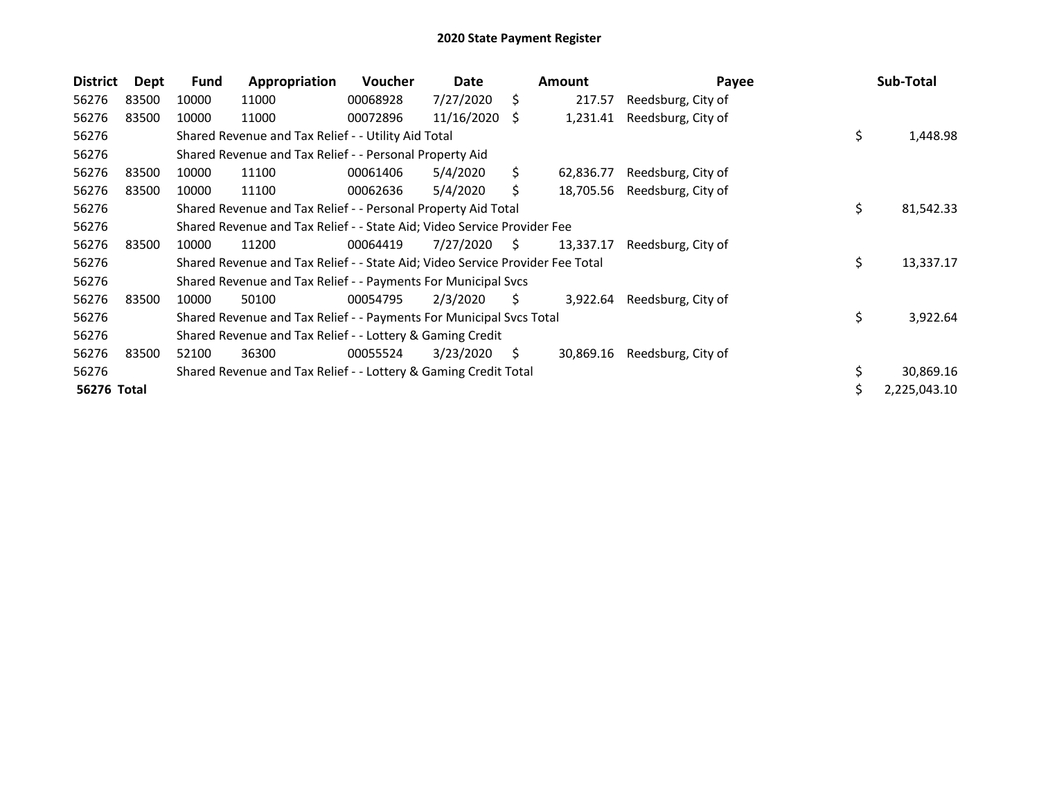# 2020 State Payment Register

| District | Dept | Fund | Appropriation | Voucher | Date | Amount | Payee | Sub-Total |
|---|---|---|---|---|---|---|---|---|
| 56276 | 83500 | 10000 | 11000 | 00068928 | 7/27/2020 | $ 217.57 | Reedsburg, City of | |
| 56276 | 83500 | 10000 | 11000 | 00072896 | 11/16/2020 | $ 1,231.41 | Reedsburg, City of | |
| 56276 | | Shared Revenue and Tax Relief - - Utility Aid Total | | | | | | $ 1,448.98 |
| 56276 | | Shared Revenue and Tax Relief - - Personal Property Aid | | | | | | |
| 56276 | 83500 | 10000 | 11100 | 00061406 | 5/4/2020 | $ 62,836.77 | Reedsburg, City of | |
| 56276 | 83500 | 10000 | 11100 | 00062636 | 5/4/2020 | $ 18,705.56 | Reedsburg, City of | |
| 56276 | | Shared Revenue and Tax Relief - - Personal Property Aid Total | | | | | | $ 81,542.33 |
| 56276 | | Shared Revenue and Tax Relief - - State Aid; Video Service Provider Fee | | | | | | |
| 56276 | 83500 | 10000 | 11200 | 00064419 | 7/27/2020 | $ 13,337.17 | Reedsburg, City of | |
| 56276 | | Shared Revenue and Tax Relief - - State Aid; Video Service Provider Fee Total | | | | | | $ 13,337.17 |
| 56276 | | Shared Revenue and Tax Relief - - Payments For Municipal Svcs | | | | | | |
| 56276 | 83500 | 10000 | 50100 | 00054795 | 2/3/2020 | $ 3,922.64 | Reedsburg, City of | |
| 56276 | | Shared Revenue and Tax Relief - - Payments For Municipal Svcs Total | | | | | | $ 3,922.64 |
| 56276 | | Shared Revenue and Tax Relief - - Lottery & Gaming Credit | | | | | | |
| 56276 | 83500 | 52100 | 36300 | 00055524 | 3/23/2020 | $ 30,869.16 | Reedsburg, City of | |
| 56276 | | Shared Revenue and Tax Relief - - Lottery & Gaming Credit Total | | | | | | $ 30,869.16 |
| **56276 Total** | | | | | | | | $ 2,225,043.10 |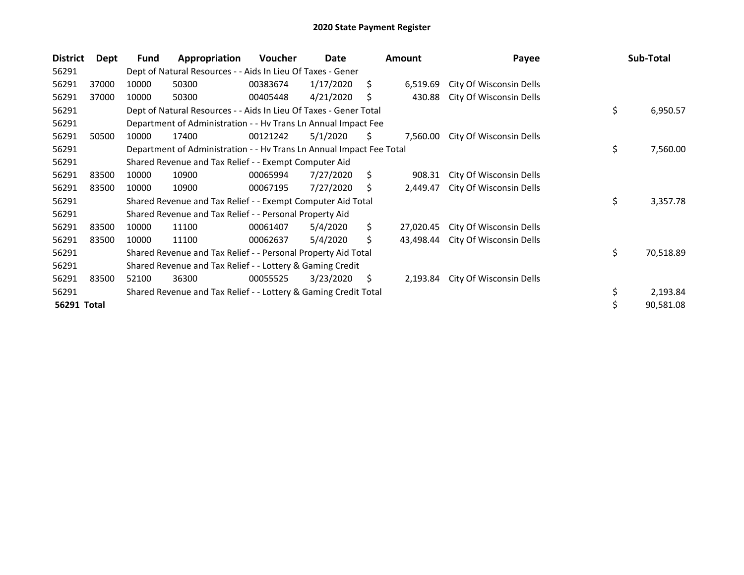# 2020 State Payment Register

| District | Dept | Fund | Appropriation | Voucher | Date | Amount | Payee | Sub-Total |
|---|---|---|---|---|---|---|---|---|
| 56291 | | Dept of Natural Resources - - Aids In Lieu Of Taxes - Gener | | | | | | |
| 56291 | 37000 | 10000 | 50300 | 00383674 | 1/17/2020 | $ 6,519.69 | City Of Wisconsin Dells | |
| 56291 | 37000 | 10000 | 50300 | 00405448 | 4/21/2020 | $ 430.88 | City Of Wisconsin Dells | |
| 56291 | | Dept of Natural Resources - - Aids In Lieu Of Taxes - Gener Total | | | | | | $ 6,950.57 |
| 56291 | | Department of Administration - - Hv Trans Ln Annual Impact Fee | | | | | | |
| 56291 | 50500 | 10000 | 17400 | 00121242 | 5/1/2020 | $ 7,560.00 | City Of Wisconsin Dells | |
| 56291 | | Department of Administration - - Hv Trans Ln Annual Impact Fee Total | | | | | | $ 7,560.00 |
| 56291 | | Shared Revenue and Tax Relief - - Exempt Computer Aid | | | | | | |
| 56291 | 83500 | 10000 | 10900 | 00065994 | 7/27/2020 | $ 908.31 | City Of Wisconsin Dells | |
| 56291 | 83500 | 10000 | 10900 | 00067195 | 7/27/2020 | $ 2,449.47 | City Of Wisconsin Dells | |
| 56291 | | Shared Revenue and Tax Relief - - Exempt Computer Aid Total | | | | | | $ 3,357.78 |
| 56291 | | Shared Revenue and Tax Relief - - Personal Property Aid | | | | | | |
| 56291 | 83500 | 10000 | 11100 | 00061407 | 5/4/2020 | $ 27,020.45 | City Of Wisconsin Dells | |
| 56291 | 83500 | 10000 | 11100 | 00062637 | 5/4/2020 | $ 43,498.44 | City Of Wisconsin Dells | |
| 56291 | | Shared Revenue and Tax Relief - - Personal Property Aid Total | | | | | | $ 70,518.89 |
| 56291 | | Shared Revenue and Tax Relief - - Lottery & Gaming Credit | | | | | | |
| 56291 | 83500 | 52100 | 36300 | 00055525 | 3/23/2020 | $ 2,193.84 | City Of Wisconsin Dells | |
| 56291 | | Shared Revenue and Tax Relief - - Lottery & Gaming Credit Total | | | | | | $ 2,193.84 |
| **56291 Total** | | | | | | | | $ 90,581.08 |